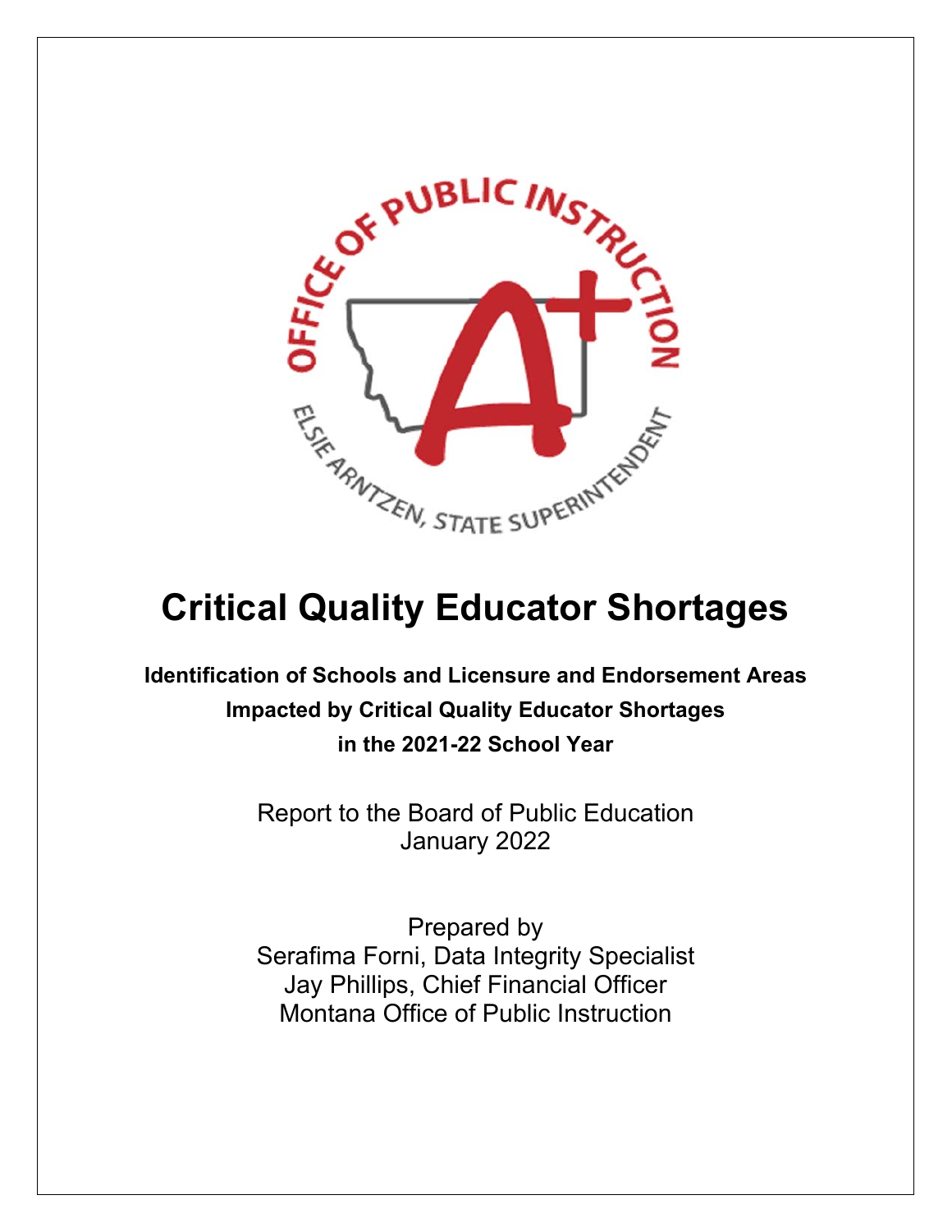# Critical Quality Educator Shortages

**Identification of Schools and Licensure and Endorsement Areas Impacted by Critical Quality Educator Shortages in the 2021-22 School Year**

Report to the Board of Public Education
January 2022

Prepared by
Serafima Forni, Data Integrity Specialist
Jay Phillips, Chief Financial Officer
Montana Office of Public Instruction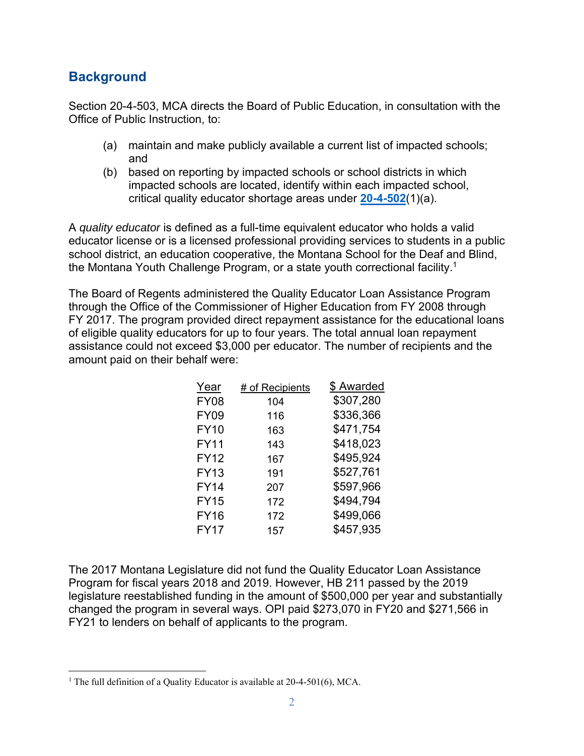## Background

Section 20-4-503, MCA directs the Board of Public Education, in consultation with the Office of Public Instruction, to:

(a) maintain and make publicly available a current list of impacted schools; and

(b) based on reporting by impacted schools or school districts in which impacted schools are located, identify within each impacted school, critical quality educator shortage areas under **20-4-502**(1)(a).

A *quality educator* is defined as a full-time equivalent educator who holds a valid educator license or is a licensed professional providing services to students in a public school district, an education cooperative, the Montana School for the Deaf and Blind, the Montana Youth Challenge Program, or a state youth correctional facility.[1]

The Board of Regents administered the Quality Educator Loan Assistance Program through the Office of the Commissioner of Higher Education from FY 2008 through FY 2017. The program provided direct repayment assistance for the educational loans of eligible quality educators for up to four years. The total annual loan repayment assistance could not exceed $3,000 per educator. The number of recipients and the amount paid on their behalf were:

| Year | # of Recipients | $ Awarded |
|---|---|---|
| FY08 | 104 | $307,280 |
| FY09 | 116 | $336,366 |
| FY10 | 163 | $471,754 |
| FY11 | 143 | $418,023 |
| FY12 | 167 | $495,924 |
| FY13 | 191 | $527,761 |
| FY14 | 207 | $597,966 |
| FY15 | 172 | $494,794 |
| FY16 | 172 | $499,066 |
| FY17 | 157 | $457,935 |

The 2017 Montana Legislature did not fund the Quality Educator Loan Assistance Program for fiscal years 2018 and 2019. However, HB 211 passed by the 2019 legislature reestablished funding in the amount of $500,000 per year and substantially changed the program in several ways. OPI paid $273,070 in FY20 and $271,566 in FY21 to lenders on behalf of applicants to the program.

[1] The full definition of a Quality Educator is available at 20-4-501(6), MCA.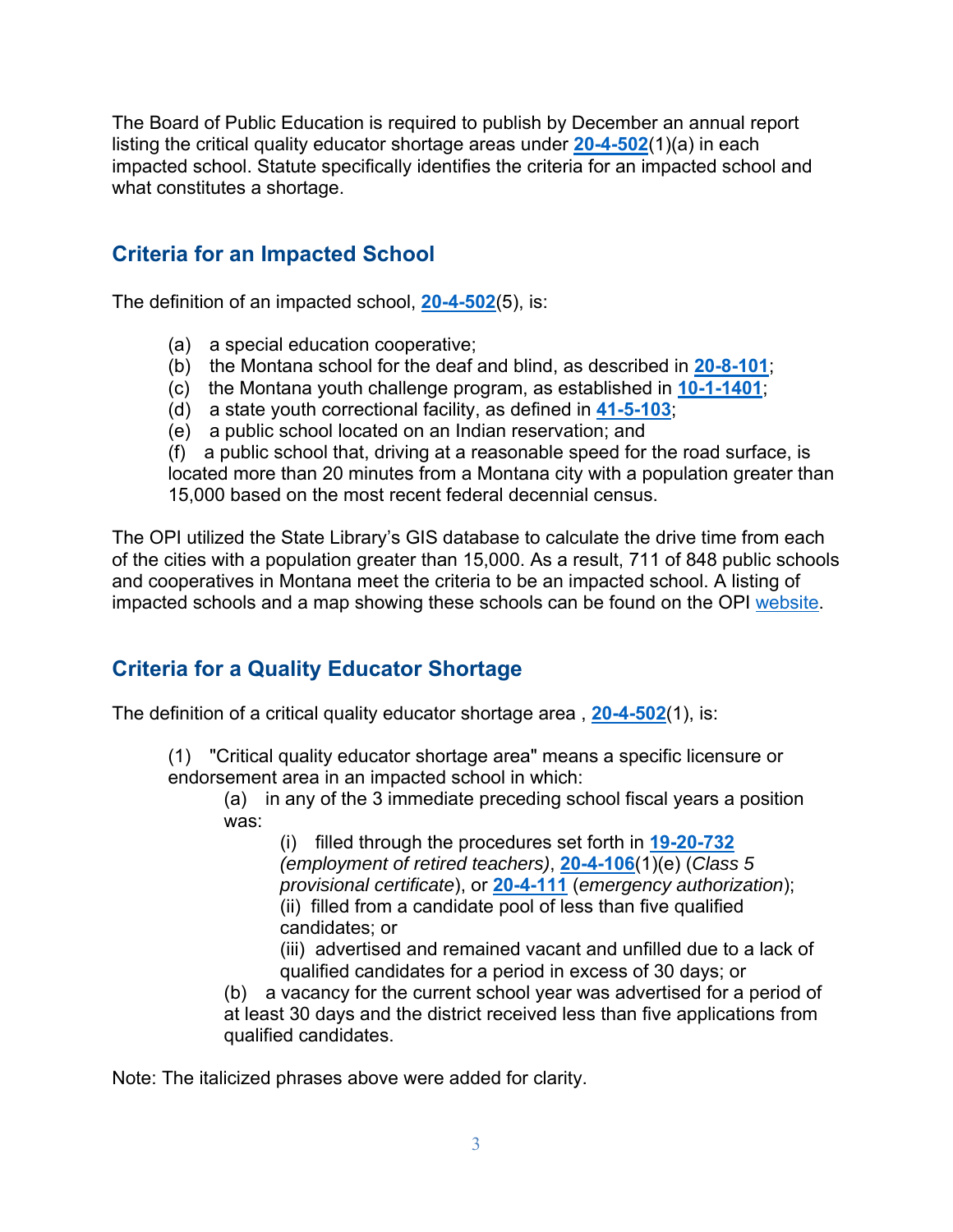The Board of Public Education is required to publish by December an annual report listing the critical quality educator shortage areas under **20-4-502**(1)(a) in each impacted school. Statute specifically identifies the criteria for an impacted school and what constitutes a shortage.

## Criteria for an Impacted School

The definition of an impacted school, **20-4-502**(5), is:

> (a) a special education cooperative;
> (b) the Montana school for the deaf and blind, as described in **20-8-101**;
> (c) the Montana youth challenge program, as established in **10-1-1401**;
> (d) a state youth correctional facility, as defined in **41-5-103**;
> (e) a public school located on an Indian reservation; and
> (f) a public school that, driving at a reasonable speed for the road surface, is located more than 20 minutes from a Montana city with a population greater than 15,000 based on the most recent federal decennial census.

The OPI utilized the State Library's GIS database to calculate the drive time from each of the cities with a population greater than 15,000. As a result, 711 of 848 public schools and cooperatives in Montana meet the criteria to be an impacted school. A listing of impacted schools and a map showing these schools can be found on the OPI website.

## Criteria for a Quality Educator Shortage

The definition of a critical quality educator shortage area , **20-4-502**(1), is:

> (1) "Critical quality educator shortage area" means a specific licensure or endorsement area in an impacted school in which:
>
> (a) in any of the 3 immediate preceding school fiscal years a position was:
>
> (i) filled through the procedures set forth in **19-20-732** *(employment of retired teachers)*, **20-4-106**(1)(e) (*Class 5 provisional certificate*), or **20-4-111** (*emergency authorization*);
> (ii) filled from a candidate pool of less than five qualified candidates; or
> (iii) advertised and remained vacant and unfilled due to a lack of qualified candidates for a period in excess of 30 days; or
>
> (b) a vacancy for the current school year was advertised for a period of at least 30 days and the district received less than five applications from qualified candidates.

Note: The italicized phrases above were added for clarity.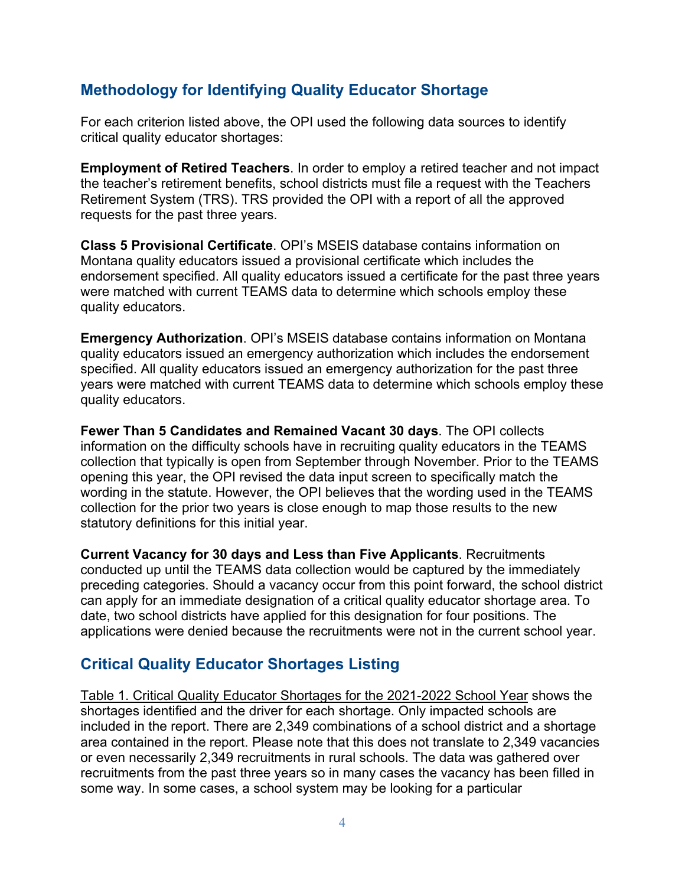## Methodology for Identifying Quality Educator Shortage

For each criterion listed above, the OPI used the following data sources to identify critical quality educator shortages:

**Employment of Retired Teachers**. In order to employ a retired teacher and not impact the teacher's retirement benefits, school districts must file a request with the Teachers Retirement System (TRS). TRS provided the OPI with a report of all the approved requests for the past three years.

**Class 5 Provisional Certificate**. OPI's MSEIS database contains information on Montana quality educators issued a provisional certificate which includes the endorsement specified. All quality educators issued a certificate for the past three years were matched with current TEAMS data to determine which schools employ these quality educators.

**Emergency Authorization**. OPI's MSEIS database contains information on Montana quality educators issued an emergency authorization which includes the endorsement specified. All quality educators issued an emergency authorization for the past three years were matched with current TEAMS data to determine which schools employ these quality educators.

**Fewer Than 5 Candidates and Remained Vacant 30 days**. The OPI collects information on the difficulty schools have in recruiting quality educators in the TEAMS collection that typically is open from September through November. Prior to the TEAMS opening this year, the OPI revised the data input screen to specifically match the wording in the statute. However, the OPI believes that the wording used in the TEAMS collection for the prior two years is close enough to map those results to the new statutory definitions for this initial year.

**Current Vacancy for 30 days and Less than Five Applicants**. Recruitments conducted up until the TEAMS data collection would be captured by the immediately preceding categories. Should a vacancy occur from this point forward, the school district can apply for an immediate designation of a critical quality educator shortage area. To date, two school districts have applied for this designation for four positions. The applications were denied because the recruitments were not in the current school year.

## Critical Quality Educator Shortages Listing

Table 1. Critical Quality Educator Shortages for the 2021-2022 School Year shows the shortages identified and the driver for each shortage. Only impacted schools are included in the report. There are 2,349 combinations of a school district and a shortage area contained in the report. Please note that this does not translate to 2,349 vacancies or even necessarily 2,349 recruitments in rural schools. The data was gathered over recruitments from the past three years so in many cases the vacancy has been filled in some way. In some cases, a school system may be looking for a particular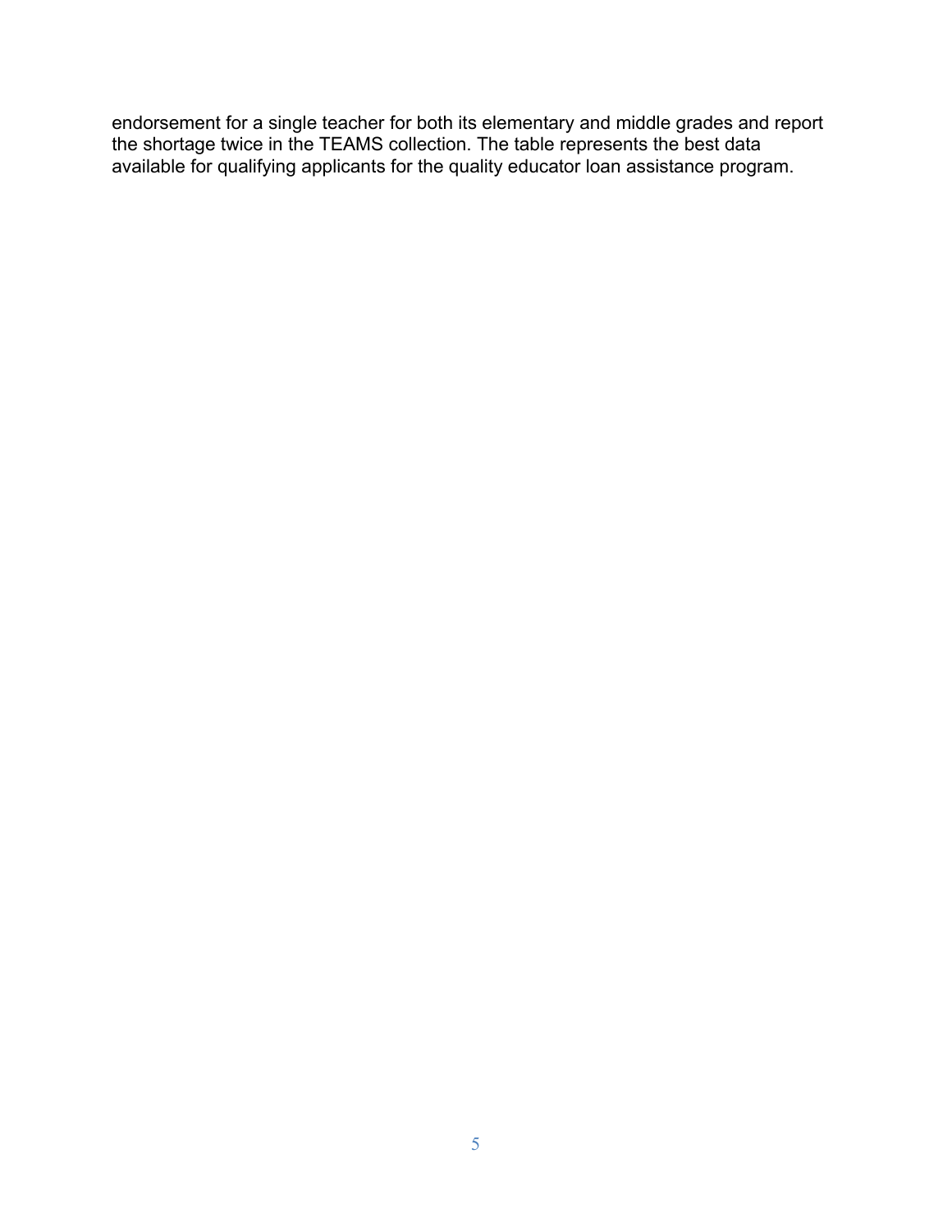endorsement for a single teacher for both its elementary and middle grades and report the shortage twice in the TEAMS collection. The table represents the best data available for qualifying applicants for the quality educator loan assistance program.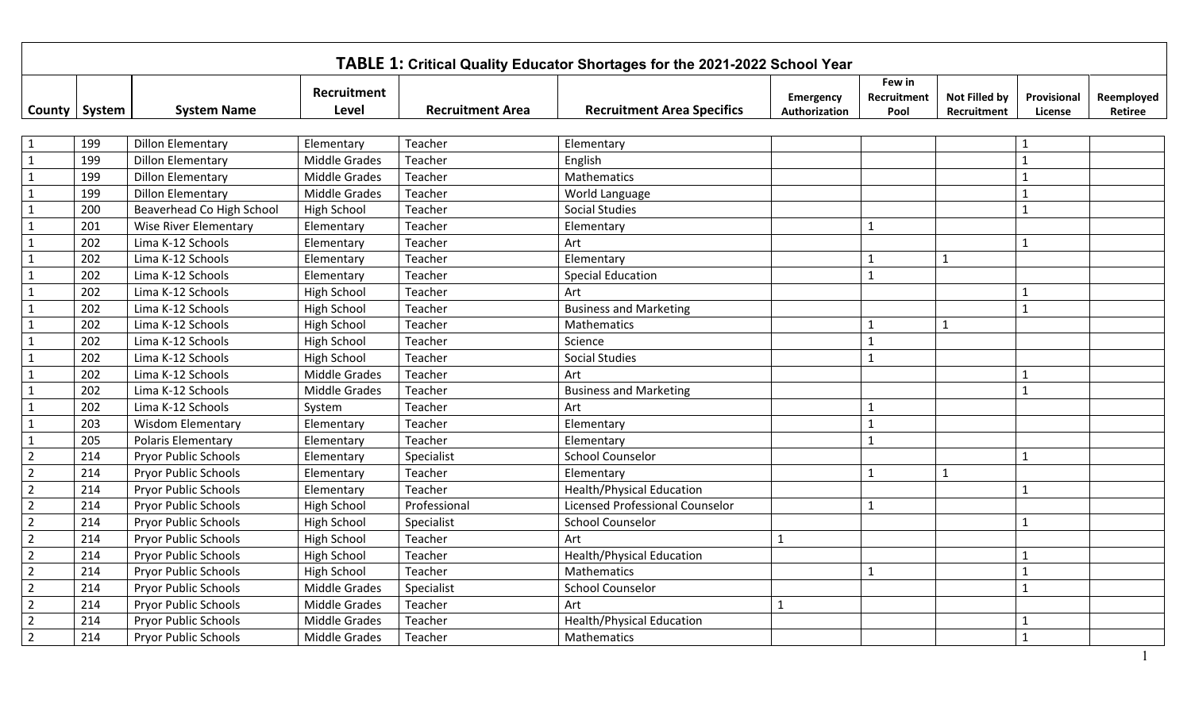**TABLE 1: Critical Quality Educator Shortages for the 2021-2022 School Year**

| County | System | System Name | Recruitment Level | Recruitment Area | Recruitment Area Specifics | Emergency Authorization | Few in Recruitment Pool | Not Filled by Recruitment | Provisional License | Reemployed Retiree |
|---|---|---|---|---|---|---|---|---|---|---|
| 1 | 199 | Dillon Elementary | Elementary | Teacher | Elementary | | | | 1 | |
| 1 | 199 | Dillon Elementary | Middle Grades | Teacher | English | | | | 1 | |
| 1 | 199 | Dillon Elementary | Middle Grades | Teacher | Mathematics | | | | 1 | |
| 1 | 199 | Dillon Elementary | Middle Grades | Teacher | World Language | | | | 1 | |
| 1 | 200 | Beaverhead Co High School | High School | Teacher | Social Studies | | | | 1 | |
| 1 | 201 | Wise River Elementary | Elementary | Teacher | Elementary | | 1 | | | |
| 1 | 202 | Lima K-12 Schools | Elementary | Teacher | Art | | | | 1 | |
| 1 | 202 | Lima K-12 Schools | Elementary | Teacher | Elementary | | 1 | 1 | | |
| 1 | 202 | Lima K-12 Schools | Elementary | Teacher | Special Education | | 1 | | | |
| 1 | 202 | Lima K-12 Schools | High School | Teacher | Art | | | | 1 | |
| 1 | 202 | Lima K-12 Schools | High School | Teacher | Business and Marketing | | | | 1 | |
| 1 | 202 | Lima K-12 Schools | High School | Teacher | Mathematics | | 1 | 1 | | |
| 1 | 202 | Lima K-12 Schools | High School | Teacher | Science | | 1 | | | |
| 1 | 202 | Lima K-12 Schools | High School | Teacher | Social Studies | | 1 | | | |
| 1 | 202 | Lima K-12 Schools | Middle Grades | Teacher | Art | | | | 1 | |
| 1 | 202 | Lima K-12 Schools | Middle Grades | Teacher | Business and Marketing | | | | 1 | |
| 1 | 202 | Lima K-12 Schools | System | Teacher | Art | | 1 | | | |
| 1 | 203 | Wisdom Elementary | Elementary | Teacher | Elementary | | 1 | | | |
| 1 | 205 | Polaris Elementary | Elementary | Teacher | Elementary | | 1 | | | |
| 2 | 214 | Pryor Public Schools | Elementary | Specialist | School Counselor | | | | 1 | |
| 2 | 214 | Pryor Public Schools | Elementary | Teacher | Elementary | | 1 | 1 | | |
| 2 | 214 | Pryor Public Schools | Elementary | Teacher | Health/Physical Education | | | | 1 | |
| 2 | 214 | Pryor Public Schools | High School | Professional | Licensed Professional Counselor | | 1 | | | |
| 2 | 214 | Pryor Public Schools | High School | Specialist | School Counselor | | | | 1 | |
| 2 | 214 | Pryor Public Schools | High School | Teacher | Art | 1 | | | | |
| 2 | 214 | Pryor Public Schools | High School | Teacher | Health/Physical Education | | | | 1 | |
| 2 | 214 | Pryor Public Schools | High School | Teacher | Mathematics | | 1 | | 1 | |
| 2 | 214 | Pryor Public Schools | Middle Grades | Specialist | School Counselor | | | | 1 | |
| 2 | 214 | Pryor Public Schools | Middle Grades | Teacher | Art | 1 | | | | |
| 2 | 214 | Pryor Public Schools | Middle Grades | Teacher | Health/Physical Education | | | | 1 | |
| 2 | 214 | Pryor Public Schools | Middle Grades | Teacher | Mathematics | | | | 1 | |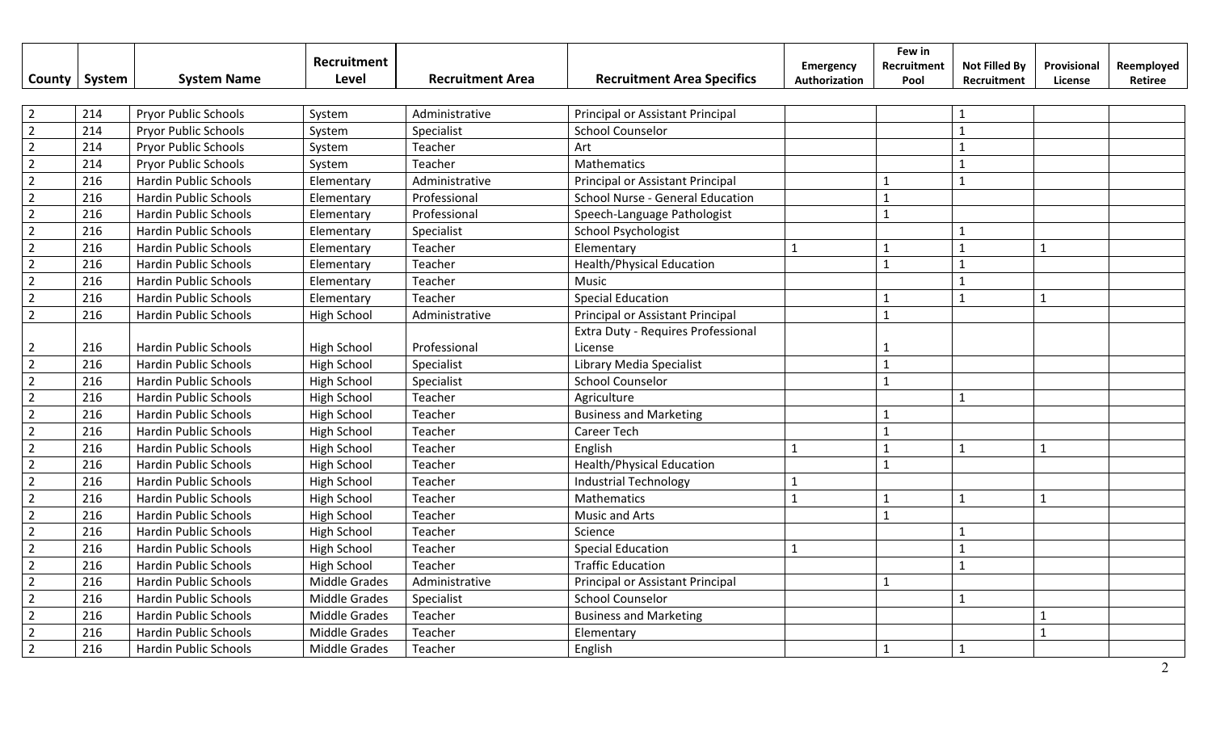| County | System | System Name | Recruitment Level | Recruitment Area | Recruitment Area Specifics | Emergency Authorization | Few in Recruitment Pool | Not Filled By Recruitment | Provisional License | Reemployed Retiree |
|---|---|---|---|---|---|---|---|---|---|---|
| 2 | 214 | Pryor Public Schools | System | Administrative | Principal or Assistant Principal | | | 1 | | |
| 2 | 214 | Pryor Public Schools | System | Specialist | School Counselor | | | 1 | | |
| 2 | 214 | Pryor Public Schools | System | Teacher | Art | | | 1 | | |
| 2 | 214 | Pryor Public Schools | System | Teacher | Mathematics | | | 1 | | |
| 2 | 216 | Hardin Public Schools | Elementary | Administrative | Principal or Assistant Principal | | 1 | 1 | | |
| 2 | 216 | Hardin Public Schools | Elementary | Professional | School Nurse - General Education | | 1 | | | |
| 2 | 216 | Hardin Public Schools | Elementary | Professional | Speech-Language Pathologist | | 1 | | | |
| 2 | 216 | Hardin Public Schools | Elementary | Specialist | School Psychologist | | | 1 | | |
| 2 | 216 | Hardin Public Schools | Elementary | Teacher | Elementary | 1 | 1 | 1 | 1 | |
| 2 | 216 | Hardin Public Schools | Elementary | Teacher | Health/Physical Education | | 1 | 1 | | |
| 2 | 216 | Hardin Public Schools | Elementary | Teacher | Music | | | 1 | | |
| 2 | 216 | Hardin Public Schools | Elementary | Teacher | Special Education | | 1 | 1 | 1 | |
| 2 | 216 | Hardin Public Schools | High School | Administrative | Principal or Assistant Principal | | 1 | | | |
| 2 | 216 | Hardin Public Schools | High School | Professional | Extra Duty - Requires Professional License | | 1 | | | |
| 2 | 216 | Hardin Public Schools | High School | Specialist | Library Media Specialist | | 1 | | | |
| 2 | 216 | Hardin Public Schools | High School | Specialist | School Counselor | | 1 | | | |
| 2 | 216 | Hardin Public Schools | High School | Teacher | Agriculture | | | 1 | | |
| 2 | 216 | Hardin Public Schools | High School | Teacher | Business and Marketing | | 1 | | | |
| 2 | 216 | Hardin Public Schools | High School | Teacher | Career Tech | | 1 | | | |
| 2 | 216 | Hardin Public Schools | High School | Teacher | English | 1 | 1 | 1 | 1 | |
| 2 | 216 | Hardin Public Schools | High School | Teacher | Health/Physical Education | | 1 | | | |
| 2 | 216 | Hardin Public Schools | High School | Teacher | Industrial Technology | 1 | | | | |
| 2 | 216 | Hardin Public Schools | High School | Teacher | Mathematics | 1 | 1 | 1 | 1 | |
| 2 | 216 | Hardin Public Schools | High School | Teacher | Music and Arts | | 1 | | | |
| 2 | 216 | Hardin Public Schools | High School | Teacher | Science | | | 1 | | |
| 2 | 216 | Hardin Public Schools | High School | Teacher | Special Education | 1 | | 1 | | |
| 2 | 216 | Hardin Public Schools | High School | Teacher | Traffic Education | | | 1 | | |
| 2 | 216 | Hardin Public Schools | Middle Grades | Administrative | Principal or Assistant Principal | | 1 | | | |
| 2 | 216 | Hardin Public Schools | Middle Grades | Specialist | School Counselor | | | 1 | | |
| 2 | 216 | Hardin Public Schools | Middle Grades | Teacher | Business and Marketing | | | | 1 | |
| 2 | 216 | Hardin Public Schools | Middle Grades | Teacher | Elementary | | | | 1 | |
| 2 | 216 | Hardin Public Schools | Middle Grades | Teacher | English | | 1 | 1 | | |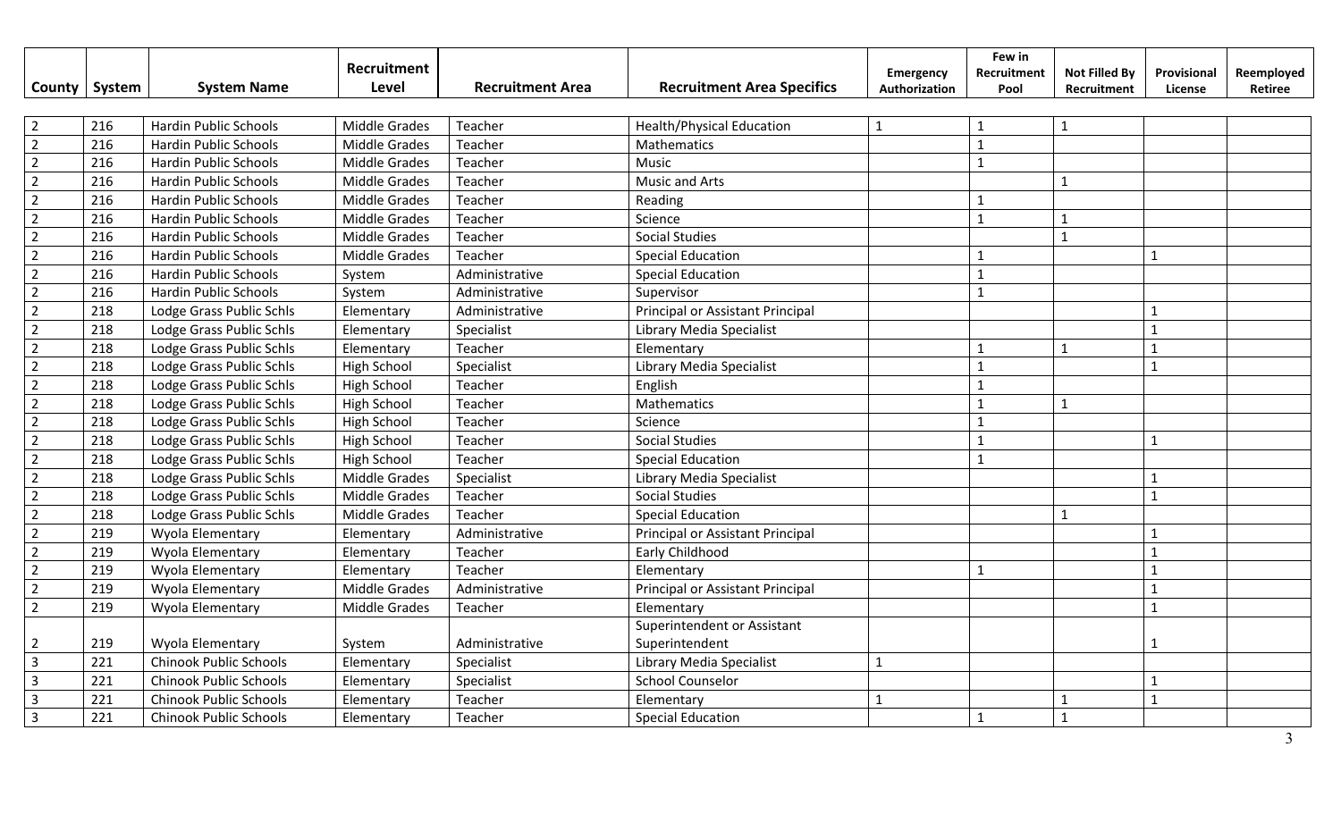| County | System | System Name | Recruitment Level | Recruitment Area | Recruitment Area Specifics | Emergency Authorization | Few in Recruitment Pool | Not Filled By Recruitment | Provisional License | Reemployed Retiree |
|---|---|---|---|---|---|---|---|---|---|---|
| 2 | 216 | Hardin Public Schools | Middle Grades | Teacher | Health/Physical Education | 1 | 1 | 1 | | |
| 2 | 216 | Hardin Public Schools | Middle Grades | Teacher | Mathematics | | 1 | | | |
| 2 | 216 | Hardin Public Schools | Middle Grades | Teacher | Music | | 1 | | | |
| 2 | 216 | Hardin Public Schools | Middle Grades | Teacher | Music and Arts | | | 1 | | |
| 2 | 216 | Hardin Public Schools | Middle Grades | Teacher | Reading | | 1 | | | |
| 2 | 216 | Hardin Public Schools | Middle Grades | Teacher | Science | | 1 | 1 | | |
| 2 | 216 | Hardin Public Schools | Middle Grades | Teacher | Social Studies | | | 1 | | |
| 2 | 216 | Hardin Public Schools | Middle Grades | Teacher | Special Education | | 1 | | 1 | |
| 2 | 216 | Hardin Public Schools | System | Administrative | Special Education | | 1 | | | |
| 2 | 216 | Hardin Public Schools | System | Administrative | Supervisor | | 1 | | | |
| 2 | 218 | Lodge Grass Public Schls | Elementary | Administrative | Principal or Assistant Principal | | | | 1 | |
| 2 | 218 | Lodge Grass Public Schls | Elementary | Specialist | Library Media Specialist | | | | 1 | |
| 2 | 218 | Lodge Grass Public Schls | Elementary | Teacher | Elementary | | 1 | 1 | 1 | |
| 2 | 218 | Lodge Grass Public Schls | High School | Specialist | Library Media Specialist | | 1 | | 1 | |
| 2 | 218 | Lodge Grass Public Schls | High School | Teacher | English | | 1 | | | |
| 2 | 218 | Lodge Grass Public Schls | High School | Teacher | Mathematics | | 1 | 1 | | |
| 2 | 218 | Lodge Grass Public Schls | High School | Teacher | Science | | 1 | | | |
| 2 | 218 | Lodge Grass Public Schls | High School | Teacher | Social Studies | | 1 | | 1 | |
| 2 | 218 | Lodge Grass Public Schls | High School | Teacher | Special Education | | 1 | | | |
| 2 | 218 | Lodge Grass Public Schls | Middle Grades | Specialist | Library Media Specialist | | | | 1 | |
| 2 | 218 | Lodge Grass Public Schls | Middle Grades | Teacher | Social Studies | | | | 1 | |
| 2 | 218 | Lodge Grass Public Schls | Middle Grades | Teacher | Special Education | | | 1 | | |
| 2 | 219 | Wyola Elementary | Elementary | Administrative | Principal or Assistant Principal | | | | 1 | |
| 2 | 219 | Wyola Elementary | Elementary | Teacher | Early Childhood | | | | 1 | |
| 2 | 219 | Wyola Elementary | Elementary | Teacher | Elementary | | 1 | | 1 | |
| 2 | 219 | Wyola Elementary | Middle Grades | Administrative | Principal or Assistant Principal | | | | 1 | |
| 2 | 219 | Wyola Elementary | Middle Grades | Teacher | Elementary | | | | 1 | |
| 2 | 219 | Wyola Elementary | System | Administrative | Superintendent or Assistant Superintendent | | | | 1 | |
| 3 | 221 | Chinook Public Schools | Elementary | Specialist | Library Media Specialist | 1 | | | | |
| 3 | 221 | Chinook Public Schools | Elementary | Specialist | School Counselor | | | | 1 | |
| 3 | 221 | Chinook Public Schools | Elementary | Teacher | Elementary | 1 | | 1 | 1 | |
| 3 | 221 | Chinook Public Schools | Elementary | Teacher | Special Education | | 1 | 1 | | |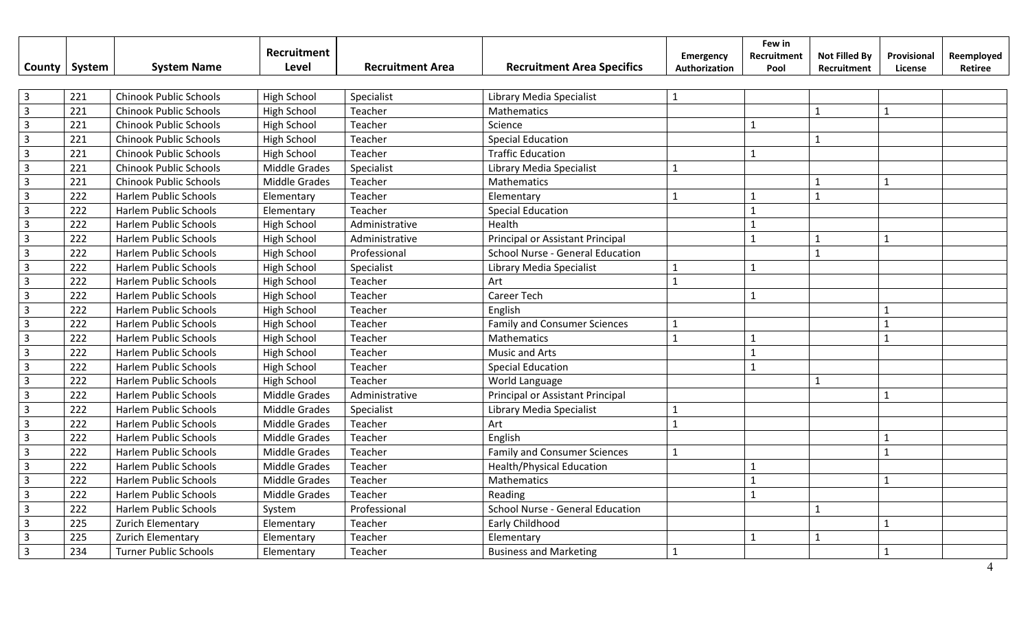| County | System | System Name | Recruitment Level | Recruitment Area | Recruitment Area Specifics | Emergency Authorization | Few in Recruitment Pool | Not Filled By Recruitment | Provisional License | Reemployed Retiree |
|---|---|---|---|---|---|---|---|---|---|---|
| 3 | 221 | Chinook Public Schools | High School | Specialist | Library Media Specialist | 1 | | | | |
| 3 | 221 | Chinook Public Schools | High School | Teacher | Mathematics | | | 1 | 1 | |
| 3 | 221 | Chinook Public Schools | High School | Teacher | Science | | 1 | | | |
| 3 | 221 | Chinook Public Schools | High School | Teacher | Special Education | | | 1 | | |
| 3 | 221 | Chinook Public Schools | High School | Teacher | Traffic Education | | 1 | | | |
| 3 | 221 | Chinook Public Schools | Middle Grades | Specialist | Library Media Specialist | 1 | | | | |
| 3 | 221 | Chinook Public Schools | Middle Grades | Teacher | Mathematics | | | 1 | 1 | |
| 3 | 222 | Harlem Public Schools | Elementary | Teacher | Elementary | 1 | 1 | 1 | | |
| 3 | 222 | Harlem Public Schools | Elementary | Teacher | Special Education | | 1 | | | |
| 3 | 222 | Harlem Public Schools | High School | Administrative | Health | | 1 | | | |
| 3 | 222 | Harlem Public Schools | High School | Administrative | Principal or Assistant Principal | | 1 | 1 | 1 | |
| 3 | 222 | Harlem Public Schools | High School | Professional | School Nurse - General Education | | | 1 | | |
| 3 | 222 | Harlem Public Schools | High School | Specialist | Library Media Specialist | 1 | 1 | | | |
| 3 | 222 | Harlem Public Schools | High School | Teacher | Art | 1 | | | | |
| 3 | 222 | Harlem Public Schools | High School | Teacher | Career Tech | | 1 | | | |
| 3 | 222 | Harlem Public Schools | High School | Teacher | English | | | | 1 | |
| 3 | 222 | Harlem Public Schools | High School | Teacher | Family and Consumer Sciences | 1 | | | 1 | |
| 3 | 222 | Harlem Public Schools | High School | Teacher | Mathematics | 1 | 1 | | 1 | |
| 3 | 222 | Harlem Public Schools | High School | Teacher | Music and Arts | | 1 | | | |
| 3 | 222 | Harlem Public Schools | High School | Teacher | Special Education | | 1 | | | |
| 3 | 222 | Harlem Public Schools | High School | Teacher | World Language | | | 1 | | |
| 3 | 222 | Harlem Public Schools | Middle Grades | Administrative | Principal or Assistant Principal | | | | 1 | |
| 3 | 222 | Harlem Public Schools | Middle Grades | Specialist | Library Media Specialist | 1 | | | | |
| 3 | 222 | Harlem Public Schools | Middle Grades | Teacher | Art | 1 | | | | |
| 3 | 222 | Harlem Public Schools | Middle Grades | Teacher | English | | | | 1 | |
| 3 | 222 | Harlem Public Schools | Middle Grades | Teacher | Family and Consumer Sciences | 1 | | | 1 | |
| 3 | 222 | Harlem Public Schools | Middle Grades | Teacher | Health/Physical Education | | 1 | | | |
| 3 | 222 | Harlem Public Schools | Middle Grades | Teacher | Mathematics | | 1 | | 1 | |
| 3 | 222 | Harlem Public Schools | Middle Grades | Teacher | Reading | | 1 | | | |
| 3 | 222 | Harlem Public Schools | System | Professional | School Nurse - General Education | | | 1 | | |
| 3 | 225 | Zurich Elementary | Elementary | Teacher | Early Childhood | | | | 1 | |
| 3 | 225 | Zurich Elementary | Elementary | Teacher | Elementary | | 1 | 1 | | |
| 3 | 234 | Turner Public Schools | Elementary | Teacher | Business and Marketing | 1 | | | 1 | |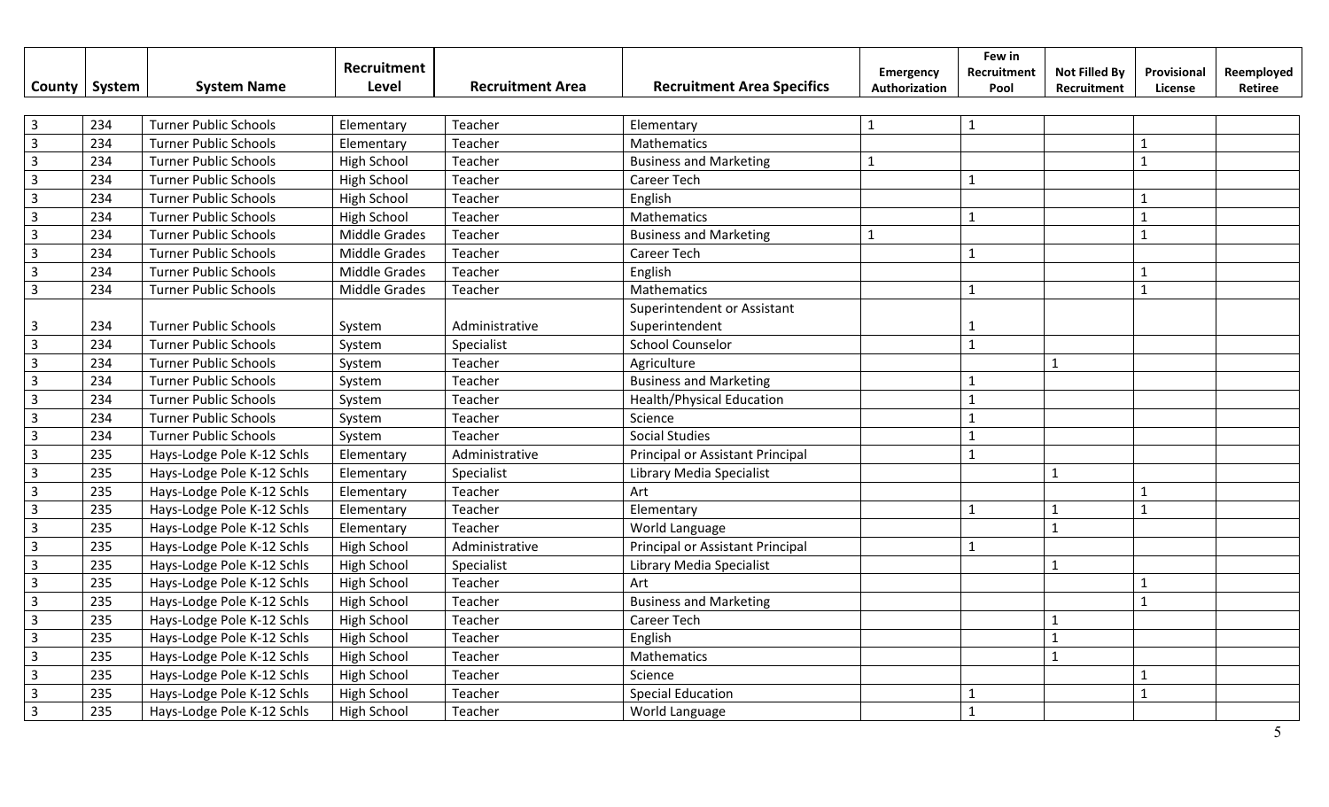| County | System | System Name | Recruitment Level | Recruitment Area | Recruitment Area Specifics | Emergency Authorization | Few in Recruitment Pool | Not Filled By Recruitment | Provisional License | Reemployed Retiree |
|---|---|---|---|---|---|---|---|---|---|---|
| 3 | 234 | Turner Public Schools | Elementary | Teacher | Elementary | 1 | 1 | | | |
| 3 | 234 | Turner Public Schools | Elementary | Teacher | Mathematics | | | | 1 | |
| 3 | 234 | Turner Public Schools | High School | Teacher | Business and Marketing | 1 | | | 1 | |
| 3 | 234 | Turner Public Schools | High School | Teacher | Career Tech | | 1 | | | |
| 3 | 234 | Turner Public Schools | High School | Teacher | English | | | | 1 | |
| 3 | 234 | Turner Public Schools | High School | Teacher | Mathematics | | 1 | | 1 | |
| 3 | 234 | Turner Public Schools | Middle Grades | Teacher | Business and Marketing | 1 | | | 1 | |
| 3 | 234 | Turner Public Schools | Middle Grades | Teacher | Career Tech | | 1 | | | |
| 3 | 234 | Turner Public Schools | Middle Grades | Teacher | English | | | | 1 | |
| 3 | 234 | Turner Public Schools | Middle Grades | Teacher | Mathematics | | 1 | | 1 | |
| 3 | 234 | Turner Public Schools | System | Administrative | Superintendent or Assistant Superintendent | | 1 | | | |
| 3 | 234 | Turner Public Schools | System | Specialist | School Counselor | | 1 | | | |
| 3 | 234 | Turner Public Schools | System | Teacher | Agriculture | | | 1 | | |
| 3 | 234 | Turner Public Schools | System | Teacher | Business and Marketing | | 1 | | | |
| 3 | 234 | Turner Public Schools | System | Teacher | Health/Physical Education | | 1 | | | |
| 3 | 234 | Turner Public Schools | System | Teacher | Science | | 1 | | | |
| 3 | 234 | Turner Public Schools | System | Teacher | Social Studies | | 1 | | | |
| 3 | 235 | Hays-Lodge Pole K-12 Schls | Elementary | Administrative | Principal or Assistant Principal | | 1 | | | |
| 3 | 235 | Hays-Lodge Pole K-12 Schls | Elementary | Specialist | Library Media Specialist | | | 1 | | |
| 3 | 235 | Hays-Lodge Pole K-12 Schls | Elementary | Teacher | Art | | | | 1 | |
| 3 | 235 | Hays-Lodge Pole K-12 Schls | Elementary | Teacher | Elementary | | 1 | 1 | 1 | |
| 3 | 235 | Hays-Lodge Pole K-12 Schls | Elementary | Teacher | World Language | | | 1 | | |
| 3 | 235 | Hays-Lodge Pole K-12 Schls | High School | Administrative | Principal or Assistant Principal | | 1 | | | |
| 3 | 235 | Hays-Lodge Pole K-12 Schls | High School | Specialist | Library Media Specialist | | | 1 | | |
| 3 | 235 | Hays-Lodge Pole K-12 Schls | High School | Teacher | Art | | | | 1 | |
| 3 | 235 | Hays-Lodge Pole K-12 Schls | High School | Teacher | Business and Marketing | | | | 1 | |
| 3 | 235 | Hays-Lodge Pole K-12 Schls | High School | Teacher | Career Tech | | | 1 | | |
| 3 | 235 | Hays-Lodge Pole K-12 Schls | High School | Teacher | English | | | 1 | | |
| 3 | 235 | Hays-Lodge Pole K-12 Schls | High School | Teacher | Mathematics | | | 1 | | |
| 3 | 235 | Hays-Lodge Pole K-12 Schls | High School | Teacher | Science | | | | 1 | |
| 3 | 235 | Hays-Lodge Pole K-12 Schls | High School | Teacher | Special Education | | 1 | | 1 | |
| 3 | 235 | Hays-Lodge Pole K-12 Schls | High School | Teacher | World Language | | 1 | | | |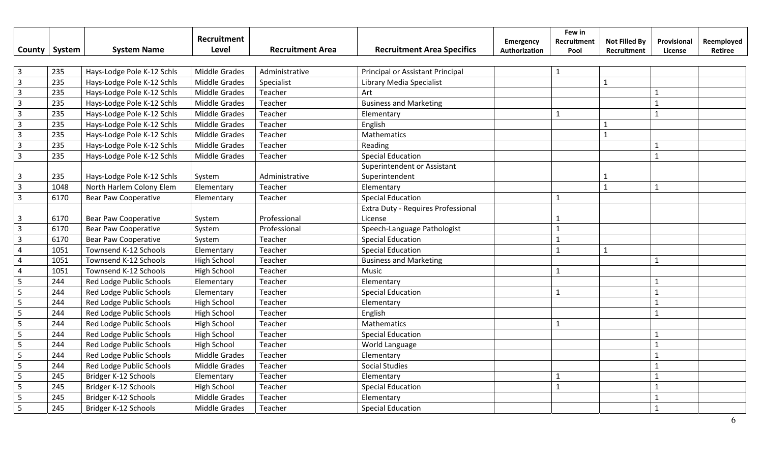| County | System | System Name | Recruitment Level | Recruitment Area | Recruitment Area Specifics | Emergency Authorization | Few in Recruitment Pool | Not Filled By Recruitment | Provisional License | Reemployed Retiree |
|---|---|---|---|---|---|---|---|---|---|---|
| 3 | 235 | Hays-Lodge Pole K-12 Schls | Middle Grades | Administrative | Principal or Assistant Principal | | 1 | | | |
| 3 | 235 | Hays-Lodge Pole K-12 Schls | Middle Grades | Specialist | Library Media Specialist | | | 1 | | |
| 3 | 235 | Hays-Lodge Pole K-12 Schls | Middle Grades | Teacher | Art | | | | 1 | |
| 3 | 235 | Hays-Lodge Pole K-12 Schls | Middle Grades | Teacher | Business and Marketing | | | | 1 | |
| 3 | 235 | Hays-Lodge Pole K-12 Schls | Middle Grades | Teacher | Elementary | | 1 | | 1 | |
| 3 | 235 | Hays-Lodge Pole K-12 Schls | Middle Grades | Teacher | English | | | 1 | | |
| 3 | 235 | Hays-Lodge Pole K-12 Schls | Middle Grades | Teacher | Mathematics | | | 1 | | |
| 3 | 235 | Hays-Lodge Pole K-12 Schls | Middle Grades | Teacher | Reading | | | | 1 | |
| 3 | 235 | Hays-Lodge Pole K-12 Schls | Middle Grades | Teacher | Special Education | | | | 1 | |
| 3 | 235 | Hays-Lodge Pole K-12 Schls | System | Administrative | Superintendent or Assistant Superintendent | | | 1 | | |
| 3 | 1048 | North Harlem Colony Elem | Elementary | Teacher | Elementary | | | 1 | 1 | |
| 3 | 6170 | Bear Paw Cooperative | Elementary | Teacher | Special Education | | 1 | | | |
| 3 | 6170 | Bear Paw Cooperative | System | Professional | Extra Duty - Requires Professional License | | 1 | | | |
| 3 | 6170 | Bear Paw Cooperative | System | Professional | Speech-Language Pathologist | | 1 | | | |
| 3 | 6170 | Bear Paw Cooperative | System | Teacher | Special Education | | 1 | | | |
| 4 | 1051 | Townsend K-12 Schools | Elementary | Teacher | Special Education | | 1 | 1 | | |
| 4 | 1051 | Townsend K-12 Schools | High School | Teacher | Business and Marketing | | | | 1 | |
| 4 | 1051 | Townsend K-12 Schools | High School | Teacher | Music | | 1 | | | |
| 5 | 244 | Red Lodge Public Schools | Elementary | Teacher | Elementary | | | | 1 | |
| 5 | 244 | Red Lodge Public Schools | Elementary | Teacher | Special Education | | 1 | | 1 | |
| 5 | 244 | Red Lodge Public Schools | High School | Teacher | Elementary | | | | 1 | |
| 5 | 244 | Red Lodge Public Schools | High School | Teacher | English | | | | 1 | |
| 5 | 244 | Red Lodge Public Schools | High School | Teacher | Mathematics | | 1 | | | |
| 5 | 244 | Red Lodge Public Schools | High School | Teacher | Special Education | | | | 1 | |
| 5 | 244 | Red Lodge Public Schools | High School | Teacher | World Language | | | | 1 | |
| 5 | 244 | Red Lodge Public Schools | Middle Grades | Teacher | Elementary | | | | 1 | |
| 5 | 244 | Red Lodge Public Schools | Middle Grades | Teacher | Social Studies | | | | 1 | |
| 5 | 245 | Bridger K-12 Schools | Elementary | Teacher | Elementary | | 1 | | 1 | |
| 5 | 245 | Bridger K-12 Schools | High School | Teacher | Special Education | | 1 | | 1 | |
| 5 | 245 | Bridger K-12 Schools | Middle Grades | Teacher | Elementary | | | | 1 | |
| 5 | 245 | Bridger K-12 Schools | Middle Grades | Teacher | Special Education | | | | 1 | |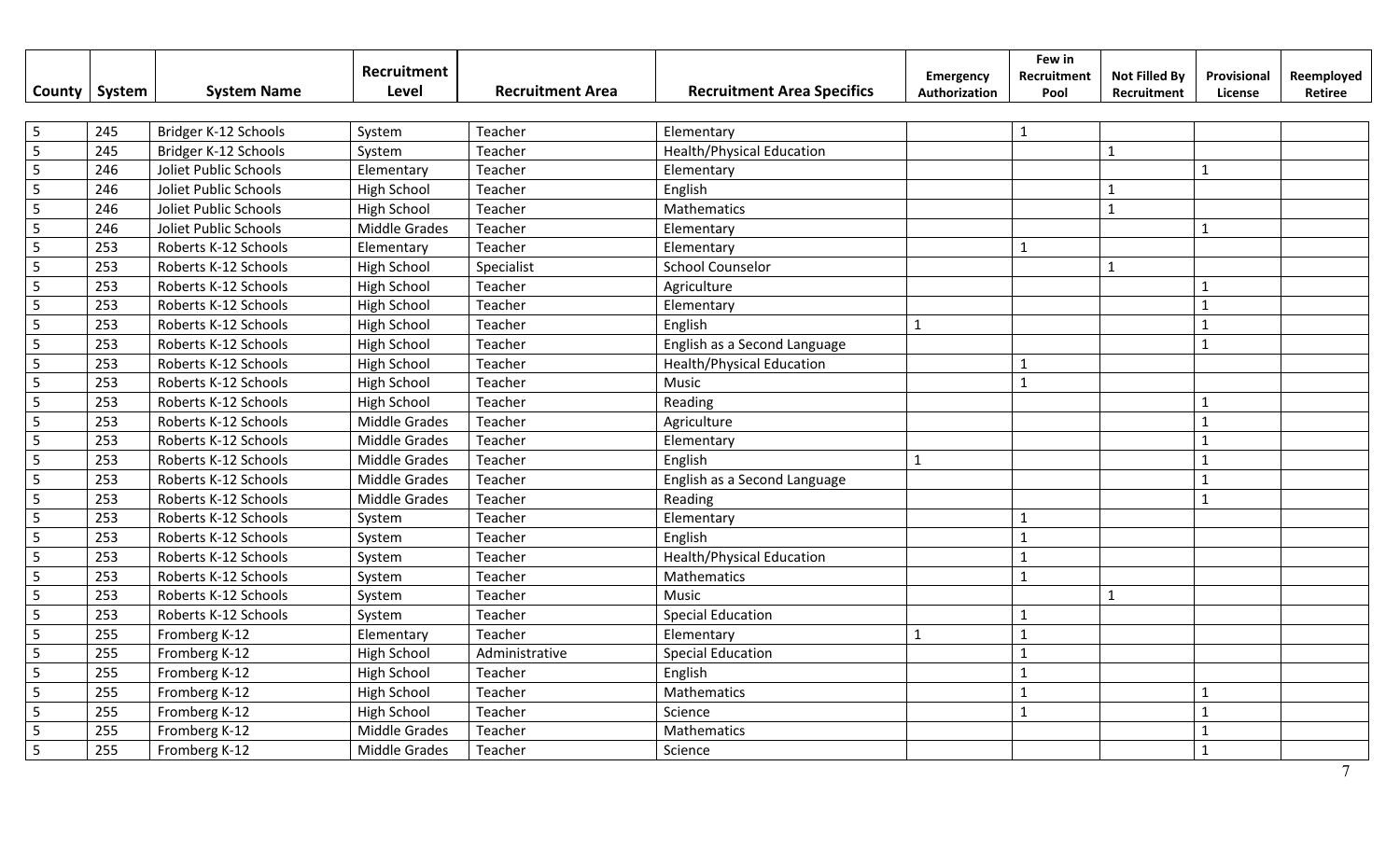| County | System | System Name | Recruitment Level | Recruitment Area | Recruitment Area Specifics | Emergency Authorization | Few in Recruitment Pool | Not Filled By Recruitment | Provisional License | Reemployed Retiree |
|---|---|---|---|---|---|---|---|---|---|---|
| 5 | 245 | Bridger K-12 Schools | System | Teacher | Elementary | | 1 | | | |
| 5 | 245 | Bridger K-12 Schools | System | Teacher | Health/Physical Education | | | 1 | | |
| 5 | 246 | Joliet Public Schools | Elementary | Teacher | Elementary | | | | 1 | |
| 5 | 246 | Joliet Public Schools | High School | Teacher | English | | | 1 | | |
| 5 | 246 | Joliet Public Schools | High School | Teacher | Mathematics | | | 1 | | |
| 5 | 246 | Joliet Public Schools | Middle Grades | Teacher | Elementary | | | | 1 | |
| 5 | 253 | Roberts K-12 Schools | Elementary | Teacher | Elementary | | 1 | | | |
| 5 | 253 | Roberts K-12 Schools | High School | Specialist | School Counselor | | | 1 | | |
| 5 | 253 | Roberts K-12 Schools | High School | Teacher | Agriculture | | | | 1 | |
| 5 | 253 | Roberts K-12 Schools | High School | Teacher | Elementary | | | | 1 | |
| 5 | 253 | Roberts K-12 Schools | High School | Teacher | English | 1 | | | 1 | |
| 5 | 253 | Roberts K-12 Schools | High School | Teacher | English as a Second Language | | | | 1 | |
| 5 | 253 | Roberts K-12 Schools | High School | Teacher | Health/Physical Education | | 1 | | | |
| 5 | 253 | Roberts K-12 Schools | High School | Teacher | Music | | 1 | | | |
| 5 | 253 | Roberts K-12 Schools | High School | Teacher | Reading | | | | 1 | |
| 5 | 253 | Roberts K-12 Schools | Middle Grades | Teacher | Agriculture | | | | 1 | |
| 5 | 253 | Roberts K-12 Schools | Middle Grades | Teacher | Elementary | | | | 1 | |
| 5 | 253 | Roberts K-12 Schools | Middle Grades | Teacher | English | 1 | | | 1 | |
| 5 | 253 | Roberts K-12 Schools | Middle Grades | Teacher | English as a Second Language | | | | 1 | |
| 5 | 253 | Roberts K-12 Schools | Middle Grades | Teacher | Reading | | | | 1 | |
| 5 | 253 | Roberts K-12 Schools | System | Teacher | Elementary | | 1 | | | |
| 5 | 253 | Roberts K-12 Schools | System | Teacher | English | | 1 | | | |
| 5 | 253 | Roberts K-12 Schools | System | Teacher | Health/Physical Education | | 1 | | | |
| 5 | 253 | Roberts K-12 Schools | System | Teacher | Mathematics | | 1 | | | |
| 5 | 253 | Roberts K-12 Schools | System | Teacher | Music | | | 1 | | |
| 5 | 253 | Roberts K-12 Schools | System | Teacher | Special Education | | 1 | | | |
| 5 | 255 | Fromberg K-12 | Elementary | Teacher | Elementary | 1 | 1 | | | |
| 5 | 255 | Fromberg K-12 | High School | Administrative | Special Education | | 1 | | | |
| 5 | 255 | Fromberg K-12 | High School | Teacher | English | | 1 | | | |
| 5 | 255 | Fromberg K-12 | High School | Teacher | Mathematics | | 1 | | 1 | |
| 5 | 255 | Fromberg K-12 | High School | Teacher | Science | | 1 | | 1 | |
| 5 | 255 | Fromberg K-12 | Middle Grades | Teacher | Mathematics | | | | 1 | |
| 5 | 255 | Fromberg K-12 | Middle Grades | Teacher | Science | | | | 1 | |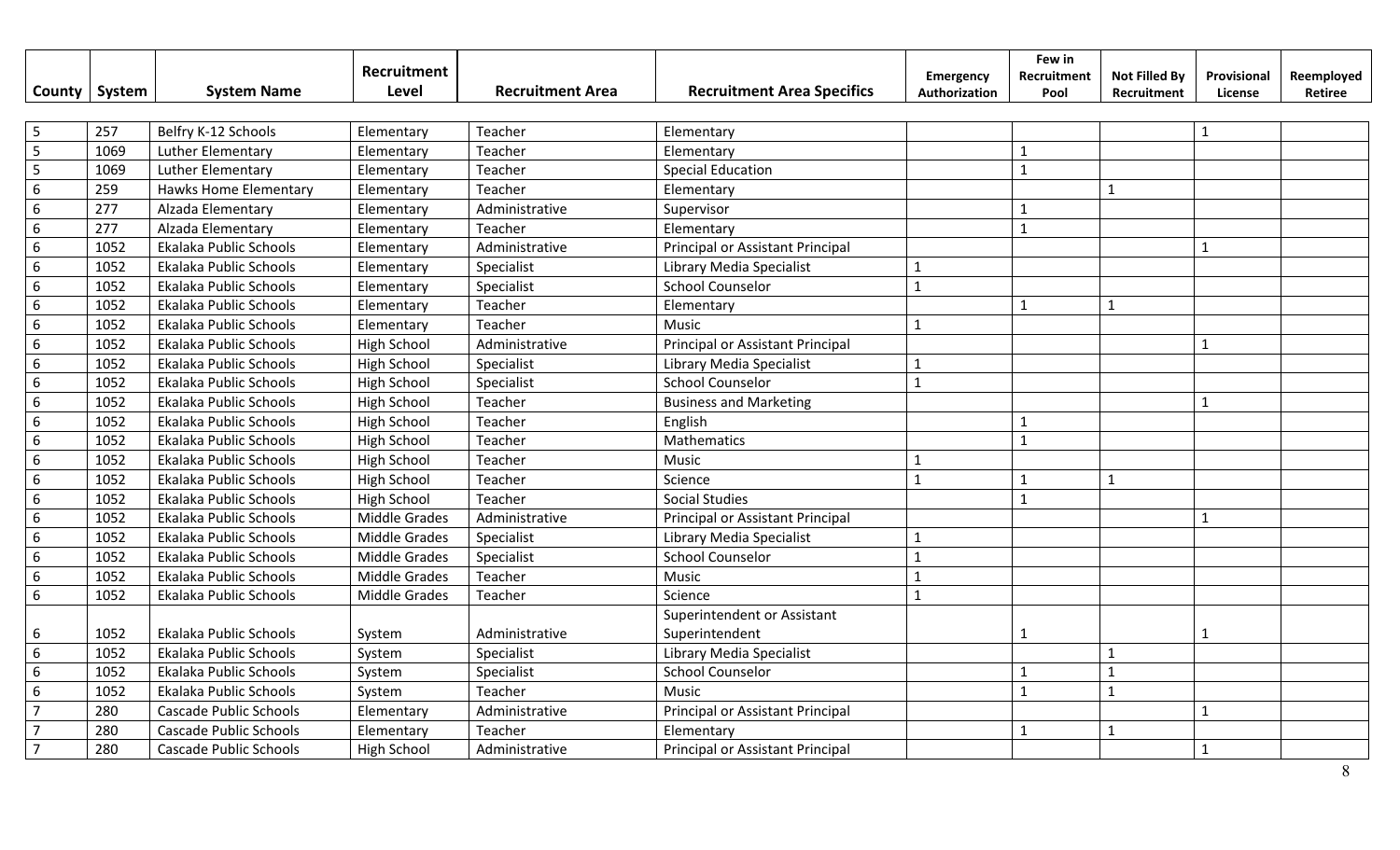| County | System | System Name | Recruitment Level | Recruitment Area | Recruitment Area Specifics | Emergency Authorization | Few in Recruitment Pool | Not Filled By Recruitment | Provisional License | Reemployed Retiree |
|---|---|---|---|---|---|---|---|---|---|---|
| 5 | 257 | Belfry K-12 Schools | Elementary | Teacher | Elementary | | | | 1 | |
| 5 | 1069 | Luther Elementary | Elementary | Teacher | Elementary | | 1 | | | |
| 5 | 1069 | Luther Elementary | Elementary | Teacher | Special Education | | 1 | | | |
| 6 | 259 | Hawks Home Elementary | Elementary | Teacher | Elementary | | | 1 | | |
| 6 | 277 | Alzada Elementary | Elementary | Administrative | Supervisor | | 1 | | | |
| 6 | 277 | Alzada Elementary | Elementary | Teacher | Elementary | | 1 | | | |
| 6 | 1052 | Ekalaka Public Schools | Elementary | Administrative | Principal or Assistant Principal | | | | 1 | |
| 6 | 1052 | Ekalaka Public Schools | Elementary | Specialist | Library Media Specialist | 1 | | | | |
| 6 | 1052 | Ekalaka Public Schools | Elementary | Specialist | School Counselor | 1 | | | | |
| 6 | 1052 | Ekalaka Public Schools | Elementary | Teacher | Elementary | | 1 | 1 | | |
| 6 | 1052 | Ekalaka Public Schools | Elementary | Teacher | Music | 1 | | | | |
| 6 | 1052 | Ekalaka Public Schools | High School | Administrative | Principal or Assistant Principal | | | | 1 | |
| 6 | 1052 | Ekalaka Public Schools | High School | Specialist | Library Media Specialist | 1 | | | | |
| 6 | 1052 | Ekalaka Public Schools | High School | Specialist | School Counselor | 1 | | | | |
| 6 | 1052 | Ekalaka Public Schools | High School | Teacher | Business and Marketing | | | | 1 | |
| 6 | 1052 | Ekalaka Public Schools | High School | Teacher | English | | 1 | | | |
| 6 | 1052 | Ekalaka Public Schools | High School | Teacher | Mathematics | | 1 | | | |
| 6 | 1052 | Ekalaka Public Schools | High School | Teacher | Music | 1 | | | | |
| 6 | 1052 | Ekalaka Public Schools | High School | Teacher | Science | 1 | 1 | 1 | | |
| 6 | 1052 | Ekalaka Public Schools | High School | Teacher | Social Studies | | 1 | | | |
| 6 | 1052 | Ekalaka Public Schools | Middle Grades | Administrative | Principal or Assistant Principal | | | | 1 | |
| 6 | 1052 | Ekalaka Public Schools | Middle Grades | Specialist | Library Media Specialist | 1 | | | | |
| 6 | 1052 | Ekalaka Public Schools | Middle Grades | Specialist | School Counselor | 1 | | | | |
| 6 | 1052 | Ekalaka Public Schools | Middle Grades | Teacher | Music | 1 | | | | |
| 6 | 1052 | Ekalaka Public Schools | Middle Grades | Teacher | Science | 1 | | | | |
| 6 | 1052 | Ekalaka Public Schools | System | Administrative | Superintendent or Assistant Superintendent | | 1 | | 1 | |
| 6 | 1052 | Ekalaka Public Schools | System | Specialist | Library Media Specialist | | | 1 | | |
| 6 | 1052 | Ekalaka Public Schools | System | Specialist | School Counselor | | 1 | 1 | | |
| 6 | 1052 | Ekalaka Public Schools | System | Teacher | Music | | 1 | 1 | | |
| 7 | 280 | Cascade Public Schools | Elementary | Administrative | Principal or Assistant Principal | | | | 1 | |
| 7 | 280 | Cascade Public Schools | Elementary | Teacher | Elementary | | 1 | 1 | | |
| 7 | 280 | Cascade Public Schools | High School | Administrative | Principal or Assistant Principal | | | | 1 | |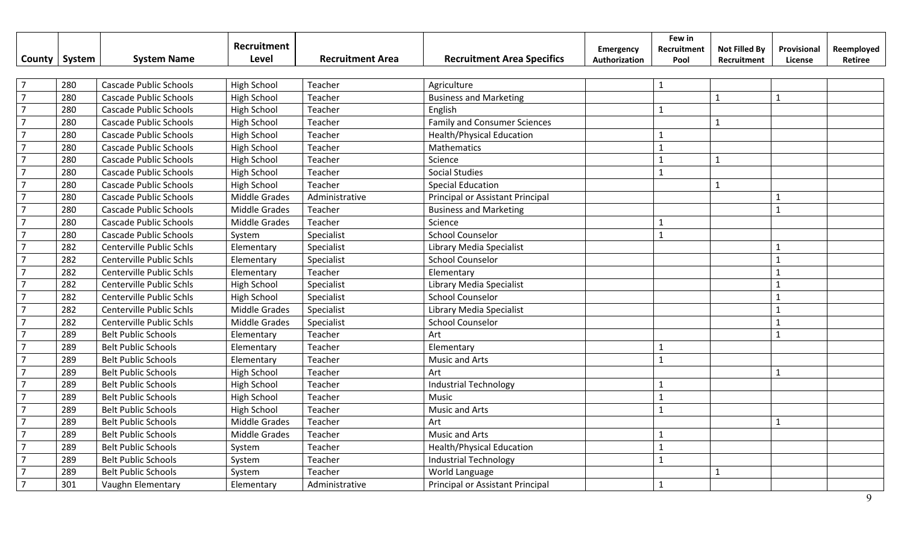| County | System | System Name | Recruitment Level | Recruitment Area | Recruitment Area Specifics | Emergency Authorization | Few in Recruitment Pool | Not Filled By Recruitment | Provisional License | Reemployed Retiree |
|---|---|---|---|---|---|---|---|---|---|---|
| 7 | 280 | Cascade Public Schools | High School | Teacher | Agriculture | | 1 | | | |
| 7 | 280 | Cascade Public Schools | High School | Teacher | Business and Marketing | | | 1 | 1 | |
| 7 | 280 | Cascade Public Schools | High School | Teacher | English | | 1 | | | |
| 7 | 280 | Cascade Public Schools | High School | Teacher | Family and Consumer Sciences | | | 1 | | |
| 7 | 280 | Cascade Public Schools | High School | Teacher | Health/Physical Education | | 1 | | | |
| 7 | 280 | Cascade Public Schools | High School | Teacher | Mathematics | | 1 | | | |
| 7 | 280 | Cascade Public Schools | High School | Teacher | Science | | 1 | 1 | | |
| 7 | 280 | Cascade Public Schools | High School | Teacher | Social Studies | | 1 | | | |
| 7 | 280 | Cascade Public Schools | High School | Teacher | Special Education | | | 1 | | |
| 7 | 280 | Cascade Public Schools | Middle Grades | Administrative | Principal or Assistant Principal | | | | 1 | |
| 7 | 280 | Cascade Public Schools | Middle Grades | Teacher | Business and Marketing | | | | 1 | |
| 7 | 280 | Cascade Public Schools | Middle Grades | Teacher | Science | | 1 | | | |
| 7 | 280 | Cascade Public Schools | System | Specialist | School Counselor | | 1 | | | |
| 7 | 282 | Centerville Public Schls | Elementary | Specialist | Library Media Specialist | | | | 1 | |
| 7 | 282 | Centerville Public Schls | Elementary | Specialist | School Counselor | | | | 1 | |
| 7 | 282 | Centerville Public Schls | Elementary | Teacher | Elementary | | | | 1 | |
| 7 | 282 | Centerville Public Schls | High School | Specialist | Library Media Specialist | | | | 1 | |
| 7 | 282 | Centerville Public Schls | High School | Specialist | School Counselor | | | | 1 | |
| 7 | 282 | Centerville Public Schls | Middle Grades | Specialist | Library Media Specialist | | | | 1 | |
| 7 | 282 | Centerville Public Schls | Middle Grades | Specialist | School Counselor | | | | 1 | |
| 7 | 289 | Belt Public Schools | Elementary | Teacher | Art | | | | 1 | |
| 7 | 289 | Belt Public Schools | Elementary | Teacher | Elementary | | 1 | | | |
| 7 | 289 | Belt Public Schools | Elementary | Teacher | Music and Arts | | 1 | | | |
| 7 | 289 | Belt Public Schools | High School | Teacher | Art | | | | 1 | |
| 7 | 289 | Belt Public Schools | High School | Teacher | Industrial Technology | | 1 | | | |
| 7 | 289 | Belt Public Schools | High School | Teacher | Music | | 1 | | | |
| 7 | 289 | Belt Public Schools | High School | Teacher | Music and Arts | | 1 | | | |
| 7 | 289 | Belt Public Schools | Middle Grades | Teacher | Art | | | | 1 | |
| 7 | 289 | Belt Public Schools | Middle Grades | Teacher | Music and Arts | | 1 | | | |
| 7 | 289 | Belt Public Schools | System | Teacher | Health/Physical Education | | 1 | | | |
| 7 | 289 | Belt Public Schools | System | Teacher | Industrial Technology | | 1 | | | |
| 7 | 289 | Belt Public Schools | System | Teacher | World Language | | | 1 | | |
| 7 | 301 | Vaughn Elementary | Elementary | Administrative | Principal or Assistant Principal | | 1 | | | |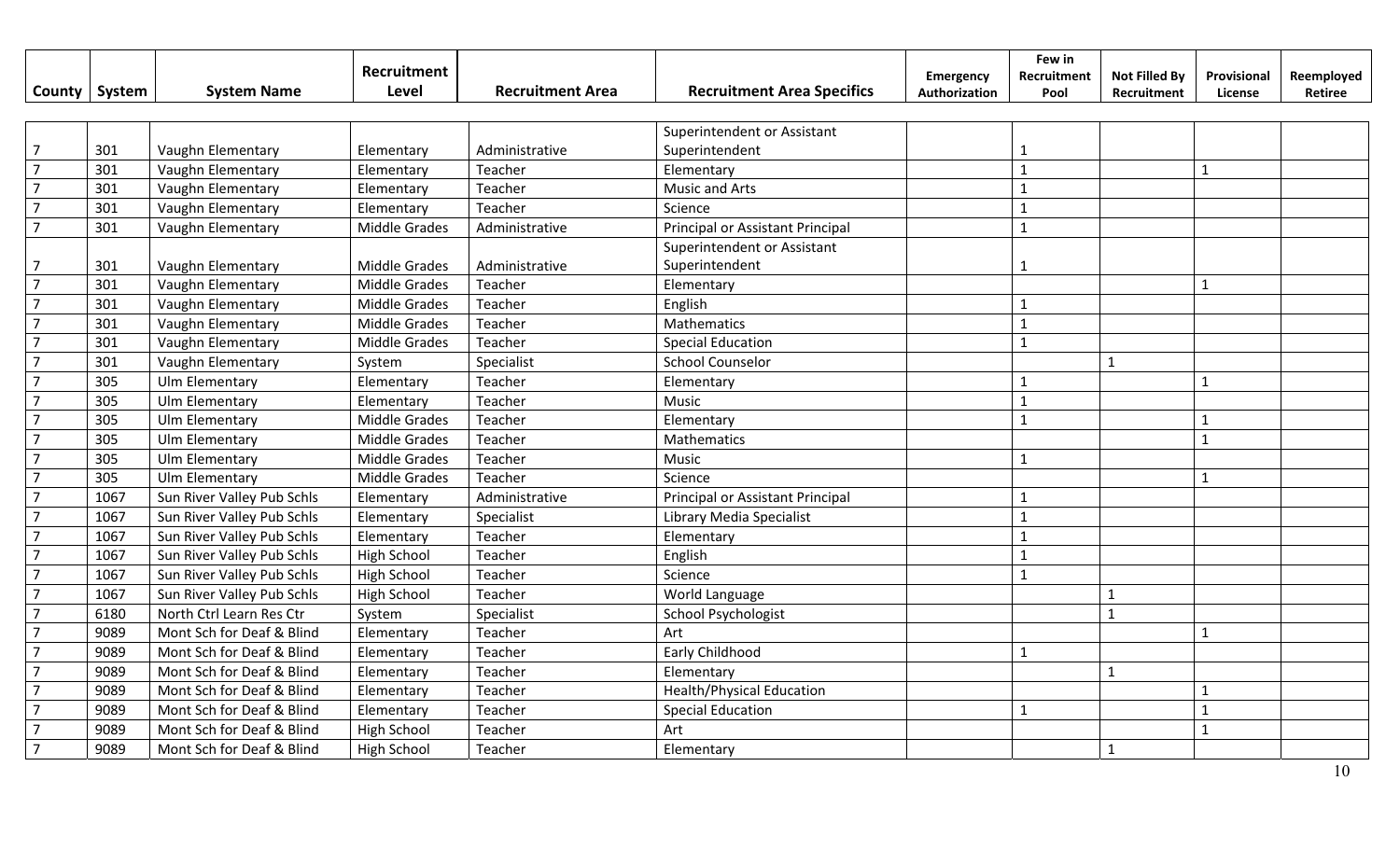| County | System | System Name | Recruitment Level | Recruitment Area | Recruitment Area Specifics | Emergency Authorization | Few in Recruitment Pool | Not Filled By Recruitment | Provisional License | Reemployed Retiree |
|---|---|---|---|---|---|---|---|---|---|---|
| 7 | 301 | Vaughn Elementary | Elementary | Administrative | Superintendent or Assistant Superintendent | | 1 | | | |
| 7 | 301 | Vaughn Elementary | Elementary | Teacher | Elementary | | 1 | | 1 | |
| 7 | 301 | Vaughn Elementary | Elementary | Teacher | Music and Arts | | 1 | | | |
| 7 | 301 | Vaughn Elementary | Elementary | Teacher | Science | | 1 | | | |
| 7 | 301 | Vaughn Elementary | Middle Grades | Administrative | Principal or Assistant Principal | | 1 | | | |
| 7 | 301 | Vaughn Elementary | Middle Grades | Administrative | Superintendent or Assistant Superintendent | | 1 | | | |
| 7 | 301 | Vaughn Elementary | Middle Grades | Teacher | Elementary | | | | 1 | |
| 7 | 301 | Vaughn Elementary | Middle Grades | Teacher | English | | 1 | | | |
| 7 | 301 | Vaughn Elementary | Middle Grades | Teacher | Mathematics | | 1 | | | |
| 7 | 301 | Vaughn Elementary | Middle Grades | Teacher | Special Education | | 1 | | | |
| 7 | 301 | Vaughn Elementary | System | Specialist | School Counselor | | | 1 | | |
| 7 | 305 | Ulm Elementary | Elementary | Teacher | Elementary | | 1 | | 1 | |
| 7 | 305 | Ulm Elementary | Elementary | Teacher | Music | | 1 | | | |
| 7 | 305 | Ulm Elementary | Middle Grades | Teacher | Elementary | | 1 | | 1 | |
| 7 | 305 | Ulm Elementary | Middle Grades | Teacher | Mathematics | | | | 1 | |
| 7 | 305 | Ulm Elementary | Middle Grades | Teacher | Music | | 1 | | | |
| 7 | 305 | Ulm Elementary | Middle Grades | Teacher | Science | | | | 1 | |
| 7 | 1067 | Sun River Valley Pub Schls | Elementary | Administrative | Principal or Assistant Principal | | 1 | | | |
| 7 | 1067 | Sun River Valley Pub Schls | Elementary | Specialist | Library Media Specialist | | 1 | | | |
| 7 | 1067 | Sun River Valley Pub Schls | Elementary | Teacher | Elementary | | 1 | | | |
| 7 | 1067 | Sun River Valley Pub Schls | High School | Teacher | English | | 1 | | | |
| 7 | 1067 | Sun River Valley Pub Schls | High School | Teacher | Science | | 1 | | | |
| 7 | 1067 | Sun River Valley Pub Schls | High School | Teacher | World Language | | | 1 | | |
| 7 | 6180 | North Ctrl Learn Res Ctr | System | Specialist | School Psychologist | | | 1 | | |
| 7 | 9089 | Mont Sch for Deaf & Blind | Elementary | Teacher | Art | | | | 1 | |
| 7 | 9089 | Mont Sch for Deaf & Blind | Elementary | Teacher | Early Childhood | | 1 | | | |
| 7 | 9089 | Mont Sch for Deaf & Blind | Elementary | Teacher | Elementary | | | 1 | | |
| 7 | 9089 | Mont Sch for Deaf & Blind | Elementary | Teacher | Health/Physical Education | | | | 1 | |
| 7 | 9089 | Mont Sch for Deaf & Blind | Elementary | Teacher | Special Education | | 1 | | 1 | |
| 7 | 9089 | Mont Sch for Deaf & Blind | High School | Teacher | Art | | | | 1 | |
| 7 | 9089 | Mont Sch for Deaf & Blind | High School | Teacher | Elementary | | | 1 | | |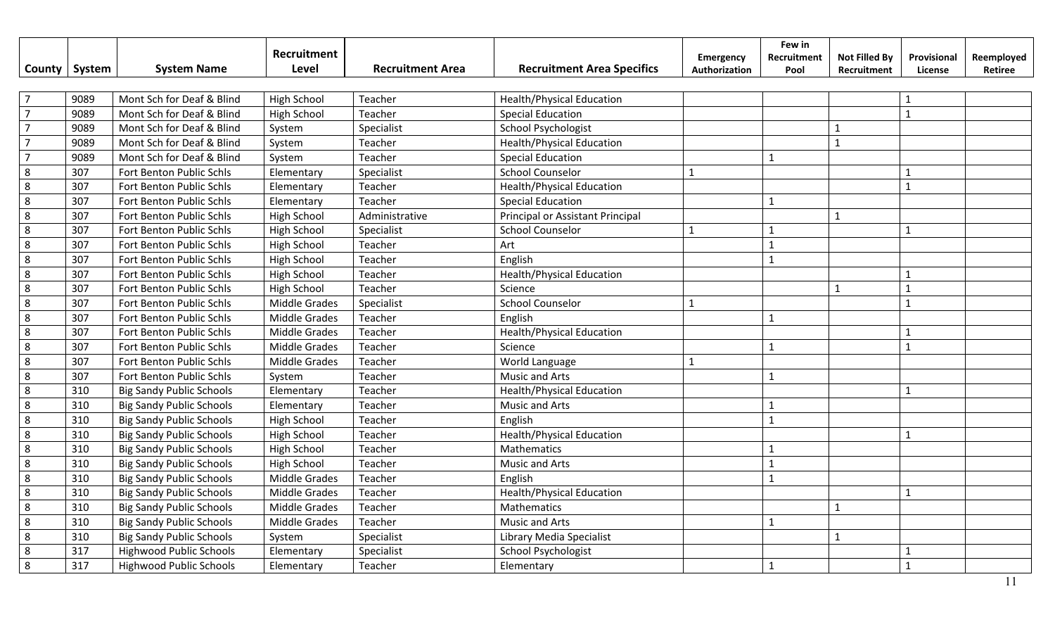| County | System | System Name | Recruitment Level | Recruitment Area | Recruitment Area Specifics | Emergency Authorization | Few in Recruitment Pool | Not Filled By Recruitment | Provisional License | Reemployed Retiree |
|---|---|---|---|---|---|---|---|---|---|---|
| 7 | 9089 | Mont Sch for Deaf & Blind | High School | Teacher | Health/Physical Education | | | | 1 | |
| 7 | 9089 | Mont Sch for Deaf & Blind | High School | Teacher | Special Education | | | | 1 | |
| 7 | 9089 | Mont Sch for Deaf & Blind | System | Specialist | School Psychologist | | | 1 | | |
| 7 | 9089 | Mont Sch for Deaf & Blind | System | Teacher | Health/Physical Education | | | 1 | | |
| 7 | 9089 | Mont Sch for Deaf & Blind | System | Teacher | Special Education | | 1 | | | |
| 8 | 307 | Fort Benton Public Schls | Elementary | Specialist | School Counselor | 1 | | | 1 | |
| 8 | 307 | Fort Benton Public Schls | Elementary | Teacher | Health/Physical Education | | | | 1 | |
| 8 | 307 | Fort Benton Public Schls | Elementary | Teacher | Special Education | | 1 | | | |
| 8 | 307 | Fort Benton Public Schls | High School | Administrative | Principal or Assistant Principal | | | 1 | | |
| 8 | 307 | Fort Benton Public Schls | High School | Specialist | School Counselor | 1 | 1 | | 1 | |
| 8 | 307 | Fort Benton Public Schls | High School | Teacher | Art | | 1 | | | |
| 8 | 307 | Fort Benton Public Schls | High School | Teacher | English | | 1 | | | |
| 8 | 307 | Fort Benton Public Schls | High School | Teacher | Health/Physical Education | | | | 1 | |
| 8 | 307 | Fort Benton Public Schls | High School | Teacher | Science | | | 1 | 1 | |
| 8 | 307 | Fort Benton Public Schls | Middle Grades | Specialist | School Counselor | 1 | | | 1 | |
| 8 | 307 | Fort Benton Public Schls | Middle Grades | Teacher | English | | 1 | | | |
| 8 | 307 | Fort Benton Public Schls | Middle Grades | Teacher | Health/Physical Education | | | | 1 | |
| 8 | 307 | Fort Benton Public Schls | Middle Grades | Teacher | Science | | 1 | | 1 | |
| 8 | 307 | Fort Benton Public Schls | Middle Grades | Teacher | World Language | 1 | | | | |
| 8 | 307 | Fort Benton Public Schls | System | Teacher | Music and Arts | | 1 | | | |
| 8 | 310 | Big Sandy Public Schools | Elementary | Teacher | Health/Physical Education | | | | 1 | |
| 8 | 310 | Big Sandy Public Schools | Elementary | Teacher | Music and Arts | | 1 | | | |
| 8 | 310 | Big Sandy Public Schools | High School | Teacher | English | | 1 | | | |
| 8 | 310 | Big Sandy Public Schools | High School | Teacher | Health/Physical Education | | | | 1 | |
| 8 | 310 | Big Sandy Public Schools | High School | Teacher | Mathematics | | 1 | | | |
| 8 | 310 | Big Sandy Public Schools | High School | Teacher | Music and Arts | | 1 | | | |
| 8 | 310 | Big Sandy Public Schools | Middle Grades | Teacher | English | | 1 | | | |
| 8 | 310 | Big Sandy Public Schools | Middle Grades | Teacher | Health/Physical Education | | | | 1 | |
| 8 | 310 | Big Sandy Public Schools | Middle Grades | Teacher | Mathematics | | | 1 | | |
| 8 | 310 | Big Sandy Public Schools | Middle Grades | Teacher | Music and Arts | | 1 | | | |
| 8 | 310 | Big Sandy Public Schools | System | Specialist | Library Media Specialist | | | 1 | | |
| 8 | 317 | Highwood Public Schools | Elementary | Specialist | School Psychologist | | | | 1 | |
| 8 | 317 | Highwood Public Schools | Elementary | Teacher | Elementary | | 1 | | 1 | |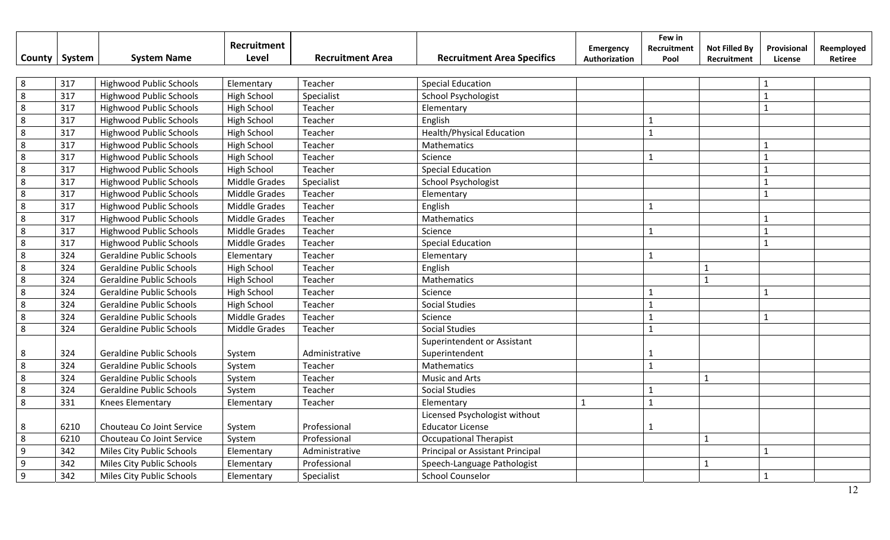| County | System | System Name | Recruitment Level | Recruitment Area | Recruitment Area Specifics | Emergency Authorization | Few in Recruitment Pool | Not Filled By Recruitment | Provisional License | Reemployed Retiree |
|---|---|---|---|---|---|---|---|---|---|---|
| 8 | 317 | Highwood Public Schools | Elementary | Teacher | Special Education | | | | 1 | |
| 8 | 317 | Highwood Public Schools | High School | Specialist | School Psychologist | | | | 1 | |
| 8 | 317 | Highwood Public Schools | High School | Teacher | Elementary | | | | 1 | |
| 8 | 317 | Highwood Public Schools | High School | Teacher | English | | 1 | | | |
| 8 | 317 | Highwood Public Schools | High School | Teacher | Health/Physical Education | | 1 | | | |
| 8 | 317 | Highwood Public Schools | High School | Teacher | Mathematics | | | | 1 | |
| 8 | 317 | Highwood Public Schools | High School | Teacher | Science | | 1 | | 1 | |
| 8 | 317 | Highwood Public Schools | High School | Teacher | Special Education | | | | 1 | |
| 8 | 317 | Highwood Public Schools | Middle Grades | Specialist | School Psychologist | | | | 1 | |
| 8 | 317 | Highwood Public Schools | Middle Grades | Teacher | Elementary | | | | 1 | |
| 8 | 317 | Highwood Public Schools | Middle Grades | Teacher | English | | 1 | | | |
| 8 | 317 | Highwood Public Schools | Middle Grades | Teacher | Mathematics | | | | 1 | |
| 8 | 317 | Highwood Public Schools | Middle Grades | Teacher | Science | | 1 | | 1 | |
| 8 | 317 | Highwood Public Schools | Middle Grades | Teacher | Special Education | | | | 1 | |
| 8 | 324 | Geraldine Public Schools | Elementary | Teacher | Elementary | | 1 | | | |
| 8 | 324 | Geraldine Public Schools | High School | Teacher | English | | | 1 | | |
| 8 | 324 | Geraldine Public Schools | High School | Teacher | Mathematics | | | 1 | | |
| 8 | 324 | Geraldine Public Schools | High School | Teacher | Science | | 1 | | 1 | |
| 8 | 324 | Geraldine Public Schools | High School | Teacher | Social Studies | | 1 | | | |
| 8 | 324 | Geraldine Public Schools | Middle Grades | Teacher | Science | | 1 | | 1 | |
| 8 | 324 | Geraldine Public Schools | Middle Grades | Teacher | Social Studies | | 1 | | | |
| 8 | 324 | Geraldine Public Schools | System | Administrative | Superintendent or Assistant Superintendent | | 1 | | | |
| 8 | 324 | Geraldine Public Schools | System | Teacher | Mathematics | | 1 | | | |
| 8 | 324 | Geraldine Public Schools | System | Teacher | Music and Arts | | | 1 | | |
| 8 | 324 | Geraldine Public Schools | System | Teacher | Social Studies | | 1 | | | |
| 8 | 331 | Knees Elementary | Elementary | Teacher | Elementary | 1 | 1 | | | |
| 8 | 6210 | Chouteau Co Joint Service | System | Professional | Licensed Psychologist without Educator License | | 1 | | | |
| 8 | 6210 | Chouteau Co Joint Service | System | Professional | Occupational Therapist | | | 1 | | |
| 9 | 342 | Miles City Public Schools | Elementary | Administrative | Principal or Assistant Principal | | | | 1 | |
| 9 | 342 | Miles City Public Schools | Elementary | Professional | Speech-Language Pathologist | | | 1 | | |
| 9 | 342 | Miles City Public Schools | Elementary | Specialist | School Counselor | | | | 1 | |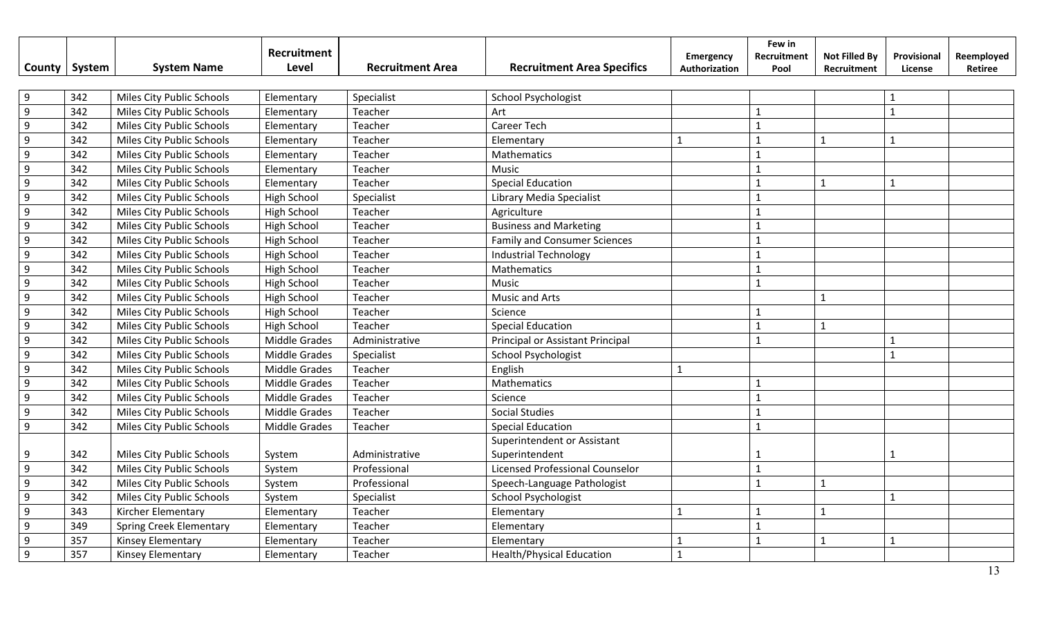| County | System | System Name | Recruitment Level | Recruitment Area | Recruitment Area Specifics | Emergency Authorization | Few in Recruitment Pool | Not Filled By Recruitment | Provisional License | Reemployed Retiree |
|---|---|---|---|---|---|---|---|---|---|---|
| 9 | 342 | Miles City Public Schools | Elementary | Specialist | School Psychologist | | | | 1 | |
| 9 | 342 | Miles City Public Schools | Elementary | Teacher | Art | | 1 | | 1 | |
| 9 | 342 | Miles City Public Schools | Elementary | Teacher | Career Tech | | 1 | | | |
| 9 | 342 | Miles City Public Schools | Elementary | Teacher | Elementary | 1 | 1 | 1 | 1 | |
| 9 | 342 | Miles City Public Schools | Elementary | Teacher | Mathematics | | 1 | | | |
| 9 | 342 | Miles City Public Schools | Elementary | Teacher | Music | | 1 | | | |
| 9 | 342 | Miles City Public Schools | Elementary | Teacher | Special Education | | 1 | 1 | 1 | |
| 9 | 342 | Miles City Public Schools | High School | Specialist | Library Media Specialist | | 1 | | | |
| 9 | 342 | Miles City Public Schools | High School | Teacher | Agriculture | | 1 | | | |
| 9 | 342 | Miles City Public Schools | High School | Teacher | Business and Marketing | | 1 | | | |
| 9 | 342 | Miles City Public Schools | High School | Teacher | Family and Consumer Sciences | | 1 | | | |
| 9 | 342 | Miles City Public Schools | High School | Teacher | Industrial Technology | | 1 | | | |
| 9 | 342 | Miles City Public Schools | High School | Teacher | Mathematics | | 1 | | | |
| 9 | 342 | Miles City Public Schools | High School | Teacher | Music | | 1 | | | |
| 9 | 342 | Miles City Public Schools | High School | Teacher | Music and Arts | | | 1 | | |
| 9 | 342 | Miles City Public Schools | High School | Teacher | Science | | 1 | | | |
| 9 | 342 | Miles City Public Schools | High School | Teacher | Special Education | | 1 | 1 | | |
| 9 | 342 | Miles City Public Schools | Middle Grades | Administrative | Principal or Assistant Principal | | 1 | | 1 | |
| 9 | 342 | Miles City Public Schools | Middle Grades | Specialist | School Psychologist | | | | 1 | |
| 9 | 342 | Miles City Public Schools | Middle Grades | Teacher | English | 1 | | | | |
| 9 | 342 | Miles City Public Schools | Middle Grades | Teacher | Mathematics | | 1 | | | |
| 9 | 342 | Miles City Public Schools | Middle Grades | Teacher | Science | | 1 | | | |
| 9 | 342 | Miles City Public Schools | Middle Grades | Teacher | Social Studies | | 1 | | | |
| 9 | 342 | Miles City Public Schools | Middle Grades | Teacher | Special Education | | 1 | | | |
| 9 | 342 | Miles City Public Schools | System | Administrative | Superintendent or Assistant Superintendent | | 1 | | 1 | |
| 9 | 342 | Miles City Public Schools | System | Professional | Licensed Professional Counselor | | 1 | | | |
| 9 | 342 | Miles City Public Schools | System | Professional | Speech-Language Pathologist | | 1 | 1 | | |
| 9 | 342 | Miles City Public Schools | System | Specialist | School Psychologist | | | | 1 | |
| 9 | 343 | Kircher Elementary | Elementary | Teacher | Elementary | 1 | 1 | 1 | | |
| 9 | 349 | Spring Creek Elementary | Elementary | Teacher | Elementary | | 1 | | | |
| 9 | 357 | Kinsey Elementary | Elementary | Teacher | Elementary | 1 | 1 | 1 | 1 | |
| 9 | 357 | Kinsey Elementary | Elementary | Teacher | Health/Physical Education | 1 | | | | |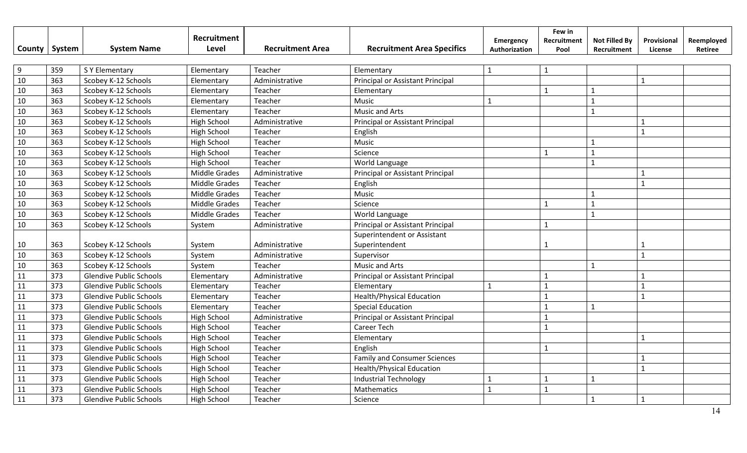| County | System | System Name | Recruitment Level | Recruitment Area | Recruitment Area Specifics | Emergency Authorization | Few in Recruitment Pool | Not Filled By Recruitment | Provisional License | Reemployed Retiree |
|---|---|---|---|---|---|---|---|---|---|---|
| 9 | 359 | S Y Elementary | Elementary | Teacher | Elementary | 1 | 1 | | | |
| 10 | 363 | Scobey K-12 Schools | Elementary | Administrative | Principal or Assistant Principal | | | | 1 | |
| 10 | 363 | Scobey K-12 Schools | Elementary | Teacher | Elementary | | 1 | 1 | | |
| 10 | 363 | Scobey K-12 Schools | Elementary | Teacher | Music | 1 | | 1 | | |
| 10 | 363 | Scobey K-12 Schools | Elementary | Teacher | Music and Arts | | | 1 | | |
| 10 | 363 | Scobey K-12 Schools | High School | Administrative | Principal or Assistant Principal | | | | 1 | |
| 10 | 363 | Scobey K-12 Schools | High School | Teacher | English | | | | 1 | |
| 10 | 363 | Scobey K-12 Schools | High School | Teacher | Music | | | 1 | | |
| 10 | 363 | Scobey K-12 Schools | High School | Teacher | Science | | 1 | 1 | | |
| 10 | 363 | Scobey K-12 Schools | High School | Teacher | World Language | | | 1 | | |
| 10 | 363 | Scobey K-12 Schools | Middle Grades | Administrative | Principal or Assistant Principal | | | | 1 | |
| 10 | 363 | Scobey K-12 Schools | Middle Grades | Teacher | English | | | | 1 | |
| 10 | 363 | Scobey K-12 Schools | Middle Grades | Teacher | Music | | | 1 | | |
| 10 | 363 | Scobey K-12 Schools | Middle Grades | Teacher | Science | | 1 | 1 | | |
| 10 | 363 | Scobey K-12 Schools | Middle Grades | Teacher | World Language | | | 1 | | |
| 10 | 363 | Scobey K-12 Schools | System | Administrative | Principal or Assistant Principal | | 1 | | | |
| 10 | 363 | Scobey K-12 Schools | System | Administrative | Superintendent or Assistant Superintendent | | 1 | | 1 | |
| 10 | 363 | Scobey K-12 Schools | System | Administrative | Supervisor | | | | 1 | |
| 10 | 363 | Scobey K-12 Schools | System | Teacher | Music and Arts | | | 1 | | |
| 11 | 373 | Glendive Public Schools | Elementary | Administrative | Principal or Assistant Principal | | 1 | | 1 | |
| 11 | 373 | Glendive Public Schools | Elementary | Teacher | Elementary | 1 | 1 | | 1 | |
| 11 | 373 | Glendive Public Schools | Elementary | Teacher | Health/Physical Education | | 1 | | 1 | |
| 11 | 373 | Glendive Public Schools | Elementary | Teacher | Special Education | | 1 | 1 | | |
| 11 | 373 | Glendive Public Schools | High School | Administrative | Principal or Assistant Principal | | 1 | | | |
| 11 | 373 | Glendive Public Schools | High School | Teacher | Career Tech | | 1 | | | |
| 11 | 373 | Glendive Public Schools | High School | Teacher | Elementary | | | | 1 | |
| 11 | 373 | Glendive Public Schools | High School | Teacher | English | | 1 | | | |
| 11 | 373 | Glendive Public Schools | High School | Teacher | Family and Consumer Sciences | | | | 1 | |
| 11 | 373 | Glendive Public Schools | High School | Teacher | Health/Physical Education | | | | 1 | |
| 11 | 373 | Glendive Public Schools | High School | Teacher | Industrial Technology | 1 | 1 | 1 | | |
| 11 | 373 | Glendive Public Schools | High School | Teacher | Mathematics | 1 | 1 | | | |
| 11 | 373 | Glendive Public Schools | High School | Teacher | Science | | | 1 | 1 | |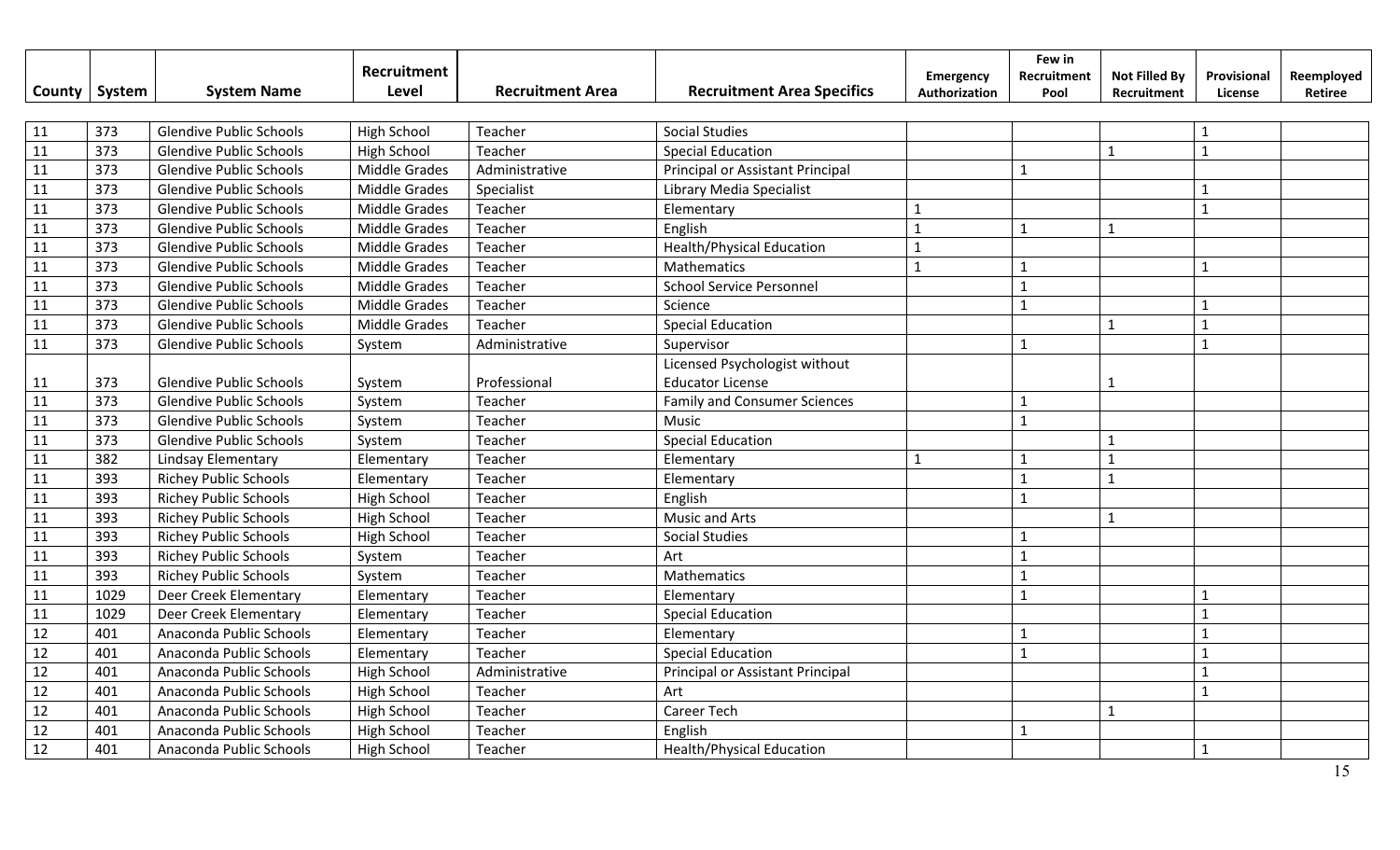| County | System | System Name | Recruitment Level | Recruitment Area | Recruitment Area Specifics | Emergency Authorization | Few in Recruitment Pool | Not Filled By Recruitment | Provisional License | Reemployed Retiree |
|---|---|---|---|---|---|---|---|---|---|---|
| 11 | 373 | Glendive Public Schools | High School | Teacher | Social Studies | | | | 1 | |
| 11 | 373 | Glendive Public Schools | High School | Teacher | Special Education | | | 1 | 1 | |
| 11 | 373 | Glendive Public Schools | Middle Grades | Administrative | Principal or Assistant Principal | | 1 | | | |
| 11 | 373 | Glendive Public Schools | Middle Grades | Specialist | Library Media Specialist | | | | 1 | |
| 11 | 373 | Glendive Public Schools | Middle Grades | Teacher | Elementary | 1 | | | 1 | |
| 11 | 373 | Glendive Public Schools | Middle Grades | Teacher | English | 1 | 1 | 1 | | |
| 11 | 373 | Glendive Public Schools | Middle Grades | Teacher | Health/Physical Education | 1 | | | | |
| 11 | 373 | Glendive Public Schools | Middle Grades | Teacher | Mathematics | 1 | 1 | | 1 | |
| 11 | 373 | Glendive Public Schools | Middle Grades | Teacher | School Service Personnel | | 1 | | | |
| 11 | 373 | Glendive Public Schools | Middle Grades | Teacher | Science | | 1 | | 1 | |
| 11 | 373 | Glendive Public Schools | Middle Grades | Teacher | Special Education | | | 1 | 1 | |
| 11 | 373 | Glendive Public Schools | System | Administrative | Supervisor | | 1 | | 1 | |
| 11 | 373 | Glendive Public Schools | System | Professional | Licensed Psychologist without Educator License | | | 1 | | |
| 11 | 373 | Glendive Public Schools | System | Teacher | Family and Consumer Sciences | | 1 | | | |
| 11 | 373 | Glendive Public Schools | System | Teacher | Music | | 1 | | | |
| 11 | 373 | Glendive Public Schools | System | Teacher | Special Education | | | 1 | | |
| 11 | 382 | Lindsay Elementary | Elementary | Teacher | Elementary | 1 | 1 | 1 | | |
| 11 | 393 | Richey Public Schools | Elementary | Teacher | Elementary | | 1 | 1 | | |
| 11 | 393 | Richey Public Schools | High School | Teacher | English | | 1 | | | |
| 11 | 393 | Richey Public Schools | High School | Teacher | Music and Arts | | | 1 | | |
| 11 | 393 | Richey Public Schools | High School | Teacher | Social Studies | | 1 | | | |
| 11 | 393 | Richey Public Schools | System | Teacher | Art | | 1 | | | |
| 11 | 393 | Richey Public Schools | System | Teacher | Mathematics | | 1 | | | |
| 11 | 1029 | Deer Creek Elementary | Elementary | Teacher | Elementary | | 1 | | 1 | |
| 11 | 1029 | Deer Creek Elementary | Elementary | Teacher | Special Education | | | | 1 | |
| 12 | 401 | Anaconda Public Schools | Elementary | Teacher | Elementary | | 1 | | 1 | |
| 12 | 401 | Anaconda Public Schools | Elementary | Teacher | Special Education | | 1 | | 1 | |
| 12 | 401 | Anaconda Public Schools | High School | Administrative | Principal or Assistant Principal | | | | 1 | |
| 12 | 401 | Anaconda Public Schools | High School | Teacher | Art | | | | 1 | |
| 12 | 401 | Anaconda Public Schools | High School | Teacher | Career Tech | | | 1 | | |
| 12 | 401 | Anaconda Public Schools | High School | Teacher | English | | 1 | | | |
| 12 | 401 | Anaconda Public Schools | High School | Teacher | Health/Physical Education | | | | 1 | |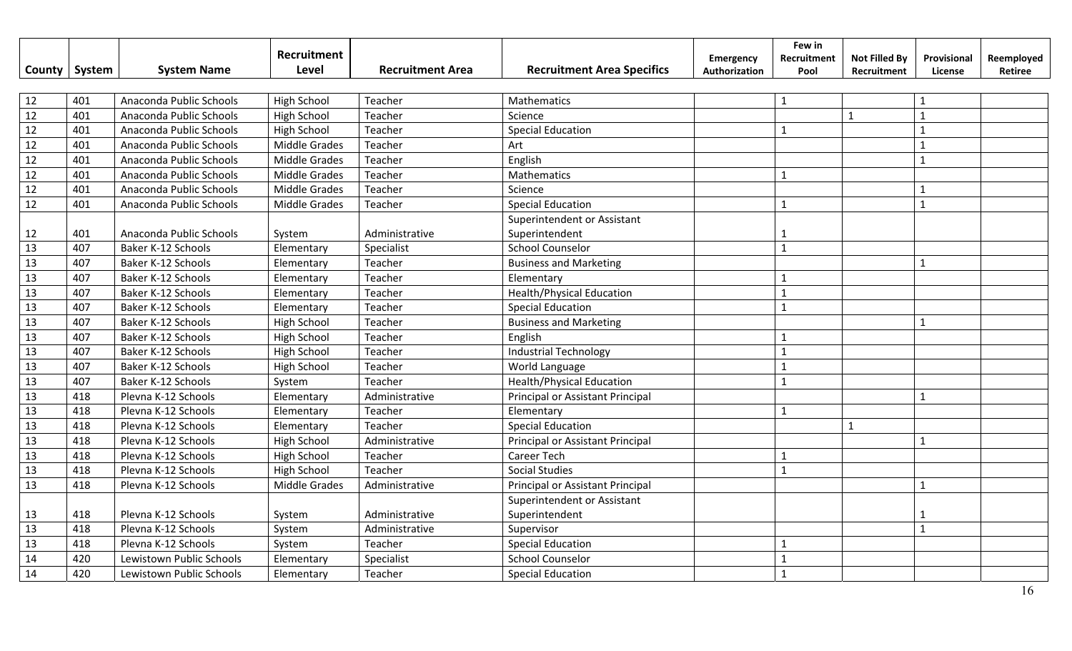| County | System | System Name | Recruitment Level | Recruitment Area | Recruitment Area Specifics | Emergency Authorization | Few in Recruitment Pool | Not Filled By Recruitment | Provisional License | Reemployed Retiree |
|---|---|---|---|---|---|---|---|---|---|---|
| 12 | 401 | Anaconda Public Schools | High School | Teacher | Mathematics | | 1 | | 1 | |
| 12 | 401 | Anaconda Public Schools | High School | Teacher | Science | | | 1 | 1 | |
| 12 | 401 | Anaconda Public Schools | High School | Teacher | Special Education | | 1 | | 1 | |
| 12 | 401 | Anaconda Public Schools | Middle Grades | Teacher | Art | | | | 1 | |
| 12 | 401 | Anaconda Public Schools | Middle Grades | Teacher | English | | | | 1 | |
| 12 | 401 | Anaconda Public Schools | Middle Grades | Teacher | Mathematics | | 1 | | | |
| 12 | 401 | Anaconda Public Schools | Middle Grades | Teacher | Science | | | | 1 | |
| 12 | 401 | Anaconda Public Schools | Middle Grades | Teacher | Special Education | | 1 | | 1 | |
| 12 | 401 | Anaconda Public Schools | System | Administrative | Superintendent or Assistant Superintendent | | 1 | | | |
| 13 | 407 | Baker K-12 Schools | Elementary | Specialist | School Counselor | | 1 | | | |
| 13 | 407 | Baker K-12 Schools | Elementary | Teacher | Business and Marketing | | | | 1 | |
| 13 | 407 | Baker K-12 Schools | Elementary | Teacher | Elementary | | 1 | | | |
| 13 | 407 | Baker K-12 Schools | Elementary | Teacher | Health/Physical Education | | 1 | | | |
| 13 | 407 | Baker K-12 Schools | Elementary | Teacher | Special Education | | 1 | | | |
| 13 | 407 | Baker K-12 Schools | High School | Teacher | Business and Marketing | | | | 1 | |
| 13 | 407 | Baker K-12 Schools | High School | Teacher | English | | 1 | | | |
| 13 | 407 | Baker K-12 Schools | High School | Teacher | Industrial Technology | | 1 | | | |
| 13 | 407 | Baker K-12 Schools | High School | Teacher | World Language | | 1 | | | |
| 13 | 407 | Baker K-12 Schools | System | Teacher | Health/Physical Education | | 1 | | | |
| 13 | 418 | Plevna K-12 Schools | Elementary | Administrative | Principal or Assistant Principal | | | | 1 | |
| 13 | 418 | Plevna K-12 Schools | Elementary | Teacher | Elementary | | 1 | | | |
| 13 | 418 | Plevna K-12 Schools | Elementary | Teacher | Special Education | | | 1 | | |
| 13 | 418 | Plevna K-12 Schools | High School | Administrative | Principal or Assistant Principal | | | | 1 | |
| 13 | 418 | Plevna K-12 Schools | High School | Teacher | Career Tech | | 1 | | | |
| 13 | 418 | Plevna K-12 Schools | High School | Teacher | Social Studies | | 1 | | | |
| 13 | 418 | Plevna K-12 Schools | Middle Grades | Administrative | Principal or Assistant Principal | | | | 1 | |
| 13 | 418 | Plevna K-12 Schools | System | Administrative | Superintendent or Assistant Superintendent | | | | 1 | |
| 13 | 418 | Plevna K-12 Schools | System | Administrative | Supervisor | | | | 1 | |
| 13 | 418 | Plevna K-12 Schools | System | Teacher | Special Education | | 1 | | | |
| 14 | 420 | Lewistown Public Schools | Elementary | Specialist | School Counselor | | 1 | | | |
| 14 | 420 | Lewistown Public Schools | Elementary | Teacher | Special Education | | 1 | | | |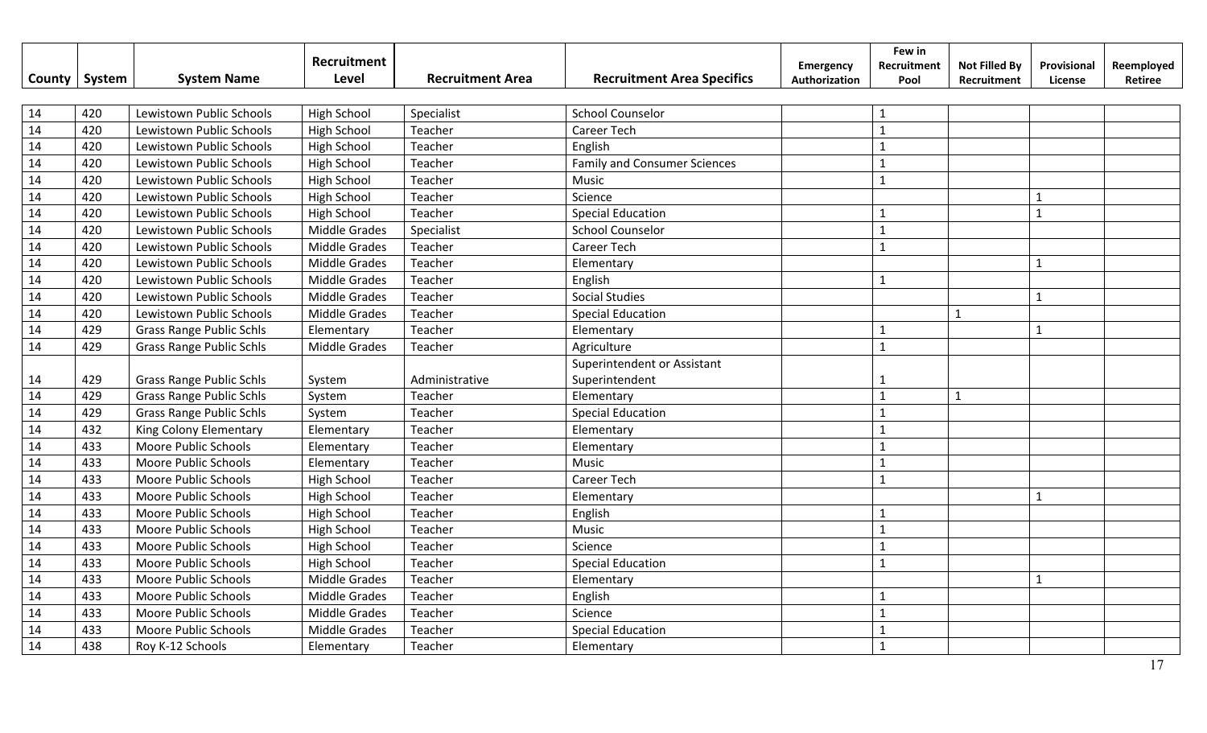| County | System | System Name | Recruitment Level | Recruitment Area | Recruitment Area Specifics | Emergency Authorization | Few in Recruitment Pool | Not Filled By Recruitment | Provisional License | Reemployed Retiree |
|---|---|---|---|---|---|---|---|---|---|---|
| 14 | 420 | Lewistown Public Schools | High School | Specialist | School Counselor | | 1 | | | |
| 14 | 420 | Lewistown Public Schools | High School | Teacher | Career Tech | | 1 | | | |
| 14 | 420 | Lewistown Public Schools | High School | Teacher | English | | 1 | | | |
| 14 | 420 | Lewistown Public Schools | High School | Teacher | Family and Consumer Sciences | | 1 | | | |
| 14 | 420 | Lewistown Public Schools | High School | Teacher | Music | | 1 | | | |
| 14 | 420 | Lewistown Public Schools | High School | Teacher | Science | | | | 1 | |
| 14 | 420 | Lewistown Public Schools | High School | Teacher | Special Education | | 1 | | 1 | |
| 14 | 420 | Lewistown Public Schools | Middle Grades | Specialist | School Counselor | | 1 | | | |
| 14 | 420 | Lewistown Public Schools | Middle Grades | Teacher | Career Tech | | 1 | | | |
| 14 | 420 | Lewistown Public Schools | Middle Grades | Teacher | Elementary | | | | 1 | |
| 14 | 420 | Lewistown Public Schools | Middle Grades | Teacher | English | | 1 | | | |
| 14 | 420 | Lewistown Public Schools | Middle Grades | Teacher | Social Studies | | | | 1 | |
| 14 | 420 | Lewistown Public Schools | Middle Grades | Teacher | Special Education | | | 1 | | |
| 14 | 429 | Grass Range Public Schls | Elementary | Teacher | Elementary | | 1 | | 1 | |
| 14 | 429 | Grass Range Public Schls | Middle Grades | Teacher | Agriculture | | 1 | | | |
| 14 | 429 | Grass Range Public Schls | System | Administrative | Superintendent or Assistant Superintendent | | 1 | | | |
| 14 | 429 | Grass Range Public Schls | System | Teacher | Elementary | | 1 | 1 | | |
| 14 | 429 | Grass Range Public Schls | System | Teacher | Special Education | | 1 | | | |
| 14 | 432 | King Colony Elementary | Elementary | Teacher | Elementary | | 1 | | | |
| 14 | 433 | Moore Public Schools | Elementary | Teacher | Elementary | | 1 | | | |
| 14 | 433 | Moore Public Schools | Elementary | Teacher | Music | | 1 | | | |
| 14 | 433 | Moore Public Schools | High School | Teacher | Career Tech | | 1 | | | |
| 14 | 433 | Moore Public Schools | High School | Teacher | Elementary | | | | 1 | |
| 14 | 433 | Moore Public Schools | High School | Teacher | English | | 1 | | | |
| 14 | 433 | Moore Public Schools | High School | Teacher | Music | | 1 | | | |
| 14 | 433 | Moore Public Schools | High School | Teacher | Science | | 1 | | | |
| 14 | 433 | Moore Public Schools | High School | Teacher | Special Education | | 1 | | | |
| 14 | 433 | Moore Public Schools | Middle Grades | Teacher | Elementary | | | | 1 | |
| 14 | 433 | Moore Public Schools | Middle Grades | Teacher | English | | 1 | | | |
| 14 | 433 | Moore Public Schools | Middle Grades | Teacher | Science | | 1 | | | |
| 14 | 433 | Moore Public Schools | Middle Grades | Teacher | Special Education | | 1 | | | |
| 14 | 438 | Roy K-12 Schools | Elementary | Teacher | Elementary | | 1 | | | |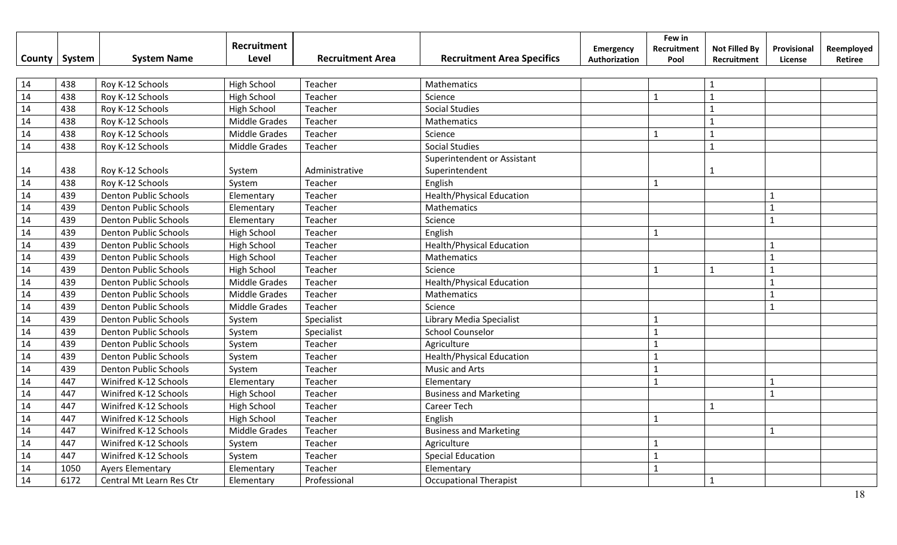| County | System | System Name | Recruitment Level | Recruitment Area | Recruitment Area Specifics | Emergency Authorization | Few in Recruitment Pool | Not Filled By Recruitment | Provisional License | Reemployed Retiree |
|---|---|---|---|---|---|---|---|---|---|---|
| 14 | 438 | Roy K-12 Schools | High School | Teacher | Mathematics | | | 1 | | |
| 14 | 438 | Roy K-12 Schools | High School | Teacher | Science | | 1 | 1 | | |
| 14 | 438 | Roy K-12 Schools | High School | Teacher | Social Studies | | | 1 | | |
| 14 | 438 | Roy K-12 Schools | Middle Grades | Teacher | Mathematics | | | 1 | | |
| 14 | 438 | Roy K-12 Schools | Middle Grades | Teacher | Science | | 1 | 1 | | |
| 14 | 438 | Roy K-12 Schools | Middle Grades | Teacher | Social Studies | | | 1 | | |
| 14 | 438 | Roy K-12 Schools | System | Administrative | Superintendent or Assistant Superintendent | | | 1 | | |
| 14 | 438 | Roy K-12 Schools | System | Teacher | English | | 1 | | | |
| 14 | 439 | Denton Public Schools | Elementary | Teacher | Health/Physical Education | | | | 1 | |
| 14 | 439 | Denton Public Schools | Elementary | Teacher | Mathematics | | | | 1 | |
| 14 | 439 | Denton Public Schools | Elementary | Teacher | Science | | | | 1 | |
| 14 | 439 | Denton Public Schools | High School | Teacher | English | | 1 | | | |
| 14 | 439 | Denton Public Schools | High School | Teacher | Health/Physical Education | | | | 1 | |
| 14 | 439 | Denton Public Schools | High School | Teacher | Mathematics | | | | 1 | |
| 14 | 439 | Denton Public Schools | High School | Teacher | Science | | 1 | 1 | 1 | |
| 14 | 439 | Denton Public Schools | Middle Grades | Teacher | Health/Physical Education | | | | 1 | |
| 14 | 439 | Denton Public Schools | Middle Grades | Teacher | Mathematics | | | | 1 | |
| 14 | 439 | Denton Public Schools | Middle Grades | Teacher | Science | | | | 1 | |
| 14 | 439 | Denton Public Schools | System | Specialist | Library Media Specialist | | 1 | | | |
| 14 | 439 | Denton Public Schools | System | Specialist | School Counselor | | 1 | | | |
| 14 | 439 | Denton Public Schools | System | Teacher | Agriculture | | 1 | | | |
| 14 | 439 | Denton Public Schools | System | Teacher | Health/Physical Education | | 1 | | | |
| 14 | 439 | Denton Public Schools | System | Teacher | Music and Arts | | 1 | | | |
| 14 | 447 | Winifred K-12 Schools | Elementary | Teacher | Elementary | | 1 | | 1 | |
| 14 | 447 | Winifred K-12 Schools | High School | Teacher | Business and Marketing | | | | 1 | |
| 14 | 447 | Winifred K-12 Schools | High School | Teacher | Career Tech | | | 1 | | |
| 14 | 447 | Winifred K-12 Schools | High School | Teacher | English | | 1 | | | |
| 14 | 447 | Winifred K-12 Schools | Middle Grades | Teacher | Business and Marketing | | | | 1 | |
| 14 | 447 | Winifred K-12 Schools | System | Teacher | Agriculture | | 1 | | | |
| 14 | 447 | Winifred K-12 Schools | System | Teacher | Special Education | | 1 | | | |
| 14 | 1050 | Ayers Elementary | Elementary | Teacher | Elementary | | 1 | | | |
| 14 | 6172 | Central Mt Learn Res Ctr | Elementary | Professional | Occupational Therapist | | | 1 | | |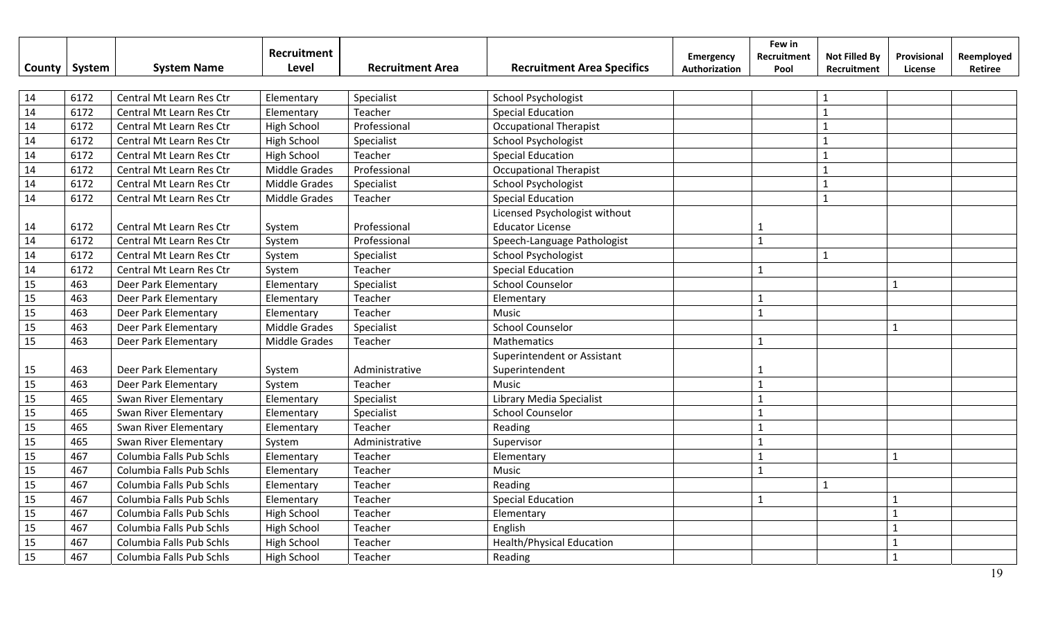| County | System | System Name | Recruitment Level | Recruitment Area | Recruitment Area Specifics | Emergency Authorization | Few in Recruitment Pool | Not Filled By Recruitment | Provisional License | Reemployed Retiree |
|---|---|---|---|---|---|---|---|---|---|---|
| 14 | 6172 | Central Mt Learn Res Ctr | Elementary | Specialist | School Psychologist | | | 1 | | |
| 14 | 6172 | Central Mt Learn Res Ctr | Elementary | Teacher | Special Education | | | 1 | | |
| 14 | 6172 | Central Mt Learn Res Ctr | High School | Professional | Occupational Therapist | | | 1 | | |
| 14 | 6172 | Central Mt Learn Res Ctr | High School | Specialist | School Psychologist | | | 1 | | |
| 14 | 6172 | Central Mt Learn Res Ctr | High School | Teacher | Special Education | | | 1 | | |
| 14 | 6172 | Central Mt Learn Res Ctr | Middle Grades | Professional | Occupational Therapist | | | 1 | | |
| 14 | 6172 | Central Mt Learn Res Ctr | Middle Grades | Specialist | School Psychologist | | | 1 | | |
| 14 | 6172 | Central Mt Learn Res Ctr | Middle Grades | Teacher | Special Education | | | 1 | | |
| 14 | 6172 | Central Mt Learn Res Ctr | System | Professional | Licensed Psychologist without Educator License | | 1 | | | |
| 14 | 6172 | Central Mt Learn Res Ctr | System | Professional | Speech-Language Pathologist | | 1 | | | |
| 14 | 6172 | Central Mt Learn Res Ctr | System | Specialist | School Psychologist | | | 1 | | |
| 14 | 6172 | Central Mt Learn Res Ctr | System | Teacher | Special Education | | 1 | | | |
| 15 | 463 | Deer Park Elementary | Elementary | Specialist | School Counselor | | | | 1 | |
| 15 | 463 | Deer Park Elementary | Elementary | Teacher | Elementary | | 1 | | | |
| 15 | 463 | Deer Park Elementary | Elementary | Teacher | Music | | 1 | | | |
| 15 | 463 | Deer Park Elementary | Middle Grades | Specialist | School Counselor | | | | 1 | |
| 15 | 463 | Deer Park Elementary | Middle Grades | Teacher | Mathematics | | 1 | | | |
| 15 | 463 | Deer Park Elementary | System | Administrative | Superintendent or Assistant Superintendent | | 1 | | | |
| 15 | 463 | Deer Park Elementary | System | Teacher | Music | | 1 | | | |
| 15 | 465 | Swan River Elementary | Elementary | Specialist | Library Media Specialist | | 1 | | | |
| 15 | 465 | Swan River Elementary | Elementary | Specialist | School Counselor | | 1 | | | |
| 15 | 465 | Swan River Elementary | Elementary | Teacher | Reading | | 1 | | | |
| 15 | 465 | Swan River Elementary | System | Administrative | Supervisor | | 1 | | | |
| 15 | 467 | Columbia Falls Pub Schls | Elementary | Teacher | Elementary | | 1 | | 1 | |
| 15 | 467 | Columbia Falls Pub Schls | Elementary | Teacher | Music | | 1 | | | |
| 15 | 467 | Columbia Falls Pub Schls | Elementary | Teacher | Reading | | | 1 | | |
| 15 | 467 | Columbia Falls Pub Schls | Elementary | Teacher | Special Education | | 1 | | 1 | |
| 15 | 467 | Columbia Falls Pub Schls | High School | Teacher | Elementary | | | | 1 | |
| 15 | 467 | Columbia Falls Pub Schls | High School | Teacher | English | | | | 1 | |
| 15 | 467 | Columbia Falls Pub Schls | High School | Teacher | Health/Physical Education | | | | 1 | |
| 15 | 467 | Columbia Falls Pub Schls | High School | Teacher | Reading | | | | 1 | |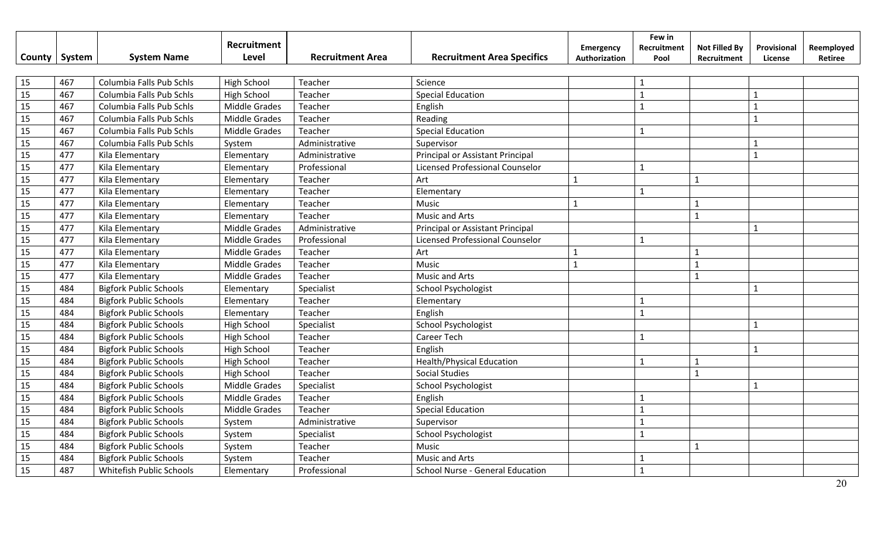| County | System | System Name | Recruitment Level | Recruitment Area | Recruitment Area Specifics | Emergency Authorization | Few in Recruitment Pool | Not Filled By Recruitment | Provisional License | Reemployed Retiree |
|---|---|---|---|---|---|---|---|---|---|---|
| 15 | 467 | Columbia Falls Pub Schls | High School | Teacher | Science | | 1 | | | |
| 15 | 467 | Columbia Falls Pub Schls | High School | Teacher | Special Education | | 1 | | 1 | |
| 15 | 467 | Columbia Falls Pub Schls | Middle Grades | Teacher | English | | 1 | | 1 | |
| 15 | 467 | Columbia Falls Pub Schls | Middle Grades | Teacher | Reading | | | | 1 | |
| 15 | 467 | Columbia Falls Pub Schls | Middle Grades | Teacher | Special Education | | 1 | | | |
| 15 | 467 | Columbia Falls Pub Schls | System | Administrative | Supervisor | | | | 1 | |
| 15 | 477 | Kila Elementary | Elementary | Administrative | Principal or Assistant Principal | | | | 1 | |
| 15 | 477 | Kila Elementary | Elementary | Professional | Licensed Professional Counselor | | 1 | | | |
| 15 | 477 | Kila Elementary | Elementary | Teacher | Art | 1 | | 1 | | |
| 15 | 477 | Kila Elementary | Elementary | Teacher | Elementary | | 1 | | | |
| 15 | 477 | Kila Elementary | Elementary | Teacher | Music | 1 | | 1 | | |
| 15 | 477 | Kila Elementary | Elementary | Teacher | Music and Arts | | | 1 | | |
| 15 | 477 | Kila Elementary | Middle Grades | Administrative | Principal or Assistant Principal | | | | 1 | |
| 15 | 477 | Kila Elementary | Middle Grades | Professional | Licensed Professional Counselor | | 1 | | | |
| 15 | 477 | Kila Elementary | Middle Grades | Teacher | Art | 1 | | 1 | | |
| 15 | 477 | Kila Elementary | Middle Grades | Teacher | Music | 1 | | 1 | | |
| 15 | 477 | Kila Elementary | Middle Grades | Teacher | Music and Arts | | | 1 | | |
| 15 | 484 | Bigfork Public Schools | Elementary | Specialist | School Psychologist | | | | 1 | |
| 15 | 484 | Bigfork Public Schools | Elementary | Teacher | Elementary | | 1 | | | |
| 15 | 484 | Bigfork Public Schools | Elementary | Teacher | English | | 1 | | | |
| 15 | 484 | Bigfork Public Schools | High School | Specialist | School Psychologist | | | | 1 | |
| 15 | 484 | Bigfork Public Schools | High School | Teacher | Career Tech | | 1 | | | |
| 15 | 484 | Bigfork Public Schools | High School | Teacher | English | | | | 1 | |
| 15 | 484 | Bigfork Public Schools | High School | Teacher | Health/Physical Education | | 1 | 1 | | |
| 15 | 484 | Bigfork Public Schools | High School | Teacher | Social Studies | | | 1 | | |
| 15 | 484 | Bigfork Public Schools | Middle Grades | Specialist | School Psychologist | | | | 1 | |
| 15 | 484 | Bigfork Public Schools | Middle Grades | Teacher | English | | 1 | | | |
| 15 | 484 | Bigfork Public Schools | Middle Grades | Teacher | Special Education | | 1 | | | |
| 15 | 484 | Bigfork Public Schools | System | Administrative | Supervisor | | 1 | | | |
| 15 | 484 | Bigfork Public Schools | System | Specialist | School Psychologist | | 1 | | | |
| 15 | 484 | Bigfork Public Schools | System | Teacher | Music | | | 1 | | |
| 15 | 484 | Bigfork Public Schools | System | Teacher | Music and Arts | | 1 | | | |
| 15 | 487 | Whitefish Public Schools | Elementary | Professional | School Nurse - General Education | | 1 | | | |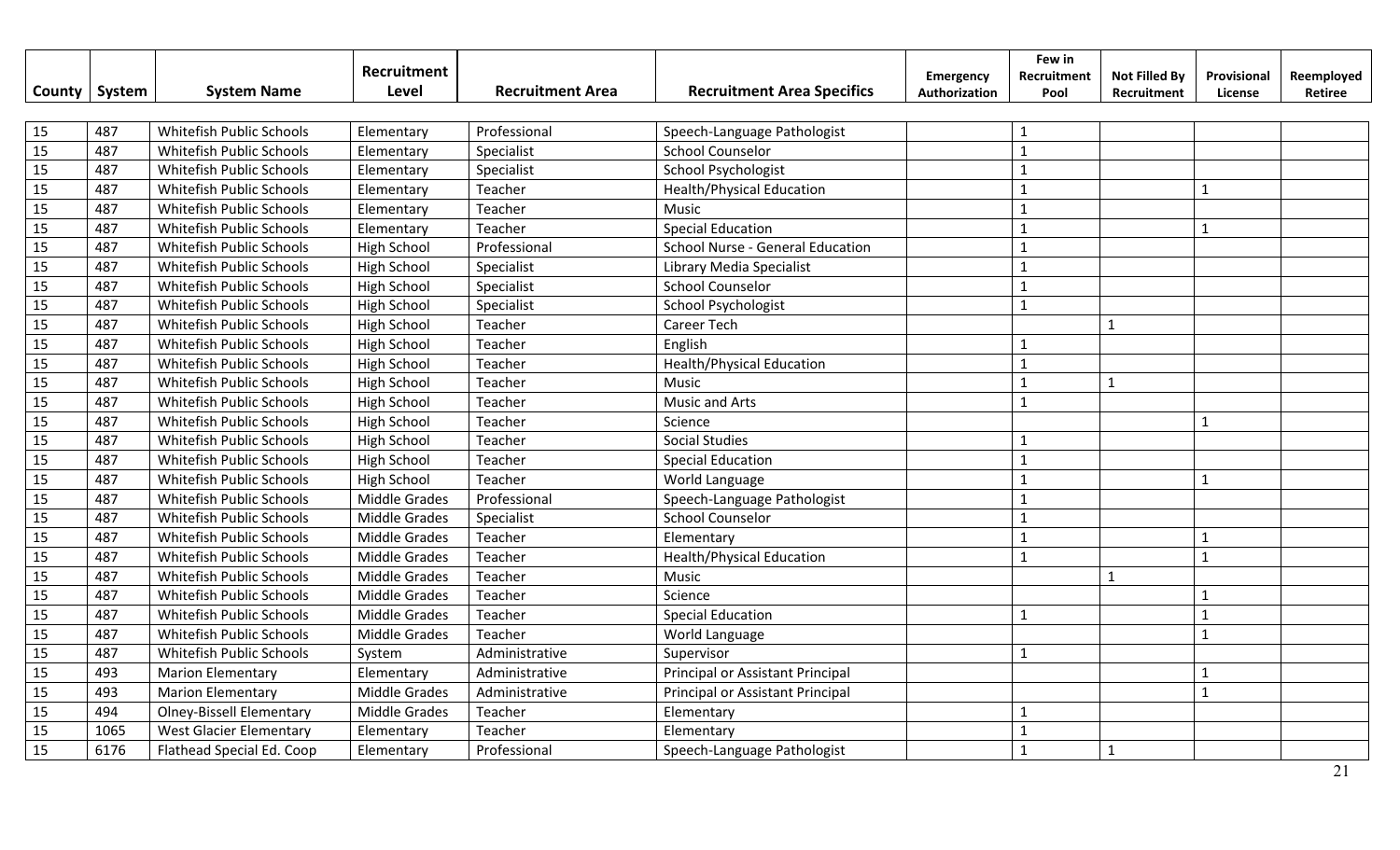| County | System | System Name | Recruitment Level | Recruitment Area | Recruitment Area Specifics | Emergency Authorization | Few in Recruitment Pool | Not Filled By Recruitment | Provisional License | Reemployed Retiree |
|---|---|---|---|---|---|---|---|---|---|---|
| 15 | 487 | Whitefish Public Schools | Elementary | Professional | Speech-Language Pathologist | | 1 | | | |
| 15 | 487 | Whitefish Public Schools | Elementary | Specialist | School Counselor | | 1 | | | |
| 15 | 487 | Whitefish Public Schools | Elementary | Specialist | School Psychologist | | 1 | | | |
| 15 | 487 | Whitefish Public Schools | Elementary | Teacher | Health/Physical Education | | 1 | | 1 | |
| 15 | 487 | Whitefish Public Schools | Elementary | Teacher | Music | | 1 | | | |
| 15 | 487 | Whitefish Public Schools | Elementary | Teacher | Special Education | | 1 | | 1 | |
| 15 | 487 | Whitefish Public Schools | High School | Professional | School Nurse - General Education | | 1 | | | |
| 15 | 487 | Whitefish Public Schools | High School | Specialist | Library Media Specialist | | 1 | | | |
| 15 | 487 | Whitefish Public Schools | High School | Specialist | School Counselor | | 1 | | | |
| 15 | 487 | Whitefish Public Schools | High School | Specialist | School Psychologist | | 1 | | | |
| 15 | 487 | Whitefish Public Schools | High School | Teacher | Career Tech | | | 1 | | |
| 15 | 487 | Whitefish Public Schools | High School | Teacher | English | | 1 | | | |
| 15 | 487 | Whitefish Public Schools | High School | Teacher | Health/Physical Education | | 1 | | | |
| 15 | 487 | Whitefish Public Schools | High School | Teacher | Music | | 1 | 1 | | |
| 15 | 487 | Whitefish Public Schools | High School | Teacher | Music and Arts | | 1 | | | |
| 15 | 487 | Whitefish Public Schools | High School | Teacher | Science | | | | 1 | |
| 15 | 487 | Whitefish Public Schools | High School | Teacher | Social Studies | | 1 | | | |
| 15 | 487 | Whitefish Public Schools | High School | Teacher | Special Education | | 1 | | | |
| 15 | 487 | Whitefish Public Schools | High School | Teacher | World Language | | 1 | | 1 | |
| 15 | 487 | Whitefish Public Schools | Middle Grades | Professional | Speech-Language Pathologist | | 1 | | | |
| 15 | 487 | Whitefish Public Schools | Middle Grades | Specialist | School Counselor | | 1 | | | |
| 15 | 487 | Whitefish Public Schools | Middle Grades | Teacher | Elementary | | 1 | | 1 | |
| 15 | 487 | Whitefish Public Schools | Middle Grades | Teacher | Health/Physical Education | | 1 | | 1 | |
| 15 | 487 | Whitefish Public Schools | Middle Grades | Teacher | Music | | | 1 | | |
| 15 | 487 | Whitefish Public Schools | Middle Grades | Teacher | Science | | | | 1 | |
| 15 | 487 | Whitefish Public Schools | Middle Grades | Teacher | Special Education | | 1 | | 1 | |
| 15 | 487 | Whitefish Public Schools | Middle Grades | Teacher | World Language | | | | 1 | |
| 15 | 487 | Whitefish Public Schools | System | Administrative | Supervisor | | 1 | | | |
| 15 | 493 | Marion Elementary | Elementary | Administrative | Principal or Assistant Principal | | | | 1 | |
| 15 | 493 | Marion Elementary | Middle Grades | Administrative | Principal or Assistant Principal | | | | 1 | |
| 15 | 494 | Olney-Bissell Elementary | Middle Grades | Teacher | Elementary | | 1 | | | |
| 15 | 1065 | West Glacier Elementary | Elementary | Teacher | Elementary | | 1 | | | |
| 15 | 6176 | Flathead Special Ed. Coop | Elementary | Professional | Speech-Language Pathologist | | 1 | 1 | | |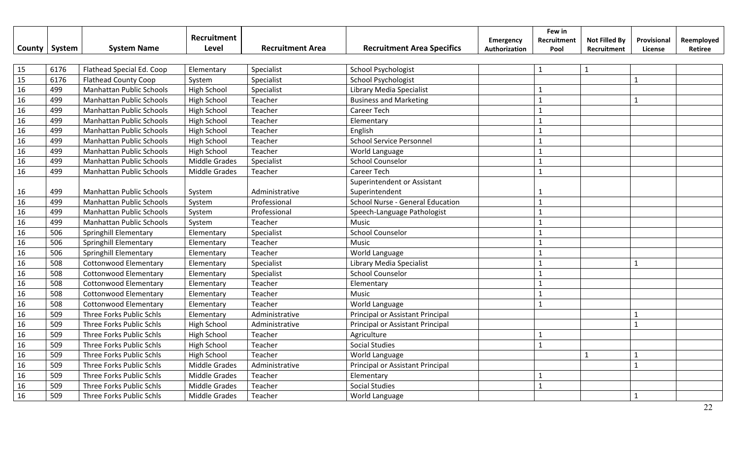| County | System | System Name | Recruitment Level | Recruitment Area | Recruitment Area Specifics | Emergency Authorization | Few in Recruitment Pool | Not Filled By Recruitment | Provisional License | Reemployed Retiree |
|---|---|---|---|---|---|---|---|---|---|---|
| 15 | 6176 | Flathead Special Ed. Coop | Elementary | Specialist | School Psychologist | | 1 | 1 | | |
| 15 | 6176 | Flathead County Coop | System | Specialist | School Psychologist | | | | 1 | |
| 16 | 499 | Manhattan Public Schools | High School | Specialist | Library Media Specialist | | 1 | | | |
| 16 | 499 | Manhattan Public Schools | High School | Teacher | Business and Marketing | | 1 | | 1 | |
| 16 | 499 | Manhattan Public Schools | High School | Teacher | Career Tech | | 1 | | | |
| 16 | 499 | Manhattan Public Schools | High School | Teacher | Elementary | | 1 | | | |
| 16 | 499 | Manhattan Public Schools | High School | Teacher | English | | 1 | | | |
| 16 | 499 | Manhattan Public Schools | High School | Teacher | School Service Personnel | | 1 | | | |
| 16 | 499 | Manhattan Public Schools | High School | Teacher | World Language | | 1 | | | |
| 16 | 499 | Manhattan Public Schools | Middle Grades | Specialist | School Counselor | | 1 | | | |
| 16 | 499 | Manhattan Public Schools | Middle Grades | Teacher | Career Tech | | 1 | | | |
| 16 | 499 | Manhattan Public Schools | System | Administrative | Superintendent or Assistant Superintendent | | 1 | | | |
| 16 | 499 | Manhattan Public Schools | System | Professional | School Nurse - General Education | | 1 | | | |
| 16 | 499 | Manhattan Public Schools | System | Professional | Speech-Language Pathologist | | 1 | | | |
| 16 | 499 | Manhattan Public Schools | System | Teacher | Music | | 1 | | | |
| 16 | 506 | Springhill Elementary | Elementary | Specialist | School Counselor | | 1 | | | |
| 16 | 506 | Springhill Elementary | Elementary | Teacher | Music | | 1 | | | |
| 16 | 506 | Springhill Elementary | Elementary | Teacher | World Language | | 1 | | | |
| 16 | 508 | Cottonwood Elementary | Elementary | Specialist | Library Media Specialist | | 1 | | 1 | |
| 16 | 508 | Cottonwood Elementary | Elementary | Specialist | School Counselor | | 1 | | | |
| 16 | 508 | Cottonwood Elementary | Elementary | Teacher | Elementary | | 1 | | | |
| 16 | 508 | Cottonwood Elementary | Elementary | Teacher | Music | | 1 | | | |
| 16 | 508 | Cottonwood Elementary | Elementary | Teacher | World Language | | 1 | | | |
| 16 | 509 | Three Forks Public Schls | Elementary | Administrative | Principal or Assistant Principal | | | | 1 | |
| 16 | 509 | Three Forks Public Schls | High School | Administrative | Principal or Assistant Principal | | | | 1 | |
| 16 | 509 | Three Forks Public Schls | High School | Teacher | Agriculture | | 1 | | | |
| 16 | 509 | Three Forks Public Schls | High School | Teacher | Social Studies | | 1 | | | |
| 16 | 509 | Three Forks Public Schls | High School | Teacher | World Language | | | 1 | 1 | |
| 16 | 509 | Three Forks Public Schls | Middle Grades | Administrative | Principal or Assistant Principal | | | | 1 | |
| 16 | 509 | Three Forks Public Schls | Middle Grades | Teacher | Elementary | | 1 | | | |
| 16 | 509 | Three Forks Public Schls | Middle Grades | Teacher | Social Studies | | 1 | | | |
| 16 | 509 | Three Forks Public Schls | Middle Grades | Teacher | World Language | | | | 1 | |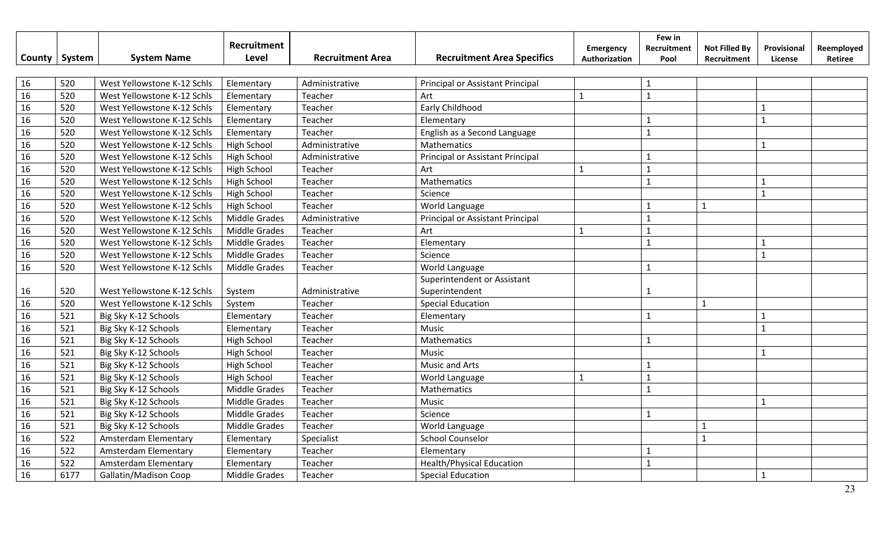| County | System | System Name | Recruitment Level | Recruitment Area | Recruitment Area Specifics | Emergency Authorization | Few in Recruitment Pool | Not Filled By Recruitment | Provisional License | Reemployed Retiree |
|---|---|---|---|---|---|---|---|---|---|---|
| 16 | 520 | West Yellowstone K-12 Schls | Elementary | Administrative | Principal or Assistant Principal | | 1 | | | |
| 16 | 520 | West Yellowstone K-12 Schls | Elementary | Teacher | Art | 1 | 1 | | | |
| 16 | 520 | West Yellowstone K-12 Schls | Elementary | Teacher | Early Childhood | | | | 1 | |
| 16 | 520 | West Yellowstone K-12 Schls | Elementary | Teacher | Elementary | | 1 | | 1 | |
| 16 | 520 | West Yellowstone K-12 Schls | Elementary | Teacher | English as a Second Language | | 1 | | | |
| 16 | 520 | West Yellowstone K-12 Schls | High School | Administrative | Mathematics | | | | 1 | |
| 16 | 520 | West Yellowstone K-12 Schls | High School | Administrative | Principal or Assistant Principal | | 1 | | | |
| 16 | 520 | West Yellowstone K-12 Schls | High School | Teacher | Art | 1 | 1 | | | |
| 16 | 520 | West Yellowstone K-12 Schls | High School | Teacher | Mathematics | | 1 | | 1 | |
| 16 | 520 | West Yellowstone K-12 Schls | High School | Teacher | Science | | | | 1 | |
| 16 | 520 | West Yellowstone K-12 Schls | High School | Teacher | World Language | | 1 | 1 | | |
| 16 | 520 | West Yellowstone K-12 Schls | Middle Grades | Administrative | Principal or Assistant Principal | | 1 | | | |
| 16 | 520 | West Yellowstone K-12 Schls | Middle Grades | Teacher | Art | 1 | 1 | | | |
| 16 | 520 | West Yellowstone K-12 Schls | Middle Grades | Teacher | Elementary | | 1 | | 1 | |
| 16 | 520 | West Yellowstone K-12 Schls | Middle Grades | Teacher | Science | | | | 1 | |
| 16 | 520 | West Yellowstone K-12 Schls | Middle Grades | Teacher | World Language | | 1 | | | |
| 16 | 520 | West Yellowstone K-12 Schls | System | Administrative | Superintendent or Assistant Superintendent | | 1 | | | |
| 16 | 520 | West Yellowstone K-12 Schls | System | Teacher | Special Education | | | 1 | | |
| 16 | 521 | Big Sky K-12 Schools | Elementary | Teacher | Elementary | | 1 | | 1 | |
| 16 | 521 | Big Sky K-12 Schools | Elementary | Teacher | Music | | | | 1 | |
| 16 | 521 | Big Sky K-12 Schools | High School | Teacher | Mathematics | | 1 | | | |
| 16 | 521 | Big Sky K-12 Schools | High School | Teacher | Music | | | | 1 | |
| 16 | 521 | Big Sky K-12 Schools | High School | Teacher | Music and Arts | | 1 | | | |
| 16 | 521 | Big Sky K-12 Schools | High School | Teacher | World Language | 1 | 1 | | | |
| 16 | 521 | Big Sky K-12 Schools | Middle Grades | Teacher | Mathematics | | 1 | | | |
| 16 | 521 | Big Sky K-12 Schools | Middle Grades | Teacher | Music | | | | 1 | |
| 16 | 521 | Big Sky K-12 Schools | Middle Grades | Teacher | Science | | 1 | | | |
| 16 | 521 | Big Sky K-12 Schools | Middle Grades | Teacher | World Language | | | 1 | | |
| 16 | 522 | Amsterdam Elementary | Elementary | Specialist | School Counselor | | | 1 | | |
| 16 | 522 | Amsterdam Elementary | Elementary | Teacher | Elementary | | 1 | | | |
| 16 | 522 | Amsterdam Elementary | Elementary | Teacher | Health/Physical Education | | 1 | | | |
| 16 | 6177 | Gallatin/Madison Coop | Middle Grades | Teacher | Special Education | | | | 1 | |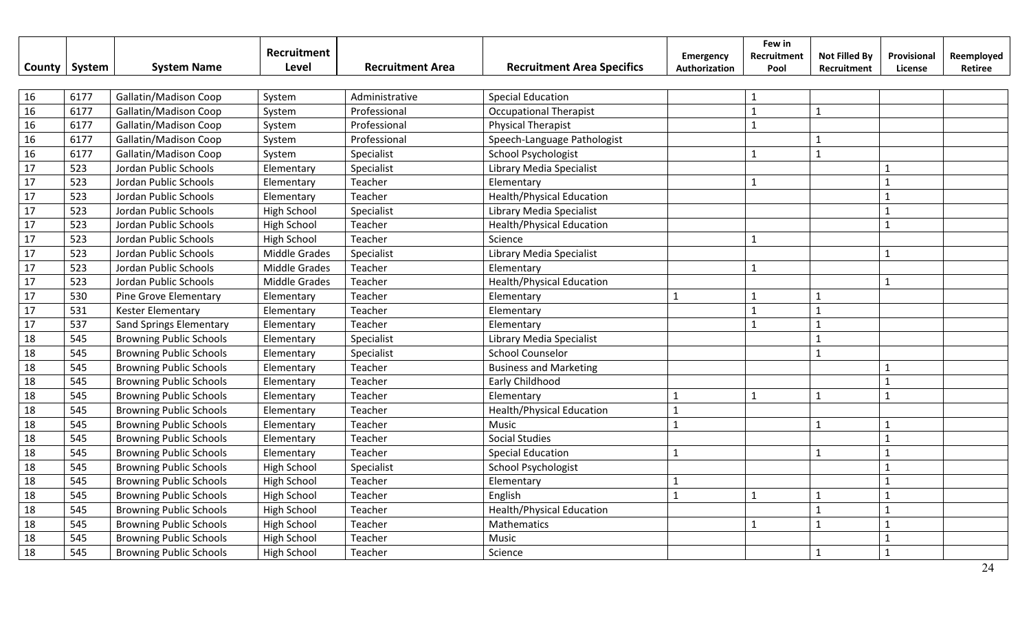| County | System | System Name | Recruitment Level | Recruitment Area | Recruitment Area Specifics | Emergency Authorization | Few in Recruitment Pool | Not Filled By Recruitment | Provisional License | Reemployed Retiree |
|---|---|---|---|---|---|---|---|---|---|---|
| 16 | 6177 | Gallatin/Madison Coop | System | Administrative | Special Education | | 1 | | | |
| 16 | 6177 | Gallatin/Madison Coop | System | Professional | Occupational Therapist | | 1 | 1 | | |
| 16 | 6177 | Gallatin/Madison Coop | System | Professional | Physical Therapist | | 1 | | | |
| 16 | 6177 | Gallatin/Madison Coop | System | Professional | Speech-Language Pathologist | | | 1 | | |
| 16 | 6177 | Gallatin/Madison Coop | System | Specialist | School Psychologist | | 1 | 1 | | |
| 17 | 523 | Jordan Public Schools | Elementary | Specialist | Library Media Specialist | | | | 1 | |
| 17 | 523 | Jordan Public Schools | Elementary | Teacher | Elementary | | 1 | | 1 | |
| 17 | 523 | Jordan Public Schools | Elementary | Teacher | Health/Physical Education | | | | 1 | |
| 17 | 523 | Jordan Public Schools | High School | Specialist | Library Media Specialist | | | | 1 | |
| 17 | 523 | Jordan Public Schools | High School | Teacher | Health/Physical Education | | | | 1 | |
| 17 | 523 | Jordan Public Schools | High School | Teacher | Science | | 1 | | | |
| 17 | 523 | Jordan Public Schools | Middle Grades | Specialist | Library Media Specialist | | | | 1 | |
| 17 | 523 | Jordan Public Schools | Middle Grades | Teacher | Elementary | | 1 | | | |
| 17 | 523 | Jordan Public Schools | Middle Grades | Teacher | Health/Physical Education | | | | 1 | |
| 17 | 530 | Pine Grove Elementary | Elementary | Teacher | Elementary | 1 | 1 | 1 | | |
| 17 | 531 | Kester Elementary | Elementary | Teacher | Elementary | | 1 | 1 | | |
| 17 | 537 | Sand Springs Elementary | Elementary | Teacher | Elementary | | 1 | 1 | | |
| 18 | 545 | Browning Public Schools | Elementary | Specialist | Library Media Specialist | | | 1 | | |
| 18 | 545 | Browning Public Schools | Elementary | Specialist | School Counselor | | | 1 | | |
| 18 | 545 | Browning Public Schools | Elementary | Teacher | Business and Marketing | | | | 1 | |
| 18 | 545 | Browning Public Schools | Elementary | Teacher | Early Childhood | | | | 1 | |
| 18 | 545 | Browning Public Schools | Elementary | Teacher | Elementary | 1 | 1 | 1 | 1 | |
| 18 | 545 | Browning Public Schools | Elementary | Teacher | Health/Physical Education | 1 | | | | |
| 18 | 545 | Browning Public Schools | Elementary | Teacher | Music | 1 | | 1 | 1 | |
| 18 | 545 | Browning Public Schools | Elementary | Teacher | Social Studies | | | | 1 | |
| 18 | 545 | Browning Public Schools | Elementary | Teacher | Special Education | 1 | | 1 | 1 | |
| 18 | 545 | Browning Public Schools | High School | Specialist | School Psychologist | | | | 1 | |
| 18 | 545 | Browning Public Schools | High School | Teacher | Elementary | 1 | | | 1 | |
| 18 | 545 | Browning Public Schools | High School | Teacher | English | 1 | 1 | 1 | 1 | |
| 18 | 545 | Browning Public Schools | High School | Teacher | Health/Physical Education | | | 1 | 1 | |
| 18 | 545 | Browning Public Schools | High School | Teacher | Mathematics | | 1 | 1 | 1 | |
| 18 | 545 | Browning Public Schools | High School | Teacher | Music | | | | 1 | |
| 18 | 545 | Browning Public Schools | High School | Teacher | Science | | | 1 | 1 | |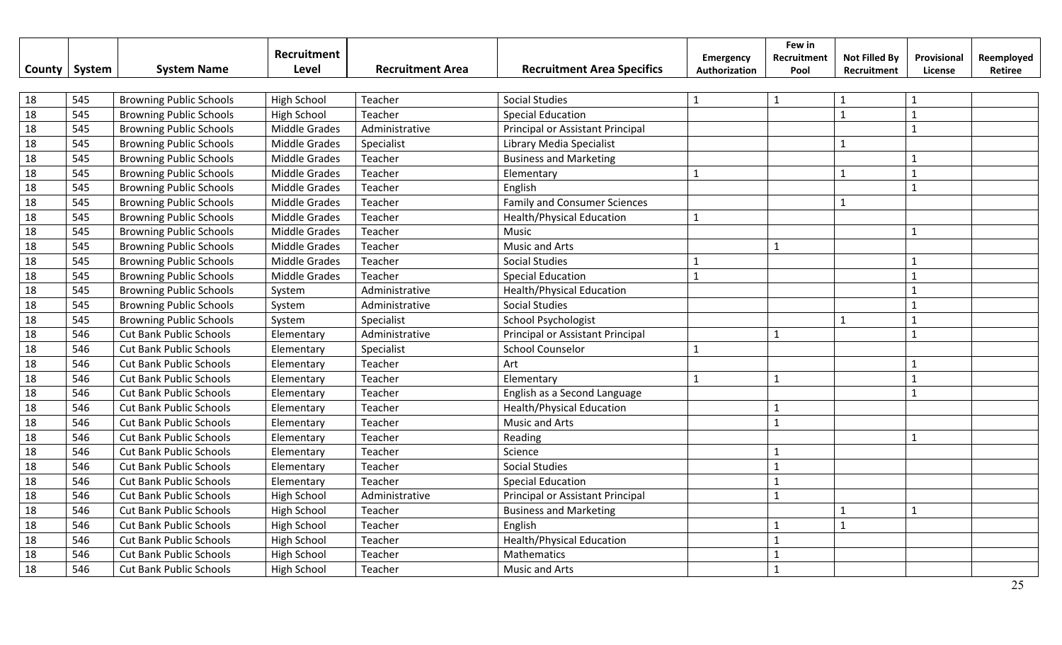| County | System | System Name | Recruitment Level | Recruitment Area | Recruitment Area Specifics | Emergency Authorization | Few in Recruitment Pool | Not Filled By Recruitment | Provisional License | Reemployed Retiree |
|---|---|---|---|---|---|---|---|---|---|---|
| 18 | 545 | Browning Public Schools | High School | Teacher | Social Studies | 1 | 1 | 1 | 1 | |
| 18 | 545 | Browning Public Schools | High School | Teacher | Special Education | | | 1 | 1 | |
| 18 | 545 | Browning Public Schools | Middle Grades | Administrative | Principal or Assistant Principal | | | | 1 | |
| 18 | 545 | Browning Public Schools | Middle Grades | Specialist | Library Media Specialist | | | 1 | | |
| 18 | 545 | Browning Public Schools | Middle Grades | Teacher | Business and Marketing | | | | 1 | |
| 18 | 545 | Browning Public Schools | Middle Grades | Teacher | Elementary | 1 | | 1 | 1 | |
| 18 | 545 | Browning Public Schools | Middle Grades | Teacher | English | | | | 1 | |
| 18 | 545 | Browning Public Schools | Middle Grades | Teacher | Family and Consumer Sciences | | | 1 | | |
| 18 | 545 | Browning Public Schools | Middle Grades | Teacher | Health/Physical Education | 1 | | | | |
| 18 | 545 | Browning Public Schools | Middle Grades | Teacher | Music | | | | 1 | |
| 18 | 545 | Browning Public Schools | Middle Grades | Teacher | Music and Arts | | 1 | | | |
| 18 | 545 | Browning Public Schools | Middle Grades | Teacher | Social Studies | 1 | | | 1 | |
| 18 | 545 | Browning Public Schools | Middle Grades | Teacher | Special Education | 1 | | | 1 | |
| 18 | 545 | Browning Public Schools | System | Administrative | Health/Physical Education | | | | 1 | |
| 18 | 545 | Browning Public Schools | System | Administrative | Social Studies | | | | 1 | |
| 18 | 545 | Browning Public Schools | System | Specialist | School Psychologist | | | 1 | 1 | |
| 18 | 546 | Cut Bank Public Schools | Elementary | Administrative | Principal or Assistant Principal | | 1 | | 1 | |
| 18 | 546 | Cut Bank Public Schools | Elementary | Specialist | School Counselor | 1 | | | | |
| 18 | 546 | Cut Bank Public Schools | Elementary | Teacher | Art | | | | 1 | |
| 18 | 546 | Cut Bank Public Schools | Elementary | Teacher | Elementary | 1 | 1 | | 1 | |
| 18 | 546 | Cut Bank Public Schools | Elementary | Teacher | English as a Second Language | | | | 1 | |
| 18 | 546 | Cut Bank Public Schools | Elementary | Teacher | Health/Physical Education | | 1 | | | |
| 18 | 546 | Cut Bank Public Schools | Elementary | Teacher | Music and Arts | | 1 | | | |
| 18 | 546 | Cut Bank Public Schools | Elementary | Teacher | Reading | | | | 1 | |
| 18 | 546 | Cut Bank Public Schools | Elementary | Teacher | Science | | 1 | | | |
| 18 | 546 | Cut Bank Public Schools | Elementary | Teacher | Social Studies | | 1 | | | |
| 18 | 546 | Cut Bank Public Schools | Elementary | Teacher | Special Education | | 1 | | | |
| 18 | 546 | Cut Bank Public Schools | High School | Administrative | Principal or Assistant Principal | | 1 | | | |
| 18 | 546 | Cut Bank Public Schools | High School | Teacher | Business and Marketing | | | 1 | 1 | |
| 18 | 546 | Cut Bank Public Schools | High School | Teacher | English | | 1 | 1 | | |
| 18 | 546 | Cut Bank Public Schools | High School | Teacher | Health/Physical Education | | 1 | | | |
| 18 | 546 | Cut Bank Public Schools | High School | Teacher | Mathematics | | 1 | | | |
| 18 | 546 | Cut Bank Public Schools | High School | Teacher | Music and Arts | | 1 | | | |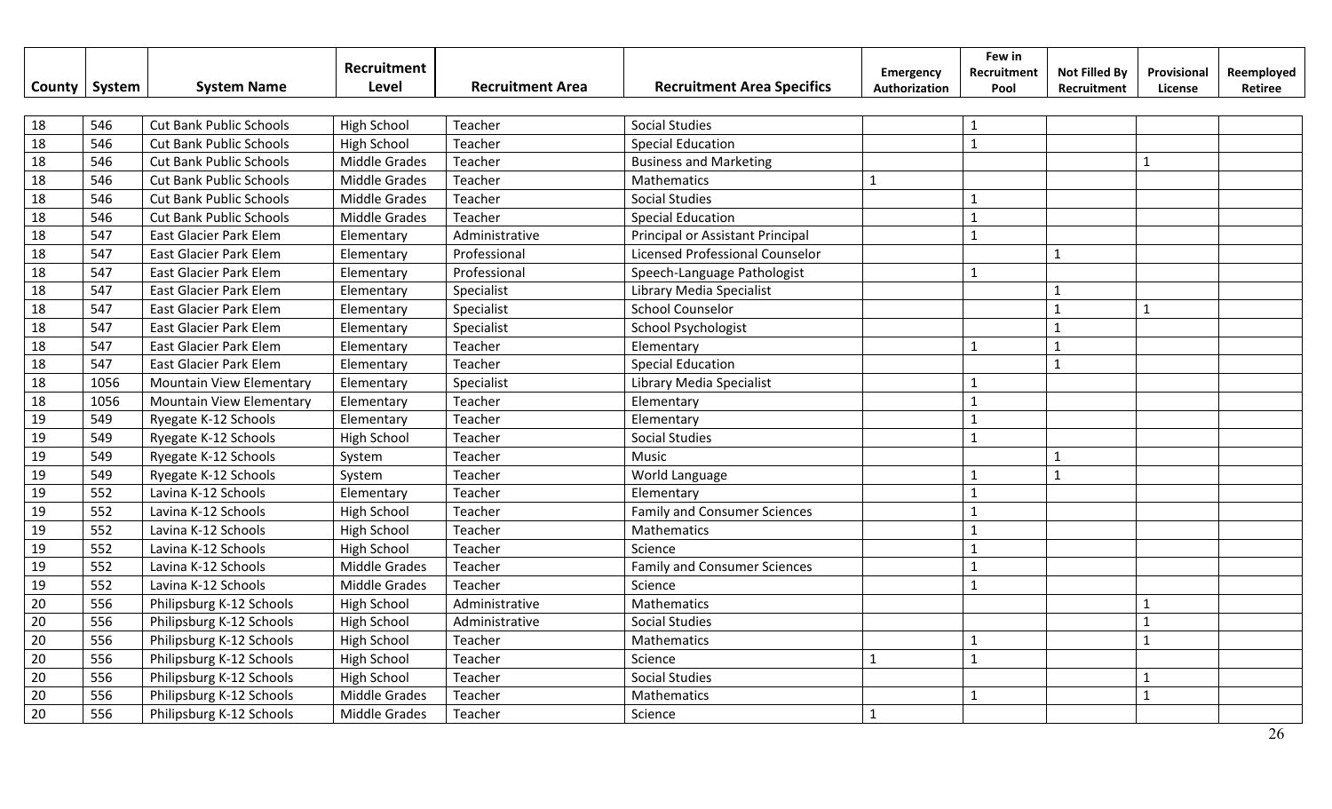| County | System | System Name | Recruitment Level | Recruitment Area | Recruitment Area Specifics | Emergency Authorization | Few in Recruitment Pool | Not Filled By Recruitment | Provisional License | Reemployed Retiree |
|---|---|---|---|---|---|---|---|---|---|---|
| 18 | 546 | Cut Bank Public Schools | High School | Teacher | Social Studies | | 1 | | | |
| 18 | 546 | Cut Bank Public Schools | High School | Teacher | Special Education | | 1 | | | |
| 18 | 546 | Cut Bank Public Schools | Middle Grades | Teacher | Business and Marketing | | | | 1 | |
| 18 | 546 | Cut Bank Public Schools | Middle Grades | Teacher | Mathematics | 1 | | | | |
| 18 | 546 | Cut Bank Public Schools | Middle Grades | Teacher | Social Studies | | 1 | | | |
| 18 | 546 | Cut Bank Public Schools | Middle Grades | Teacher | Special Education | | 1 | | | |
| 18 | 547 | East Glacier Park Elem | Elementary | Administrative | Principal or Assistant Principal | | 1 | | | |
| 18 | 547 | East Glacier Park Elem | Elementary | Professional | Licensed Professional Counselor | | | 1 | | |
| 18 | 547 | East Glacier Park Elem | Elementary | Professional | Speech-Language Pathologist | | 1 | | | |
| 18 | 547 | East Glacier Park Elem | Elementary | Specialist | Library Media Specialist | | | 1 | | |
| 18 | 547 | East Glacier Park Elem | Elementary | Specialist | School Counselor | | | 1 | 1 | |
| 18 | 547 | East Glacier Park Elem | Elementary | Specialist | School Psychologist | | | 1 | | |
| 18 | 547 | East Glacier Park Elem | Elementary | Teacher | Elementary | | 1 | 1 | | |
| 18 | 547 | East Glacier Park Elem | Elementary | Teacher | Special Education | | | 1 | | |
| 18 | 1056 | Mountain View Elementary | Elementary | Specialist | Library Media Specialist | | 1 | | | |
| 18 | 1056 | Mountain View Elementary | Elementary | Teacher | Elementary | | 1 | | | |
| 19 | 549 | Ryegate K-12 Schools | Elementary | Teacher | Elementary | | 1 | | | |
| 19 | 549 | Ryegate K-12 Schools | High School | Teacher | Social Studies | | 1 | | | |
| 19 | 549 | Ryegate K-12 Schools | System | Teacher | Music | | | 1 | | |
| 19 | 549 | Ryegate K-12 Schools | System | Teacher | World Language | | 1 | 1 | | |
| 19 | 552 | Lavina K-12 Schools | Elementary | Teacher | Elementary | | 1 | | | |
| 19 | 552 | Lavina K-12 Schools | High School | Teacher | Family and Consumer Sciences | | 1 | | | |
| 19 | 552 | Lavina K-12 Schools | High School | Teacher | Mathematics | | 1 | | | |
| 19 | 552 | Lavina K-12 Schools | High School | Teacher | Science | | 1 | | | |
| 19 | 552 | Lavina K-12 Schools | Middle Grades | Teacher | Family and Consumer Sciences | | 1 | | | |
| 19 | 552 | Lavina K-12 Schools | Middle Grades | Teacher | Science | | 1 | | | |
| 20 | 556 | Philipsburg K-12 Schools | High School | Administrative | Mathematics | | | | 1 | |
| 20 | 556 | Philipsburg K-12 Schools | High School | Administrative | Social Studies | | | | 1 | |
| 20 | 556 | Philipsburg K-12 Schools | High School | Teacher | Mathematics | | 1 | | 1 | |
| 20 | 556 | Philipsburg K-12 Schools | High School | Teacher | Science | 1 | 1 | | | |
| 20 | 556 | Philipsburg K-12 Schools | High School | Teacher | Social Studies | | | | 1 | |
| 20 | 556 | Philipsburg K-12 Schools | Middle Grades | Teacher | Mathematics | | 1 | | 1 | |
| 20 | 556 | Philipsburg K-12 Schools | Middle Grades | Teacher | Science | 1 | | | | |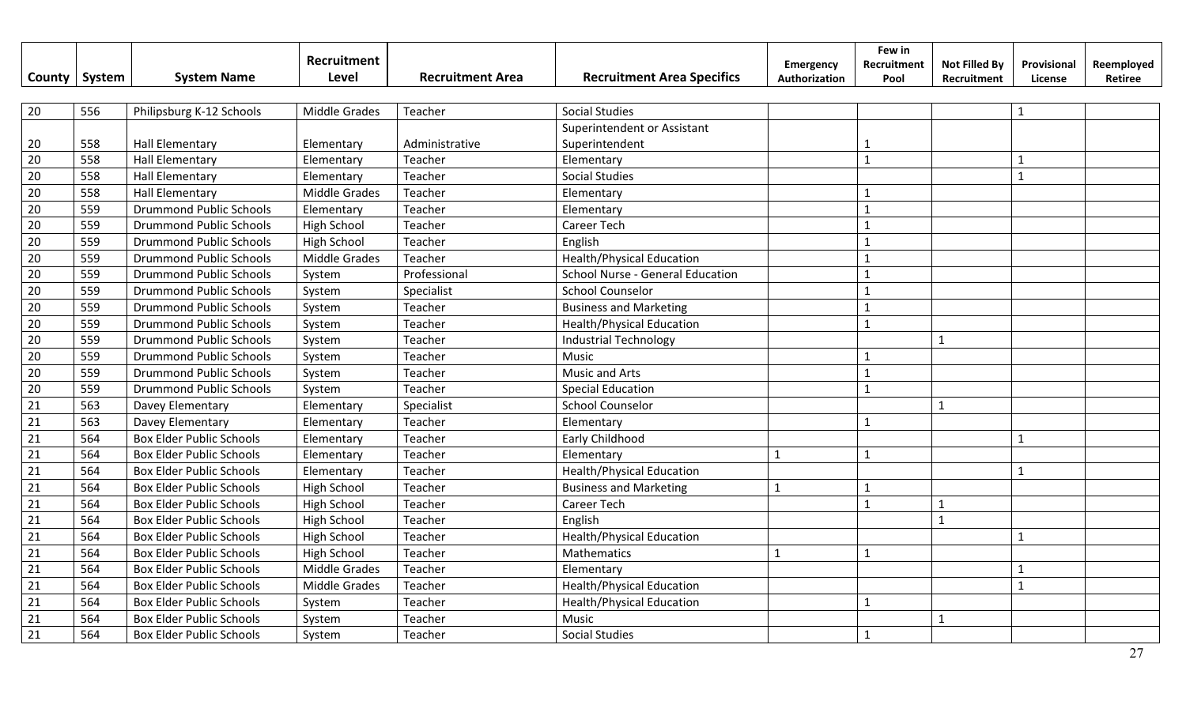| County | System | System Name | Recruitment Level | Recruitment Area | Recruitment Area Specifics | Emergency Authorization | Few in Recruitment Pool | Not Filled By Recruitment | Provisional License | Reemployed Retiree |
|---|---|---|---|---|---|---|---|---|---|---|
| 20 | 556 | Philipsburg K-12 Schools | Middle Grades | Teacher | Social Studies | | | | 1 | |
| 20 | 558 | Hall Elementary | Elementary | Administrative | Superintendent or Assistant Superintendent | | 1 | | | |
| 20 | 558 | Hall Elementary | Elementary | Teacher | Elementary | | 1 | | 1 | |
| 20 | 558 | Hall Elementary | Elementary | Teacher | Social Studies | | | | 1 | |
| 20 | 558 | Hall Elementary | Middle Grades | Teacher | Elementary | | 1 | | | |
| 20 | 559 | Drummond Public Schools | Elementary | Teacher | Elementary | | 1 | | | |
| 20 | 559 | Drummond Public Schools | High School | Teacher | Career Tech | | 1 | | | |
| 20 | 559 | Drummond Public Schools | High School | Teacher | English | | 1 | | | |
| 20 | 559 | Drummond Public Schools | Middle Grades | Teacher | Health/Physical Education | | 1 | | | |
| 20 | 559 | Drummond Public Schools | System | Professional | School Nurse - General Education | | 1 | | | |
| 20 | 559 | Drummond Public Schools | System | Specialist | School Counselor | | 1 | | | |
| 20 | 559 | Drummond Public Schools | System | Teacher | Business and Marketing | | 1 | | | |
| 20 | 559 | Drummond Public Schools | System | Teacher | Health/Physical Education | | 1 | | | |
| 20 | 559 | Drummond Public Schools | System | Teacher | Industrial Technology | | | 1 | | |
| 20 | 559 | Drummond Public Schools | System | Teacher | Music | | 1 | | | |
| 20 | 559 | Drummond Public Schools | System | Teacher | Music and Arts | | 1 | | | |
| 20 | 559 | Drummond Public Schools | System | Teacher | Special Education | | 1 | | | |
| 21 | 563 | Davey Elementary | Elementary | Specialist | School Counselor | | | 1 | | |
| 21 | 563 | Davey Elementary | Elementary | Teacher | Elementary | | 1 | | | |
| 21 | 564 | Box Elder Public Schools | Elementary | Teacher | Early Childhood | | | | 1 | |
| 21 | 564 | Box Elder Public Schools | Elementary | Teacher | Elementary | 1 | 1 | | | |
| 21 | 564 | Box Elder Public Schools | Elementary | Teacher | Health/Physical Education | | | | 1 | |
| 21 | 564 | Box Elder Public Schools | High School | Teacher | Business and Marketing | 1 | 1 | | | |
| 21 | 564 | Box Elder Public Schools | High School | Teacher | Career Tech | | 1 | 1 | | |
| 21 | 564 | Box Elder Public Schools | High School | Teacher | English | | | 1 | | |
| 21 | 564 | Box Elder Public Schools | High School | Teacher | Health/Physical Education | | | | 1 | |
| 21 | 564 | Box Elder Public Schools | High School | Teacher | Mathematics | 1 | 1 | | | |
| 21 | 564 | Box Elder Public Schools | Middle Grades | Teacher | Elementary | | | | 1 | |
| 21 | 564 | Box Elder Public Schools | Middle Grades | Teacher | Health/Physical Education | | | | 1 | |
| 21 | 564 | Box Elder Public Schools | System | Teacher | Health/Physical Education | | 1 | | | |
| 21 | 564 | Box Elder Public Schools | System | Teacher | Music | | | 1 | | |
| 21 | 564 | Box Elder Public Schools | System | Teacher | Social Studies | | 1 | | | |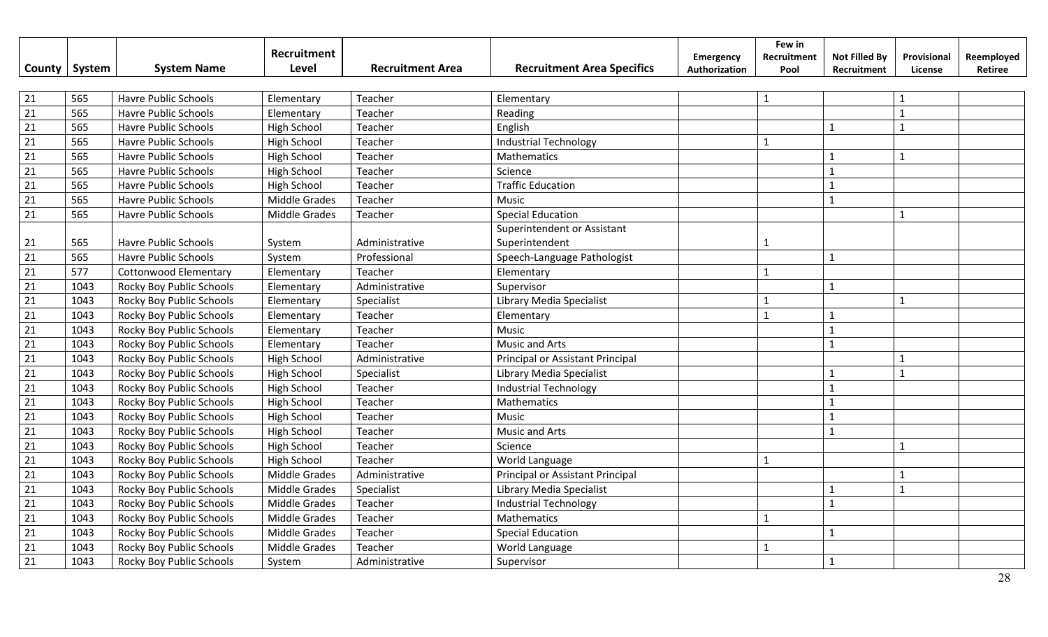| County | System | System Name | Recruitment Level | Recruitment Area | Recruitment Area Specifics | Emergency Authorization | Few in Recruitment Pool | Not Filled By Recruitment | Provisional License | Reemployed Retiree |
|---|---|---|---|---|---|---|---|---|---|---|
| 21 | 565 | Havre Public Schools | Elementary | Teacher | Elementary | | 1 | | 1 | |
| 21 | 565 | Havre Public Schools | Elementary | Teacher | Reading | | | | 1 | |
| 21 | 565 | Havre Public Schools | High School | Teacher | English | | | 1 | 1 | |
| 21 | 565 | Havre Public Schools | High School | Teacher | Industrial Technology | | 1 | | | |
| 21 | 565 | Havre Public Schools | High School | Teacher | Mathematics | | | 1 | 1 | |
| 21 | 565 | Havre Public Schools | High School | Teacher | Science | | | 1 | | |
| 21 | 565 | Havre Public Schools | High School | Teacher | Traffic Education | | | 1 | | |
| 21 | 565 | Havre Public Schools | Middle Grades | Teacher | Music | | | 1 | | |
| 21 | 565 | Havre Public Schools | Middle Grades | Teacher | Special Education | | | | 1 | |
| 21 | 565 | Havre Public Schools | System | Administrative | Superintendent or Assistant Superintendent | | 1 | | | |
| 21 | 565 | Havre Public Schools | System | Professional | Speech-Language Pathologist | | | 1 | | |
| 21 | 577 | Cottonwood Elementary | Elementary | Teacher | Elementary | | 1 | | | |
| 21 | 1043 | Rocky Boy Public Schools | Elementary | Administrative | Supervisor | | | 1 | | |
| 21 | 1043 | Rocky Boy Public Schools | Elementary | Specialist | Library Media Specialist | | 1 | | 1 | |
| 21 | 1043 | Rocky Boy Public Schools | Elementary | Teacher | Elementary | | 1 | 1 | | |
| 21 | 1043 | Rocky Boy Public Schools | Elementary | Teacher | Music | | | 1 | | |
| 21 | 1043 | Rocky Boy Public Schools | Elementary | Teacher | Music and Arts | | | 1 | | |
| 21 | 1043 | Rocky Boy Public Schools | High School | Administrative | Principal or Assistant Principal | | | | 1 | |
| 21 | 1043 | Rocky Boy Public Schools | High School | Specialist | Library Media Specialist | | | 1 | 1 | |
| 21 | 1043 | Rocky Boy Public Schools | High School | Teacher | Industrial Technology | | | 1 | | |
| 21 | 1043 | Rocky Boy Public Schools | High School | Teacher | Mathematics | | | 1 | | |
| 21 | 1043 | Rocky Boy Public Schools | High School | Teacher | Music | | | 1 | | |
| 21 | 1043 | Rocky Boy Public Schools | High School | Teacher | Music and Arts | | | 1 | | |
| 21 | 1043 | Rocky Boy Public Schools | High School | Teacher | Science | | | | 1 | |
| 21 | 1043 | Rocky Boy Public Schools | High School | Teacher | World Language | | 1 | | | |
| 21 | 1043 | Rocky Boy Public Schools | Middle Grades | Administrative | Principal or Assistant Principal | | | | 1 | |
| 21 | 1043 | Rocky Boy Public Schools | Middle Grades | Specialist | Library Media Specialist | | | 1 | 1 | |
| 21 | 1043 | Rocky Boy Public Schools | Middle Grades | Teacher | Industrial Technology | | | 1 | | |
| 21 | 1043 | Rocky Boy Public Schools | Middle Grades | Teacher | Mathematics | | 1 | | | |
| 21 | 1043 | Rocky Boy Public Schools | Middle Grades | Teacher | Special Education | | | 1 | | |
| 21 | 1043 | Rocky Boy Public Schools | Middle Grades | Teacher | World Language | | 1 | | | |
| 21 | 1043 | Rocky Boy Public Schools | System | Administrative | Supervisor | | | 1 | | |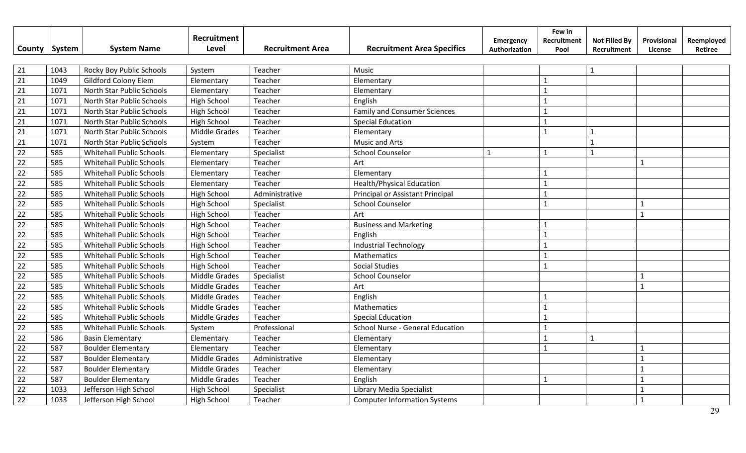| County | System | System Name | Recruitment Level | Recruitment Area | Recruitment Area Specifics | Emergency Authorization | Few in Recruitment Pool | Not Filled By Recruitment | Provisional License | Reemployed Retiree |
|---|---|---|---|---|---|---|---|---|---|---|
| 21 | 1043 | Rocky Boy Public Schools | System | Teacher | Music | | | 1 | | |
| 21 | 1049 | Gildford Colony Elem | Elementary | Teacher | Elementary | | 1 | | | |
| 21 | 1071 | North Star Public Schools | Elementary | Teacher | Elementary | | 1 | | | |
| 21 | 1071 | North Star Public Schools | High School | Teacher | English | | 1 | | | |
| 21 | 1071 | North Star Public Schools | High School | Teacher | Family and Consumer Sciences | | 1 | | | |
| 21 | 1071 | North Star Public Schools | High School | Teacher | Special Education | | 1 | | | |
| 21 | 1071 | North Star Public Schools | Middle Grades | Teacher | Elementary | | 1 | 1 | | |
| 21 | 1071 | North Star Public Schools | System | Teacher | Music and Arts | | | 1 | | |
| 22 | 585 | Whitehall Public Schools | Elementary | Specialist | School Counselor | 1 | 1 | 1 | | |
| 22 | 585 | Whitehall Public Schools | Elementary | Teacher | Art | | | | 1 | |
| 22 | 585 | Whitehall Public Schools | Elementary | Teacher | Elementary | | 1 | | | |
| 22 | 585 | Whitehall Public Schools | Elementary | Teacher | Health/Physical Education | | 1 | | | |
| 22 | 585 | Whitehall Public Schools | High School | Administrative | Principal or Assistant Principal | | 1 | | | |
| 22 | 585 | Whitehall Public Schools | High School | Specialist | School Counselor | | 1 | | 1 | |
| 22 | 585 | Whitehall Public Schools | High School | Teacher | Art | | | | 1 | |
| 22 | 585 | Whitehall Public Schools | High School | Teacher | Business and Marketing | | 1 | | | |
| 22 | 585 | Whitehall Public Schools | High School | Teacher | English | | 1 | | | |
| 22 | 585 | Whitehall Public Schools | High School | Teacher | Industrial Technology | | 1 | | | |
| 22 | 585 | Whitehall Public Schools | High School | Teacher | Mathematics | | 1 | | | |
| 22 | 585 | Whitehall Public Schools | High School | Teacher | Social Studies | | 1 | | | |
| 22 | 585 | Whitehall Public Schools | Middle Grades | Specialist | School Counselor | | | | 1 | |
| 22 | 585 | Whitehall Public Schools | Middle Grades | Teacher | Art | | | | 1 | |
| 22 | 585 | Whitehall Public Schools | Middle Grades | Teacher | English | | 1 | | | |
| 22 | 585 | Whitehall Public Schools | Middle Grades | Teacher | Mathematics | | 1 | | | |
| 22 | 585 | Whitehall Public Schools | Middle Grades | Teacher | Special Education | | 1 | | | |
| 22 | 585 | Whitehall Public Schools | System | Professional | School Nurse - General Education | | 1 | | | |
| 22 | 586 | Basin Elementary | Elementary | Teacher | Elementary | | 1 | 1 | | |
| 22 | 587 | Boulder Elementary | Elementary | Teacher | Elementary | | 1 | | 1 | |
| 22 | 587 | Boulder Elementary | Middle Grades | Administrative | Elementary | | | | 1 | |
| 22 | 587 | Boulder Elementary | Middle Grades | Teacher | Elementary | | | | 1 | |
| 22 | 587 | Boulder Elementary | Middle Grades | Teacher | English | | 1 | | 1 | |
| 22 | 1033 | Jefferson High School | High School | Specialist | Library Media Specialist | | | | 1 | |
| 22 | 1033 | Jefferson High School | High School | Teacher | Computer Information Systems | | | | 1 | |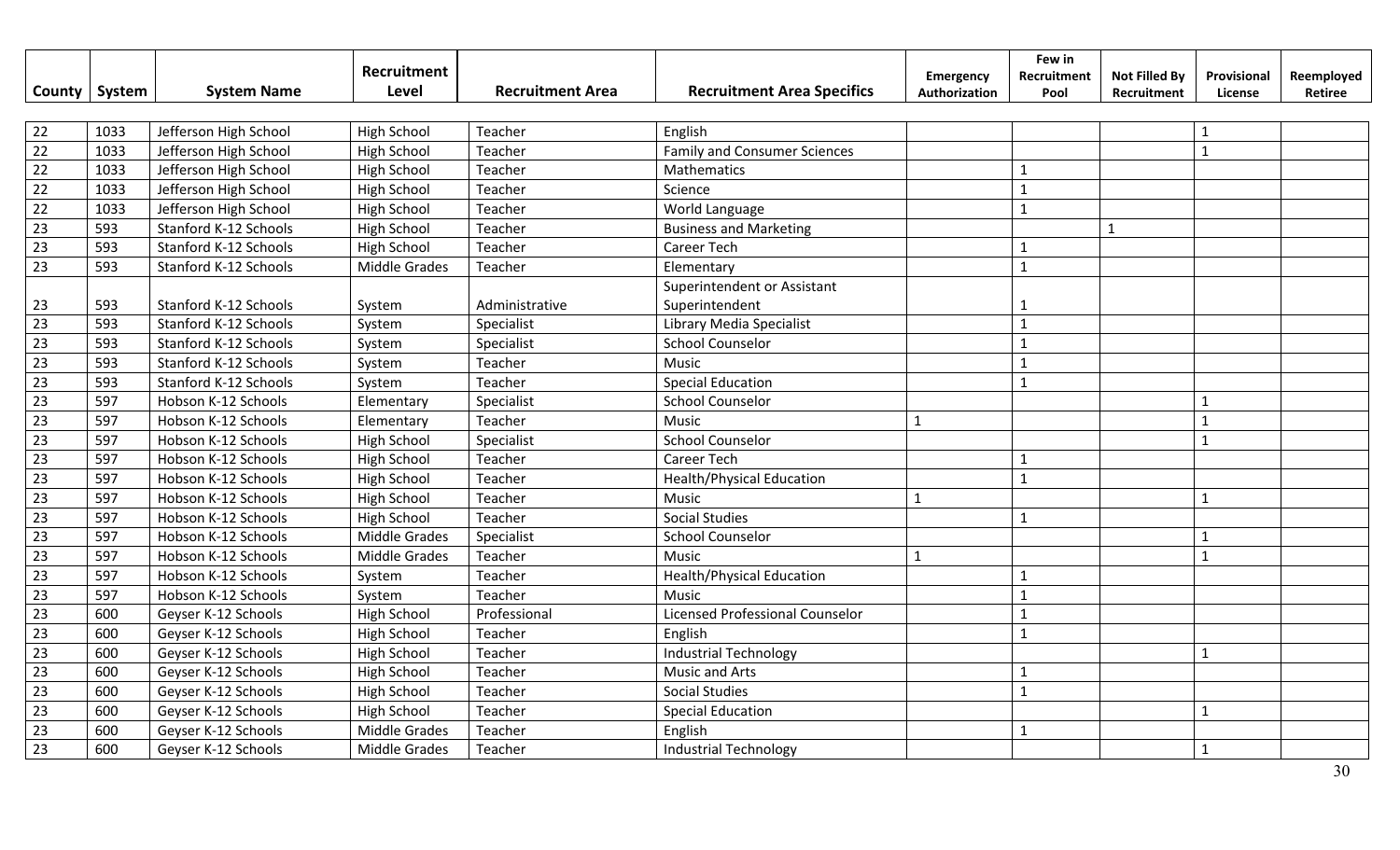| County | System | System Name | Recruitment Level | Recruitment Area | Recruitment Area Specifics | Emergency Authorization | Few in Recruitment Pool | Not Filled By Recruitment | Provisional License | Reemployed Retiree |
|---|---|---|---|---|---|---|---|---|---|---|
| 22 | 1033 | Jefferson High School | High School | Teacher | English | | | | 1 | |
| 22 | 1033 | Jefferson High School | High School | Teacher | Family and Consumer Sciences | | | | 1 | |
| 22 | 1033 | Jefferson High School | High School | Teacher | Mathematics | | 1 | | | |
| 22 | 1033 | Jefferson High School | High School | Teacher | Science | | 1 | | | |
| 22 | 1033 | Jefferson High School | High School | Teacher | World Language | | 1 | | | |
| 23 | 593 | Stanford K-12 Schools | High School | Teacher | Business and Marketing | | | 1 | | |
| 23 | 593 | Stanford K-12 Schools | High School | Teacher | Career Tech | | 1 | | | |
| 23 | 593 | Stanford K-12 Schools | Middle Grades | Teacher | Elementary | | 1 | | | |
| 23 | 593 | Stanford K-12 Schools | System | Administrative | Superintendent or Assistant Superintendent | | 1 | | | |
| 23 | 593 | Stanford K-12 Schools | System | Specialist | Library Media Specialist | | 1 | | | |
| 23 | 593 | Stanford K-12 Schools | System | Specialist | School Counselor | | 1 | | | |
| 23 | 593 | Stanford K-12 Schools | System | Teacher | Music | | 1 | | | |
| 23 | 593 | Stanford K-12 Schools | System | Teacher | Special Education | | 1 | | | |
| 23 | 597 | Hobson K-12 Schools | Elementary | Specialist | School Counselor | | | | 1 | |
| 23 | 597 | Hobson K-12 Schools | Elementary | Teacher | Music | 1 | | | 1 | |
| 23 | 597 | Hobson K-12 Schools | High School | Specialist | School Counselor | | | | 1 | |
| 23 | 597 | Hobson K-12 Schools | High School | Teacher | Career Tech | | 1 | | | |
| 23 | 597 | Hobson K-12 Schools | High School | Teacher | Health/Physical Education | | 1 | | | |
| 23 | 597 | Hobson K-12 Schools | High School | Teacher | Music | 1 | | | 1 | |
| 23 | 597 | Hobson K-12 Schools | High School | Teacher | Social Studies | | 1 | | | |
| 23 | 597 | Hobson K-12 Schools | Middle Grades | Specialist | School Counselor | | | | 1 | |
| 23 | 597 | Hobson K-12 Schools | Middle Grades | Teacher | Music | 1 | | | 1 | |
| 23 | 597 | Hobson K-12 Schools | System | Teacher | Health/Physical Education | | 1 | | | |
| 23 | 597 | Hobson K-12 Schools | System | Teacher | Music | | 1 | | | |
| 23 | 600 | Geyser K-12 Schools | High School | Professional | Licensed Professional Counselor | | 1 | | | |
| 23 | 600 | Geyser K-12 Schools | High School | Teacher | English | | 1 | | | |
| 23 | 600 | Geyser K-12 Schools | High School | Teacher | Industrial Technology | | | | 1 | |
| 23 | 600 | Geyser K-12 Schools | High School | Teacher | Music and Arts | | 1 | | | |
| 23 | 600 | Geyser K-12 Schools | High School | Teacher | Social Studies | | 1 | | | |
| 23 | 600 | Geyser K-12 Schools | High School | Teacher | Special Education | | | | 1 | |
| 23 | 600 | Geyser K-12 Schools | Middle Grades | Teacher | English | | 1 | | | |
| 23 | 600 | Geyser K-12 Schools | Middle Grades | Teacher | Industrial Technology | | | | 1 | |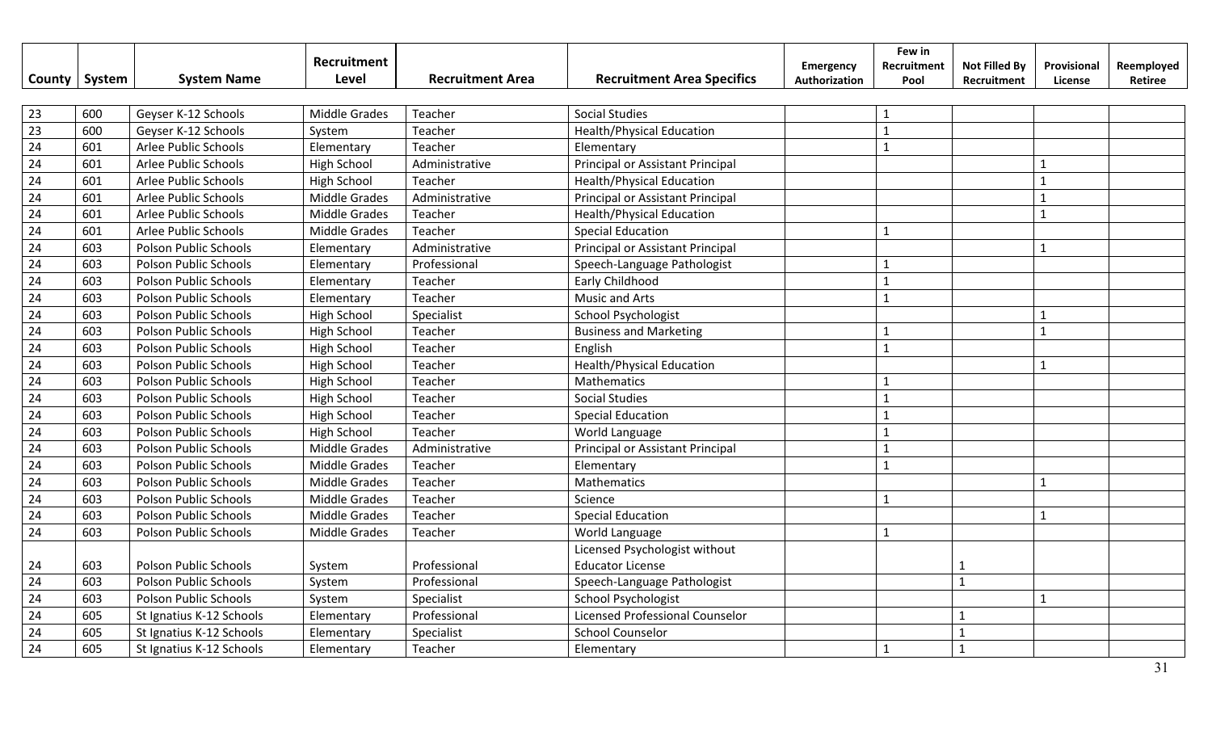| County | System | System Name | Recruitment Level | Recruitment Area | Recruitment Area Specifics | Emergency Authorization | Few in Recruitment Pool | Not Filled By Recruitment | Provisional License | Reemployed Retiree |
|---|---|---|---|---|---|---|---|---|---|---|
| 23 | 600 | Geyser K-12 Schools | Middle Grades | Teacher | Social Studies | | 1 | | | |
| 23 | 600 | Geyser K-12 Schools | System | Teacher | Health/Physical Education | | 1 | | | |
| 24 | 601 | Arlee Public Schools | Elementary | Teacher | Elementary | | 1 | | | |
| 24 | 601 | Arlee Public Schools | High School | Administrative | Principal or Assistant Principal | | | | 1 | |
| 24 | 601 | Arlee Public Schools | High School | Teacher | Health/Physical Education | | | | 1 | |
| 24 | 601 | Arlee Public Schools | Middle Grades | Administrative | Principal or Assistant Principal | | | | 1 | |
| 24 | 601 | Arlee Public Schools | Middle Grades | Teacher | Health/Physical Education | | | | 1 | |
| 24 | 601 | Arlee Public Schools | Middle Grades | Teacher | Special Education | | 1 | | | |
| 24 | 603 | Polson Public Schools | Elementary | Administrative | Principal or Assistant Principal | | | | 1 | |
| 24 | 603 | Polson Public Schools | Elementary | Professional | Speech-Language Pathologist | | 1 | | | |
| 24 | 603 | Polson Public Schools | Elementary | Teacher | Early Childhood | | 1 | | | |
| 24 | 603 | Polson Public Schools | Elementary | Teacher | Music and Arts | | 1 | | | |
| 24 | 603 | Polson Public Schools | High School | Specialist | School Psychologist | | | | 1 | |
| 24 | 603 | Polson Public Schools | High School | Teacher | Business and Marketing | | 1 | | 1 | |
| 24 | 603 | Polson Public Schools | High School | Teacher | English | | 1 | | | |
| 24 | 603 | Polson Public Schools | High School | Teacher | Health/Physical Education | | | | 1 | |
| 24 | 603 | Polson Public Schools | High School | Teacher | Mathematics | | 1 | | | |
| 24 | 603 | Polson Public Schools | High School | Teacher | Social Studies | | 1 | | | |
| 24 | 603 | Polson Public Schools | High School | Teacher | Special Education | | 1 | | | |
| 24 | 603 | Polson Public Schools | High School | Teacher | World Language | | 1 | | | |
| 24 | 603 | Polson Public Schools | Middle Grades | Administrative | Principal or Assistant Principal | | 1 | | | |
| 24 | 603 | Polson Public Schools | Middle Grades | Teacher | Elementary | | 1 | | | |
| 24 | 603 | Polson Public Schools | Middle Grades | Teacher | Mathematics | | | | 1 | |
| 24 | 603 | Polson Public Schools | Middle Grades | Teacher | Science | | 1 | | | |
| 24 | 603 | Polson Public Schools | Middle Grades | Teacher | Special Education | | | | 1 | |
| 24 | 603 | Polson Public Schools | Middle Grades | Teacher | World Language | | 1 | | | |
| 24 | 603 | Polson Public Schools | System | Professional | Licensed Psychologist without Educator License | | | 1 | | |
| 24 | 603 | Polson Public Schools | System | Professional | Speech-Language Pathologist | | | 1 | | |
| 24 | 603 | Polson Public Schools | System | Specialist | School Psychologist | | | | 1 | |
| 24 | 605 | St Ignatius K-12 Schools | Elementary | Professional | Licensed Professional Counselor | | | 1 | | |
| 24 | 605 | St Ignatius K-12 Schools | Elementary | Specialist | School Counselor | | | 1 | | |
| 24 | 605 | St Ignatius K-12 Schools | Elementary | Teacher | Elementary | | 1 | 1 | | |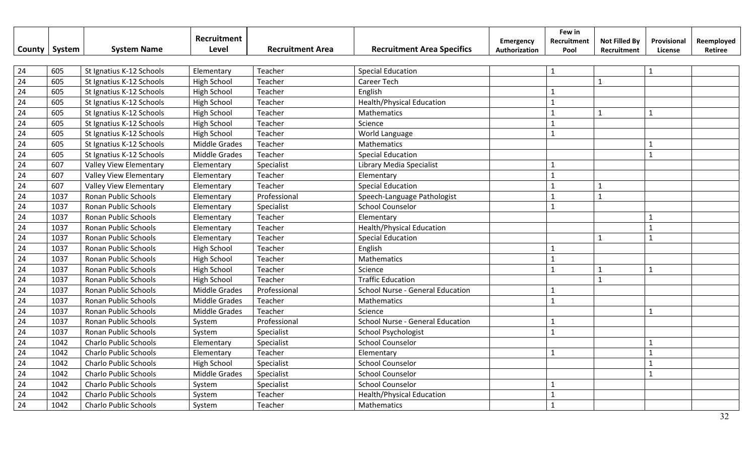| County | System | System Name | Recruitment Level | Recruitment Area | Recruitment Area Specifics | Emergency Authorization | Few in Recruitment Pool | Not Filled By Recruitment | Provisional License | Reemployed Retiree |
|---|---|---|---|---|---|---|---|---|---|---|
| 24 | 605 | St Ignatius K-12 Schools | Elementary | Teacher | Special Education | | 1 | | 1 | |
| 24 | 605 | St Ignatius K-12 Schools | High School | Teacher | Career Tech | | | 1 | | |
| 24 | 605 | St Ignatius K-12 Schools | High School | Teacher | English | | 1 | | | |
| 24 | 605 | St Ignatius K-12 Schools | High School | Teacher | Health/Physical Education | | 1 | | | |
| 24 | 605 | St Ignatius K-12 Schools | High School | Teacher | Mathematics | | 1 | 1 | 1 | |
| 24 | 605 | St Ignatius K-12 Schools | High School | Teacher | Science | | 1 | | | |
| 24 | 605 | St Ignatius K-12 Schools | High School | Teacher | World Language | | 1 | | | |
| 24 | 605 | St Ignatius K-12 Schools | Middle Grades | Teacher | Mathematics | | | | 1 | |
| 24 | 605 | St Ignatius K-12 Schools | Middle Grades | Teacher | Special Education | | | | 1 | |
| 24 | 607 | Valley View Elementary | Elementary | Specialist | Library Media Specialist | | 1 | | | |
| 24 | 607 | Valley View Elementary | Elementary | Teacher | Elementary | | 1 | | | |
| 24 | 607 | Valley View Elementary | Elementary | Teacher | Special Education | | 1 | 1 | | |
| 24 | 1037 | Ronan Public Schools | Elementary | Professional | Speech-Language Pathologist | | 1 | 1 | | |
| 24 | 1037 | Ronan Public Schools | Elementary | Specialist | School Counselor | | 1 | | | |
| 24 | 1037 | Ronan Public Schools | Elementary | Teacher | Elementary | | | | 1 | |
| 24 | 1037 | Ronan Public Schools | Elementary | Teacher | Health/Physical Education | | | | 1 | |
| 24 | 1037 | Ronan Public Schools | Elementary | Teacher | Special Education | | | 1 | 1 | |
| 24 | 1037 | Ronan Public Schools | High School | Teacher | English | | 1 | | | |
| 24 | 1037 | Ronan Public Schools | High School | Teacher | Mathematics | | 1 | | | |
| 24 | 1037 | Ronan Public Schools | High School | Teacher | Science | | 1 | 1 | 1 | |
| 24 | 1037 | Ronan Public Schools | High School | Teacher | Traffic Education | | | 1 | | |
| 24 | 1037 | Ronan Public Schools | Middle Grades | Professional | School Nurse - General Education | | 1 | | | |
| 24 | 1037 | Ronan Public Schools | Middle Grades | Teacher | Mathematics | | 1 | | | |
| 24 | 1037 | Ronan Public Schools | Middle Grades | Teacher | Science | | | | 1 | |
| 24 | 1037 | Ronan Public Schools | System | Professional | School Nurse - General Education | | 1 | | | |
| 24 | 1037 | Ronan Public Schools | System | Specialist | School Psychologist | | 1 | | | |
| 24 | 1042 | Charlo Public Schools | Elementary | Specialist | School Counselor | | | | 1 | |
| 24 | 1042 | Charlo Public Schools | Elementary | Teacher | Elementary | | 1 | | 1 | |
| 24 | 1042 | Charlo Public Schools | High School | Specialist | School Counselor | | | | 1 | |
| 24 | 1042 | Charlo Public Schools | Middle Grades | Specialist | School Counselor | | | | 1 | |
| 24 | 1042 | Charlo Public Schools | System | Specialist | School Counselor | | 1 | | | |
| 24 | 1042 | Charlo Public Schools | System | Teacher | Health/Physical Education | | 1 | | | |
| 24 | 1042 | Charlo Public Schools | System | Teacher | Mathematics | | 1 | | | |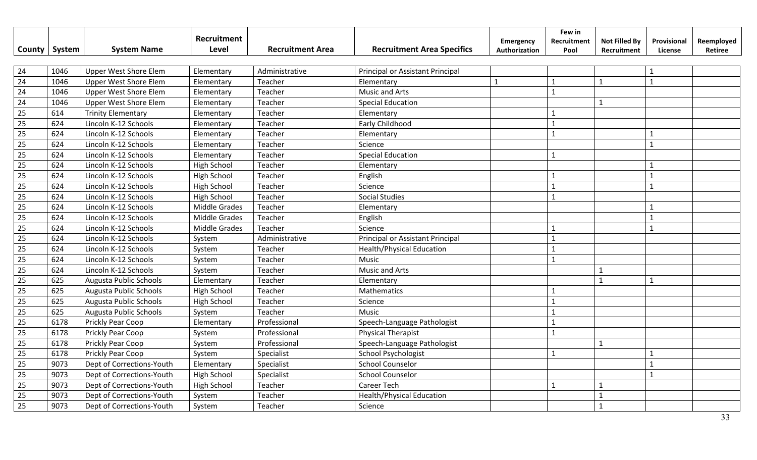| County | System | System Name | Recruitment Level | Recruitment Area | Recruitment Area Specifics | Emergency Authorization | Few in Recruitment Pool | Not Filled By Recruitment | Provisional License | Reemployed Retiree |
|---|---|---|---|---|---|---|---|---|---|---|
| 24 | 1046 | Upper West Shore Elem | Elementary | Administrative | Principal or Assistant Principal | | | | 1 | |
| 24 | 1046 | Upper West Shore Elem | Elementary | Teacher | Elementary | 1 | 1 | 1 | 1 | |
| 24 | 1046 | Upper West Shore Elem | Elementary | Teacher | Music and Arts | | 1 | | | |
| 24 | 1046 | Upper West Shore Elem | Elementary | Teacher | Special Education | | | 1 | | |
| 25 | 614 | Trinity Elementary | Elementary | Teacher | Elementary | | 1 | | | |
| 25 | 624 | Lincoln K-12 Schools | Elementary | Teacher | Early Childhood | | 1 | | | |
| 25 | 624 | Lincoln K-12 Schools | Elementary | Teacher | Elementary | | 1 | | 1 | |
| 25 | 624 | Lincoln K-12 Schools | Elementary | Teacher | Science | | | | 1 | |
| 25 | 624 | Lincoln K-12 Schools | Elementary | Teacher | Special Education | | 1 | | | |
| 25 | 624 | Lincoln K-12 Schools | High School | Teacher | Elementary | | | | 1 | |
| 25 | 624 | Lincoln K-12 Schools | High School | Teacher | English | | 1 | | 1 | |
| 25 | 624 | Lincoln K-12 Schools | High School | Teacher | Science | | 1 | | 1 | |
| 25 | 624 | Lincoln K-12 Schools | High School | Teacher | Social Studies | | 1 | | | |
| 25 | 624 | Lincoln K-12 Schools | Middle Grades | Teacher | Elementary | | | | 1 | |
| 25 | 624 | Lincoln K-12 Schools | Middle Grades | Teacher | English | | | | 1 | |
| 25 | 624 | Lincoln K-12 Schools | Middle Grades | Teacher | Science | | 1 | | 1 | |
| 25 | 624 | Lincoln K-12 Schools | System | Administrative | Principal or Assistant Principal | | 1 | | | |
| 25 | 624 | Lincoln K-12 Schools | System | Teacher | Health/Physical Education | | 1 | | | |
| 25 | 624 | Lincoln K-12 Schools | System | Teacher | Music | | 1 | | | |
| 25 | 624 | Lincoln K-12 Schools | System | Teacher | Music and Arts | | | 1 | | |
| 25 | 625 | Augusta Public Schools | Elementary | Teacher | Elementary | | | 1 | 1 | |
| 25 | 625 | Augusta Public Schools | High School | Teacher | Mathematics | | 1 | | | |
| 25 | 625 | Augusta Public Schools | High School | Teacher | Science | | 1 | | | |
| 25 | 625 | Augusta Public Schools | System | Teacher | Music | | 1 | | | |
| 25 | 6178 | Prickly Pear Coop | Elementary | Professional | Speech-Language Pathologist | | 1 | | | |
| 25 | 6178 | Prickly Pear Coop | System | Professional | Physical Therapist | | 1 | | | |
| 25 | 6178 | Prickly Pear Coop | System | Professional | Speech-Language Pathologist | | | 1 | | |
| 25 | 6178 | Prickly Pear Coop | System | Specialist | School Psychologist | | 1 | | 1 | |
| 25 | 9073 | Dept of Corrections-Youth | Elementary | Specialist | School Counselor | | | | 1 | |
| 25 | 9073 | Dept of Corrections-Youth | High School | Specialist | School Counselor | | | | 1 | |
| 25 | 9073 | Dept of Corrections-Youth | High School | Teacher | Career Tech | | 1 | 1 | | |
| 25 | 9073 | Dept of Corrections-Youth | System | Teacher | Health/Physical Education | | | 1 | | |
| 25 | 9073 | Dept of Corrections-Youth | System | Teacher | Science | | | 1 | | |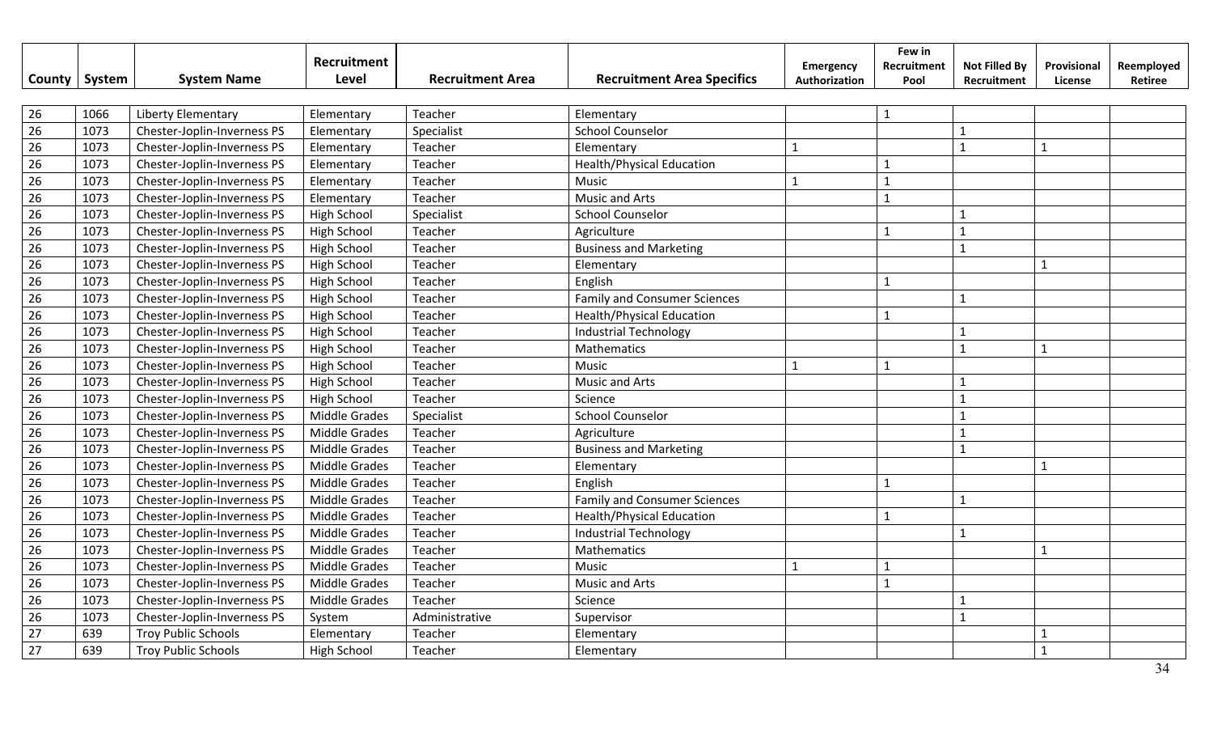| County | System | System Name | Recruitment Level | Recruitment Area | Recruitment Area Specifics | Emergency Authorization | Few in Recruitment Pool | Not Filled By Recruitment | Provisional License | Reemployed Retiree |
|---|---|---|---|---|---|---|---|---|---|---|
| 26 | 1066 | Liberty Elementary | Elementary | Teacher | Elementary | | 1 | | | |
| 26 | 1073 | Chester-Joplin-Inverness PS | Elementary | Specialist | School Counselor | | | 1 | | |
| 26 | 1073 | Chester-Joplin-Inverness PS | Elementary | Teacher | Elementary | 1 | | 1 | 1 | |
| 26 | 1073 | Chester-Joplin-Inverness PS | Elementary | Teacher | Health/Physical Education | | 1 | | | |
| 26 | 1073 | Chester-Joplin-Inverness PS | Elementary | Teacher | Music | 1 | 1 | | | |
| 26 | 1073 | Chester-Joplin-Inverness PS | Elementary | Teacher | Music and Arts | | 1 | | | |
| 26 | 1073 | Chester-Joplin-Inverness PS | High School | Specialist | School Counselor | | | 1 | | |
| 26 | 1073 | Chester-Joplin-Inverness PS | High School | Teacher | Agriculture | | 1 | 1 | | |
| 26 | 1073 | Chester-Joplin-Inverness PS | High School | Teacher | Business and Marketing | | | 1 | | |
| 26 | 1073 | Chester-Joplin-Inverness PS | High School | Teacher | Elementary | | | | 1 | |
| 26 | 1073 | Chester-Joplin-Inverness PS | High School | Teacher | English | | 1 | | | |
| 26 | 1073 | Chester-Joplin-Inverness PS | High School | Teacher | Family and Consumer Sciences | | | 1 | | |
| 26 | 1073 | Chester-Joplin-Inverness PS | High School | Teacher | Health/Physical Education | | 1 | | | |
| 26 | 1073 | Chester-Joplin-Inverness PS | High School | Teacher | Industrial Technology | | | 1 | | |
| 26 | 1073 | Chester-Joplin-Inverness PS | High School | Teacher | Mathematics | | | 1 | 1 | |
| 26 | 1073 | Chester-Joplin-Inverness PS | High School | Teacher | Music | 1 | 1 | | | |
| 26 | 1073 | Chester-Joplin-Inverness PS | High School | Teacher | Music and Arts | | | 1 | | |
| 26 | 1073 | Chester-Joplin-Inverness PS | High School | Teacher | Science | | | 1 | | |
| 26 | 1073 | Chester-Joplin-Inverness PS | Middle Grades | Specialist | School Counselor | | | 1 | | |
| 26 | 1073 | Chester-Joplin-Inverness PS | Middle Grades | Teacher | Agriculture | | | 1 | | |
| 26 | 1073 | Chester-Joplin-Inverness PS | Middle Grades | Teacher | Business and Marketing | | | 1 | | |
| 26 | 1073 | Chester-Joplin-Inverness PS | Middle Grades | Teacher | Elementary | | | | 1 | |
| 26 | 1073 | Chester-Joplin-Inverness PS | Middle Grades | Teacher | English | | 1 | | | |
| 26 | 1073 | Chester-Joplin-Inverness PS | Middle Grades | Teacher | Family and Consumer Sciences | | | 1 | | |
| 26 | 1073 | Chester-Joplin-Inverness PS | Middle Grades | Teacher | Health/Physical Education | | 1 | | | |
| 26 | 1073 | Chester-Joplin-Inverness PS | Middle Grades | Teacher | Industrial Technology | | | 1 | | |
| 26 | 1073 | Chester-Joplin-Inverness PS | Middle Grades | Teacher | Mathematics | | | | 1 | |
| 26 | 1073 | Chester-Joplin-Inverness PS | Middle Grades | Teacher | Music | 1 | 1 | | | |
| 26 | 1073 | Chester-Joplin-Inverness PS | Middle Grades | Teacher | Music and Arts | | 1 | | | |
| 26 | 1073 | Chester-Joplin-Inverness PS | Middle Grades | Teacher | Science | | | 1 | | |
| 26 | 1073 | Chester-Joplin-Inverness PS | System | Administrative | Supervisor | | | 1 | | |
| 27 | 639 | Troy Public Schools | Elementary | Teacher | Elementary | | | | 1 | |
| 27 | 639 | Troy Public Schools | High School | Teacher | Elementary | | | | 1 | |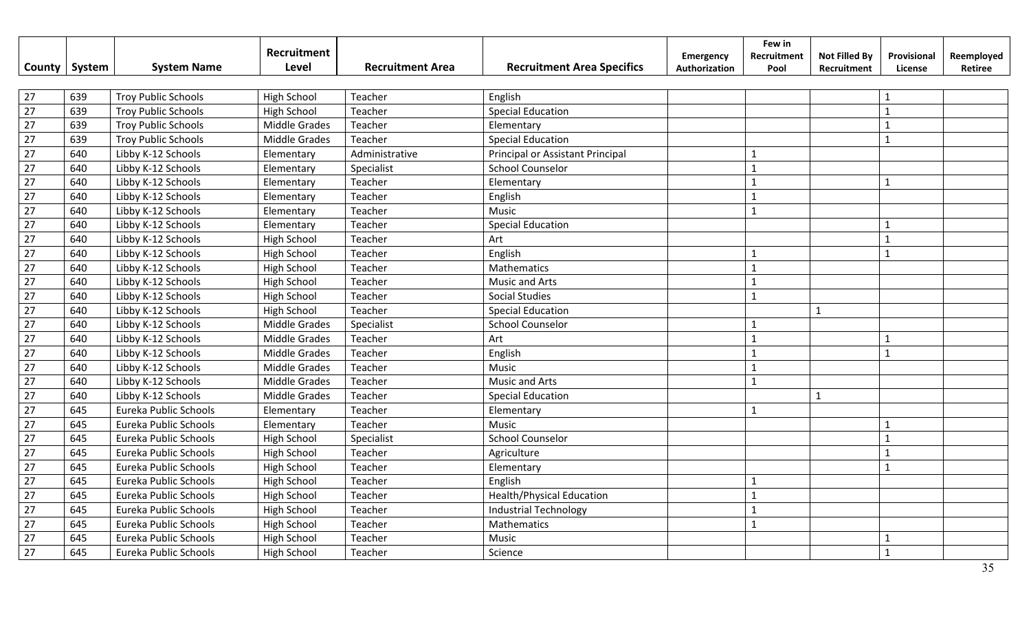| County | System | System Name | Recruitment Level | Recruitment Area | Recruitment Area Specifics | Emergency Authorization | Few in Recruitment Pool | Not Filled By Recruitment | Provisional License | Reemployed Retiree |
|---|---|---|---|---|---|---|---|---|---|---|
| 27 | 639 | Troy Public Schools | High School | Teacher | English | | | | 1 | |
| 27 | 639 | Troy Public Schools | High School | Teacher | Special Education | | | | 1 | |
| 27 | 639 | Troy Public Schools | Middle Grades | Teacher | Elementary | | | | 1 | |
| 27 | 639 | Troy Public Schools | Middle Grades | Teacher | Special Education | | | | 1 | |
| 27 | 640 | Libby K-12 Schools | Elementary | Administrative | Principal or Assistant Principal | | 1 | | | |
| 27 | 640 | Libby K-12 Schools | Elementary | Specialist | School Counselor | | 1 | | | |
| 27 | 640 | Libby K-12 Schools | Elementary | Teacher | Elementary | | 1 | | 1 | |
| 27 | 640 | Libby K-12 Schools | Elementary | Teacher | English | | 1 | | | |
| 27 | 640 | Libby K-12 Schools | Elementary | Teacher | Music | | 1 | | | |
| 27 | 640 | Libby K-12 Schools | Elementary | Teacher | Special Education | | | | 1 | |
| 27 | 640 | Libby K-12 Schools | High School | Teacher | Art | | | | 1 | |
| 27 | 640 | Libby K-12 Schools | High School | Teacher | English | | 1 | | 1 | |
| 27 | 640 | Libby K-12 Schools | High School | Teacher | Mathematics | | 1 | | | |
| 27 | 640 | Libby K-12 Schools | High School | Teacher | Music and Arts | | 1 | | | |
| 27 | 640 | Libby K-12 Schools | High School | Teacher | Social Studies | | 1 | | | |
| 27 | 640 | Libby K-12 Schools | High School | Teacher | Special Education | | | 1 | | |
| 27 | 640 | Libby K-12 Schools | Middle Grades | Specialist | School Counselor | | 1 | | | |
| 27 | 640 | Libby K-12 Schools | Middle Grades | Teacher | Art | | 1 | | 1 | |
| 27 | 640 | Libby K-12 Schools | Middle Grades | Teacher | English | | 1 | | 1 | |
| 27 | 640 | Libby K-12 Schools | Middle Grades | Teacher | Music | | 1 | | | |
| 27 | 640 | Libby K-12 Schools | Middle Grades | Teacher | Music and Arts | | 1 | | | |
| 27 | 640 | Libby K-12 Schools | Middle Grades | Teacher | Special Education | | | 1 | | |
| 27 | 645 | Eureka Public Schools | Elementary | Teacher | Elementary | | 1 | | | |
| 27 | 645 | Eureka Public Schools | Elementary | Teacher | Music | | | | 1 | |
| 27 | 645 | Eureka Public Schools | High School | Specialist | School Counselor | | | | 1 | |
| 27 | 645 | Eureka Public Schools | High School | Teacher | Agriculture | | | | 1 | |
| 27 | 645 | Eureka Public Schools | High School | Teacher | Elementary | | | | 1 | |
| 27 | 645 | Eureka Public Schools | High School | Teacher | English | | 1 | | | |
| 27 | 645 | Eureka Public Schools | High School | Teacher | Health/Physical Education | | 1 | | | |
| 27 | 645 | Eureka Public Schools | High School | Teacher | Industrial Technology | | 1 | | | |
| 27 | 645 | Eureka Public Schools | High School | Teacher | Mathematics | | 1 | | | |
| 27 | 645 | Eureka Public Schools | High School | Teacher | Music | | | | 1 | |
| 27 | 645 | Eureka Public Schools | High School | Teacher | Science | | | | 1 | |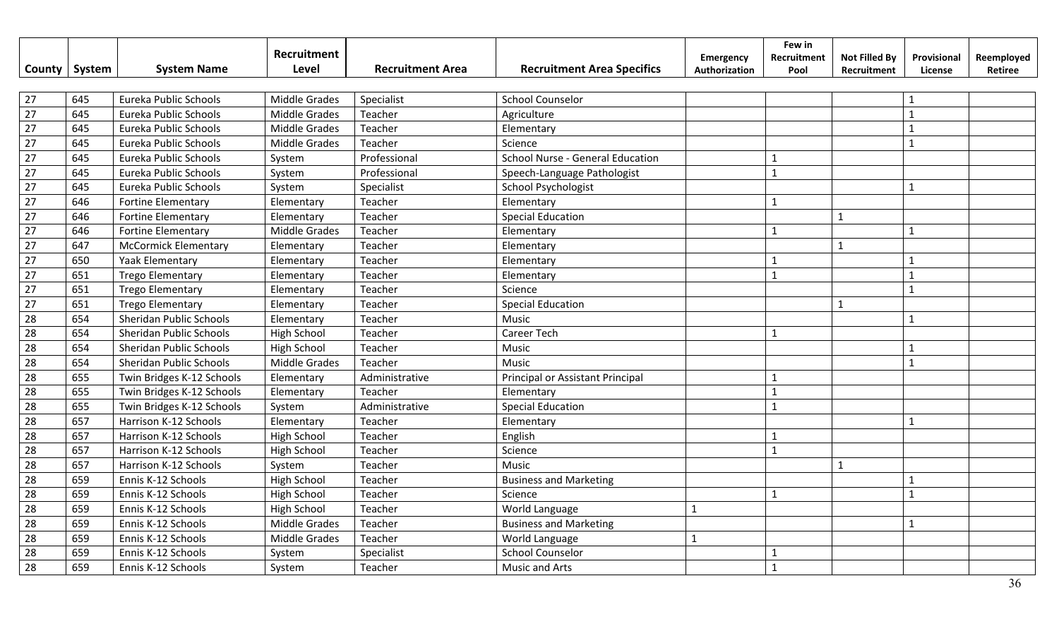| County | System | System Name | Recruitment Level | Recruitment Area | Recruitment Area Specifics | Emergency Authorization | Few in Recruitment Pool | Not Filled By Recruitment | Provisional License | Reemployed Retiree |
|---|---|---|---|---|---|---|---|---|---|---|
| 27 | 645 | Eureka Public Schools | Middle Grades | Specialist | School Counselor | | | | 1 | |
| 27 | 645 | Eureka Public Schools | Middle Grades | Teacher | Agriculture | | | | 1 | |
| 27 | 645 | Eureka Public Schools | Middle Grades | Teacher | Elementary | | | | 1 | |
| 27 | 645 | Eureka Public Schools | Middle Grades | Teacher | Science | | | | 1 | |
| 27 | 645 | Eureka Public Schools | System | Professional | School Nurse - General Education | | 1 | | | |
| 27 | 645 | Eureka Public Schools | System | Professional | Speech-Language Pathologist | | 1 | | | |
| 27 | 645 | Eureka Public Schools | System | Specialist | School Psychologist | | | | 1 | |
| 27 | 646 | Fortine Elementary | Elementary | Teacher | Elementary | | 1 | | | |
| 27 | 646 | Fortine Elementary | Elementary | Teacher | Special Education | | | 1 | | |
| 27 | 646 | Fortine Elementary | Middle Grades | Teacher | Elementary | | 1 | | 1 | |
| 27 | 647 | McCormick Elementary | Elementary | Teacher | Elementary | | | 1 | | |
| 27 | 650 | Yaak Elementary | Elementary | Teacher | Elementary | | 1 | | 1 | |
| 27 | 651 | Trego Elementary | Elementary | Teacher | Elementary | | 1 | | 1 | |
| 27 | 651 | Trego Elementary | Elementary | Teacher | Science | | | | 1 | |
| 27 | 651 | Trego Elementary | Elementary | Teacher | Special Education | | | 1 | | |
| 28 | 654 | Sheridan Public Schools | Elementary | Teacher | Music | | | | 1 | |
| 28 | 654 | Sheridan Public Schools | High School | Teacher | Career Tech | | 1 | | | |
| 28 | 654 | Sheridan Public Schools | High School | Teacher | Music | | | | 1 | |
| 28 | 654 | Sheridan Public Schools | Middle Grades | Teacher | Music | | | | 1 | |
| 28 | 655 | Twin Bridges K-12 Schools | Elementary | Administrative | Principal or Assistant Principal | | 1 | | | |
| 28 | 655 | Twin Bridges K-12 Schools | Elementary | Teacher | Elementary | | 1 | | | |
| 28 | 655 | Twin Bridges K-12 Schools | System | Administrative | Special Education | | 1 | | | |
| 28 | 657 | Harrison K-12 Schools | Elementary | Teacher | Elementary | | | | 1 | |
| 28 | 657 | Harrison K-12 Schools | High School | Teacher | English | | 1 | | | |
| 28 | 657 | Harrison K-12 Schools | High School | Teacher | Science | | 1 | | | |
| 28 | 657 | Harrison K-12 Schools | System | Teacher | Music | | | 1 | | |
| 28 | 659 | Ennis K-12 Schools | High School | Teacher | Business and Marketing | | | | 1 | |
| 28 | 659 | Ennis K-12 Schools | High School | Teacher | Science | | 1 | | 1 | |
| 28 | 659 | Ennis K-12 Schools | High School | Teacher | World Language | 1 | | | | |
| 28 | 659 | Ennis K-12 Schools | Middle Grades | Teacher | Business and Marketing | | | | 1 | |
| 28 | 659 | Ennis K-12 Schools | Middle Grades | Teacher | World Language | 1 | | | | |
| 28 | 659 | Ennis K-12 Schools | System | Specialist | School Counselor | | 1 | | | |
| 28 | 659 | Ennis K-12 Schools | System | Teacher | Music and Arts | | 1 | | | |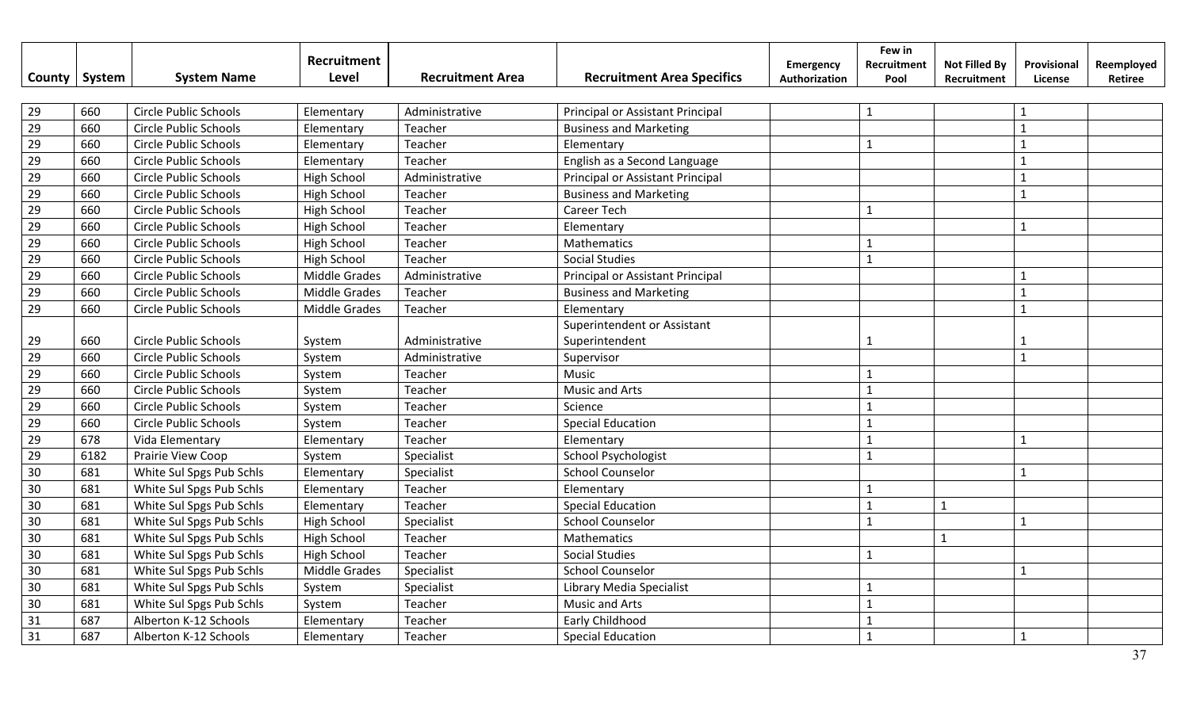| County | System | System Name | Recruitment Level | Recruitment Area | Recruitment Area Specifics | Emergency Authorization | Few in Recruitment Pool | Not Filled By Recruitment | Provisional License | Reemployed Retiree |
|---|---|---|---|---|---|---|---|---|---|---|
| 29 | 660 | Circle Public Schools | Elementary | Administrative | Principal or Assistant Principal | | 1 | | 1 | |
| 29 | 660 | Circle Public Schools | Elementary | Teacher | Business and Marketing | | | | 1 | |
| 29 | 660 | Circle Public Schools | Elementary | Teacher | Elementary | | 1 | | 1 | |
| 29 | 660 | Circle Public Schools | Elementary | Teacher | English as a Second Language | | | | 1 | |
| 29 | 660 | Circle Public Schools | High School | Administrative | Principal or Assistant Principal | | | | 1 | |
| 29 | 660 | Circle Public Schools | High School | Teacher | Business and Marketing | | | | 1 | |
| 29 | 660 | Circle Public Schools | High School | Teacher | Career Tech | | 1 | | | |
| 29 | 660 | Circle Public Schools | High School | Teacher | Elementary | | | | 1 | |
| 29 | 660 | Circle Public Schools | High School | Teacher | Mathematics | | 1 | | | |
| 29 | 660 | Circle Public Schools | High School | Teacher | Social Studies | | 1 | | | |
| 29 | 660 | Circle Public Schools | Middle Grades | Administrative | Principal or Assistant Principal | | | | 1 | |
| 29 | 660 | Circle Public Schools | Middle Grades | Teacher | Business and Marketing | | | | 1 | |
| 29 | 660 | Circle Public Schools | Middle Grades | Teacher | Elementary | | | | 1 | |
| 29 | 660 | Circle Public Schools | System | Administrative | Superintendent or Assistant Superintendent | | 1 | | 1 | |
| 29 | 660 | Circle Public Schools | System | Administrative | Supervisor | | | | 1 | |
| 29 | 660 | Circle Public Schools | System | Teacher | Music | | 1 | | | |
| 29 | 660 | Circle Public Schools | System | Teacher | Music and Arts | | 1 | | | |
| 29 | 660 | Circle Public Schools | System | Teacher | Science | | 1 | | | |
| 29 | 660 | Circle Public Schools | System | Teacher | Special Education | | 1 | | | |
| 29 | 678 | Vida Elementary | Elementary | Teacher | Elementary | | 1 | | 1 | |
| 29 | 6182 | Prairie View Coop | System | Specialist | School Psychologist | | 1 | | | |
| 30 | 681 | White Sul Spgs Pub Schls | Elementary | Specialist | School Counselor | | | | 1 | |
| 30 | 681 | White Sul Spgs Pub Schls | Elementary | Teacher | Elementary | | 1 | | | |
| 30 | 681 | White Sul Spgs Pub Schls | Elementary | Teacher | Special Education | | 1 | 1 | | |
| 30 | 681 | White Sul Spgs Pub Schls | High School | Specialist | School Counselor | | 1 | | 1 | |
| 30 | 681 | White Sul Spgs Pub Schls | High School | Teacher | Mathematics | | | 1 | | |
| 30 | 681 | White Sul Spgs Pub Schls | High School | Teacher | Social Studies | | 1 | | | |
| 30 | 681 | White Sul Spgs Pub Schls | Middle Grades | Specialist | School Counselor | | | | 1 | |
| 30 | 681 | White Sul Spgs Pub Schls | System | Specialist | Library Media Specialist | | 1 | | | |
| 30 | 681 | White Sul Spgs Pub Schls | System | Teacher | Music and Arts | | 1 | | | |
| 31 | 687 | Alberton K-12 Schools | Elementary | Teacher | Early Childhood | | 1 | | | |
| 31 | 687 | Alberton K-12 Schools | Elementary | Teacher | Special Education | | 1 | | 1 | |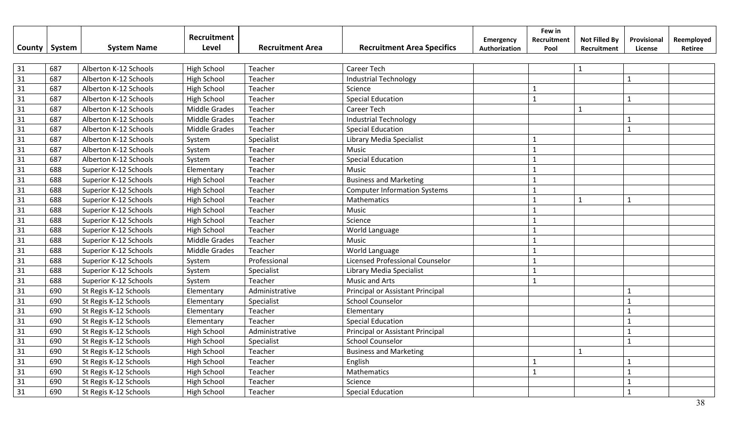| County | System | System Name | Recruitment Level | Recruitment Area | Recruitment Area Specifics | Emergency Authorization | Few in Recruitment Pool | Not Filled By Recruitment | Provisional License | Reemployed Retiree |
|---|---|---|---|---|---|---|---|---|---|---|
| 31 | 687 | Alberton K-12 Schools | High School | Teacher | Career Tech | | | 1 | | |
| 31 | 687 | Alberton K-12 Schools | High School | Teacher | Industrial Technology | | | | 1 | |
| 31 | 687 | Alberton K-12 Schools | High School | Teacher | Science | | 1 | | | |
| 31 | 687 | Alberton K-12 Schools | High School | Teacher | Special Education | | 1 | | 1 | |
| 31 | 687 | Alberton K-12 Schools | Middle Grades | Teacher | Career Tech | | | 1 | | |
| 31 | 687 | Alberton K-12 Schools | Middle Grades | Teacher | Industrial Technology | | | | 1 | |
| 31 | 687 | Alberton K-12 Schools | Middle Grades | Teacher | Special Education | | | | 1 | |
| 31 | 687 | Alberton K-12 Schools | System | Specialist | Library Media Specialist | | 1 | | | |
| 31 | 687 | Alberton K-12 Schools | System | Teacher | Music | | 1 | | | |
| 31 | 687 | Alberton K-12 Schools | System | Teacher | Special Education | | 1 | | | |
| 31 | 688 | Superior K-12 Schools | Elementary | Teacher | Music | | 1 | | | |
| 31 | 688 | Superior K-12 Schools | High School | Teacher | Business and Marketing | | 1 | | | |
| 31 | 688 | Superior K-12 Schools | High School | Teacher | Computer Information Systems | | 1 | | | |
| 31 | 688 | Superior K-12 Schools | High School | Teacher | Mathematics | | 1 | 1 | 1 | |
| 31 | 688 | Superior K-12 Schools | High School | Teacher | Music | | 1 | | | |
| 31 | 688 | Superior K-12 Schools | High School | Teacher | Science | | 1 | | | |
| 31 | 688 | Superior K-12 Schools | High School | Teacher | World Language | | 1 | | | |
| 31 | 688 | Superior K-12 Schools | Middle Grades | Teacher | Music | | 1 | | | |
| 31 | 688 | Superior K-12 Schools | Middle Grades | Teacher | World Language | | 1 | | | |
| 31 | 688 | Superior K-12 Schools | System | Professional | Licensed Professional Counselor | | 1 | | | |
| 31 | 688 | Superior K-12 Schools | System | Specialist | Library Media Specialist | | 1 | | | |
| 31 | 688 | Superior K-12 Schools | System | Teacher | Music and Arts | | 1 | | | |
| 31 | 690 | St Regis K-12 Schools | Elementary | Administrative | Principal or Assistant Principal | | | | 1 | |
| 31 | 690 | St Regis K-12 Schools | Elementary | Specialist | School Counselor | | | | 1 | |
| 31 | 690 | St Regis K-12 Schools | Elementary | Teacher | Elementary | | | | 1 | |
| 31 | 690 | St Regis K-12 Schools | Elementary | Teacher | Special Education | | | | 1 | |
| 31 | 690 | St Regis K-12 Schools | High School | Administrative | Principal or Assistant Principal | | | | 1 | |
| 31 | 690 | St Regis K-12 Schools | High School | Specialist | School Counselor | | | | 1 | |
| 31 | 690 | St Regis K-12 Schools | High School | Teacher | Business and Marketing | | | 1 | | |
| 31 | 690 | St Regis K-12 Schools | High School | Teacher | English | | 1 | | 1 | |
| 31 | 690 | St Regis K-12 Schools | High School | Teacher | Mathematics | | 1 | | 1 | |
| 31 | 690 | St Regis K-12 Schools | High School | Teacher | Science | | | | 1 | |
| 31 | 690 | St Regis K-12 Schools | High School | Teacher | Special Education | | | | 1 | |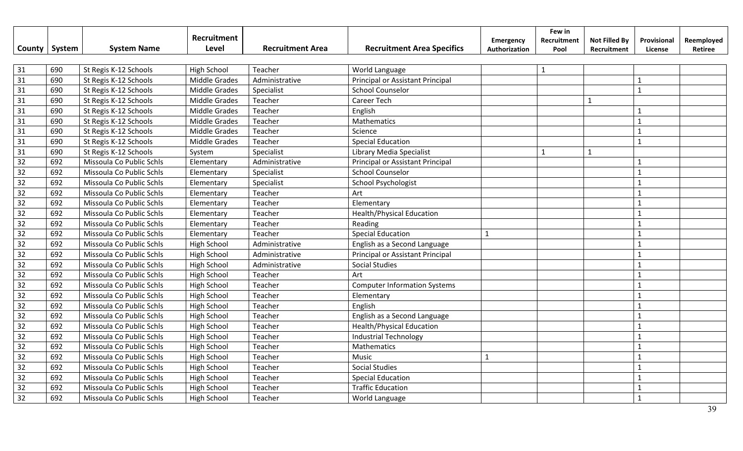| County | System | System Name | Recruitment Level | Recruitment Area | Recruitment Area Specifics | Emergency Authorization | Few in Recruitment Pool | Not Filled By Recruitment | Provisional License | Reemployed Retiree |
|---|---|---|---|---|---|---|---|---|---|---|
| 31 | 690 | St Regis K-12 Schools | High School | Teacher | World Language | | 1 | | | |
| 31 | 690 | St Regis K-12 Schools | Middle Grades | Administrative | Principal or Assistant Principal | | | | 1 | |
| 31 | 690 | St Regis K-12 Schools | Middle Grades | Specialist | School Counselor | | | | 1 | |
| 31 | 690 | St Regis K-12 Schools | Middle Grades | Teacher | Career Tech | | | 1 | | |
| 31 | 690 | St Regis K-12 Schools | Middle Grades | Teacher | English | | | | 1 | |
| 31 | 690 | St Regis K-12 Schools | Middle Grades | Teacher | Mathematics | | | | 1 | |
| 31 | 690 | St Regis K-12 Schools | Middle Grades | Teacher | Science | | | | 1 | |
| 31 | 690 | St Regis K-12 Schools | Middle Grades | Teacher | Special Education | | | | 1 | |
| 31 | 690 | St Regis K-12 Schools | System | Specialist | Library Media Specialist | | 1 | 1 | | |
| 32 | 692 | Missoula Co Public Schls | Elementary | Administrative | Principal or Assistant Principal | | | | 1 | |
| 32 | 692 | Missoula Co Public Schls | Elementary | Specialist | School Counselor | | | | 1 | |
| 32 | 692 | Missoula Co Public Schls | Elementary | Specialist | School Psychologist | | | | 1 | |
| 32 | 692 | Missoula Co Public Schls | Elementary | Teacher | Art | | | | 1 | |
| 32 | 692 | Missoula Co Public Schls | Elementary | Teacher | Elementary | | | | 1 | |
| 32 | 692 | Missoula Co Public Schls | Elementary | Teacher | Health/Physical Education | | | | 1 | |
| 32 | 692 | Missoula Co Public Schls | Elementary | Teacher | Reading | | | | 1 | |
| 32 | 692 | Missoula Co Public Schls | Elementary | Teacher | Special Education | 1 | | | 1 | |
| 32 | 692 | Missoula Co Public Schls | High School | Administrative | English as a Second Language | | | | 1 | |
| 32 | 692 | Missoula Co Public Schls | High School | Administrative | Principal or Assistant Principal | | | | 1 | |
| 32 | 692 | Missoula Co Public Schls | High School | Administrative | Social Studies | | | | 1 | |
| 32 | 692 | Missoula Co Public Schls | High School | Teacher | Art | | | | 1 | |
| 32 | 692 | Missoula Co Public Schls | High School | Teacher | Computer Information Systems | | | | 1 | |
| 32 | 692 | Missoula Co Public Schls | High School | Teacher | Elementary | | | | 1 | |
| 32 | 692 | Missoula Co Public Schls | High School | Teacher | English | | | | 1 | |
| 32 | 692 | Missoula Co Public Schls | High School | Teacher | English as a Second Language | | | | 1 | |
| 32 | 692 | Missoula Co Public Schls | High School | Teacher | Health/Physical Education | | | | 1 | |
| 32 | 692 | Missoula Co Public Schls | High School | Teacher | Industrial Technology | | | | 1 | |
| 32 | 692 | Missoula Co Public Schls | High School | Teacher | Mathematics | | | | 1 | |
| 32 | 692 | Missoula Co Public Schls | High School | Teacher | Music | 1 | | | 1 | |
| 32 | 692 | Missoula Co Public Schls | High School | Teacher | Social Studies | | | | 1 | |
| 32 | 692 | Missoula Co Public Schls | High School | Teacher | Special Education | | | | 1 | |
| 32 | 692 | Missoula Co Public Schls | High School | Teacher | Traffic Education | | | | 1 | |
| 32 | 692 | Missoula Co Public Schls | High School | Teacher | World Language | | | | 1 | |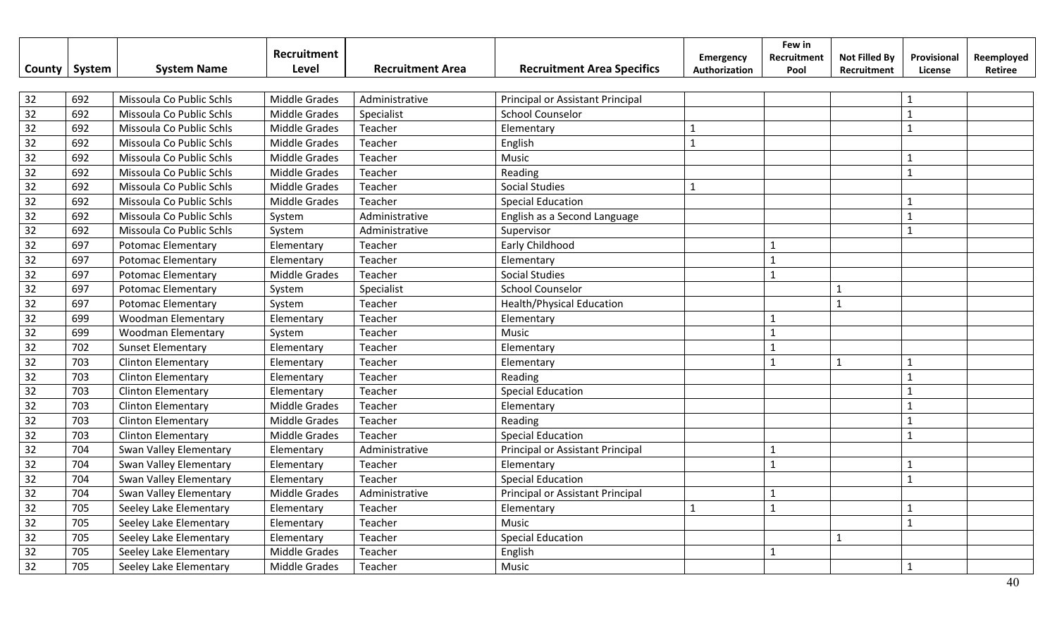| County | System | System Name | Recruitment Level | Recruitment Area | Recruitment Area Specifics | Emergency Authorization | Few in Recruitment Pool | Not Filled By Recruitment | Provisional License | Reemployed Retiree |
|---|---|---|---|---|---|---|---|---|---|---|
| 32 | 692 | Missoula Co Public Schls | Middle Grades | Administrative | Principal or Assistant Principal | | | | 1 | |
| 32 | 692 | Missoula Co Public Schls | Middle Grades | Specialist | School Counselor | | | | 1 | |
| 32 | 692 | Missoula Co Public Schls | Middle Grades | Teacher | Elementary | 1 | | | 1 | |
| 32 | 692 | Missoula Co Public Schls | Middle Grades | Teacher | English | 1 | | | | |
| 32 | 692 | Missoula Co Public Schls | Middle Grades | Teacher | Music | | | | 1 | |
| 32 | 692 | Missoula Co Public Schls | Middle Grades | Teacher | Reading | | | | 1 | |
| 32 | 692 | Missoula Co Public Schls | Middle Grades | Teacher | Social Studies | 1 | | | | |
| 32 | 692 | Missoula Co Public Schls | Middle Grades | Teacher | Special Education | | | | 1 | |
| 32 | 692 | Missoula Co Public Schls | System | Administrative | English as a Second Language | | | | 1 | |
| 32 | 692 | Missoula Co Public Schls | System | Administrative | Supervisor | | | | 1 | |
| 32 | 697 | Potomac Elementary | Elementary | Teacher | Early Childhood | | 1 | | | |
| 32 | 697 | Potomac Elementary | Elementary | Teacher | Elementary | | 1 | | | |
| 32 | 697 | Potomac Elementary | Middle Grades | Teacher | Social Studies | | 1 | | | |
| 32 | 697 | Potomac Elementary | System | Specialist | School Counselor | | | 1 | | |
| 32 | 697 | Potomac Elementary | System | Teacher | Health/Physical Education | | | 1 | | |
| 32 | 699 | Woodman Elementary | Elementary | Teacher | Elementary | | 1 | | | |
| 32 | 699 | Woodman Elementary | System | Teacher | Music | | 1 | | | |
| 32 | 702 | Sunset Elementary | Elementary | Teacher | Elementary | | 1 | | | |
| 32 | 703 | Clinton Elementary | Elementary | Teacher | Elementary | | 1 | 1 | 1 | |
| 32 | 703 | Clinton Elementary | Elementary | Teacher | Reading | | | | 1 | |
| 32 | 703 | Clinton Elementary | Elementary | Teacher | Special Education | | | | 1 | |
| 32 | 703 | Clinton Elementary | Middle Grades | Teacher | Elementary | | | | 1 | |
| 32 | 703 | Clinton Elementary | Middle Grades | Teacher | Reading | | | | 1 | |
| 32 | 703 | Clinton Elementary | Middle Grades | Teacher | Special Education | | | | 1 | |
| 32 | 704 | Swan Valley Elementary | Elementary | Administrative | Principal or Assistant Principal | | 1 | | | |
| 32 | 704 | Swan Valley Elementary | Elementary | Teacher | Elementary | | 1 | | 1 | |
| 32 | 704 | Swan Valley Elementary | Elementary | Teacher | Special Education | | | | 1 | |
| 32 | 704 | Swan Valley Elementary | Middle Grades | Administrative | Principal or Assistant Principal | | 1 | | | |
| 32 | 705 | Seeley Lake Elementary | Elementary | Teacher | Elementary | 1 | 1 | | 1 | |
| 32 | 705 | Seeley Lake Elementary | Elementary | Teacher | Music | | | | 1 | |
| 32 | 705 | Seeley Lake Elementary | Elementary | Teacher | Special Education | | | 1 | | |
| 32 | 705 | Seeley Lake Elementary | Middle Grades | Teacher | English | | 1 | | | |
| 32 | 705 | Seeley Lake Elementary | Middle Grades | Teacher | Music | | | | 1 | |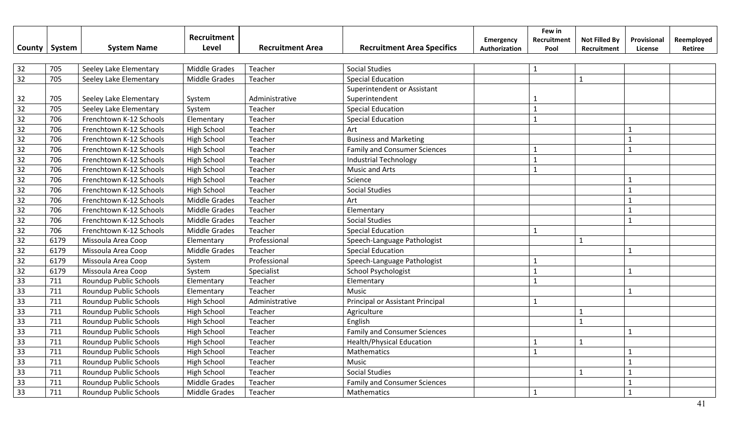| County | System | System Name | Recruitment Level | Recruitment Area | Recruitment Area Specifics | Emergency Authorization | Few in Recruitment Pool | Not Filled By Recruitment | Provisional License | Reemployed Retiree |
|---|---|---|---|---|---|---|---|---|---|---|
| 32 | 705 | Seeley Lake Elementary | Middle Grades | Teacher | Social Studies | | 1 | | | |
| 32 | 705 | Seeley Lake Elementary | Middle Grades | Teacher | Special Education | | | 1 | | |
| 32 | 705 | Seeley Lake Elementary | System | Administrative | Superintendent or Assistant Superintendent | | 1 | | | |
| 32 | 705 | Seeley Lake Elementary | System | Teacher | Special Education | | 1 | | | |
| 32 | 706 | Frenchtown K-12 Schools | Elementary | Teacher | Special Education | | 1 | | | |
| 32 | 706 | Frenchtown K-12 Schools | High School | Teacher | Art | | | | 1 | |
| 32 | 706 | Frenchtown K-12 Schools | High School | Teacher | Business and Marketing | | | | 1 | |
| 32 | 706 | Frenchtown K-12 Schools | High School | Teacher | Family and Consumer Sciences | | 1 | | 1 | |
| 32 | 706 | Frenchtown K-12 Schools | High School | Teacher | Industrial Technology | | 1 | | | |
| 32 | 706 | Frenchtown K-12 Schools | High School | Teacher | Music and Arts | | 1 | | | |
| 32 | 706 | Frenchtown K-12 Schools | High School | Teacher | Science | | | | 1 | |
| 32 | 706 | Frenchtown K-12 Schools | High School | Teacher | Social Studies | | | | 1 | |
| 32 | 706 | Frenchtown K-12 Schools | Middle Grades | Teacher | Art | | | | 1 | |
| 32 | 706 | Frenchtown K-12 Schools | Middle Grades | Teacher | Elementary | | | | 1 | |
| 32 | 706 | Frenchtown K-12 Schools | Middle Grades | Teacher | Social Studies | | | | 1 | |
| 32 | 706 | Frenchtown K-12 Schools | Middle Grades | Teacher | Special Education | | 1 | | | |
| 32 | 6179 | Missoula Area Coop | Elementary | Professional | Speech-Language Pathologist | | | 1 | | |
| 32 | 6179 | Missoula Area Coop | Middle Grades | Teacher | Special Education | | | | 1 | |
| 32 | 6179 | Missoula Area Coop | System | Professional | Speech-Language Pathologist | | 1 | | | |
| 32 | 6179 | Missoula Area Coop | System | Specialist | School Psychologist | | 1 | | 1 | |
| 33 | 711 | Roundup Public Schools | Elementary | Teacher | Elementary | | 1 | | | |
| 33 | 711 | Roundup Public Schools | Elementary | Teacher | Music | | | | 1 | |
| 33 | 711 | Roundup Public Schools | High School | Administrative | Principal or Assistant Principal | | 1 | | | |
| 33 | 711 | Roundup Public Schools | High School | Teacher | Agriculture | | | 1 | | |
| 33 | 711 | Roundup Public Schools | High School | Teacher | English | | | 1 | | |
| 33 | 711 | Roundup Public Schools | High School | Teacher | Family and Consumer Sciences | | | | 1 | |
| 33 | 711 | Roundup Public Schools | High School | Teacher | Health/Physical Education | | 1 | 1 | | |
| 33 | 711 | Roundup Public Schools | High School | Teacher | Mathematics | | 1 | | 1 | |
| 33 | 711 | Roundup Public Schools | High School | Teacher | Music | | | | 1 | |
| 33 | 711 | Roundup Public Schools | High School | Teacher | Social Studies | | | 1 | 1 | |
| 33 | 711 | Roundup Public Schools | Middle Grades | Teacher | Family and Consumer Sciences | | | | 1 | |
| 33 | 711 | Roundup Public Schools | Middle Grades | Teacher | Mathematics | | 1 | | 1 | |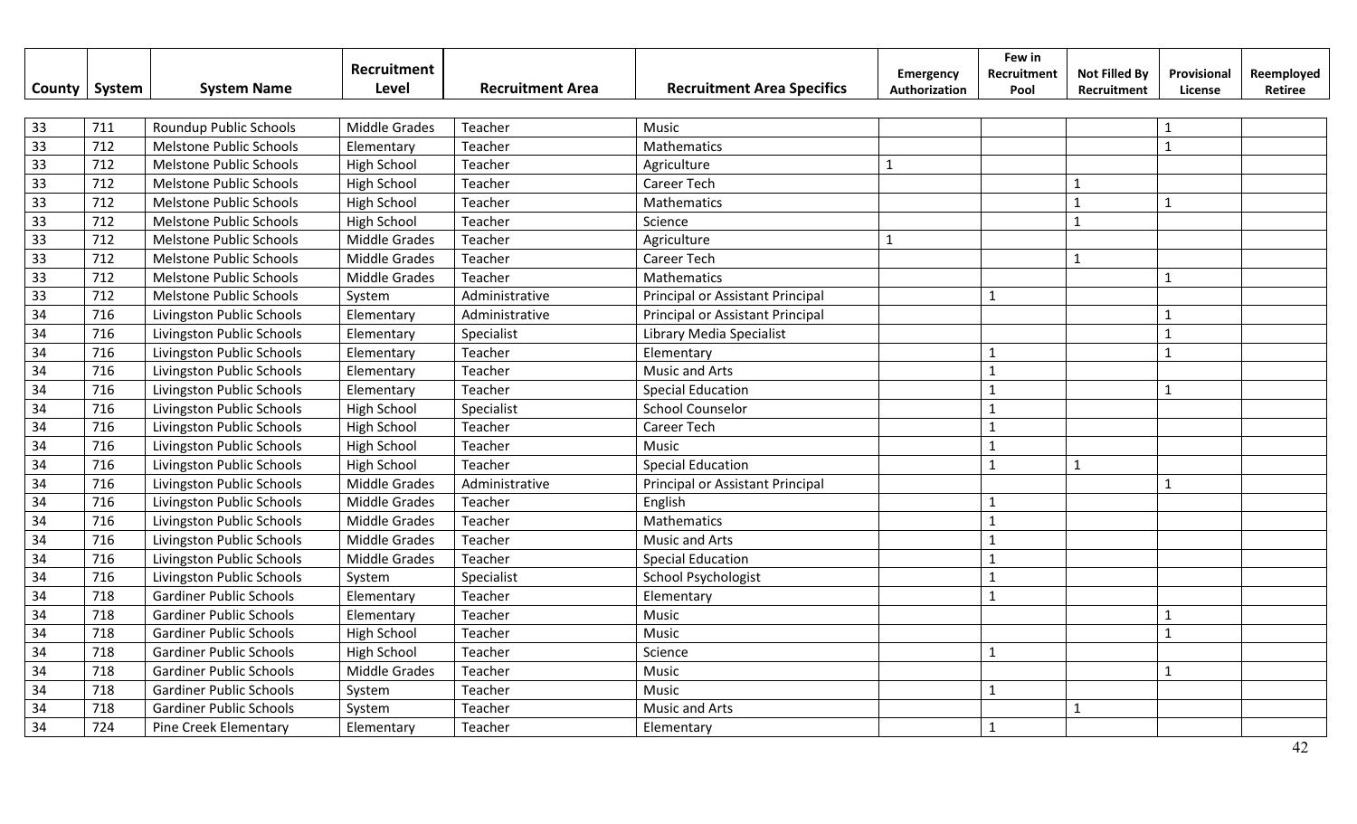| County | System | System Name | Recruitment Level | Recruitment Area | Recruitment Area Specifics | Emergency Authorization | Few in Recruitment Pool | Not Filled By Recruitment | Provisional License | Reemployed Retiree |
|---|---|---|---|---|---|---|---|---|---|---|
| 33 | 711 | Roundup Public Schools | Middle Grades | Teacher | Music | | | | 1 | |
| 33 | 712 | Melstone Public Schools | Elementary | Teacher | Mathematics | | | | 1 | |
| 33 | 712 | Melstone Public Schools | High School | Teacher | Agriculture | 1 | | | | |
| 33 | 712 | Melstone Public Schools | High School | Teacher | Career Tech | | | 1 | | |
| 33 | 712 | Melstone Public Schools | High School | Teacher | Mathematics | | | 1 | 1 | |
| 33 | 712 | Melstone Public Schools | High School | Teacher | Science | | | 1 | | |
| 33 | 712 | Melstone Public Schools | Middle Grades | Teacher | Agriculture | 1 | | | | |
| 33 | 712 | Melstone Public Schools | Middle Grades | Teacher | Career Tech | | | 1 | | |
| 33 | 712 | Melstone Public Schools | Middle Grades | Teacher | Mathematics | | | | 1 | |
| 33 | 712 | Melstone Public Schools | System | Administrative | Principal or Assistant Principal | | 1 | | | |
| 34 | 716 | Livingston Public Schools | Elementary | Administrative | Principal or Assistant Principal | | | | 1 | |
| 34 | 716 | Livingston Public Schools | Elementary | Specialist | Library Media Specialist | | | | 1 | |
| 34 | 716 | Livingston Public Schools | Elementary | Teacher | Elementary | | 1 | | 1 | |
| 34 | 716 | Livingston Public Schools | Elementary | Teacher | Music and Arts | | 1 | | | |
| 34 | 716 | Livingston Public Schools | Elementary | Teacher | Special Education | | 1 | | 1 | |
| 34 | 716 | Livingston Public Schools | High School | Specialist | School Counselor | | 1 | | | |
| 34 | 716 | Livingston Public Schools | High School | Teacher | Career Tech | | 1 | | | |
| 34 | 716 | Livingston Public Schools | High School | Teacher | Music | | 1 | | | |
| 34 | 716 | Livingston Public Schools | High School | Teacher | Special Education | | 1 | 1 | | |
| 34 | 716 | Livingston Public Schools | Middle Grades | Administrative | Principal or Assistant Principal | | | | 1 | |
| 34 | 716 | Livingston Public Schools | Middle Grades | Teacher | English | | 1 | | | |
| 34 | 716 | Livingston Public Schools | Middle Grades | Teacher | Mathematics | | 1 | | | |
| 34 | 716 | Livingston Public Schools | Middle Grades | Teacher | Music and Arts | | 1 | | | |
| 34 | 716 | Livingston Public Schools | Middle Grades | Teacher | Special Education | | 1 | | | |
| 34 | 716 | Livingston Public Schools | System | Specialist | School Psychologist | | 1 | | | |
| 34 | 718 | Gardiner Public Schools | Elementary | Teacher | Elementary | | 1 | | | |
| 34 | 718 | Gardiner Public Schools | Elementary | Teacher | Music | | | | 1 | |
| 34 | 718 | Gardiner Public Schools | High School | Teacher | Music | | | | 1 | |
| 34 | 718 | Gardiner Public Schools | High School | Teacher | Science | | 1 | | | |
| 34 | 718 | Gardiner Public Schools | Middle Grades | Teacher | Music | | | | 1 | |
| 34 | 718 | Gardiner Public Schools | System | Teacher | Music | | 1 | | | |
| 34 | 718 | Gardiner Public Schools | System | Teacher | Music and Arts | | | 1 | | |
| 34 | 724 | Pine Creek Elementary | Elementary | Teacher | Elementary | | 1 | | | |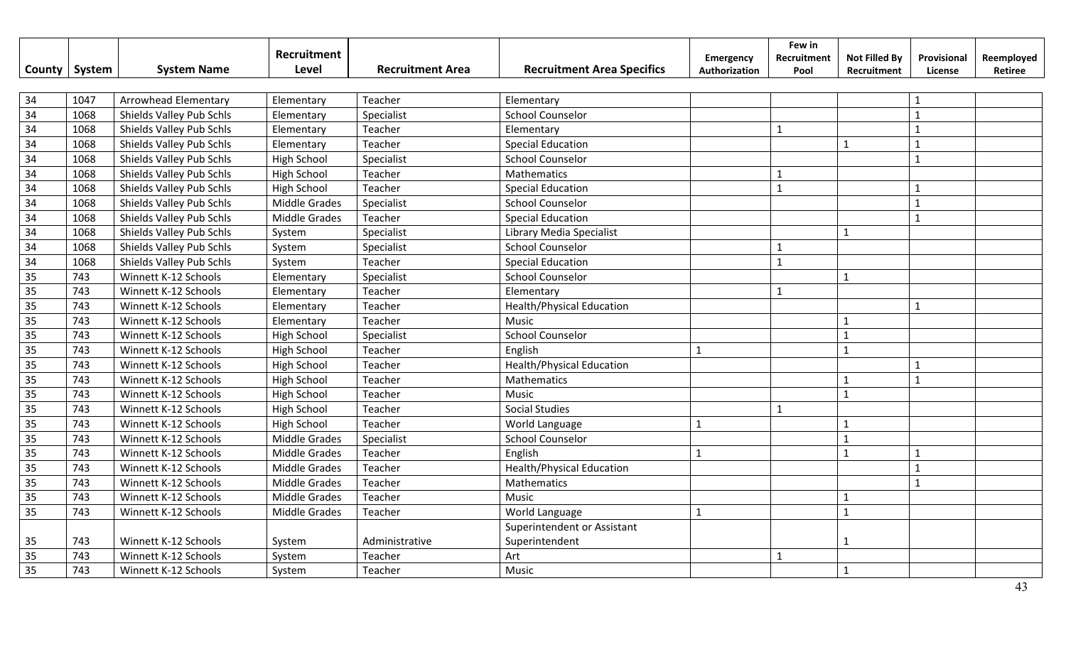| County | System | System Name | Recruitment Level | Recruitment Area | Recruitment Area Specifics | Emergency Authorization | Few in Recruitment Pool | Not Filled By Recruitment | Provisional License | Reemployed Retiree |
|---|---|---|---|---|---|---|---|---|---|---|
| 34 | 1047 | Arrowhead Elementary | Elementary | Teacher | Elementary | | | | 1 | |
| 34 | 1068 | Shields Valley Pub Schls | Elementary | Specialist | School Counselor | | | | 1 | |
| 34 | 1068 | Shields Valley Pub Schls | Elementary | Teacher | Elementary | | 1 | | 1 | |
| 34 | 1068 | Shields Valley Pub Schls | Elementary | Teacher | Special Education | | | 1 | 1 | |
| 34 | 1068 | Shields Valley Pub Schls | High School | Specialist | School Counselor | | | | 1 | |
| 34 | 1068 | Shields Valley Pub Schls | High School | Teacher | Mathematics | | 1 | | | |
| 34 | 1068 | Shields Valley Pub Schls | High School | Teacher | Special Education | | 1 | | 1 | |
| 34 | 1068 | Shields Valley Pub Schls | Middle Grades | Specialist | School Counselor | | | | 1 | |
| 34 | 1068 | Shields Valley Pub Schls | Middle Grades | Teacher | Special Education | | | | 1 | |
| 34 | 1068 | Shields Valley Pub Schls | System | Specialist | Library Media Specialist | | | 1 | | |
| 34 | 1068 | Shields Valley Pub Schls | System | Specialist | School Counselor | | 1 | | | |
| 34 | 1068 | Shields Valley Pub Schls | System | Teacher | Special Education | | 1 | | | |
| 35 | 743 | Winnett K-12 Schools | Elementary | Specialist | School Counselor | | | 1 | | |
| 35 | 743 | Winnett K-12 Schools | Elementary | Teacher | Elementary | | 1 | | | |
| 35 | 743 | Winnett K-12 Schools | Elementary | Teacher | Health/Physical Education | | | | 1 | |
| 35 | 743 | Winnett K-12 Schools | Elementary | Teacher | Music | | | 1 | | |
| 35 | 743 | Winnett K-12 Schools | High School | Specialist | School Counselor | | | 1 | | |
| 35 | 743 | Winnett K-12 Schools | High School | Teacher | English | 1 | | 1 | | |
| 35 | 743 | Winnett K-12 Schools | High School | Teacher | Health/Physical Education | | | | 1 | |
| 35 | 743 | Winnett K-12 Schools | High School | Teacher | Mathematics | | | 1 | 1 | |
| 35 | 743 | Winnett K-12 Schools | High School | Teacher | Music | | | 1 | | |
| 35 | 743 | Winnett K-12 Schools | High School | Teacher | Social Studies | | 1 | | | |
| 35 | 743 | Winnett K-12 Schools | High School | Teacher | World Language | 1 | | 1 | | |
| 35 | 743 | Winnett K-12 Schools | Middle Grades | Specialist | School Counselor | | | 1 | | |
| 35 | 743 | Winnett K-12 Schools | Middle Grades | Teacher | English | 1 | | 1 | 1 | |
| 35 | 743 | Winnett K-12 Schools | Middle Grades | Teacher | Health/Physical Education | | | | 1 | |
| 35 | 743 | Winnett K-12 Schools | Middle Grades | Teacher | Mathematics | | | | 1 | |
| 35 | 743 | Winnett K-12 Schools | Middle Grades | Teacher | Music | | | 1 | | |
| 35 | 743 | Winnett K-12 Schools | Middle Grades | Teacher | World Language | 1 | | 1 | | |
| 35 | 743 | Winnett K-12 Schools | System | Administrative | Superintendent or Assistant Superintendent | | | 1 | | |
| 35 | 743 | Winnett K-12 Schools | System | Teacher | Art | | 1 | | | |
| 35 | 743 | Winnett K-12 Schools | System | Teacher | Music | | | 1 | | |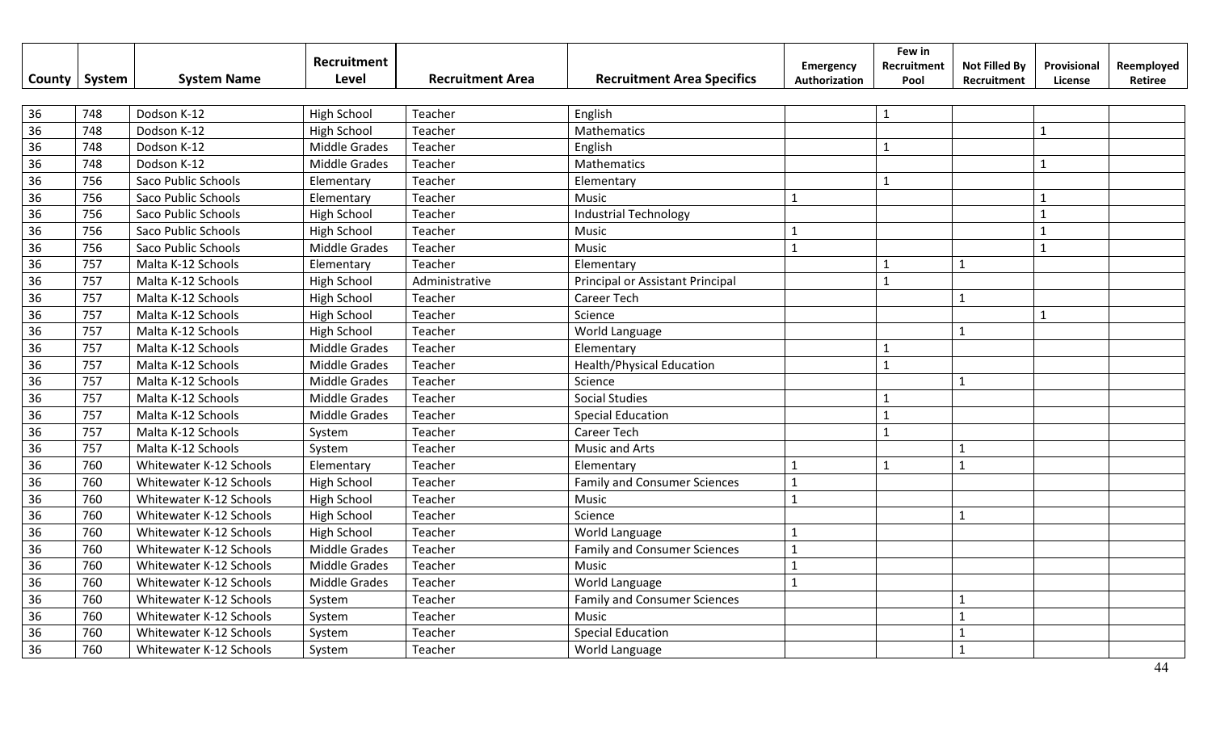| County | System | System Name | Recruitment Level | Recruitment Area | Recruitment Area Specifics | Emergency Authorization | Few in Recruitment Pool | Not Filled By Recruitment | Provisional License | Reemployed Retiree |
|---|---|---|---|---|---|---|---|---|---|---|
| 36 | 748 | Dodson K-12 | High School | Teacher | English | | 1 | | | |
| 36 | 748 | Dodson K-12 | High School | Teacher | Mathematics | | | | 1 | |
| 36 | 748 | Dodson K-12 | Middle Grades | Teacher | English | | 1 | | | |
| 36 | 748 | Dodson K-12 | Middle Grades | Teacher | Mathematics | | | | 1 | |
| 36 | 756 | Saco Public Schools | Elementary | Teacher | Elementary | | 1 | | | |
| 36 | 756 | Saco Public Schools | Elementary | Teacher | Music | 1 | | | 1 | |
| 36 | 756 | Saco Public Schools | High School | Teacher | Industrial Technology | | | | 1 | |
| 36 | 756 | Saco Public Schools | High School | Teacher | Music | 1 | | | 1 | |
| 36 | 756 | Saco Public Schools | Middle Grades | Teacher | Music | 1 | | | 1 | |
| 36 | 757 | Malta K-12 Schools | Elementary | Teacher | Elementary | | 1 | 1 | | |
| 36 | 757 | Malta K-12 Schools | High School | Administrative | Principal or Assistant Principal | | 1 | | | |
| 36 | 757 | Malta K-12 Schools | High School | Teacher | Career Tech | | | 1 | | |
| 36 | 757 | Malta K-12 Schools | High School | Teacher | Science | | | | 1 | |
| 36 | 757 | Malta K-12 Schools | High School | Teacher | World Language | | | 1 | | |
| 36 | 757 | Malta K-12 Schools | Middle Grades | Teacher | Elementary | | 1 | | | |
| 36 | 757 | Malta K-12 Schools | Middle Grades | Teacher | Health/Physical Education | | 1 | | | |
| 36 | 757 | Malta K-12 Schools | Middle Grades | Teacher | Science | | | 1 | | |
| 36 | 757 | Malta K-12 Schools | Middle Grades | Teacher | Social Studies | | 1 | | | |
| 36 | 757 | Malta K-12 Schools | Middle Grades | Teacher | Special Education | | 1 | | | |
| 36 | 757 | Malta K-12 Schools | System | Teacher | Career Tech | | 1 | | | |
| 36 | 757 | Malta K-12 Schools | System | Teacher | Music and Arts | | | 1 | | |
| 36 | 760 | Whitewater K-12 Schools | Elementary | Teacher | Elementary | 1 | 1 | 1 | | |
| 36 | 760 | Whitewater K-12 Schools | High School | Teacher | Family and Consumer Sciences | 1 | | | | |
| 36 | 760 | Whitewater K-12 Schools | High School | Teacher | Music | 1 | | | | |
| 36 | 760 | Whitewater K-12 Schools | High School | Teacher | Science | | | 1 | | |
| 36 | 760 | Whitewater K-12 Schools | High School | Teacher | World Language | 1 | | | | |
| 36 | 760 | Whitewater K-12 Schools | Middle Grades | Teacher | Family and Consumer Sciences | 1 | | | | |
| 36 | 760 | Whitewater K-12 Schools | Middle Grades | Teacher | Music | 1 | | | | |
| 36 | 760 | Whitewater K-12 Schools | Middle Grades | Teacher | World Language | 1 | | | | |
| 36 | 760 | Whitewater K-12 Schools | System | Teacher | Family and Consumer Sciences | | | 1 | | |
| 36 | 760 | Whitewater K-12 Schools | System | Teacher | Music | | | 1 | | |
| 36 | 760 | Whitewater K-12 Schools | System | Teacher | Special Education | | | 1 | | |
| 36 | 760 | Whitewater K-12 Schools | System | Teacher | World Language | | | 1 | | |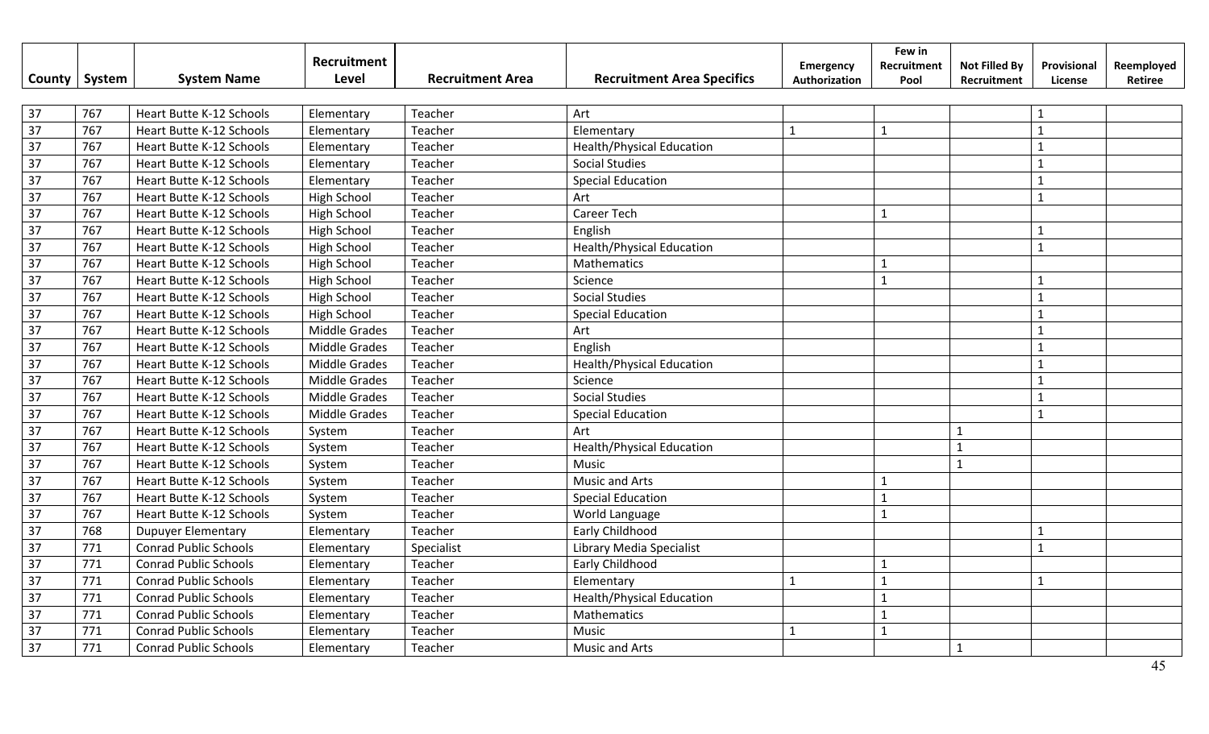| County | System | System Name | Recruitment Level | Recruitment Area | Recruitment Area Specifics | Emergency Authorization | Few in Recruitment Pool | Not Filled By Recruitment | Provisional License | Reemployed Retiree |
|---|---|---|---|---|---|---|---|---|---|---|
| 37 | 767 | Heart Butte K-12 Schools | Elementary | Teacher | Art | | | | 1 | |
| 37 | 767 | Heart Butte K-12 Schools | Elementary | Teacher | Elementary | 1 | 1 | | 1 | |
| 37 | 767 | Heart Butte K-12 Schools | Elementary | Teacher | Health/Physical Education | | | | 1 | |
| 37 | 767 | Heart Butte K-12 Schools | Elementary | Teacher | Social Studies | | | | 1 | |
| 37 | 767 | Heart Butte K-12 Schools | Elementary | Teacher | Special Education | | | | 1 | |
| 37 | 767 | Heart Butte K-12 Schools | High School | Teacher | Art | | | | 1 | |
| 37 | 767 | Heart Butte K-12 Schools | High School | Teacher | Career Tech | | 1 | | | |
| 37 | 767 | Heart Butte K-12 Schools | High School | Teacher | English | | | | 1 | |
| 37 | 767 | Heart Butte K-12 Schools | High School | Teacher | Health/Physical Education | | | | 1 | |
| 37 | 767 | Heart Butte K-12 Schools | High School | Teacher | Mathematics | | 1 | | | |
| 37 | 767 | Heart Butte K-12 Schools | High School | Teacher | Science | | 1 | | 1 | |
| 37 | 767 | Heart Butte K-12 Schools | High School | Teacher | Social Studies | | | | 1 | |
| 37 | 767 | Heart Butte K-12 Schools | High School | Teacher | Special Education | | | | 1 | |
| 37 | 767 | Heart Butte K-12 Schools | Middle Grades | Teacher | Art | | | | 1 | |
| 37 | 767 | Heart Butte K-12 Schools | Middle Grades | Teacher | English | | | | 1 | |
| 37 | 767 | Heart Butte K-12 Schools | Middle Grades | Teacher | Health/Physical Education | | | | 1 | |
| 37 | 767 | Heart Butte K-12 Schools | Middle Grades | Teacher | Science | | | | 1 | |
| 37 | 767 | Heart Butte K-12 Schools | Middle Grades | Teacher | Social Studies | | | | 1 | |
| 37 | 767 | Heart Butte K-12 Schools | Middle Grades | Teacher | Special Education | | | | 1 | |
| 37 | 767 | Heart Butte K-12 Schools | System | Teacher | Art | | | 1 | | |
| 37 | 767 | Heart Butte K-12 Schools | System | Teacher | Health/Physical Education | | | 1 | | |
| 37 | 767 | Heart Butte K-12 Schools | System | Teacher | Music | | | 1 | | |
| 37 | 767 | Heart Butte K-12 Schools | System | Teacher | Music and Arts | | 1 | | | |
| 37 | 767 | Heart Butte K-12 Schools | System | Teacher | Special Education | | 1 | | | |
| 37 | 767 | Heart Butte K-12 Schools | System | Teacher | World Language | | 1 | | | |
| 37 | 768 | Dupuyer Elementary | Elementary | Teacher | Early Childhood | | | | 1 | |
| 37 | 771 | Conrad Public Schools | Elementary | Specialist | Library Media Specialist | | | | 1 | |
| 37 | 771 | Conrad Public Schools | Elementary | Teacher | Early Childhood | | 1 | | | |
| 37 | 771 | Conrad Public Schools | Elementary | Teacher | Elementary | 1 | 1 | | 1 | |
| 37 | 771 | Conrad Public Schools | Elementary | Teacher | Health/Physical Education | | 1 | | | |
| 37 | 771 | Conrad Public Schools | Elementary | Teacher | Mathematics | | 1 | | | |
| 37 | 771 | Conrad Public Schools | Elementary | Teacher | Music | 1 | 1 | | | |
| 37 | 771 | Conrad Public Schools | Elementary | Teacher | Music and Arts | | | 1 | | |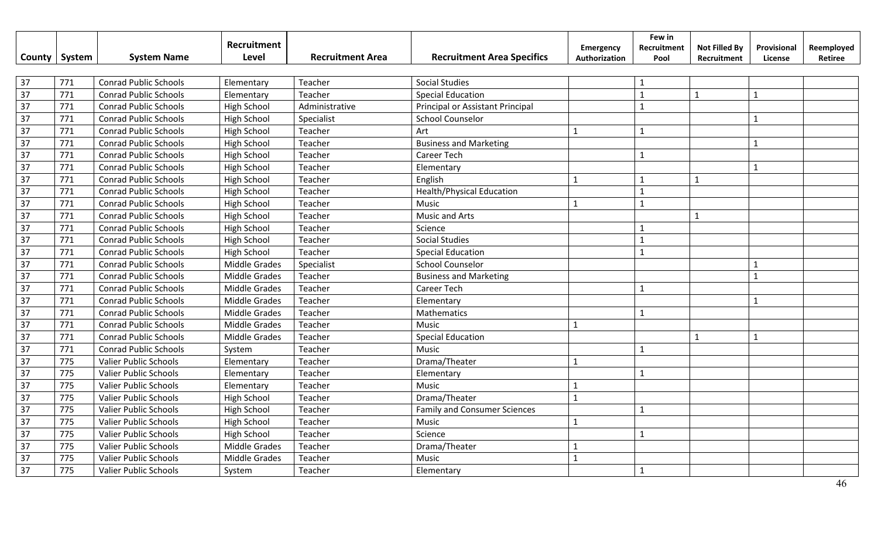| County | System | System Name | Recruitment Level | Recruitment Area | Recruitment Area Specifics | Emergency Authorization | Few in Recruitment Pool | Not Filled By Recruitment | Provisional License | Reemployed Retiree |
|---|---|---|---|---|---|---|---|---|---|---|
| 37 | 771 | Conrad Public Schools | Elementary | Teacher | Social Studies | | 1 | | | |
| 37 | 771 | Conrad Public Schools | Elementary | Teacher | Special Education | | 1 | 1 | 1 | |
| 37 | 771 | Conrad Public Schools | High School | Administrative | Principal or Assistant Principal | | 1 | | | |
| 37 | 771 | Conrad Public Schools | High School | Specialist | School Counselor | | | | 1 | |
| 37 | 771 | Conrad Public Schools | High School | Teacher | Art | 1 | 1 | | | |
| 37 | 771 | Conrad Public Schools | High School | Teacher | Business and Marketing | | | | 1 | |
| 37 | 771 | Conrad Public Schools | High School | Teacher | Career Tech | | 1 | | | |
| 37 | 771 | Conrad Public Schools | High School | Teacher | Elementary | | | | 1 | |
| 37 | 771 | Conrad Public Schools | High School | Teacher | English | 1 | 1 | 1 | | |
| 37 | 771 | Conrad Public Schools | High School | Teacher | Health/Physical Education | | 1 | | | |
| 37 | 771 | Conrad Public Schools | High School | Teacher | Music | 1 | 1 | | | |
| 37 | 771 | Conrad Public Schools | High School | Teacher | Music and Arts | | | 1 | | |
| 37 | 771 | Conrad Public Schools | High School | Teacher | Science | | 1 | | | |
| 37 | 771 | Conrad Public Schools | High School | Teacher | Social Studies | | 1 | | | |
| 37 | 771 | Conrad Public Schools | High School | Teacher | Special Education | | 1 | | | |
| 37 | 771 | Conrad Public Schools | Middle Grades | Specialist | School Counselor | | | | 1 | |
| 37 | 771 | Conrad Public Schools | Middle Grades | Teacher | Business and Marketing | | | | 1 | |
| 37 | 771 | Conrad Public Schools | Middle Grades | Teacher | Career Tech | | 1 | | | |
| 37 | 771 | Conrad Public Schools | Middle Grades | Teacher | Elementary | | | | 1 | |
| 37 | 771 | Conrad Public Schools | Middle Grades | Teacher | Mathematics | | 1 | | | |
| 37 | 771 | Conrad Public Schools | Middle Grades | Teacher | Music | 1 | | | | |
| 37 | 771 | Conrad Public Schools | Middle Grades | Teacher | Special Education | | | 1 | 1 | |
| 37 | 771 | Conrad Public Schools | System | Teacher | Music | | 1 | | | |
| 37 | 775 | Valier Public Schools | Elementary | Teacher | Drama/Theater | 1 | | | | |
| 37 | 775 | Valier Public Schools | Elementary | Teacher | Elementary | | 1 | | | |
| 37 | 775 | Valier Public Schools | Elementary | Teacher | Music | 1 | | | | |
| 37 | 775 | Valier Public Schools | High School | Teacher | Drama/Theater | 1 | | | | |
| 37 | 775 | Valier Public Schools | High School | Teacher | Family and Consumer Sciences | | 1 | | | |
| 37 | 775 | Valier Public Schools | High School | Teacher | Music | 1 | | | | |
| 37 | 775 | Valier Public Schools | High School | Teacher | Science | | 1 | | | |
| 37 | 775 | Valier Public Schools | Middle Grades | Teacher | Drama/Theater | 1 | | | | |
| 37 | 775 | Valier Public Schools | Middle Grades | Teacher | Music | 1 | | | | |
| 37 | 775 | Valier Public Schools | System | Teacher | Elementary | | 1 | | | |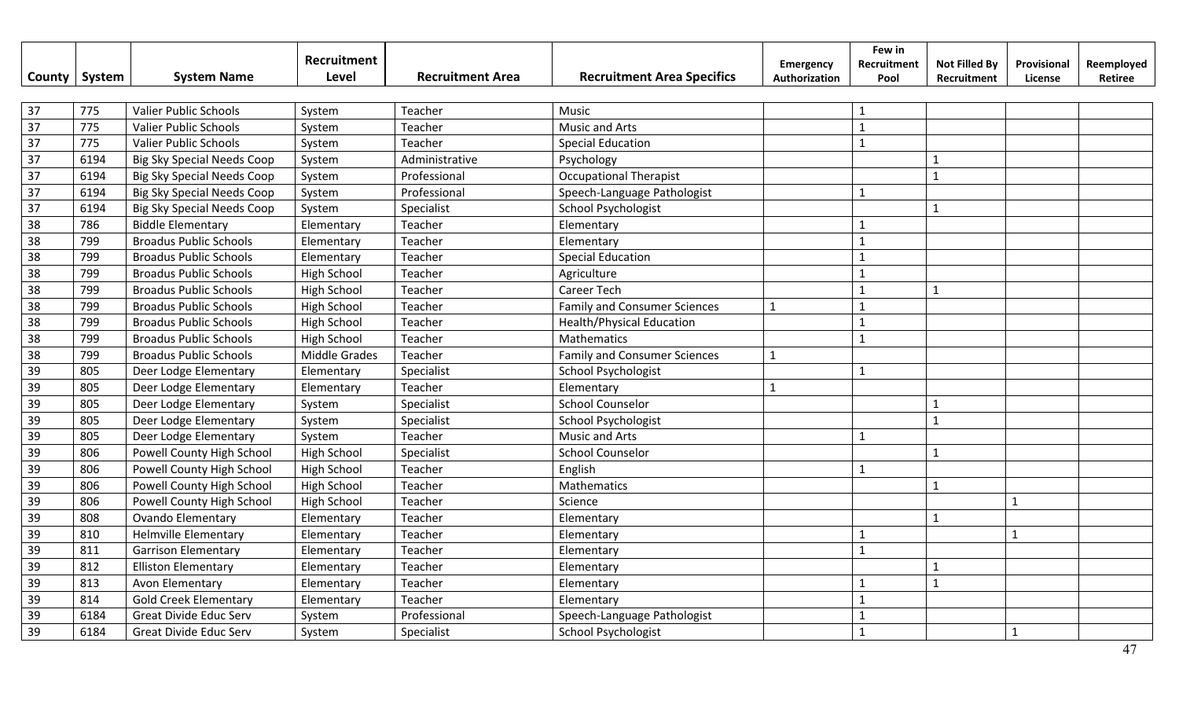| County | System | System Name | Recruitment Level | Recruitment Area | Recruitment Area Specifics | Emergency Authorization | Few in Recruitment Pool | Not Filled By Recruitment | Provisional License | Reemployed Retiree |
|---|---|---|---|---|---|---|---|---|---|---|
| 37 | 775 | Valier Public Schools | System | Teacher | Music | | 1 | | | |
| 37 | 775 | Valier Public Schools | System | Teacher | Music and Arts | | 1 | | | |
| 37 | 775 | Valier Public Schools | System | Teacher | Special Education | | 1 | | | |
| 37 | 6194 | Big Sky Special Needs Coop | System | Administrative | Psychology | | | 1 | | |
| 37 | 6194 | Big Sky Special Needs Coop | System | Professional | Occupational Therapist | | | 1 | | |
| 37 | 6194 | Big Sky Special Needs Coop | System | Professional | Speech-Language Pathologist | | 1 | | | |
| 37 | 6194 | Big Sky Special Needs Coop | System | Specialist | School Psychologist | | | 1 | | |
| 38 | 786 | Biddle Elementary | Elementary | Teacher | Elementary | | 1 | | | |
| 38 | 799 | Broadus Public Schools | Elementary | Teacher | Elementary | | 1 | | | |
| 38 | 799 | Broadus Public Schools | Elementary | Teacher | Special Education | | 1 | | | |
| 38 | 799 | Broadus Public Schools | High School | Teacher | Agriculture | | 1 | | | |
| 38 | 799 | Broadus Public Schools | High School | Teacher | Career Tech | | 1 | 1 | | |
| 38 | 799 | Broadus Public Schools | High School | Teacher | Family and Consumer Sciences | 1 | 1 | | | |
| 38 | 799 | Broadus Public Schools | High School | Teacher | Health/Physical Education | | 1 | | | |
| 38 | 799 | Broadus Public Schools | High School | Teacher | Mathematics | | 1 | | | |
| 38 | 799 | Broadus Public Schools | Middle Grades | Teacher | Family and Consumer Sciences | 1 | | | | |
| 39 | 805 | Deer Lodge Elementary | Elementary | Specialist | School Psychologist | | 1 | | | |
| 39 | 805 | Deer Lodge Elementary | Elementary | Teacher | Elementary | 1 | | | | |
| 39 | 805 | Deer Lodge Elementary | System | Specialist | School Counselor | | | 1 | | |
| 39 | 805 | Deer Lodge Elementary | System | Specialist | School Psychologist | | | 1 | | |
| 39 | 805 | Deer Lodge Elementary | System | Teacher | Music and Arts | | 1 | | | |
| 39 | 806 | Powell County High School | High School | Specialist | School Counselor | | | 1 | | |
| 39 | 806 | Powell County High School | High School | Teacher | English | | 1 | | | |
| 39 | 806 | Powell County High School | High School | Teacher | Mathematics | | | 1 | | |
| 39 | 806 | Powell County High School | High School | Teacher | Science | | | | 1 | |
| 39 | 808 | Ovando Elementary | Elementary | Teacher | Elementary | | | 1 | | |
| 39 | 810 | Helmville Elementary | Elementary | Teacher | Elementary | | 1 | | 1 | |
| 39 | 811 | Garrison Elementary | Elementary | Teacher | Elementary | | 1 | | | |
| 39 | 812 | Elliston Elementary | Elementary | Teacher | Elementary | | | 1 | | |
| 39 | 813 | Avon Elementary | Elementary | Teacher | Elementary | | 1 | 1 | | |
| 39 | 814 | Gold Creek Elementary | Elementary | Teacher | Elementary | | 1 | | | |
| 39 | 6184 | Great Divide Educ Serv | System | Professional | Speech-Language Pathologist | | 1 | | | |
| 39 | 6184 | Great Divide Educ Serv | System | Specialist | School Psychologist | | 1 | | 1 | |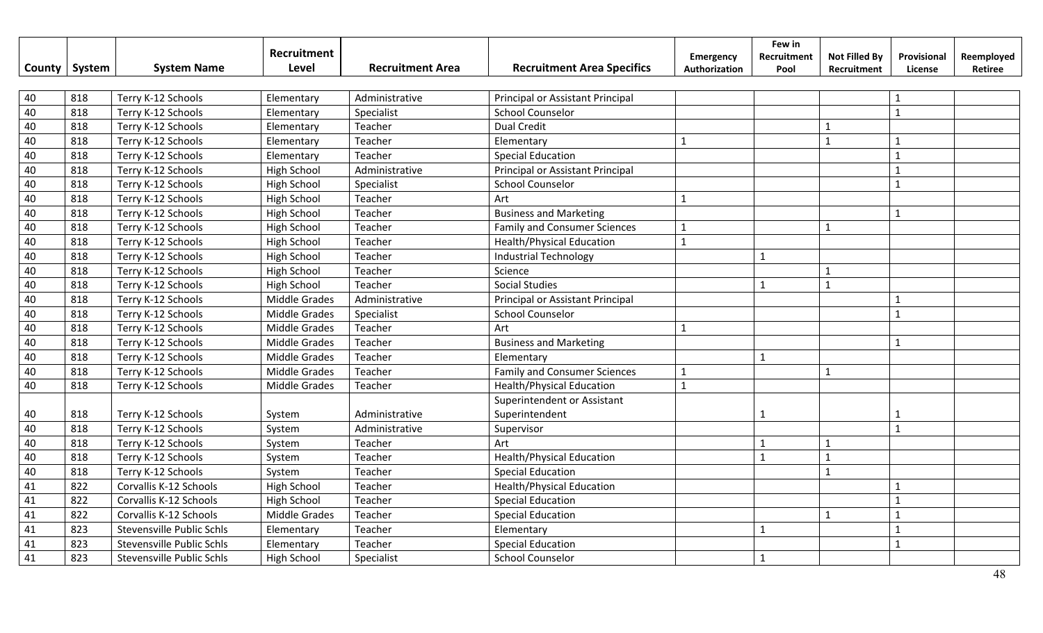| County | System | System Name | Recruitment Level | Recruitment Area | Recruitment Area Specifics | Emergency Authorization | Few in Recruitment Pool | Not Filled By Recruitment | Provisional License | Reemployed Retiree |
|---|---|---|---|---|---|---|---|---|---|---|
| 40 | 818 | Terry K-12 Schools | Elementary | Administrative | Principal or Assistant Principal | | | | 1 | |
| 40 | 818 | Terry K-12 Schools | Elementary | Specialist | School Counselor | | | | 1 | |
| 40 | 818 | Terry K-12 Schools | Elementary | Teacher | Dual Credit | | | 1 | | |
| 40 | 818 | Terry K-12 Schools | Elementary | Teacher | Elementary | 1 | | 1 | 1 | |
| 40 | 818 | Terry K-12 Schools | Elementary | Teacher | Special Education | | | | 1 | |
| 40 | 818 | Terry K-12 Schools | High School | Administrative | Principal or Assistant Principal | | | | 1 | |
| 40 | 818 | Terry K-12 Schools | High School | Specialist | School Counselor | | | | 1 | |
| 40 | 818 | Terry K-12 Schools | High School | Teacher | Art | 1 | | | | |
| 40 | 818 | Terry K-12 Schools | High School | Teacher | Business and Marketing | | | | 1 | |
| 40 | 818 | Terry K-12 Schools | High School | Teacher | Family and Consumer Sciences | 1 | | 1 | | |
| 40 | 818 | Terry K-12 Schools | High School | Teacher | Health/Physical Education | 1 | | | | |
| 40 | 818 | Terry K-12 Schools | High School | Teacher | Industrial Technology | | 1 | | | |
| 40 | 818 | Terry K-12 Schools | High School | Teacher | Science | | | 1 | | |
| 40 | 818 | Terry K-12 Schools | High School | Teacher | Social Studies | | 1 | 1 | | |
| 40 | 818 | Terry K-12 Schools | Middle Grades | Administrative | Principal or Assistant Principal | | | | 1 | |
| 40 | 818 | Terry K-12 Schools | Middle Grades | Specialist | School Counselor | | | | 1 | |
| 40 | 818 | Terry K-12 Schools | Middle Grades | Teacher | Art | 1 | | | | |
| 40 | 818 | Terry K-12 Schools | Middle Grades | Teacher | Business and Marketing | | | | 1 | |
| 40 | 818 | Terry K-12 Schools | Middle Grades | Teacher | Elementary | | 1 | | | |
| 40 | 818 | Terry K-12 Schools | Middle Grades | Teacher | Family and Consumer Sciences | 1 | | 1 | | |
| 40 | 818 | Terry K-12 Schools | Middle Grades | Teacher | Health/Physical Education | 1 | | | | |
| 40 | 818 | Terry K-12 Schools | System | Administrative | Superintendent or Assistant Superintendent | | 1 | | 1 | |
| 40 | 818 | Terry K-12 Schools | System | Administrative | Supervisor | | | | 1 | |
| 40 | 818 | Terry K-12 Schools | System | Teacher | Art | | 1 | 1 | | |
| 40 | 818 | Terry K-12 Schools | System | Teacher | Health/Physical Education | | 1 | 1 | | |
| 40 | 818 | Terry K-12 Schools | System | Teacher | Special Education | | | 1 | | |
| 41 | 822 | Corvallis K-12 Schools | High School | Teacher | Health/Physical Education | | | | 1 | |
| 41 | 822 | Corvallis K-12 Schools | High School | Teacher | Special Education | | | | 1 | |
| 41 | 822 | Corvallis K-12 Schools | Middle Grades | Teacher | Special Education | | | 1 | 1 | |
| 41 | 823 | Stevensville Public Schls | Elementary | Teacher | Elementary | | 1 | | 1 | |
| 41 | 823 | Stevensville Public Schls | Elementary | Teacher | Special Education | | | | 1 | |
| 41 | 823 | Stevensville Public Schls | High School | Specialist | School Counselor | | 1 | | | |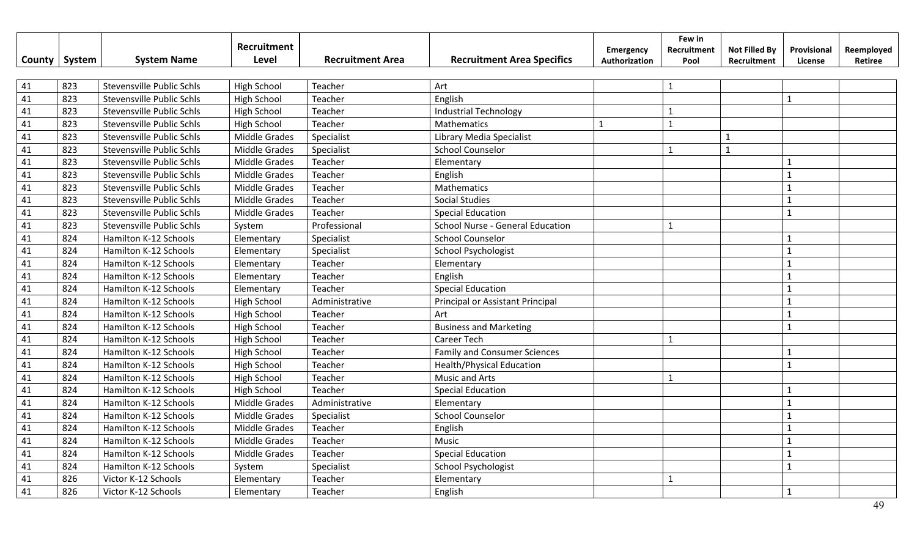| County | System | System Name | Recruitment Level | Recruitment Area | Recruitment Area Specifics | Emergency Authorization | Few in Recruitment Pool | Not Filled By Recruitment | Provisional License | Reemployed Retiree |
|---|---|---|---|---|---|---|---|---|---|---|
| 41 | 823 | Stevensville Public Schls | High School | Teacher | Art | | 1 | | | |
| 41 | 823 | Stevensville Public Schls | High School | Teacher | English | | | | 1 | |
| 41 | 823 | Stevensville Public Schls | High School | Teacher | Industrial Technology | | 1 | | | |
| 41 | 823 | Stevensville Public Schls | High School | Teacher | Mathematics | 1 | 1 | | | |
| 41 | 823 | Stevensville Public Schls | Middle Grades | Specialist | Library Media Specialist | | | 1 | | |
| 41 | 823 | Stevensville Public Schls | Middle Grades | Specialist | School Counselor | | 1 | 1 | | |
| 41 | 823 | Stevensville Public Schls | Middle Grades | Teacher | Elementary | | | | 1 | |
| 41 | 823 | Stevensville Public Schls | Middle Grades | Teacher | English | | | | 1 | |
| 41 | 823 | Stevensville Public Schls | Middle Grades | Teacher | Mathematics | | | | 1 | |
| 41 | 823 | Stevensville Public Schls | Middle Grades | Teacher | Social Studies | | | | 1 | |
| 41 | 823 | Stevensville Public Schls | Middle Grades | Teacher | Special Education | | | | 1 | |
| 41 | 823 | Stevensville Public Schls | System | Professional | School Nurse - General Education | | 1 | | | |
| 41 | 824 | Hamilton K-12 Schools | Elementary | Specialist | School Counselor | | | | 1 | |
| 41 | 824 | Hamilton K-12 Schools | Elementary | Specialist | School Psychologist | | | | 1 | |
| 41 | 824 | Hamilton K-12 Schools | Elementary | Teacher | Elementary | | | | 1 | |
| 41 | 824 | Hamilton K-12 Schools | Elementary | Teacher | English | | | | 1 | |
| 41 | 824 | Hamilton K-12 Schools | Elementary | Teacher | Special Education | | | | 1 | |
| 41 | 824 | Hamilton K-12 Schools | High School | Administrative | Principal or Assistant Principal | | | | 1 | |
| 41 | 824 | Hamilton K-12 Schools | High School | Teacher | Art | | | | 1 | |
| 41 | 824 | Hamilton K-12 Schools | High School | Teacher | Business and Marketing | | | | 1 | |
| 41 | 824 | Hamilton K-12 Schools | High School | Teacher | Career Tech | | 1 | | | |
| 41 | 824 | Hamilton K-12 Schools | High School | Teacher | Family and Consumer Sciences | | | | 1 | |
| 41 | 824 | Hamilton K-12 Schools | High School | Teacher | Health/Physical Education | | | | 1 | |
| 41 | 824 | Hamilton K-12 Schools | High School | Teacher | Music and Arts | | 1 | | | |
| 41 | 824 | Hamilton K-12 Schools | High School | Teacher | Special Education | | | | 1 | |
| 41 | 824 | Hamilton K-12 Schools | Middle Grades | Administrative | Elementary | | | | 1 | |
| 41 | 824 | Hamilton K-12 Schools | Middle Grades | Specialist | School Counselor | | | | 1 | |
| 41 | 824 | Hamilton K-12 Schools | Middle Grades | Teacher | English | | | | 1 | |
| 41 | 824 | Hamilton K-12 Schools | Middle Grades | Teacher | Music | | | | 1 | |
| 41 | 824 | Hamilton K-12 Schools | Middle Grades | Teacher | Special Education | | | | 1 | |
| 41 | 824 | Hamilton K-12 Schools | System | Specialist | School Psychologist | | | | 1 | |
| 41 | 826 | Victor K-12 Schools | Elementary | Teacher | Elementary | | 1 | | | |
| 41 | 826 | Victor K-12 Schools | Elementary | Teacher | English | | | | 1 | |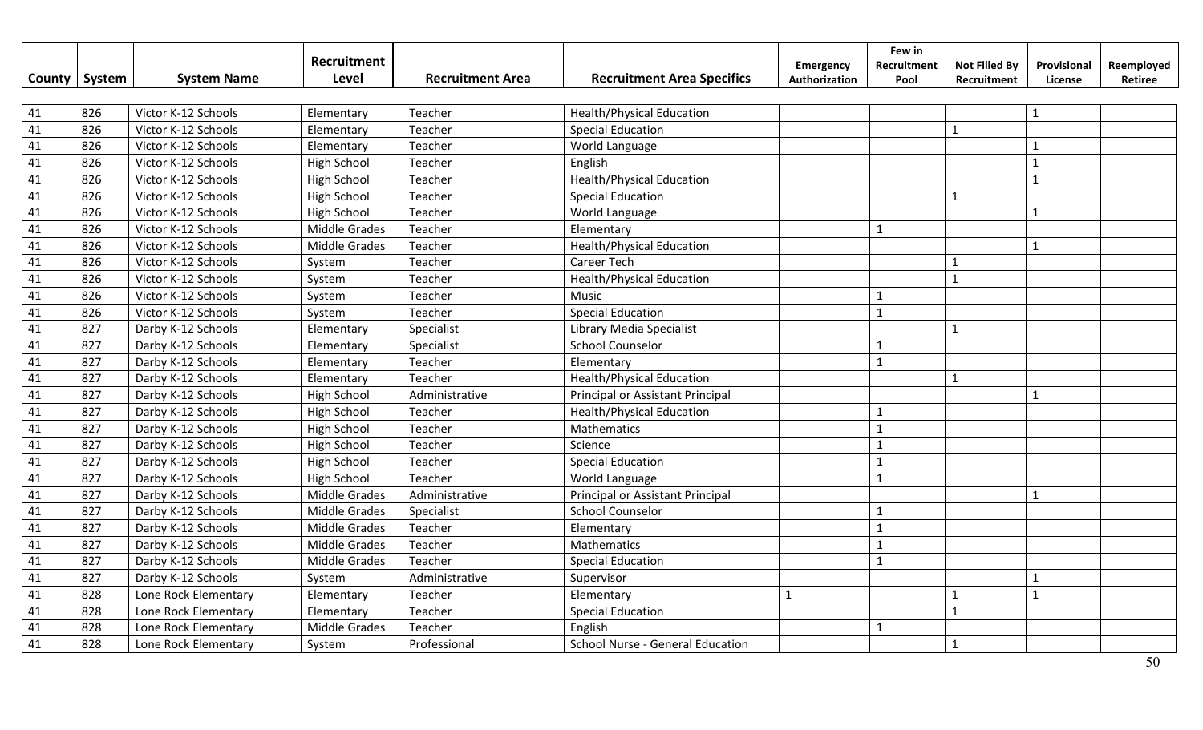| County | System | System Name | Recruitment Level | Recruitment Area | Recruitment Area Specifics | Emergency Authorization | Few in Recruitment Pool | Not Filled By Recruitment | Provisional License | Reemployed Retiree |
|---|---|---|---|---|---|---|---|---|---|---|
| 41 | 826 | Victor K-12 Schools | Elementary | Teacher | Health/Physical Education | | | | 1 | |
| 41 | 826 | Victor K-12 Schools | Elementary | Teacher | Special Education | | | 1 | | |
| 41 | 826 | Victor K-12 Schools | Elementary | Teacher | World Language | | | | 1 | |
| 41 | 826 | Victor K-12 Schools | High School | Teacher | English | | | | 1 | |
| 41 | 826 | Victor K-12 Schools | High School | Teacher | Health/Physical Education | | | | 1 | |
| 41 | 826 | Victor K-12 Schools | High School | Teacher | Special Education | | | 1 | | |
| 41 | 826 | Victor K-12 Schools | High School | Teacher | World Language | | | | 1 | |
| 41 | 826 | Victor K-12 Schools | Middle Grades | Teacher | Elementary | | 1 | | | |
| 41 | 826 | Victor K-12 Schools | Middle Grades | Teacher | Health/Physical Education | | | | 1 | |
| 41 | 826 | Victor K-12 Schools | System | Teacher | Career Tech | | | 1 | | |
| 41 | 826 | Victor K-12 Schools | System | Teacher | Health/Physical Education | | | 1 | | |
| 41 | 826 | Victor K-12 Schools | System | Teacher | Music | | 1 | | | |
| 41 | 826 | Victor K-12 Schools | System | Teacher | Special Education | | 1 | | | |
| 41 | 827 | Darby K-12 Schools | Elementary | Specialist | Library Media Specialist | | | 1 | | |
| 41 | 827 | Darby K-12 Schools | Elementary | Specialist | School Counselor | | 1 | | | |
| 41 | 827 | Darby K-12 Schools | Elementary | Teacher | Elementary | | 1 | | | |
| 41 | 827 | Darby K-12 Schools | Elementary | Teacher | Health/Physical Education | | | 1 | | |
| 41 | 827 | Darby K-12 Schools | High School | Administrative | Principal or Assistant Principal | | | | 1 | |
| 41 | 827 | Darby K-12 Schools | High School | Teacher | Health/Physical Education | | 1 | | | |
| 41 | 827 | Darby K-12 Schools | High School | Teacher | Mathematics | | 1 | | | |
| 41 | 827 | Darby K-12 Schools | High School | Teacher | Science | | 1 | | | |
| 41 | 827 | Darby K-12 Schools | High School | Teacher | Special Education | | 1 | | | |
| 41 | 827 | Darby K-12 Schools | High School | Teacher | World Language | | 1 | | | |
| 41 | 827 | Darby K-12 Schools | Middle Grades | Administrative | Principal or Assistant Principal | | | | 1 | |
| 41 | 827 | Darby K-12 Schools | Middle Grades | Specialist | School Counselor | | 1 | | | |
| 41 | 827 | Darby K-12 Schools | Middle Grades | Teacher | Elementary | | 1 | | | |
| 41 | 827 | Darby K-12 Schools | Middle Grades | Teacher | Mathematics | | 1 | | | |
| 41 | 827 | Darby K-12 Schools | Middle Grades | Teacher | Special Education | | 1 | | | |
| 41 | 827 | Darby K-12 Schools | System | Administrative | Supervisor | | | | 1 | |
| 41 | 828 | Lone Rock Elementary | Elementary | Teacher | Elementary | 1 | | 1 | 1 | |
| 41 | 828 | Lone Rock Elementary | Elementary | Teacher | Special Education | | | 1 | | |
| 41 | 828 | Lone Rock Elementary | Middle Grades | Teacher | English | | 1 | | | |
| 41 | 828 | Lone Rock Elementary | System | Professional | School Nurse - General Education | | | 1 | | |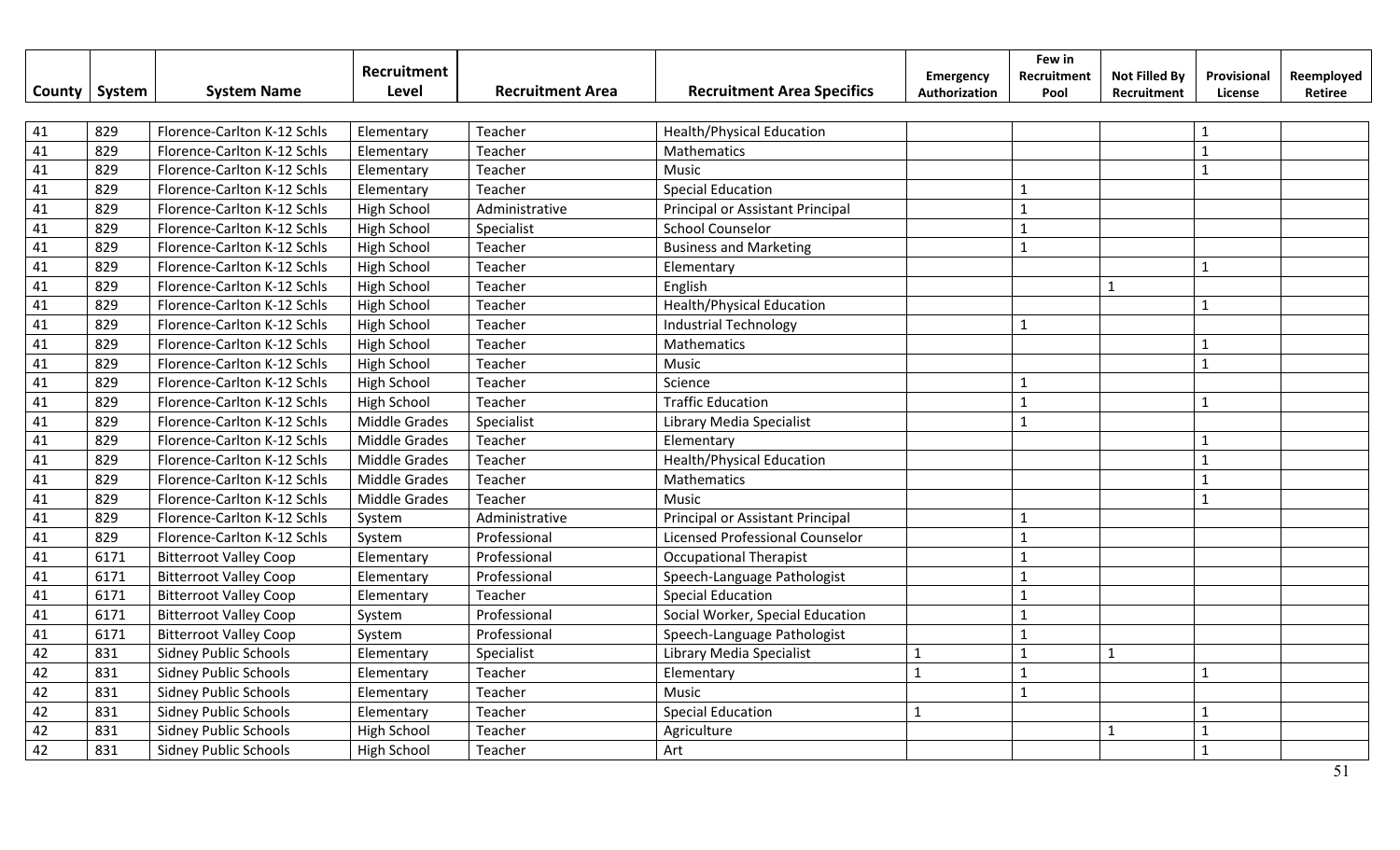| County | System | System Name | Recruitment Level | Recruitment Area | Recruitment Area Specifics | Emergency Authorization | Few in Recruitment Pool | Not Filled By Recruitment | Provisional License | Reemployed Retiree |
|---|---|---|---|---|---|---|---|---|---|---|
| 41 | 829 | Florence-Carlton K-12 Schls | Elementary | Teacher | Health/Physical Education | | | | 1 | |
| 41 | 829 | Florence-Carlton K-12 Schls | Elementary | Teacher | Mathematics | | | | 1 | |
| 41 | 829 | Florence-Carlton K-12 Schls | Elementary | Teacher | Music | | | | 1 | |
| 41 | 829 | Florence-Carlton K-12 Schls | Elementary | Teacher | Special Education | | 1 | | | |
| 41 | 829 | Florence-Carlton K-12 Schls | High School | Administrative | Principal or Assistant Principal | | 1 | | | |
| 41 | 829 | Florence-Carlton K-12 Schls | High School | Specialist | School Counselor | | 1 | | | |
| 41 | 829 | Florence-Carlton K-12 Schls | High School | Teacher | Business and Marketing | | 1 | | | |
| 41 | 829 | Florence-Carlton K-12 Schls | High School | Teacher | Elementary | | | | 1 | |
| 41 | 829 | Florence-Carlton K-12 Schls | High School | Teacher | English | | | 1 | | |
| 41 | 829 | Florence-Carlton K-12 Schls | High School | Teacher | Health/Physical Education | | | | 1 | |
| 41 | 829 | Florence-Carlton K-12 Schls | High School | Teacher | Industrial Technology | | 1 | | | |
| 41 | 829 | Florence-Carlton K-12 Schls | High School | Teacher | Mathematics | | | | 1 | |
| 41 | 829 | Florence-Carlton K-12 Schls | High School | Teacher | Music | | | | 1 | |
| 41 | 829 | Florence-Carlton K-12 Schls | High School | Teacher | Science | | 1 | | | |
| 41 | 829 | Florence-Carlton K-12 Schls | High School | Teacher | Traffic Education | | 1 | | 1 | |
| 41 | 829 | Florence-Carlton K-12 Schls | Middle Grades | Specialist | Library Media Specialist | | 1 | | | |
| 41 | 829 | Florence-Carlton K-12 Schls | Middle Grades | Teacher | Elementary | | | | 1 | |
| 41 | 829 | Florence-Carlton K-12 Schls | Middle Grades | Teacher | Health/Physical Education | | | | 1 | |
| 41 | 829 | Florence-Carlton K-12 Schls | Middle Grades | Teacher | Mathematics | | | | 1 | |
| 41 | 829 | Florence-Carlton K-12 Schls | Middle Grades | Teacher | Music | | | | 1 | |
| 41 | 829 | Florence-Carlton K-12 Schls | System | Administrative | Principal or Assistant Principal | | 1 | | | |
| 41 | 829 | Florence-Carlton K-12 Schls | System | Professional | Licensed Professional Counselor | | 1 | | | |
| 41 | 6171 | Bitterroot Valley Coop | Elementary | Professional | Occupational Therapist | | 1 | | | |
| 41 | 6171 | Bitterroot Valley Coop | Elementary | Professional | Speech-Language Pathologist | | 1 | | | |
| 41 | 6171 | Bitterroot Valley Coop | Elementary | Teacher | Special Education | | 1 | | | |
| 41 | 6171 | Bitterroot Valley Coop | System | Professional | Social Worker, Special Education | | 1 | | | |
| 41 | 6171 | Bitterroot Valley Coop | System | Professional | Speech-Language Pathologist | | 1 | | | |
| 42 | 831 | Sidney Public Schools | Elementary | Specialist | Library Media Specialist | 1 | 1 | 1 | | |
| 42 | 831 | Sidney Public Schools | Elementary | Teacher | Elementary | 1 | 1 | | 1 | |
| 42 | 831 | Sidney Public Schools | Elementary | Teacher | Music | | 1 | | | |
| 42 | 831 | Sidney Public Schools | Elementary | Teacher | Special Education | 1 | | | 1 | |
| 42 | 831 | Sidney Public Schools | High School | Teacher | Agriculture | | | 1 | 1 | |
| 42 | 831 | Sidney Public Schools | High School | Teacher | Art | | | | 1 | |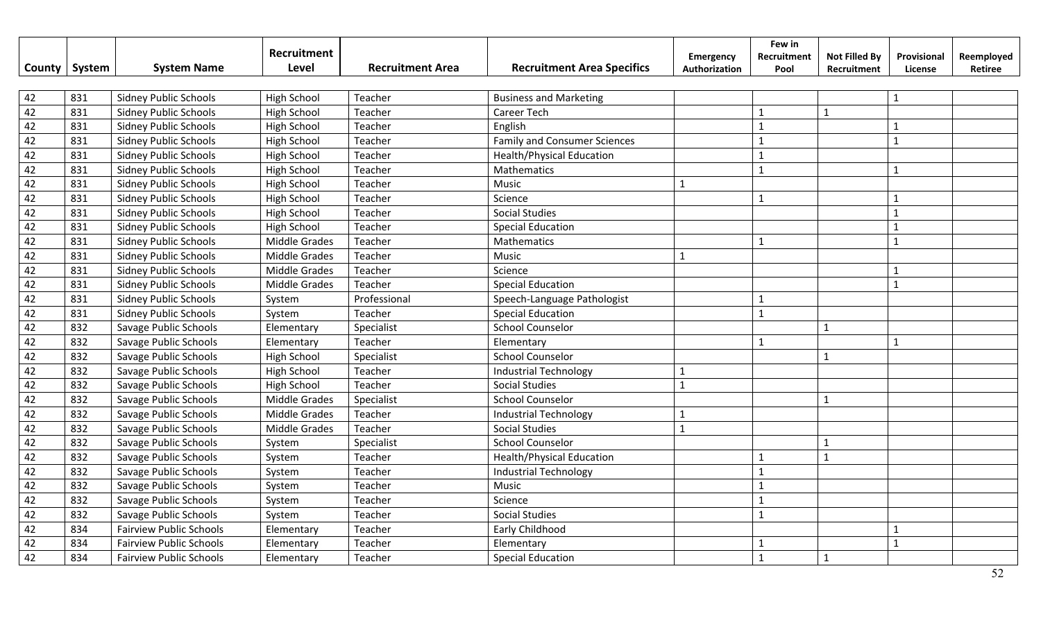| County | System | System Name | Recruitment Level | Recruitment Area | Recruitment Area Specifics | Emergency Authorization | Few in Recruitment Pool | Not Filled By Recruitment | Provisional License | Reemployed Retiree |
|---|---|---|---|---|---|---|---|---|---|---|
| 42 | 831 | Sidney Public Schools | High School | Teacher | Business and Marketing | | | | 1 | |
| 42 | 831 | Sidney Public Schools | High School | Teacher | Career Tech | | 1 | 1 | | |
| 42 | 831 | Sidney Public Schools | High School | Teacher | English | | 1 | | 1 | |
| 42 | 831 | Sidney Public Schools | High School | Teacher | Family and Consumer Sciences | | 1 | | 1 | |
| 42 | 831 | Sidney Public Schools | High School | Teacher | Health/Physical Education | | 1 | | | |
| 42 | 831 | Sidney Public Schools | High School | Teacher | Mathematics | | 1 | | 1 | |
| 42 | 831 | Sidney Public Schools | High School | Teacher | Music | 1 | | | | |
| 42 | 831 | Sidney Public Schools | High School | Teacher | Science | | 1 | | 1 | |
| 42 | 831 | Sidney Public Schools | High School | Teacher | Social Studies | | | | 1 | |
| 42 | 831 | Sidney Public Schools | High School | Teacher | Special Education | | | | 1 | |
| 42 | 831 | Sidney Public Schools | Middle Grades | Teacher | Mathematics | | 1 | | 1 | |
| 42 | 831 | Sidney Public Schools | Middle Grades | Teacher | Music | 1 | | | | |
| 42 | 831 | Sidney Public Schools | Middle Grades | Teacher | Science | | | | 1 | |
| 42 | 831 | Sidney Public Schools | Middle Grades | Teacher | Special Education | | | | 1 | |
| 42 | 831 | Sidney Public Schools | System | Professional | Speech-Language Pathologist | | 1 | | | |
| 42 | 831 | Sidney Public Schools | System | Teacher | Special Education | | 1 | | | |
| 42 | 832 | Savage Public Schools | Elementary | Specialist | School Counselor | | | 1 | | |
| 42 | 832 | Savage Public Schools | Elementary | Teacher | Elementary | | 1 | | 1 | |
| 42 | 832 | Savage Public Schools | High School | Specialist | School Counselor | | | 1 | | |
| 42 | 832 | Savage Public Schools | High School | Teacher | Industrial Technology | 1 | | | | |
| 42 | 832 | Savage Public Schools | High School | Teacher | Social Studies | 1 | | | | |
| 42 | 832 | Savage Public Schools | Middle Grades | Specialist | School Counselor | | | 1 | | |
| 42 | 832 | Savage Public Schools | Middle Grades | Teacher | Industrial Technology | 1 | | | | |
| 42 | 832 | Savage Public Schools | Middle Grades | Teacher | Social Studies | 1 | | | | |
| 42 | 832 | Savage Public Schools | System | Specialist | School Counselor | | | 1 | | |
| 42 | 832 | Savage Public Schools | System | Teacher | Health/Physical Education | | 1 | 1 | | |
| 42 | 832 | Savage Public Schools | System | Teacher | Industrial Technology | | 1 | | | |
| 42 | 832 | Savage Public Schools | System | Teacher | Music | | 1 | | | |
| 42 | 832 | Savage Public Schools | System | Teacher | Science | | 1 | | | |
| 42 | 832 | Savage Public Schools | System | Teacher | Social Studies | | 1 | | | |
| 42 | 834 | Fairview Public Schools | Elementary | Teacher | Early Childhood | | | | 1 | |
| 42 | 834 | Fairview Public Schools | Elementary | Teacher | Elementary | | 1 | | 1 | |
| 42 | 834 | Fairview Public Schools | Elementary | Teacher | Special Education | | 1 | 1 | | |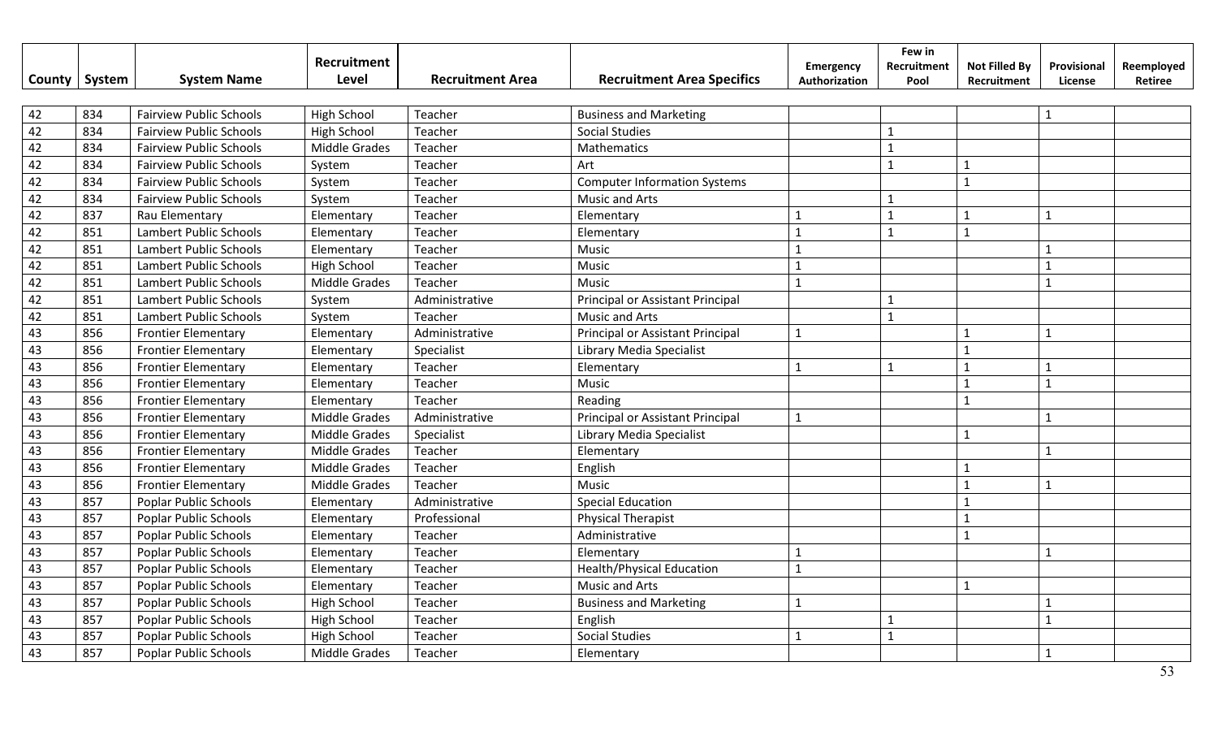| County | System | System Name | Recruitment Level | Recruitment Area | Recruitment Area Specifics | Emergency Authorization | Few in Recruitment Pool | Not Filled By Recruitment | Provisional License | Reemployed Retiree |
|---|---|---|---|---|---|---|---|---|---|---|
| 42 | 834 | Fairview Public Schools | High School | Teacher | Business and Marketing | | | | 1 | |
| 42 | 834 | Fairview Public Schools | High School | Teacher | Social Studies | | 1 | | | |
| 42 | 834 | Fairview Public Schools | Middle Grades | Teacher | Mathematics | | 1 | | | |
| 42 | 834 | Fairview Public Schools | System | Teacher | Art | | 1 | 1 | | |
| 42 | 834 | Fairview Public Schools | System | Teacher | Computer Information Systems | | | 1 | | |
| 42 | 834 | Fairview Public Schools | System | Teacher | Music and Arts | | 1 | | | |
| 42 | 837 | Rau Elementary | Elementary | Teacher | Elementary | 1 | 1 | 1 | 1 | |
| 42 | 851 | Lambert Public Schools | Elementary | Teacher | Elementary | 1 | 1 | 1 | | |
| 42 | 851 | Lambert Public Schools | Elementary | Teacher | Music | 1 | | | 1 | |
| 42 | 851 | Lambert Public Schools | High School | Teacher | Music | 1 | | | 1 | |
| 42 | 851 | Lambert Public Schools | Middle Grades | Teacher | Music | 1 | | | 1 | |
| 42 | 851 | Lambert Public Schools | System | Administrative | Principal or Assistant Principal | | 1 | | | |
| 42 | 851 | Lambert Public Schools | System | Teacher | Music and Arts | | 1 | | | |
| 43 | 856 | Frontier Elementary | Elementary | Administrative | Principal or Assistant Principal | 1 | | 1 | 1 | |
| 43 | 856 | Frontier Elementary | Elementary | Specialist | Library Media Specialist | | | 1 | | |
| 43 | 856 | Frontier Elementary | Elementary | Teacher | Elementary | 1 | 1 | 1 | 1 | |
| 43 | 856 | Frontier Elementary | Elementary | Teacher | Music | | | 1 | 1 | |
| 43 | 856 | Frontier Elementary | Elementary | Teacher | Reading | | | 1 | | |
| 43 | 856 | Frontier Elementary | Middle Grades | Administrative | Principal or Assistant Principal | 1 | | | 1 | |
| 43 | 856 | Frontier Elementary | Middle Grades | Specialist | Library Media Specialist | | | 1 | | |
| 43 | 856 | Frontier Elementary | Middle Grades | Teacher | Elementary | | | | 1 | |
| 43 | 856 | Frontier Elementary | Middle Grades | Teacher | English | | | 1 | | |
| 43 | 856 | Frontier Elementary | Middle Grades | Teacher | Music | | | 1 | 1 | |
| 43 | 857 | Poplar Public Schools | Elementary | Administrative | Special Education | | | 1 | | |
| 43 | 857 | Poplar Public Schools | Elementary | Professional | Physical Therapist | | | 1 | | |
| 43 | 857 | Poplar Public Schools | Elementary | Teacher | Administrative | | | 1 | | |
| 43 | 857 | Poplar Public Schools | Elementary | Teacher | Elementary | 1 | | | 1 | |
| 43 | 857 | Poplar Public Schools | Elementary | Teacher | Health/Physical Education | 1 | | | | |
| 43 | 857 | Poplar Public Schools | Elementary | Teacher | Music and Arts | | | 1 | | |
| 43 | 857 | Poplar Public Schools | High School | Teacher | Business and Marketing | 1 | | | 1 | |
| 43 | 857 | Poplar Public Schools | High School | Teacher | English | | 1 | | 1 | |
| 43 | 857 | Poplar Public Schools | High School | Teacher | Social Studies | 1 | 1 | | | |
| 43 | 857 | Poplar Public Schools | Middle Grades | Teacher | Elementary | | | | 1 | |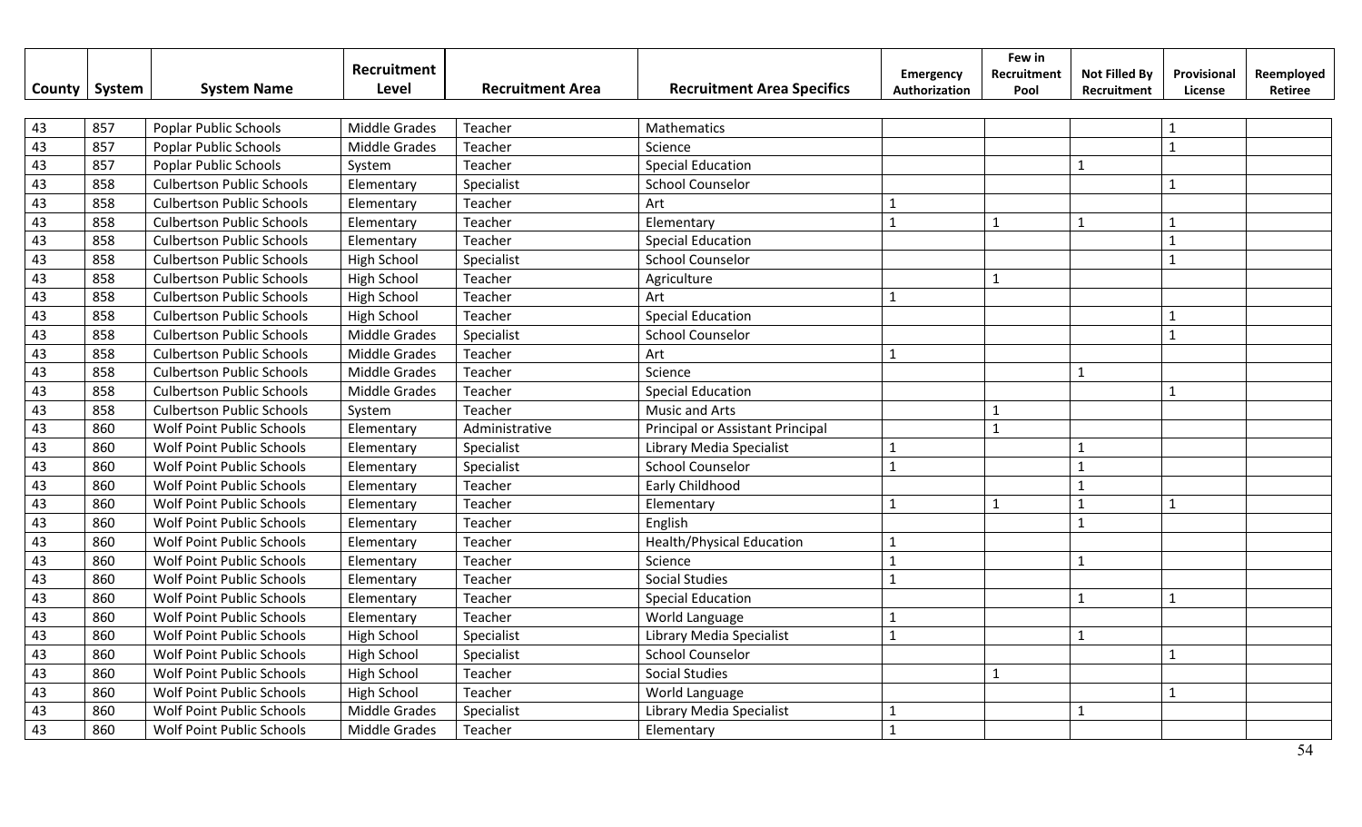| County | System | System Name | Recruitment Level | Recruitment Area | Recruitment Area Specifics | Emergency Authorization | Few in Recruitment Pool | Not Filled By Recruitment | Provisional License | Reemployed Retiree |
|---|---|---|---|---|---|---|---|---|---|---|
| 43 | 857 | Poplar Public Schools | Middle Grades | Teacher | Mathematics | | | | 1 | |
| 43 | 857 | Poplar Public Schools | Middle Grades | Teacher | Science | | | | 1 | |
| 43 | 857 | Poplar Public Schools | System | Teacher | Special Education | | | 1 | | |
| 43 | 858 | Culbertson Public Schools | Elementary | Specialist | School Counselor | | | | 1 | |
| 43 | 858 | Culbertson Public Schools | Elementary | Teacher | Art | 1 | | | | |
| 43 | 858 | Culbertson Public Schools | Elementary | Teacher | Elementary | 1 | 1 | 1 | 1 | |
| 43 | 858 | Culbertson Public Schools | Elementary | Teacher | Special Education | | | | 1 | |
| 43 | 858 | Culbertson Public Schools | High School | Specialist | School Counselor | | | | 1 | |
| 43 | 858 | Culbertson Public Schools | High School | Teacher | Agriculture | | 1 | | | |
| 43 | 858 | Culbertson Public Schools | High School | Teacher | Art | 1 | | | | |
| 43 | 858 | Culbertson Public Schools | High School | Teacher | Special Education | | | | 1 | |
| 43 | 858 | Culbertson Public Schools | Middle Grades | Specialist | School Counselor | | | | 1 | |
| 43 | 858 | Culbertson Public Schools | Middle Grades | Teacher | Art | 1 | | | | |
| 43 | 858 | Culbertson Public Schools | Middle Grades | Teacher | Science | | | 1 | | |
| 43 | 858 | Culbertson Public Schools | Middle Grades | Teacher | Special Education | | | | 1 | |
| 43 | 858 | Culbertson Public Schools | System | Teacher | Music and Arts | | 1 | | | |
| 43 | 860 | Wolf Point Public Schools | Elementary | Administrative | Principal or Assistant Principal | | 1 | | | |
| 43 | 860 | Wolf Point Public Schools | Elementary | Specialist | Library Media Specialist | 1 | | 1 | | |
| 43 | 860 | Wolf Point Public Schools | Elementary | Specialist | School Counselor | 1 | | 1 | | |
| 43 | 860 | Wolf Point Public Schools | Elementary | Teacher | Early Childhood | | | 1 | | |
| 43 | 860 | Wolf Point Public Schools | Elementary | Teacher | Elementary | 1 | 1 | 1 | 1 | |
| 43 | 860 | Wolf Point Public Schools | Elementary | Teacher | English | | | 1 | | |
| 43 | 860 | Wolf Point Public Schools | Elementary | Teacher | Health/Physical Education | 1 | | | | |
| 43 | 860 | Wolf Point Public Schools | Elementary | Teacher | Science | 1 | | 1 | | |
| 43 | 860 | Wolf Point Public Schools | Elementary | Teacher | Social Studies | 1 | | | | |
| 43 | 860 | Wolf Point Public Schools | Elementary | Teacher | Special Education | | | 1 | 1 | |
| 43 | 860 | Wolf Point Public Schools | Elementary | Teacher | World Language | 1 | | | | |
| 43 | 860 | Wolf Point Public Schools | High School | Specialist | Library Media Specialist | 1 | | 1 | | |
| 43 | 860 | Wolf Point Public Schools | High School | Specialist | School Counselor | | | | 1 | |
| 43 | 860 | Wolf Point Public Schools | High School | Teacher | Social Studies | | 1 | | | |
| 43 | 860 | Wolf Point Public Schools | High School | Teacher | World Language | | | | 1 | |
| 43 | 860 | Wolf Point Public Schools | Middle Grades | Specialist | Library Media Specialist | 1 | | 1 | | |
| 43 | 860 | Wolf Point Public Schools | Middle Grades | Teacher | Elementary | 1 | | | | |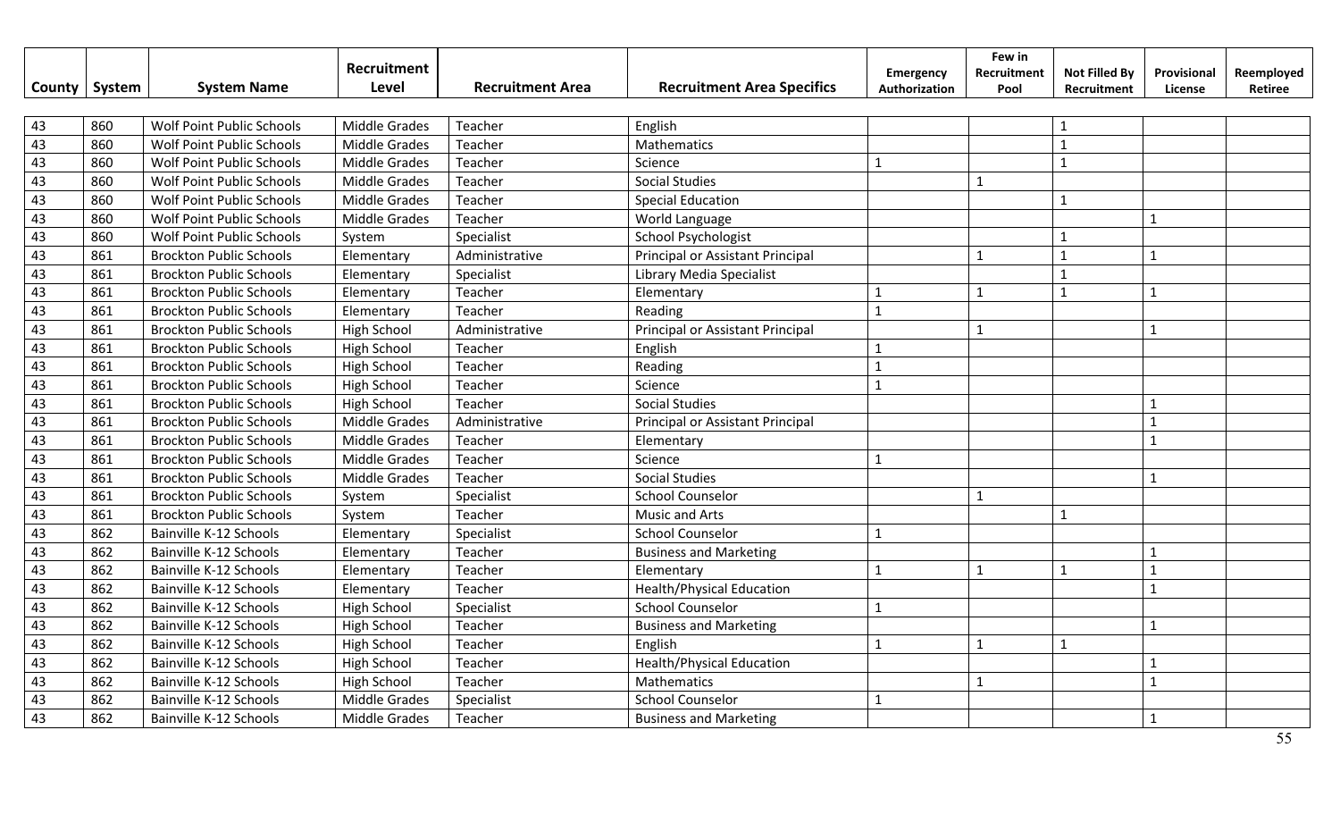| County | System | System Name | Recruitment Level | Recruitment Area | Recruitment Area Specifics | Emergency Authorization | Few in Recruitment Pool | Not Filled By Recruitment | Provisional License | Reemployed Retiree |
|---|---|---|---|---|---|---|---|---|---|---|
| 43 | 860 | Wolf Point Public Schools | Middle Grades | Teacher | English | | | 1 | | |
| 43 | 860 | Wolf Point Public Schools | Middle Grades | Teacher | Mathematics | | | 1 | | |
| 43 | 860 | Wolf Point Public Schools | Middle Grades | Teacher | Science | 1 | | 1 | | |
| 43 | 860 | Wolf Point Public Schools | Middle Grades | Teacher | Social Studies | | 1 | | | |
| 43 | 860 | Wolf Point Public Schools | Middle Grades | Teacher | Special Education | | | 1 | | |
| 43 | 860 | Wolf Point Public Schools | Middle Grades | Teacher | World Language | | | | 1 | |
| 43 | 860 | Wolf Point Public Schools | System | Specialist | School Psychologist | | | 1 | | |
| 43 | 861 | Brockton Public Schools | Elementary | Administrative | Principal or Assistant Principal | | 1 | 1 | 1 | |
| 43 | 861 | Brockton Public Schools | Elementary | Specialist | Library Media Specialist | | | 1 | | |
| 43 | 861 | Brockton Public Schools | Elementary | Teacher | Elementary | 1 | 1 | 1 | 1 | |
| 43 | 861 | Brockton Public Schools | Elementary | Teacher | Reading | 1 | | | | |
| 43 | 861 | Brockton Public Schools | High School | Administrative | Principal or Assistant Principal | | 1 | | 1 | |
| 43 | 861 | Brockton Public Schools | High School | Teacher | English | 1 | | | | |
| 43 | 861 | Brockton Public Schools | High School | Teacher | Reading | 1 | | | | |
| 43 | 861 | Brockton Public Schools | High School | Teacher | Science | 1 | | | | |
| 43 | 861 | Brockton Public Schools | High School | Teacher | Social Studies | | | | 1 | |
| 43 | 861 | Brockton Public Schools | Middle Grades | Administrative | Principal or Assistant Principal | | | | 1 | |
| 43 | 861 | Brockton Public Schools | Middle Grades | Teacher | Elementary | | | | 1 | |
| 43 | 861 | Brockton Public Schools | Middle Grades | Teacher | Science | 1 | | | | |
| 43 | 861 | Brockton Public Schools | Middle Grades | Teacher | Social Studies | | | | 1 | |
| 43 | 861 | Brockton Public Schools | System | Specialist | School Counselor | | 1 | | | |
| 43 | 861 | Brockton Public Schools | System | Teacher | Music and Arts | | | 1 | | |
| 43 | 862 | Bainville K-12 Schools | Elementary | Specialist | School Counselor | 1 | | | | |
| 43 | 862 | Bainville K-12 Schools | Elementary | Teacher | Business and Marketing | | | | 1 | |
| 43 | 862 | Bainville K-12 Schools | Elementary | Teacher | Elementary | 1 | 1 | 1 | 1 | |
| 43 | 862 | Bainville K-12 Schools | Elementary | Teacher | Health/Physical Education | | | | 1 | |
| 43 | 862 | Bainville K-12 Schools | High School | Specialist | School Counselor | 1 | | | | |
| 43 | 862 | Bainville K-12 Schools | High School | Teacher | Business and Marketing | | | | 1 | |
| 43 | 862 | Bainville K-12 Schools | High School | Teacher | English | 1 | 1 | 1 | | |
| 43 | 862 | Bainville K-12 Schools | High School | Teacher | Health/Physical Education | | | | 1 | |
| 43 | 862 | Bainville K-12 Schools | High School | Teacher | Mathematics | | 1 | | 1 | |
| 43 | 862 | Bainville K-12 Schools | Middle Grades | Specialist | School Counselor | 1 | | | | |
| 43 | 862 | Bainville K-12 Schools | Middle Grades | Teacher | Business and Marketing | | | | 1 | |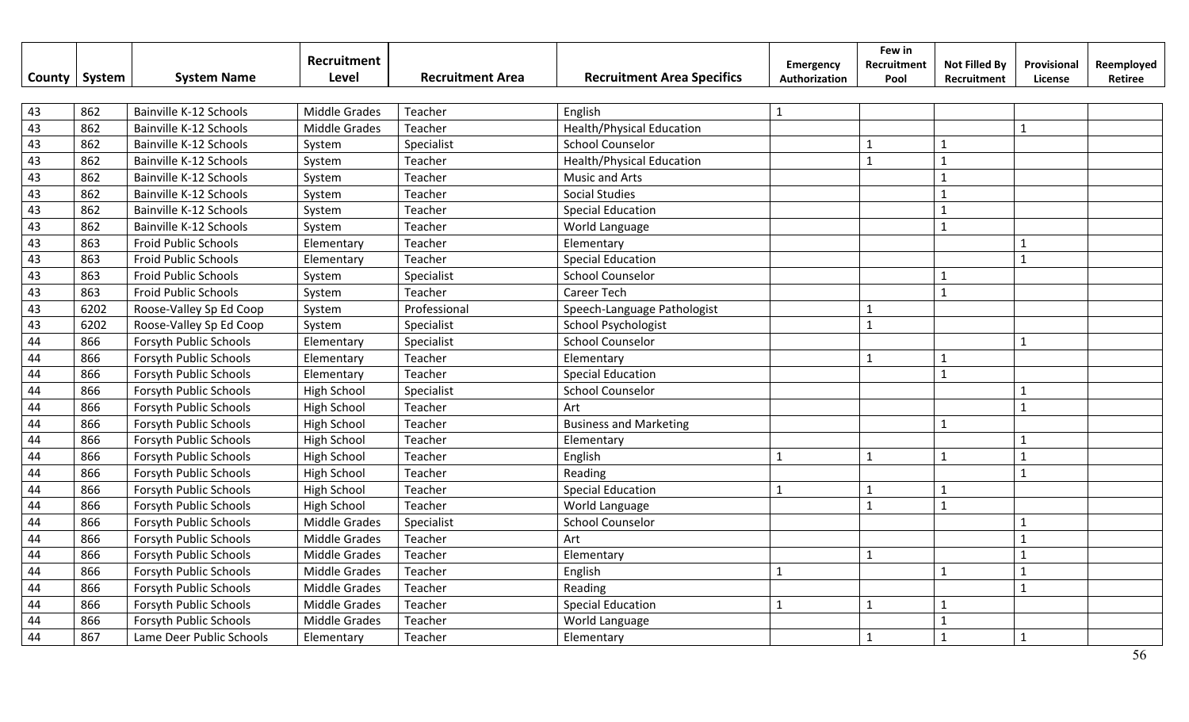| County | System | System Name | Recruitment Level | Recruitment Area | Recruitment Area Specifics | Emergency Authorization | Few in Recruitment Pool | Not Filled By Recruitment | Provisional License | Reemployed Retiree |
|---|---|---|---|---|---|---|---|---|---|---|
| 43 | 862 | Bainville K-12 Schools | Middle Grades | Teacher | English | 1 | | | | |
| 43 | 862 | Bainville K-12 Schools | Middle Grades | Teacher | Health/Physical Education | | | | 1 | |
| 43 | 862 | Bainville K-12 Schools | System | Specialist | School Counselor | | 1 | 1 | | |
| 43 | 862 | Bainville K-12 Schools | System | Teacher | Health/Physical Education | | 1 | 1 | | |
| 43 | 862 | Bainville K-12 Schools | System | Teacher | Music and Arts | | | 1 | | |
| 43 | 862 | Bainville K-12 Schools | System | Teacher | Social Studies | | | 1 | | |
| 43 | 862 | Bainville K-12 Schools | System | Teacher | Special Education | | | 1 | | |
| 43 | 862 | Bainville K-12 Schools | System | Teacher | World Language | | | 1 | | |
| 43 | 863 | Froid Public Schools | Elementary | Teacher | Elementary | | | | 1 | |
| 43 | 863 | Froid Public Schools | Elementary | Teacher | Special Education | | | | 1 | |
| 43 | 863 | Froid Public Schools | System | Specialist | School Counselor | | | 1 | | |
| 43 | 863 | Froid Public Schools | System | Teacher | Career Tech | | | 1 | | |
| 43 | 6202 | Roose-Valley Sp Ed Coop | System | Professional | Speech-Language Pathologist | | 1 | | | |
| 43 | 6202 | Roose-Valley Sp Ed Coop | System | Specialist | School Psychologist | | 1 | | | |
| 44 | 866 | Forsyth Public Schools | Elementary | Specialist | School Counselor | | | | 1 | |
| 44 | 866 | Forsyth Public Schools | Elementary | Teacher | Elementary | | 1 | 1 | | |
| 44 | 866 | Forsyth Public Schools | Elementary | Teacher | Special Education | | | 1 | | |
| 44 | 866 | Forsyth Public Schools | High School | Specialist | School Counselor | | | | 1 | |
| 44 | 866 | Forsyth Public Schools | High School | Teacher | Art | | | | 1 | |
| 44 | 866 | Forsyth Public Schools | High School | Teacher | Business and Marketing | | | 1 | | |
| 44 | 866 | Forsyth Public Schools | High School | Teacher | Elementary | | | | 1 | |
| 44 | 866 | Forsyth Public Schools | High School | Teacher | English | 1 | 1 | 1 | 1 | |
| 44 | 866 | Forsyth Public Schools | High School | Teacher | Reading | | | | 1 | |
| 44 | 866 | Forsyth Public Schools | High School | Teacher | Special Education | 1 | 1 | 1 | | |
| 44 | 866 | Forsyth Public Schools | High School | Teacher | World Language | | 1 | 1 | | |
| 44 | 866 | Forsyth Public Schools | Middle Grades | Specialist | School Counselor | | | | 1 | |
| 44 | 866 | Forsyth Public Schools | Middle Grades | Teacher | Art | | | | 1 | |
| 44 | 866 | Forsyth Public Schools | Middle Grades | Teacher | Elementary | | 1 | | 1 | |
| 44 | 866 | Forsyth Public Schools | Middle Grades | Teacher | English | 1 | | 1 | 1 | |
| 44 | 866 | Forsyth Public Schools | Middle Grades | Teacher | Reading | | | | 1 | |
| 44 | 866 | Forsyth Public Schools | Middle Grades | Teacher | Special Education | 1 | 1 | 1 | | |
| 44 | 866 | Forsyth Public Schools | Middle Grades | Teacher | World Language | | | 1 | | |
| 44 | 867 | Lame Deer Public Schools | Elementary | Teacher | Elementary | | 1 | 1 | 1 | |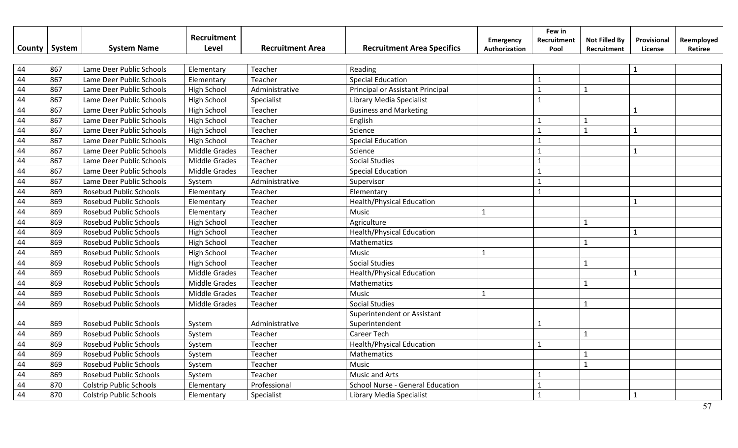| County | System | System Name | Recruitment Level | Recruitment Area | Recruitment Area Specifics | Emergency Authorization | Few in Recruitment Pool | Not Filled By Recruitment | Provisional License | Reemployed Retiree |
|---|---|---|---|---|---|---|---|---|---|---|
| 44 | 867 | Lame Deer Public Schools | Elementary | Teacher | Reading | | | | 1 | |
| 44 | 867 | Lame Deer Public Schools | Elementary | Teacher | Special Education | | 1 | | | |
| 44 | 867 | Lame Deer Public Schools | High School | Administrative | Principal or Assistant Principal | | 1 | 1 | | |
| 44 | 867 | Lame Deer Public Schools | High School | Specialist | Library Media Specialist | | 1 | | | |
| 44 | 867 | Lame Deer Public Schools | High School | Teacher | Business and Marketing | | | | 1 | |
| 44 | 867 | Lame Deer Public Schools | High School | Teacher | English | | 1 | 1 | | |
| 44 | 867 | Lame Deer Public Schools | High School | Teacher | Science | | 1 | 1 | 1 | |
| 44 | 867 | Lame Deer Public Schools | High School | Teacher | Special Education | | 1 | | | |
| 44 | 867 | Lame Deer Public Schools | Middle Grades | Teacher | Science | | 1 | | 1 | |
| 44 | 867 | Lame Deer Public Schools | Middle Grades | Teacher | Social Studies | | 1 | | | |
| 44 | 867 | Lame Deer Public Schools | Middle Grades | Teacher | Special Education | | 1 | | | |
| 44 | 867 | Lame Deer Public Schools | System | Administrative | Supervisor | | 1 | | | |
| 44 | 869 | Rosebud Public Schools | Elementary | Teacher | Elementary | | 1 | | | |
| 44 | 869 | Rosebud Public Schools | Elementary | Teacher | Health/Physical Education | | | | 1 | |
| 44 | 869 | Rosebud Public Schools | Elementary | Teacher | Music | 1 | | | | |
| 44 | 869 | Rosebud Public Schools | High School | Teacher | Agriculture | | | 1 | | |
| 44 | 869 | Rosebud Public Schools | High School | Teacher | Health/Physical Education | | | | 1 | |
| 44 | 869 | Rosebud Public Schools | High School | Teacher | Mathematics | | | 1 | | |
| 44 | 869 | Rosebud Public Schools | High School | Teacher | Music | 1 | | | | |
| 44 | 869 | Rosebud Public Schools | High School | Teacher | Social Studies | | | 1 | | |
| 44 | 869 | Rosebud Public Schools | Middle Grades | Teacher | Health/Physical Education | | | | 1 | |
| 44 | 869 | Rosebud Public Schools | Middle Grades | Teacher | Mathematics | | | 1 | | |
| 44 | 869 | Rosebud Public Schools | Middle Grades | Teacher | Music | 1 | | | | |
| 44 | 869 | Rosebud Public Schools | Middle Grades | Teacher | Social Studies | | | 1 | | |
| 44 | 869 | Rosebud Public Schools | System | Administrative | Superintendent or Assistant Superintendent | | 1 | | | |
| 44 | 869 | Rosebud Public Schools | System | Teacher | Career Tech | | | 1 | | |
| 44 | 869 | Rosebud Public Schools | System | Teacher | Health/Physical Education | | 1 | | | |
| 44 | 869 | Rosebud Public Schools | System | Teacher | Mathematics | | | 1 | | |
| 44 | 869 | Rosebud Public Schools | System | Teacher | Music | | | 1 | | |
| 44 | 869 | Rosebud Public Schools | System | Teacher | Music and Arts | | 1 | | | |
| 44 | 870 | Colstrip Public Schools | Elementary | Professional | School Nurse - General Education | | 1 | | | |
| 44 | 870 | Colstrip Public Schools | Elementary | Specialist | Library Media Specialist | | 1 | | 1 | |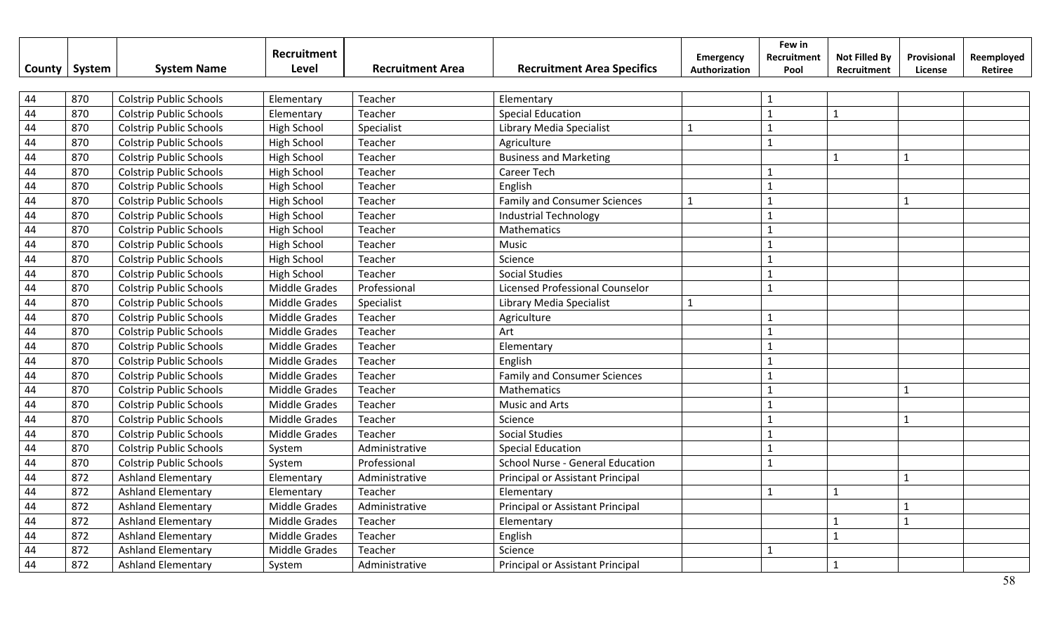| County | System | System Name | Recruitment Level | Recruitment Area | Recruitment Area Specifics | Emergency Authorization | Few in Recruitment Pool | Not Filled By Recruitment | Provisional License | Reemployed Retiree |
|---|---|---|---|---|---|---|---|---|---|---|
| 44 | 870 | Colstrip Public Schools | Elementary | Teacher | Elementary | | 1 | | | |
| 44 | 870 | Colstrip Public Schools | Elementary | Teacher | Special Education | | 1 | 1 | | |
| 44 | 870 | Colstrip Public Schools | High School | Specialist | Library Media Specialist | 1 | 1 | | | |
| 44 | 870 | Colstrip Public Schools | High School | Teacher | Agriculture | | 1 | | | |
| 44 | 870 | Colstrip Public Schools | High School | Teacher | Business and Marketing | | | 1 | 1 | |
| 44 | 870 | Colstrip Public Schools | High School | Teacher | Career Tech | | 1 | | | |
| 44 | 870 | Colstrip Public Schools | High School | Teacher | English | | 1 | | | |
| 44 | 870 | Colstrip Public Schools | High School | Teacher | Family and Consumer Sciences | 1 | 1 | | 1 | |
| 44 | 870 | Colstrip Public Schools | High School | Teacher | Industrial Technology | | 1 | | | |
| 44 | 870 | Colstrip Public Schools | High School | Teacher | Mathematics | | 1 | | | |
| 44 | 870 | Colstrip Public Schools | High School | Teacher | Music | | 1 | | | |
| 44 | 870 | Colstrip Public Schools | High School | Teacher | Science | | 1 | | | |
| 44 | 870 | Colstrip Public Schools | High School | Teacher | Social Studies | | 1 | | | |
| 44 | 870 | Colstrip Public Schools | Middle Grades | Professional | Licensed Professional Counselor | | 1 | | | |
| 44 | 870 | Colstrip Public Schools | Middle Grades | Specialist | Library Media Specialist | 1 | | | | |
| 44 | 870 | Colstrip Public Schools | Middle Grades | Teacher | Agriculture | | 1 | | | |
| 44 | 870 | Colstrip Public Schools | Middle Grades | Teacher | Art | | 1 | | | |
| 44 | 870 | Colstrip Public Schools | Middle Grades | Teacher | Elementary | | 1 | | | |
| 44 | 870 | Colstrip Public Schools | Middle Grades | Teacher | English | | 1 | | | |
| 44 | 870 | Colstrip Public Schools | Middle Grades | Teacher | Family and Consumer Sciences | | 1 | | | |
| 44 | 870 | Colstrip Public Schools | Middle Grades | Teacher | Mathematics | | 1 | | 1 | |
| 44 | 870 | Colstrip Public Schools | Middle Grades | Teacher | Music and Arts | | 1 | | | |
| 44 | 870 | Colstrip Public Schools | Middle Grades | Teacher | Science | | 1 | | 1 | |
| 44 | 870 | Colstrip Public Schools | Middle Grades | Teacher | Social Studies | | 1 | | | |
| 44 | 870 | Colstrip Public Schools | System | Administrative | Special Education | | 1 | | | |
| 44 | 870 | Colstrip Public Schools | System | Professional | School Nurse - General Education | | 1 | | | |
| 44 | 872 | Ashland Elementary | Elementary | Administrative | Principal or Assistant Principal | | | | 1 | |
| 44 | 872 | Ashland Elementary | Elementary | Teacher | Elementary | | 1 | 1 | | |
| 44 | 872 | Ashland Elementary | Middle Grades | Administrative | Principal or Assistant Principal | | | | 1 | |
| 44 | 872 | Ashland Elementary | Middle Grades | Teacher | Elementary | | | 1 | 1 | |
| 44 | 872 | Ashland Elementary | Middle Grades | Teacher | English | | | 1 | | |
| 44 | 872 | Ashland Elementary | Middle Grades | Teacher | Science | | 1 | | | |
| 44 | 872 | Ashland Elementary | System | Administrative | Principal or Assistant Principal | | | 1 | | |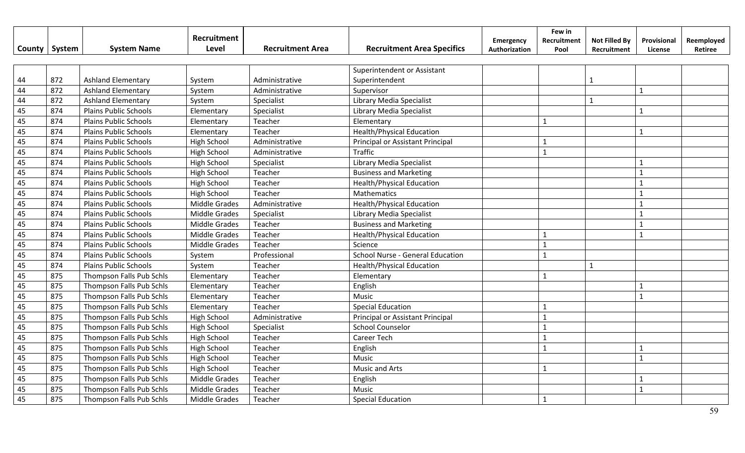| County | System | System Name | Recruitment Level | Recruitment Area | Recruitment Area Specifics | Emergency Authorization | Few in Recruitment Pool | Not Filled By Recruitment | Provisional License | Reemployed Retiree |
|---|---|---|---|---|---|---|---|---|---|---|
| 44 | 872 | Ashland Elementary | System | Administrative | Superintendent or Assistant Superintendent | | | 1 | | |
| 44 | 872 | Ashland Elementary | System | Administrative | Supervisor | | | | 1 | |
| 44 | 872 | Ashland Elementary | System | Specialist | Library Media Specialist | | | 1 | | |
| 45 | 874 | Plains Public Schools | Elementary | Specialist | Library Media Specialist | | | | 1 | |
| 45 | 874 | Plains Public Schools | Elementary | Teacher | Elementary | | 1 | | | |
| 45 | 874 | Plains Public Schools | Elementary | Teacher | Health/Physical Education | | | | 1 | |
| 45 | 874 | Plains Public Schools | High School | Administrative | Principal or Assistant Principal | | 1 | | | |
| 45 | 874 | Plains Public Schools | High School | Administrative | Traffic | | 1 | | | |
| 45 | 874 | Plains Public Schools | High School | Specialist | Library Media Specialist | | | | 1 | |
| 45 | 874 | Plains Public Schools | High School | Teacher | Business and Marketing | | | | 1 | |
| 45 | 874 | Plains Public Schools | High School | Teacher | Health/Physical Education | | | | 1 | |
| 45 | 874 | Plains Public Schools | High School | Teacher | Mathematics | | | | 1 | |
| 45 | 874 | Plains Public Schools | Middle Grades | Administrative | Health/Physical Education | | | | 1 | |
| 45 | 874 | Plains Public Schools | Middle Grades | Specialist | Library Media Specialist | | | | 1 | |
| 45 | 874 | Plains Public Schools | Middle Grades | Teacher | Business and Marketing | | | | 1 | |
| 45 | 874 | Plains Public Schools | Middle Grades | Teacher | Health/Physical Education | | 1 | | 1 | |
| 45 | 874 | Plains Public Schools | Middle Grades | Teacher | Science | | 1 | | | |
| 45 | 874 | Plains Public Schools | System | Professional | School Nurse - General Education | | 1 | | | |
| 45 | 874 | Plains Public Schools | System | Teacher | Health/Physical Education | | | 1 | | |
| 45 | 875 | Thompson Falls Pub Schls | Elementary | Teacher | Elementary | | 1 | | | |
| 45 | 875 | Thompson Falls Pub Schls | Elementary | Teacher | English | | | | 1 | |
| 45 | 875 | Thompson Falls Pub Schls | Elementary | Teacher | Music | | | | 1 | |
| 45 | 875 | Thompson Falls Pub Schls | Elementary | Teacher | Special Education | | 1 | | | |
| 45 | 875 | Thompson Falls Pub Schls | High School | Administrative | Principal or Assistant Principal | | 1 | | | |
| 45 | 875 | Thompson Falls Pub Schls | High School | Specialist | School Counselor | | 1 | | | |
| 45 | 875 | Thompson Falls Pub Schls | High School | Teacher | Career Tech | | 1 | | | |
| 45 | 875 | Thompson Falls Pub Schls | High School | Teacher | English | | 1 | | 1 | |
| 45 | 875 | Thompson Falls Pub Schls | High School | Teacher | Music | | | | 1 | |
| 45 | 875 | Thompson Falls Pub Schls | High School | Teacher | Music and Arts | | 1 | | | |
| 45 | 875 | Thompson Falls Pub Schls | Middle Grades | Teacher | English | | | | 1 | |
| 45 | 875 | Thompson Falls Pub Schls | Middle Grades | Teacher | Music | | | | 1 | |
| 45 | 875 | Thompson Falls Pub Schls | Middle Grades | Teacher | Special Education | | 1 | | | |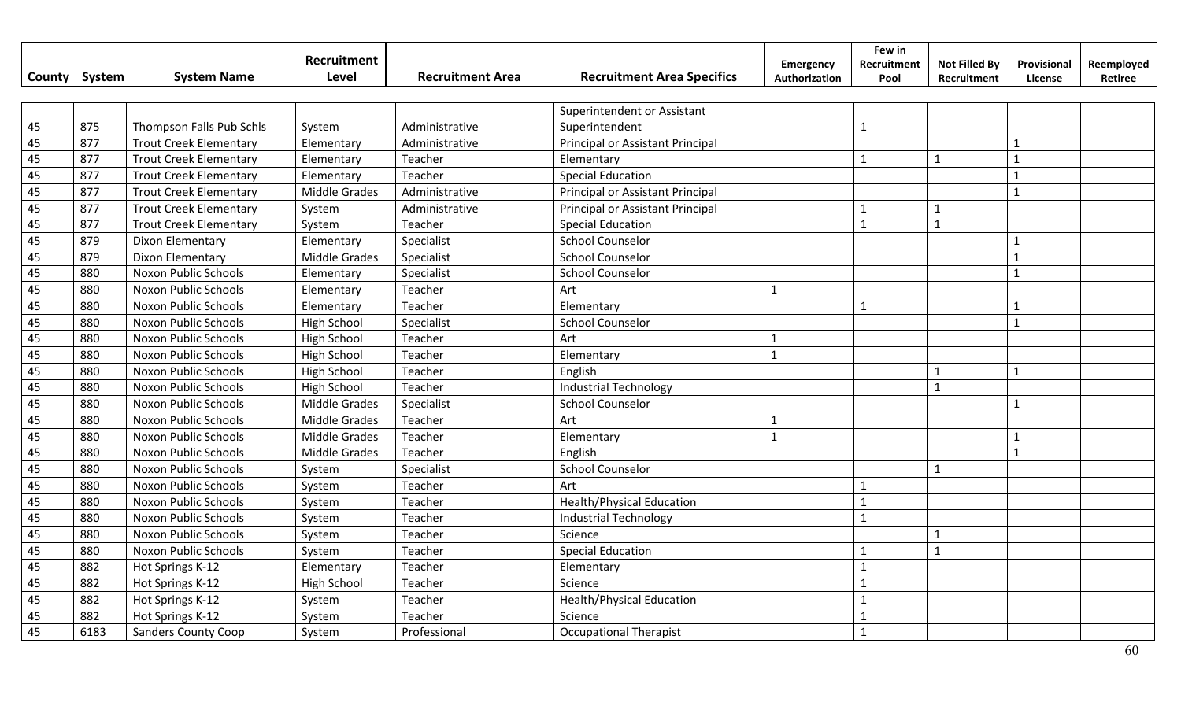| County | System | System Name | Recruitment Level | Recruitment Area | Recruitment Area Specifics | Emergency Authorization | Few in Recruitment Pool | Not Filled By Recruitment | Provisional License | Reemployed Retiree |
|---|---|---|---|---|---|---|---|---|---|---|
| 45 | 875 | Thompson Falls Pub Schls | System | Administrative | Superintendent or Assistant Superintendent | | 1 | | | |
| 45 | 877 | Trout Creek Elementary | Elementary | Administrative | Principal or Assistant Principal | | | | 1 | |
| 45 | 877 | Trout Creek Elementary | Elementary | Teacher | Elementary | | 1 | 1 | 1 | |
| 45 | 877 | Trout Creek Elementary | Elementary | Teacher | Special Education | | | | 1 | |
| 45 | 877 | Trout Creek Elementary | Middle Grades | Administrative | Principal or Assistant Principal | | | | 1 | |
| 45 | 877 | Trout Creek Elementary | System | Administrative | Principal or Assistant Principal | | 1 | 1 | | |
| 45 | 877 | Trout Creek Elementary | System | Teacher | Special Education | | 1 | 1 | | |
| 45 | 879 | Dixon Elementary | Elementary | Specialist | School Counselor | | | | 1 | |
| 45 | 879 | Dixon Elementary | Middle Grades | Specialist | School Counselor | | | | 1 | |
| 45 | 880 | Noxon Public Schools | Elementary | Specialist | School Counselor | | | | 1 | |
| 45 | 880 | Noxon Public Schools | Elementary | Teacher | Art | 1 | | | | |
| 45 | 880 | Noxon Public Schools | Elementary | Teacher | Elementary | | 1 | | 1 | |
| 45 | 880 | Noxon Public Schools | High School | Specialist | School Counselor | | | | 1 | |
| 45 | 880 | Noxon Public Schools | High School | Teacher | Art | 1 | | | | |
| 45 | 880 | Noxon Public Schools | High School | Teacher | Elementary | 1 | | | | |
| 45 | 880 | Noxon Public Schools | High School | Teacher | English | | | 1 | 1 | |
| 45 | 880 | Noxon Public Schools | High School | Teacher | Industrial Technology | | | 1 | | |
| 45 | 880 | Noxon Public Schools | Middle Grades | Specialist | School Counselor | | | | 1 | |
| 45 | 880 | Noxon Public Schools | Middle Grades | Teacher | Art | 1 | | | | |
| 45 | 880 | Noxon Public Schools | Middle Grades | Teacher | Elementary | 1 | | | 1 | |
| 45 | 880 | Noxon Public Schools | Middle Grades | Teacher | English | | | | 1 | |
| 45 | 880 | Noxon Public Schools | System | Specialist | School Counselor | | | 1 | | |
| 45 | 880 | Noxon Public Schools | System | Teacher | Art | | 1 | | | |
| 45 | 880 | Noxon Public Schools | System | Teacher | Health/Physical Education | | 1 | | | |
| 45 | 880 | Noxon Public Schools | System | Teacher | Industrial Technology | | 1 | | | |
| 45 | 880 | Noxon Public Schools | System | Teacher | Science | | | 1 | | |
| 45 | 880 | Noxon Public Schools | System | Teacher | Special Education | | 1 | 1 | | |
| 45 | 882 | Hot Springs K-12 | Elementary | Teacher | Elementary | | 1 | | | |
| 45 | 882 | Hot Springs K-12 | High School | Teacher | Science | | 1 | | | |
| 45 | 882 | Hot Springs K-12 | System | Teacher | Health/Physical Education | | 1 | | | |
| 45 | 882 | Hot Springs K-12 | System | Teacher | Science | | 1 | | | |
| 45 | 6183 | Sanders County Coop | System | Professional | Occupational Therapist | | 1 | | | |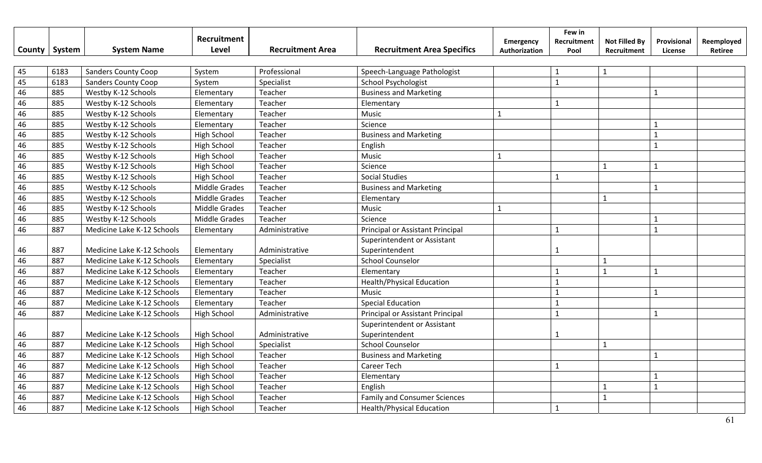| County | System | System Name | Recruitment Level | Recruitment Area | Recruitment Area Specifics | Emergency Authorization | Few in Recruitment Pool | Not Filled By Recruitment | Provisional License | Reemployed Retiree |
|---|---|---|---|---|---|---|---|---|---|---|
| 45 | 6183 | Sanders County Coop | System | Professional | Speech-Language Pathologist | | 1 | 1 | | |
| 45 | 6183 | Sanders County Coop | System | Specialist | School Psychologist | | 1 | | | |
| 46 | 885 | Westby K-12 Schools | Elementary | Teacher | Business and Marketing | | | | 1 | |
| 46 | 885 | Westby K-12 Schools | Elementary | Teacher | Elementary | | 1 | | | |
| 46 | 885 | Westby K-12 Schools | Elementary | Teacher | Music | 1 | | | | |
| 46 | 885 | Westby K-12 Schools | Elementary | Teacher | Science | | | | 1 | |
| 46 | 885 | Westby K-12 Schools | High School | Teacher | Business and Marketing | | | | 1 | |
| 46 | 885 | Westby K-12 Schools | High School | Teacher | English | | | | 1 | |
| 46 | 885 | Westby K-12 Schools | High School | Teacher | Music | 1 | | | | |
| 46 | 885 | Westby K-12 Schools | High School | Teacher | Science | | | 1 | 1 | |
| 46 | 885 | Westby K-12 Schools | High School | Teacher | Social Studies | | 1 | | | |
| 46 | 885 | Westby K-12 Schools | Middle Grades | Teacher | Business and Marketing | | | | 1 | |
| 46 | 885 | Westby K-12 Schools | Middle Grades | Teacher | Elementary | | | 1 | | |
| 46 | 885 | Westby K-12 Schools | Middle Grades | Teacher | Music | 1 | | | | |
| 46 | 885 | Westby K-12 Schools | Middle Grades | Teacher | Science | | | | 1 | |
| 46 | 887 | Medicine Lake K-12 Schools | Elementary | Administrative | Principal or Assistant Principal | | 1 | | 1 | |
| 46 | 887 | Medicine Lake K-12 Schools | Elementary | Administrative | Superintendent or Assistant Superintendent | | 1 | | | |
| 46 | 887 | Medicine Lake K-12 Schools | Elementary | Specialist | School Counselor | | | 1 | | |
| 46 | 887 | Medicine Lake K-12 Schools | Elementary | Teacher | Elementary | | 1 | 1 | 1 | |
| 46 | 887 | Medicine Lake K-12 Schools | Elementary | Teacher | Health/Physical Education | | 1 | | | |
| 46 | 887 | Medicine Lake K-12 Schools | Elementary | Teacher | Music | | 1 | | 1 | |
| 46 | 887 | Medicine Lake K-12 Schools | Elementary | Teacher | Special Education | | 1 | | | |
| 46 | 887 | Medicine Lake K-12 Schools | High School | Administrative | Principal or Assistant Principal | | 1 | | 1 | |
| 46 | 887 | Medicine Lake K-12 Schools | High School | Administrative | Superintendent or Assistant Superintendent | | 1 | | | |
| 46 | 887 | Medicine Lake K-12 Schools | High School | Specialist | School Counselor | | | 1 | | |
| 46 | 887 | Medicine Lake K-12 Schools | High School | Teacher | Business and Marketing | | | | 1 | |
| 46 | 887 | Medicine Lake K-12 Schools | High School | Teacher | Career Tech | | 1 | | | |
| 46 | 887 | Medicine Lake K-12 Schools | High School | Teacher | Elementary | | | | 1 | |
| 46 | 887 | Medicine Lake K-12 Schools | High School | Teacher | English | | | 1 | 1 | |
| 46 | 887 | Medicine Lake K-12 Schools | High School | Teacher | Family and Consumer Sciences | | | 1 | | |
| 46 | 887 | Medicine Lake K-12 Schools | High School | Teacher | Health/Physical Education | | 1 | | | |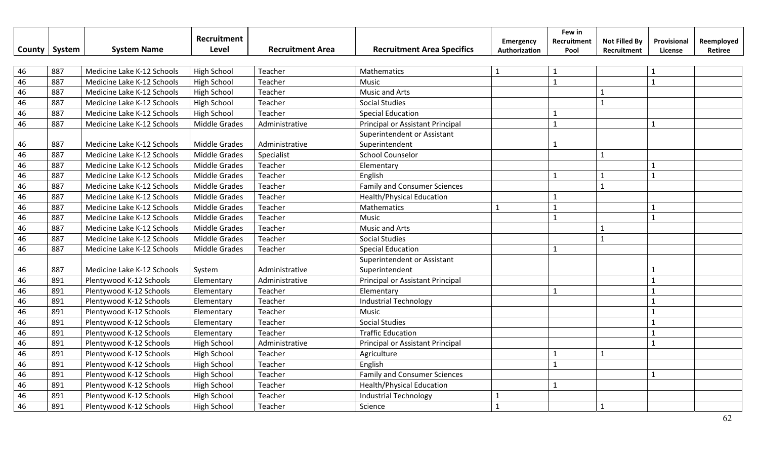| County | System | System Name | Recruitment Level | Recruitment Area | Recruitment Area Specifics | Emergency Authorization | Few in Recruitment Pool | Not Filled By Recruitment | Provisional License | Reemployed Retiree |
|---|---|---|---|---|---|---|---|---|---|---|
| 46 | 887 | Medicine Lake K-12 Schools | High School | Teacher | Mathematics | 1 | 1 | | 1 | |
| 46 | 887 | Medicine Lake K-12 Schools | High School | Teacher | Music | | 1 | | 1 | |
| 46 | 887 | Medicine Lake K-12 Schools | High School | Teacher | Music and Arts | | | 1 | | |
| 46 | 887 | Medicine Lake K-12 Schools | High School | Teacher | Social Studies | | | 1 | | |
| 46 | 887 | Medicine Lake K-12 Schools | High School | Teacher | Special Education | | 1 | | | |
| 46 | 887 | Medicine Lake K-12 Schools | Middle Grades | Administrative | Principal or Assistant Principal | | 1 | | 1 | |
| 46 | 887 | Medicine Lake K-12 Schools | Middle Grades | Administrative | Superintendent or Assistant Superintendent | | 1 | | | |
| 46 | 887 | Medicine Lake K-12 Schools | Middle Grades | Specialist | School Counselor | | | 1 | | |
| 46 | 887 | Medicine Lake K-12 Schools | Middle Grades | Teacher | Elementary | | | | 1 | |
| 46 | 887 | Medicine Lake K-12 Schools | Middle Grades | Teacher | English | | 1 | 1 | 1 | |
| 46 | 887 | Medicine Lake K-12 Schools | Middle Grades | Teacher | Family and Consumer Sciences | | | 1 | | |
| 46 | 887 | Medicine Lake K-12 Schools | Middle Grades | Teacher | Health/Physical Education | | 1 | | | |
| 46 | 887 | Medicine Lake K-12 Schools | Middle Grades | Teacher | Mathematics | 1 | 1 | | 1 | |
| 46 | 887 | Medicine Lake K-12 Schools | Middle Grades | Teacher | Music | | 1 | | 1 | |
| 46 | 887 | Medicine Lake K-12 Schools | Middle Grades | Teacher | Music and Arts | | | 1 | | |
| 46 | 887 | Medicine Lake K-12 Schools | Middle Grades | Teacher | Social Studies | | | 1 | | |
| 46 | 887 | Medicine Lake K-12 Schools | Middle Grades | Teacher | Special Education | | 1 | | | |
| 46 | 887 | Medicine Lake K-12 Schools | System | Administrative | Superintendent or Assistant Superintendent | | | | 1 | |
| 46 | 891 | Plentywood K-12 Schools | Elementary | Administrative | Principal or Assistant Principal | | | | 1 | |
| 46 | 891 | Plentywood K-12 Schools | Elementary | Teacher | Elementary | | 1 | | 1 | |
| 46 | 891 | Plentywood K-12 Schools | Elementary | Teacher | Industrial Technology | | | | 1 | |
| 46 | 891 | Plentywood K-12 Schools | Elementary | Teacher | Music | | | | 1 | |
| 46 | 891 | Plentywood K-12 Schools | Elementary | Teacher | Social Studies | | | | 1 | |
| 46 | 891 | Plentywood K-12 Schools | Elementary | Teacher | Traffic Education | | | | 1 | |
| 46 | 891 | Plentywood K-12 Schools | High School | Administrative | Principal or Assistant Principal | | | | 1 | |
| 46 | 891 | Plentywood K-12 Schools | High School | Teacher | Agriculture | | 1 | 1 | | |
| 46 | 891 | Plentywood K-12 Schools | High School | Teacher | English | | 1 | | | |
| 46 | 891 | Plentywood K-12 Schools | High School | Teacher | Family and Consumer Sciences | | | | 1 | |
| 46 | 891 | Plentywood K-12 Schools | High School | Teacher | Health/Physical Education | | 1 | | | |
| 46 | 891 | Plentywood K-12 Schools | High School | Teacher | Industrial Technology | 1 | | | | |
| 46 | 891 | Plentywood K-12 Schools | High School | Teacher | Science | 1 | | 1 | | |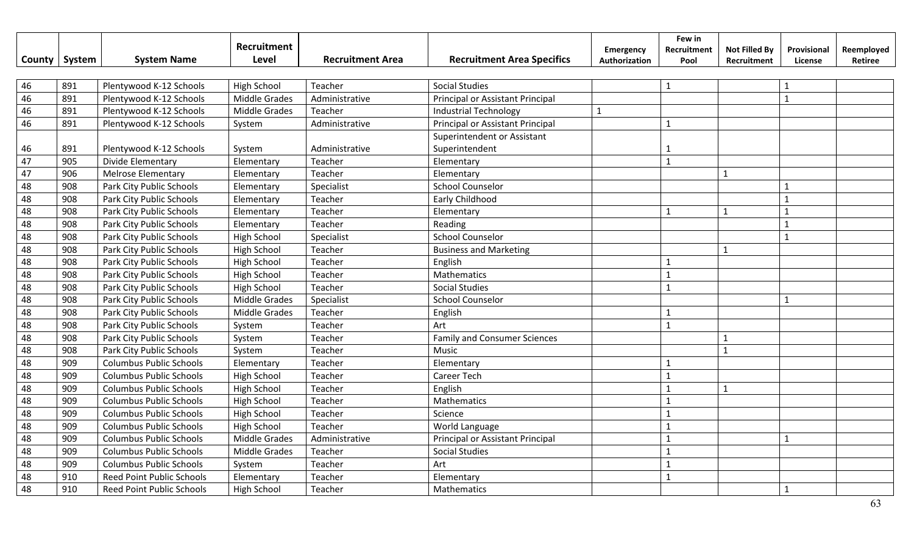| County | System | System Name | Recruitment Level | Recruitment Area | Recruitment Area Specifics | Emergency Authorization | Few in Recruitment Pool | Not Filled By Recruitment | Provisional License | Reemployed Retiree |
|---|---|---|---|---|---|---|---|---|---|---|
| 46 | 891 | Plentywood K-12 Schools | High School | Teacher | Social Studies | | 1 | | 1 | |
| 46 | 891 | Plentywood K-12 Schools | Middle Grades | Administrative | Principal or Assistant Principal | | | | 1 | |
| 46 | 891 | Plentywood K-12 Schools | Middle Grades | Teacher | Industrial Technology | 1 | | | | |
| 46 | 891 | Plentywood K-12 Schools | System | Administrative | Principal or Assistant Principal | | 1 | | | |
| 46 | 891 | Plentywood K-12 Schools | System | Administrative | Superintendent or Assistant Superintendent | | 1 | | | |
| 47 | 905 | Divide Elementary | Elementary | Teacher | Elementary | | 1 | | | |
| 47 | 906 | Melrose Elementary | Elementary | Teacher | Elementary | | | 1 | | |
| 48 | 908 | Park City Public Schools | Elementary | Specialist | School Counselor | | | | 1 | |
| 48 | 908 | Park City Public Schools | Elementary | Teacher | Early Childhood | | | | 1 | |
| 48 | 908 | Park City Public Schools | Elementary | Teacher | Elementary | | 1 | 1 | 1 | |
| 48 | 908 | Park City Public Schools | Elementary | Teacher | Reading | | | | 1 | |
| 48 | 908 | Park City Public Schools | High School | Specialist | School Counselor | | | | 1 | |
| 48 | 908 | Park City Public Schools | High School | Teacher | Business and Marketing | | | 1 | | |
| 48 | 908 | Park City Public Schools | High School | Teacher | English | | 1 | | | |
| 48 | 908 | Park City Public Schools | High School | Teacher | Mathematics | | 1 | | | |
| 48 | 908 | Park City Public Schools | High School | Teacher | Social Studies | | 1 | | | |
| 48 | 908 | Park City Public Schools | Middle Grades | Specialist | School Counselor | | | | 1 | |
| 48 | 908 | Park City Public Schools | Middle Grades | Teacher | English | | 1 | | | |
| 48 | 908 | Park City Public Schools | System | Teacher | Art | | 1 | | | |
| 48 | 908 | Park City Public Schools | System | Teacher | Family and Consumer Sciences | | | 1 | | |
| 48 | 908 | Park City Public Schools | System | Teacher | Music | | | 1 | | |
| 48 | 909 | Columbus Public Schools | Elementary | Teacher | Elementary | | 1 | | | |
| 48 | 909 | Columbus Public Schools | High School | Teacher | Career Tech | | 1 | | | |
| 48 | 909 | Columbus Public Schools | High School | Teacher | English | | 1 | 1 | | |
| 48 | 909 | Columbus Public Schools | High School | Teacher | Mathematics | | 1 | | | |
| 48 | 909 | Columbus Public Schools | High School | Teacher | Science | | 1 | | | |
| 48 | 909 | Columbus Public Schools | High School | Teacher | World Language | | 1 | | | |
| 48 | 909 | Columbus Public Schools | Middle Grades | Administrative | Principal or Assistant Principal | | 1 | | 1 | |
| 48 | 909 | Columbus Public Schools | Middle Grades | Teacher | Social Studies | | 1 | | | |
| 48 | 909 | Columbus Public Schools | System | Teacher | Art | | 1 | | | |
| 48 | 910 | Reed Point Public Schools | Elementary | Teacher | Elementary | | 1 | | | |
| 48 | 910 | Reed Point Public Schools | High School | Teacher | Mathematics | | | | 1 | |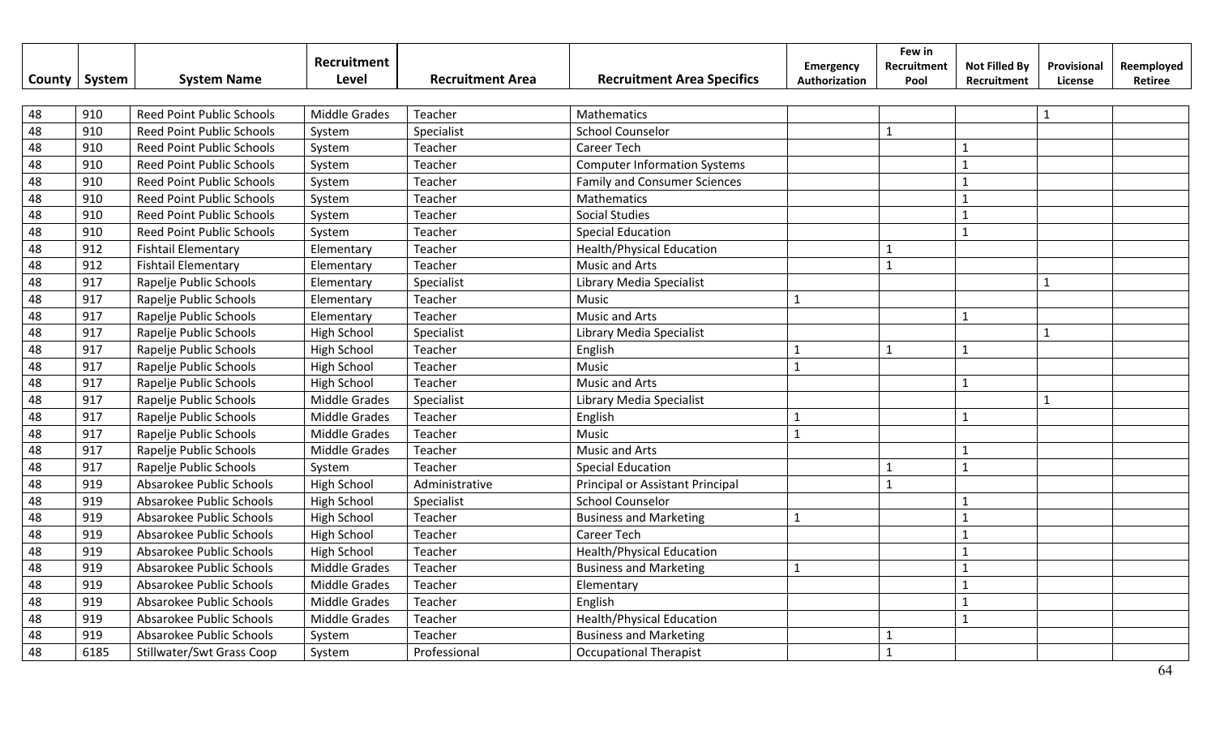| County | System | System Name | Recruitment Level | Recruitment Area | Recruitment Area Specifics | Emergency Authorization | Few in Recruitment Pool | Not Filled By Recruitment | Provisional License | Reemployed Retiree |
|---|---|---|---|---|---|---|---|---|---|---|
| 48 | 910 | Reed Point Public Schools | Middle Grades | Teacher | Mathematics | | | | 1 | |
| 48 | 910 | Reed Point Public Schools | System | Specialist | School Counselor | | 1 | | | |
| 48 | 910 | Reed Point Public Schools | System | Teacher | Career Tech | | | 1 | | |
| 48 | 910 | Reed Point Public Schools | System | Teacher | Computer Information Systems | | | 1 | | |
| 48 | 910 | Reed Point Public Schools | System | Teacher | Family and Consumer Sciences | | | 1 | | |
| 48 | 910 | Reed Point Public Schools | System | Teacher | Mathematics | | | 1 | | |
| 48 | 910 | Reed Point Public Schools | System | Teacher | Social Studies | | | 1 | | |
| 48 | 910 | Reed Point Public Schools | System | Teacher | Special Education | | | 1 | | |
| 48 | 912 | Fishtail Elementary | Elementary | Teacher | Health/Physical Education | | 1 | | | |
| 48 | 912 | Fishtail Elementary | Elementary | Teacher | Music and Arts | | 1 | | | |
| 48 | 917 | Rapelje Public Schools | Elementary | Specialist | Library Media Specialist | | | | 1 | |
| 48 | 917 | Rapelje Public Schools | Elementary | Teacher | Music | 1 | | | | |
| 48 | 917 | Rapelje Public Schools | Elementary | Teacher | Music and Arts | | | 1 | | |
| 48 | 917 | Rapelje Public Schools | High School | Specialist | Library Media Specialist | | | | 1 | |
| 48 | 917 | Rapelje Public Schools | High School | Teacher | English | 1 | 1 | 1 | | |
| 48 | 917 | Rapelje Public Schools | High School | Teacher | Music | 1 | | | | |
| 48 | 917 | Rapelje Public Schools | High School | Teacher | Music and Arts | | | 1 | | |
| 48 | 917 | Rapelje Public Schools | Middle Grades | Specialist | Library Media Specialist | | | | 1 | |
| 48 | 917 | Rapelje Public Schools | Middle Grades | Teacher | English | 1 | | 1 | | |
| 48 | 917 | Rapelje Public Schools | Middle Grades | Teacher | Music | 1 | | | | |
| 48 | 917 | Rapelje Public Schools | Middle Grades | Teacher | Music and Arts | | | 1 | | |
| 48 | 917 | Rapelje Public Schools | System | Teacher | Special Education | | 1 | 1 | | |
| 48 | 919 | Absarokee Public Schools | High School | Administrative | Principal or Assistant Principal | | 1 | | | |
| 48 | 919 | Absarokee Public Schools | High School | Specialist | School Counselor | | | 1 | | |
| 48 | 919 | Absarokee Public Schools | High School | Teacher | Business and Marketing | 1 | | 1 | | |
| 48 | 919 | Absarokee Public Schools | High School | Teacher | Career Tech | | | 1 | | |
| 48 | 919 | Absarokee Public Schools | High School | Teacher | Health/Physical Education | | | 1 | | |
| 48 | 919 | Absarokee Public Schools | Middle Grades | Teacher | Business and Marketing | 1 | | 1 | | |
| 48 | 919 | Absarokee Public Schools | Middle Grades | Teacher | Elementary | | | 1 | | |
| 48 | 919 | Absarokee Public Schools | Middle Grades | Teacher | English | | | 1 | | |
| 48 | 919 | Absarokee Public Schools | Middle Grades | Teacher | Health/Physical Education | | | 1 | | |
| 48 | 919 | Absarokee Public Schools | System | Teacher | Business and Marketing | | 1 | | | |
| 48 | 6185 | Stillwater/Swt Grass Coop | System | Professional | Occupational Therapist | | 1 | | | |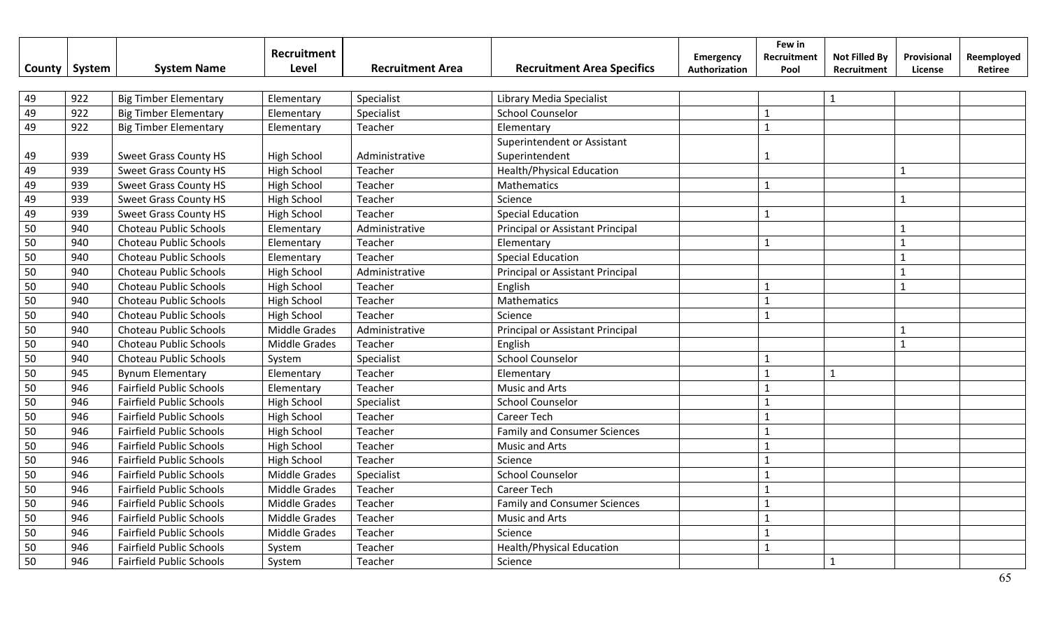| County | System | System Name | Recruitment Level | Recruitment Area | Recruitment Area Specifics | Emergency Authorization | Few in Recruitment Pool | Not Filled By Recruitment | Provisional License | Reemployed Retiree |
|---|---|---|---|---|---|---|---|---|---|---|
| 49 | 922 | Big Timber Elementary | Elementary | Specialist | Library Media Specialist | | | 1 | | |
| 49 | 922 | Big Timber Elementary | Elementary | Specialist | School Counselor | | 1 | | | |
| 49 | 922 | Big Timber Elementary | Elementary | Teacher | Elementary | | 1 | | | |
| 49 | 939 | Sweet Grass County HS | High School | Administrative | Superintendent or Assistant Superintendent | | 1 | | | |
| 49 | 939 | Sweet Grass County HS | High School | Teacher | Health/Physical Education | | | | 1 | |
| 49 | 939 | Sweet Grass County HS | High School | Teacher | Mathematics | | 1 | | | |
| 49 | 939 | Sweet Grass County HS | High School | Teacher | Science | | | | 1 | |
| 49 | 939 | Sweet Grass County HS | High School | Teacher | Special Education | | 1 | | | |
| 50 | 940 | Choteau Public Schools | Elementary | Administrative | Principal or Assistant Principal | | | | 1 | |
| 50 | 940 | Choteau Public Schools | Elementary | Teacher | Elementary | | 1 | | 1 | |
| 50 | 940 | Choteau Public Schools | Elementary | Teacher | Special Education | | | | 1 | |
| 50 | 940 | Choteau Public Schools | High School | Administrative | Principal or Assistant Principal | | | | 1 | |
| 50 | 940 | Choteau Public Schools | High School | Teacher | English | | 1 | | 1 | |
| 50 | 940 | Choteau Public Schools | High School | Teacher | Mathematics | | 1 | | | |
| 50 | 940 | Choteau Public Schools | High School | Teacher | Science | | 1 | | | |
| 50 | 940 | Choteau Public Schools | Middle Grades | Administrative | Principal or Assistant Principal | | | | 1 | |
| 50 | 940 | Choteau Public Schools | Middle Grades | Teacher | English | | | | 1 | |
| 50 | 940 | Choteau Public Schools | System | Specialist | School Counselor | | 1 | | | |
| 50 | 945 | Bynum Elementary | Elementary | Teacher | Elementary | | 1 | 1 | | |
| 50 | 946 | Fairfield Public Schools | Elementary | Teacher | Music and Arts | | 1 | | | |
| 50 | 946 | Fairfield Public Schools | High School | Specialist | School Counselor | | 1 | | | |
| 50 | 946 | Fairfield Public Schools | High School | Teacher | Career Tech | | 1 | | | |
| 50 | 946 | Fairfield Public Schools | High School | Teacher | Family and Consumer Sciences | | 1 | | | |
| 50 | 946 | Fairfield Public Schools | High School | Teacher | Music and Arts | | 1 | | | |
| 50 | 946 | Fairfield Public Schools | High School | Teacher | Science | | 1 | | | |
| 50 | 946 | Fairfield Public Schools | Middle Grades | Specialist | School Counselor | | 1 | | | |
| 50 | 946 | Fairfield Public Schools | Middle Grades | Teacher | Career Tech | | 1 | | | |
| 50 | 946 | Fairfield Public Schools | Middle Grades | Teacher | Family and Consumer Sciences | | 1 | | | |
| 50 | 946 | Fairfield Public Schools | Middle Grades | Teacher | Music and Arts | | 1 | | | |
| 50 | 946 | Fairfield Public Schools | Middle Grades | Teacher | Science | | 1 | | | |
| 50 | 946 | Fairfield Public Schools | System | Teacher | Health/Physical Education | | 1 | | | |
| 50 | 946 | Fairfield Public Schools | System | Teacher | Science | | | 1 | | |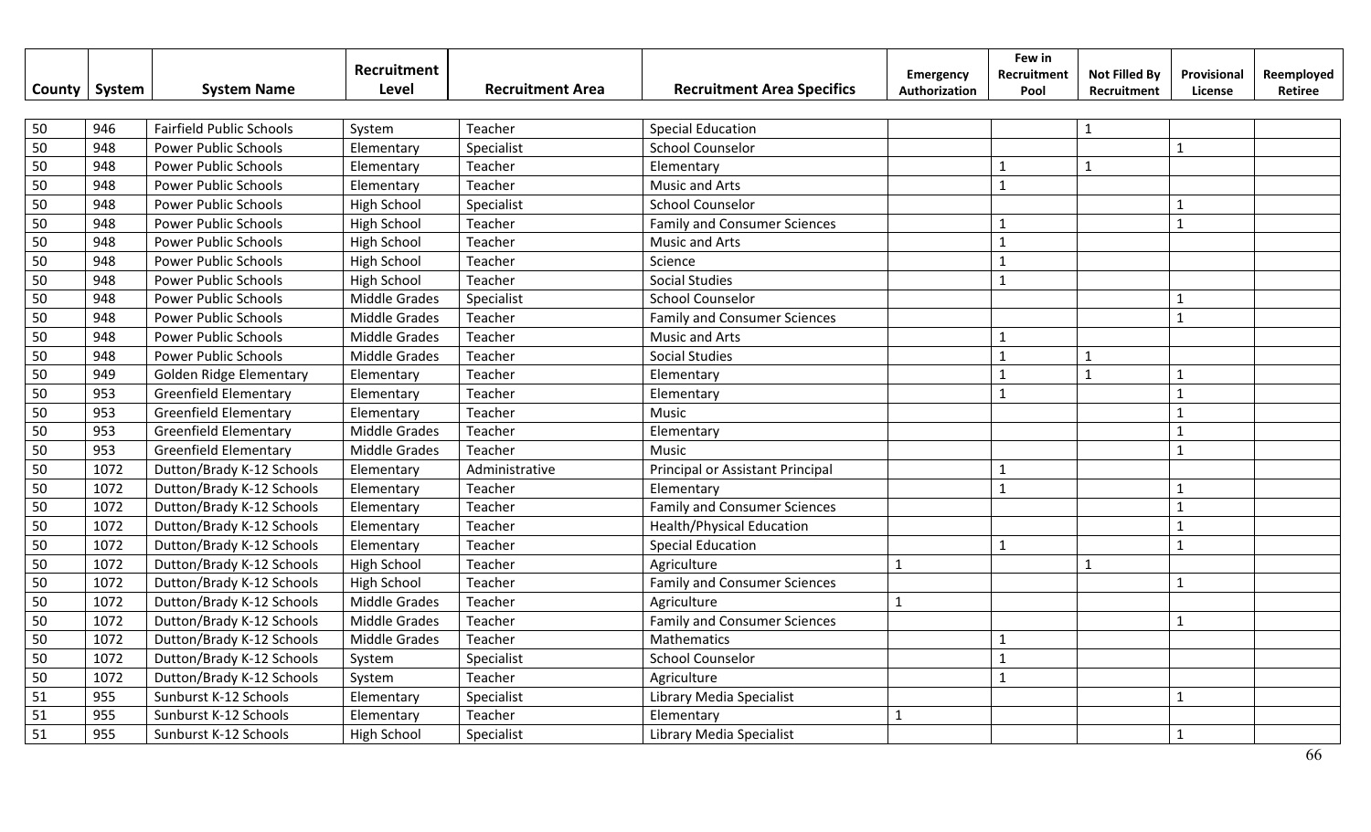| County | System | System Name | Recruitment Level | Recruitment Area | Recruitment Area Specifics | Emergency Authorization | Few in Recruitment Pool | Not Filled By Recruitment | Provisional License | Reemployed Retiree |
|---|---|---|---|---|---|---|---|---|---|---|
| 50 | 946 | Fairfield Public Schools | System | Teacher | Special Education | | | 1 | | |
| 50 | 948 | Power Public Schools | Elementary | Specialist | School Counselor | | | | 1 | |
| 50 | 948 | Power Public Schools | Elementary | Teacher | Elementary | | 1 | 1 | | |
| 50 | 948 | Power Public Schools | Elementary | Teacher | Music and Arts | | 1 | | | |
| 50 | 948 | Power Public Schools | High School | Specialist | School Counselor | | | | 1 | |
| 50 | 948 | Power Public Schools | High School | Teacher | Family and Consumer Sciences | | 1 | | 1 | |
| 50 | 948 | Power Public Schools | High School | Teacher | Music and Arts | | 1 | | | |
| 50 | 948 | Power Public Schools | High School | Teacher | Science | | 1 | | | |
| 50 | 948 | Power Public Schools | High School | Teacher | Social Studies | | 1 | | | |
| 50 | 948 | Power Public Schools | Middle Grades | Specialist | School Counselor | | | | 1 | |
| 50 | 948 | Power Public Schools | Middle Grades | Teacher | Family and Consumer Sciences | | | | 1 | |
| 50 | 948 | Power Public Schools | Middle Grades | Teacher | Music and Arts | | 1 | | | |
| 50 | 948 | Power Public Schools | Middle Grades | Teacher | Social Studies | | 1 | 1 | | |
| 50 | 949 | Golden Ridge Elementary | Elementary | Teacher | Elementary | | 1 | 1 | 1 | |
| 50 | 953 | Greenfield Elementary | Elementary | Teacher | Elementary | | 1 | | 1 | |
| 50 | 953 | Greenfield Elementary | Elementary | Teacher | Music | | | | 1 | |
| 50 | 953 | Greenfield Elementary | Middle Grades | Teacher | Elementary | | | | 1 | |
| 50 | 953 | Greenfield Elementary | Middle Grades | Teacher | Music | | | | 1 | |
| 50 | 1072 | Dutton/Brady K-12 Schools | Elementary | Administrative | Principal or Assistant Principal | | 1 | | | |
| 50 | 1072 | Dutton/Brady K-12 Schools | Elementary | Teacher | Elementary | | 1 | | 1 | |
| 50 | 1072 | Dutton/Brady K-12 Schools | Elementary | Teacher | Family and Consumer Sciences | | | | 1 | |
| 50 | 1072 | Dutton/Brady K-12 Schools | Elementary | Teacher | Health/Physical Education | | | | 1 | |
| 50 | 1072 | Dutton/Brady K-12 Schools | Elementary | Teacher | Special Education | | 1 | | 1 | |
| 50 | 1072 | Dutton/Brady K-12 Schools | High School | Teacher | Agriculture | 1 | | 1 | | |
| 50 | 1072 | Dutton/Brady K-12 Schools | High School | Teacher | Family and Consumer Sciences | | | | 1 | |
| 50 | 1072 | Dutton/Brady K-12 Schools | Middle Grades | Teacher | Agriculture | 1 | | | | |
| 50 | 1072 | Dutton/Brady K-12 Schools | Middle Grades | Teacher | Family and Consumer Sciences | | | | 1 | |
| 50 | 1072 | Dutton/Brady K-12 Schools | Middle Grades | Teacher | Mathematics | | 1 | | | |
| 50 | 1072 | Dutton/Brady K-12 Schools | System | Specialist | School Counselor | | 1 | | | |
| 50 | 1072 | Dutton/Brady K-12 Schools | System | Teacher | Agriculture | | 1 | | | |
| 51 | 955 | Sunburst K-12 Schools | Elementary | Specialist | Library Media Specialist | | | | 1 | |
| 51 | 955 | Sunburst K-12 Schools | Elementary | Teacher | Elementary | 1 | | | | |
| 51 | 955 | Sunburst K-12 Schools | High School | Specialist | Library Media Specialist | | | | 1 | |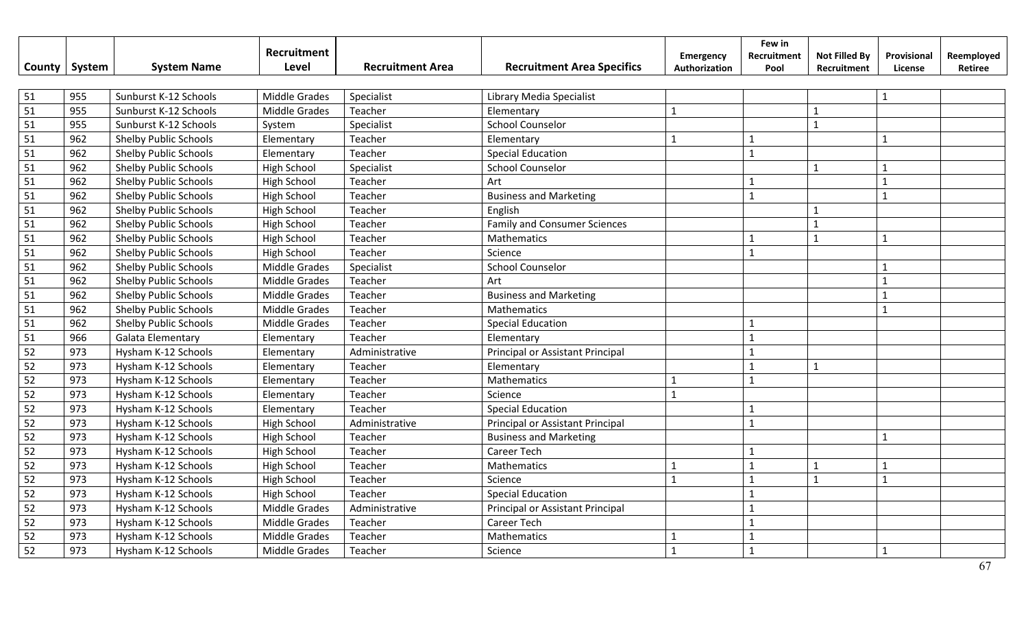| County | System | System Name | Recruitment Level | Recruitment Area | Recruitment Area Specifics | Emergency Authorization | Few in Recruitment Pool | Not Filled By Recruitment | Provisional License | Reemployed Retiree |
|---|---|---|---|---|---|---|---|---|---|---|
| 51 | 955 | Sunburst K-12 Schools | Middle Grades | Specialist | Library Media Specialist | | | | 1 | |
| 51 | 955 | Sunburst K-12 Schools | Middle Grades | Teacher | Elementary | 1 | | 1 | | |
| 51 | 955 | Sunburst K-12 Schools | System | Specialist | School Counselor | | | 1 | | |
| 51 | 962 | Shelby Public Schools | Elementary | Teacher | Elementary | 1 | 1 | | 1 | |
| 51 | 962 | Shelby Public Schools | Elementary | Teacher | Special Education | | 1 | | | |
| 51 | 962 | Shelby Public Schools | High School | Specialist | School Counselor | | | 1 | 1 | |
| 51 | 962 | Shelby Public Schools | High School | Teacher | Art | | 1 | | 1 | |
| 51 | 962 | Shelby Public Schools | High School | Teacher | Business and Marketing | | 1 | | 1 | |
| 51 | 962 | Shelby Public Schools | High School | Teacher | English | | | 1 | | |
| 51 | 962 | Shelby Public Schools | High School | Teacher | Family and Consumer Sciences | | | 1 | | |
| 51 | 962 | Shelby Public Schools | High School | Teacher | Mathematics | | 1 | 1 | 1 | |
| 51 | 962 | Shelby Public Schools | High School | Teacher | Science | | 1 | | | |
| 51 | 962 | Shelby Public Schools | Middle Grades | Specialist | School Counselor | | | | 1 | |
| 51 | 962 | Shelby Public Schools | Middle Grades | Teacher | Art | | | | 1 | |
| 51 | 962 | Shelby Public Schools | Middle Grades | Teacher | Business and Marketing | | | | 1 | |
| 51 | 962 | Shelby Public Schools | Middle Grades | Teacher | Mathematics | | | | 1 | |
| 51 | 962 | Shelby Public Schools | Middle Grades | Teacher | Special Education | | 1 | | | |
| 51 | 966 | Galata Elementary | Elementary | Teacher | Elementary | | 1 | | | |
| 52 | 973 | Hysham K-12 Schools | Elementary | Administrative | Principal or Assistant Principal | | 1 | | | |
| 52 | 973 | Hysham K-12 Schools | Elementary | Teacher | Elementary | | 1 | 1 | | |
| 52 | 973 | Hysham K-12 Schools | Elementary | Teacher | Mathematics | 1 | 1 | | | |
| 52 | 973 | Hysham K-12 Schools | Elementary | Teacher | Science | 1 | | | | |
| 52 | 973 | Hysham K-12 Schools | Elementary | Teacher | Special Education | | 1 | | | |
| 52 | 973 | Hysham K-12 Schools | High School | Administrative | Principal or Assistant Principal | | 1 | | | |
| 52 | 973 | Hysham K-12 Schools | High School | Teacher | Business and Marketing | | | | 1 | |
| 52 | 973 | Hysham K-12 Schools | High School | Teacher | Career Tech | | 1 | | | |
| 52 | 973 | Hysham K-12 Schools | High School | Teacher | Mathematics | 1 | 1 | 1 | 1 | |
| 52 | 973 | Hysham K-12 Schools | High School | Teacher | Science | 1 | 1 | 1 | 1 | |
| 52 | 973 | Hysham K-12 Schools | High School | Teacher | Special Education | | 1 | | | |
| 52 | 973 | Hysham K-12 Schools | Middle Grades | Administrative | Principal or Assistant Principal | | 1 | | | |
| 52 | 973 | Hysham K-12 Schools | Middle Grades | Teacher | Career Tech | | 1 | | | |
| 52 | 973 | Hysham K-12 Schools | Middle Grades | Teacher | Mathematics | 1 | 1 | | | |
| 52 | 973 | Hysham K-12 Schools | Middle Grades | Teacher | Science | 1 | 1 | | 1 | |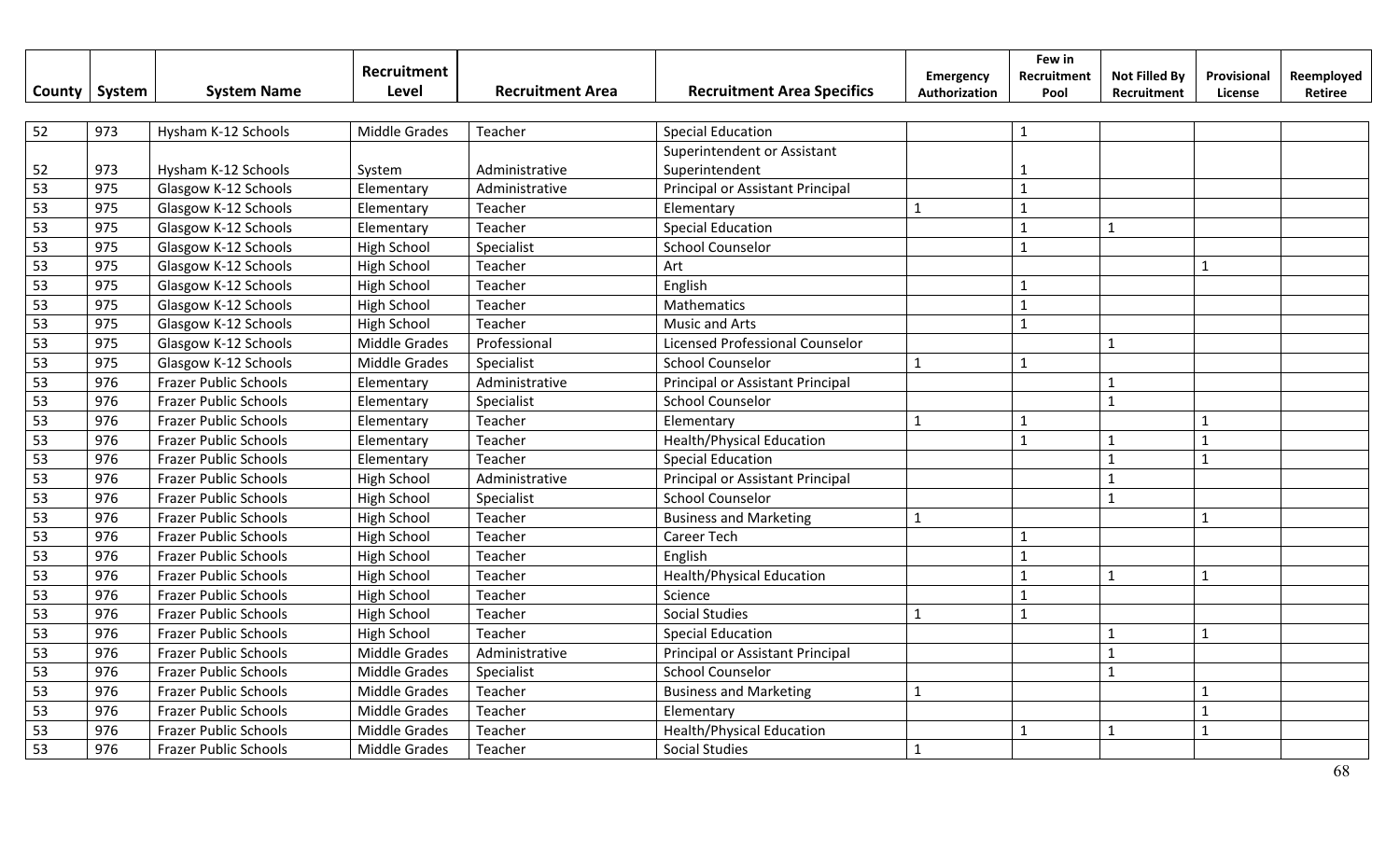| County | System | System Name | Recruitment Level | Recruitment Area | Recruitment Area Specifics | Emergency Authorization | Few in Recruitment Pool | Not Filled By Recruitment | Provisional License | Reemployed Retiree |
|---|---|---|---|---|---|---|---|---|---|---|
| 52 | 973 | Hysham K-12 Schools | Middle Grades | Teacher | Special Education | | 1 | | | |
| 52 | 973 | Hysham K-12 Schools | System | Administrative | Superintendent or Assistant Superintendent | | 1 | | | |
| 53 | 975 | Glasgow K-12 Schools | Elementary | Administrative | Principal or Assistant Principal | | 1 | | | |
| 53 | 975 | Glasgow K-12 Schools | Elementary | Teacher | Elementary | 1 | 1 | | | |
| 53 | 975 | Glasgow K-12 Schools | Elementary | Teacher | Special Education | | 1 | 1 | | |
| 53 | 975 | Glasgow K-12 Schools | High School | Specialist | School Counselor | | 1 | | | |
| 53 | 975 | Glasgow K-12 Schools | High School | Teacher | Art | | | | 1 | |
| 53 | 975 | Glasgow K-12 Schools | High School | Teacher | English | | 1 | | | |
| 53 | 975 | Glasgow K-12 Schools | High School | Teacher | Mathematics | | 1 | | | |
| 53 | 975 | Glasgow K-12 Schools | High School | Teacher | Music and Arts | | 1 | | | |
| 53 | 975 | Glasgow K-12 Schools | Middle Grades | Professional | Licensed Professional Counselor | | | 1 | | |
| 53 | 975 | Glasgow K-12 Schools | Middle Grades | Specialist | School Counselor | 1 | 1 | | | |
| 53 | 976 | Frazer Public Schools | Elementary | Administrative | Principal or Assistant Principal | | | 1 | | |
| 53 | 976 | Frazer Public Schools | Elementary | Specialist | School Counselor | | | 1 | | |
| 53 | 976 | Frazer Public Schools | Elementary | Teacher | Elementary | 1 | 1 | | 1 | |
| 53 | 976 | Frazer Public Schools | Elementary | Teacher | Health/Physical Education | | 1 | 1 | 1 | |
| 53 | 976 | Frazer Public Schools | Elementary | Teacher | Special Education | | | 1 | 1 | |
| 53 | 976 | Frazer Public Schools | High School | Administrative | Principal or Assistant Principal | | | 1 | | |
| 53 | 976 | Frazer Public Schools | High School | Specialist | School Counselor | | | 1 | | |
| 53 | 976 | Frazer Public Schools | High School | Teacher | Business and Marketing | 1 | | | 1 | |
| 53 | 976 | Frazer Public Schools | High School | Teacher | Career Tech | | 1 | | | |
| 53 | 976 | Frazer Public Schools | High School | Teacher | English | | 1 | | | |
| 53 | 976 | Frazer Public Schools | High School | Teacher | Health/Physical Education | | 1 | 1 | 1 | |
| 53 | 976 | Frazer Public Schools | High School | Teacher | Science | | 1 | | | |
| 53 | 976 | Frazer Public Schools | High School | Teacher | Social Studies | 1 | 1 | | | |
| 53 | 976 | Frazer Public Schools | High School | Teacher | Special Education | | | 1 | 1 | |
| 53 | 976 | Frazer Public Schools | Middle Grades | Administrative | Principal or Assistant Principal | | | 1 | | |
| 53 | 976 | Frazer Public Schools | Middle Grades | Specialist | School Counselor | | | 1 | | |
| 53 | 976 | Frazer Public Schools | Middle Grades | Teacher | Business and Marketing | 1 | | | 1 | |
| 53 | 976 | Frazer Public Schools | Middle Grades | Teacher | Elementary | | | | 1 | |
| 53 | 976 | Frazer Public Schools | Middle Grades | Teacher | Health/Physical Education | | 1 | 1 | 1 | |
| 53 | 976 | Frazer Public Schools | Middle Grades | Teacher | Social Studies | 1 | | | | |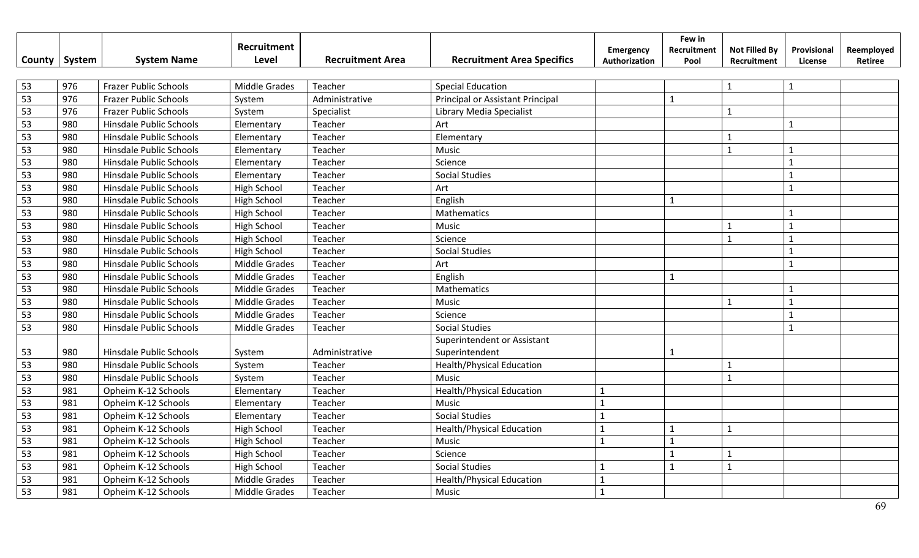| County | System | System Name | Recruitment Level | Recruitment Area | Recruitment Area Specifics | Emergency Authorization | Few in Recruitment Pool | Not Filled By Recruitment | Provisional License | Reemployed Retiree |
|---|---|---|---|---|---|---|---|---|---|---|
| 53 | 976 | Frazer Public Schools | Middle Grades | Teacher | Special Education | | | 1 | 1 | |
| 53 | 976 | Frazer Public Schools | System | Administrative | Principal or Assistant Principal | | 1 | | | |
| 53 | 976 | Frazer Public Schools | System | Specialist | Library Media Specialist | | | 1 | | |
| 53 | 980 | Hinsdale Public Schools | Elementary | Teacher | Art | | | | 1 | |
| 53 | 980 | Hinsdale Public Schools | Elementary | Teacher | Elementary | | | 1 | | |
| 53 | 980 | Hinsdale Public Schools | Elementary | Teacher | Music | | | 1 | 1 | |
| 53 | 980 | Hinsdale Public Schools | Elementary | Teacher | Science | | | | 1 | |
| 53 | 980 | Hinsdale Public Schools | Elementary | Teacher | Social Studies | | | | 1 | |
| 53 | 980 | Hinsdale Public Schools | High School | Teacher | Art | | | | 1 | |
| 53 | 980 | Hinsdale Public Schools | High School | Teacher | English | | 1 | | | |
| 53 | 980 | Hinsdale Public Schools | High School | Teacher | Mathematics | | | | 1 | |
| 53 | 980 | Hinsdale Public Schools | High School | Teacher | Music | | | 1 | 1 | |
| 53 | 980 | Hinsdale Public Schools | High School | Teacher | Science | | | 1 | 1 | |
| 53 | 980 | Hinsdale Public Schools | High School | Teacher | Social Studies | | | | 1 | |
| 53 | 980 | Hinsdale Public Schools | Middle Grades | Teacher | Art | | | | 1 | |
| 53 | 980 | Hinsdale Public Schools | Middle Grades | Teacher | English | | 1 | | | |
| 53 | 980 | Hinsdale Public Schools | Middle Grades | Teacher | Mathematics | | | | 1 | |
| 53 | 980 | Hinsdale Public Schools | Middle Grades | Teacher | Music | | | 1 | 1 | |
| 53 | 980 | Hinsdale Public Schools | Middle Grades | Teacher | Science | | | | 1 | |
| 53 | 980 | Hinsdale Public Schools | Middle Grades | Teacher | Social Studies | | | | 1 | |
| 53 | 980 | Hinsdale Public Schools | System | Administrative | Superintendent or Assistant Superintendent | | 1 | | | |
| 53 | 980 | Hinsdale Public Schools | System | Teacher | Health/Physical Education | | | 1 | | |
| 53 | 980 | Hinsdale Public Schools | System | Teacher | Music | | | 1 | | |
| 53 | 981 | Opheim K-12 Schools | Elementary | Teacher | Health/Physical Education | 1 | | | | |
| 53 | 981 | Opheim K-12 Schools | Elementary | Teacher | Music | 1 | | | | |
| 53 | 981 | Opheim K-12 Schools | Elementary | Teacher | Social Studies | 1 | | | | |
| 53 | 981 | Opheim K-12 Schools | High School | Teacher | Health/Physical Education | 1 | 1 | 1 | | |
| 53 | 981 | Opheim K-12 Schools | High School | Teacher | Music | 1 | 1 | | | |
| 53 | 981 | Opheim K-12 Schools | High School | Teacher | Science | | 1 | 1 | | |
| 53 | 981 | Opheim K-12 Schools | High School | Teacher | Social Studies | 1 | 1 | 1 | | |
| 53 | 981 | Opheim K-12 Schools | Middle Grades | Teacher | Health/Physical Education | 1 | | | | |
| 53 | 981 | Opheim K-12 Schools | Middle Grades | Teacher | Music | 1 | | | | |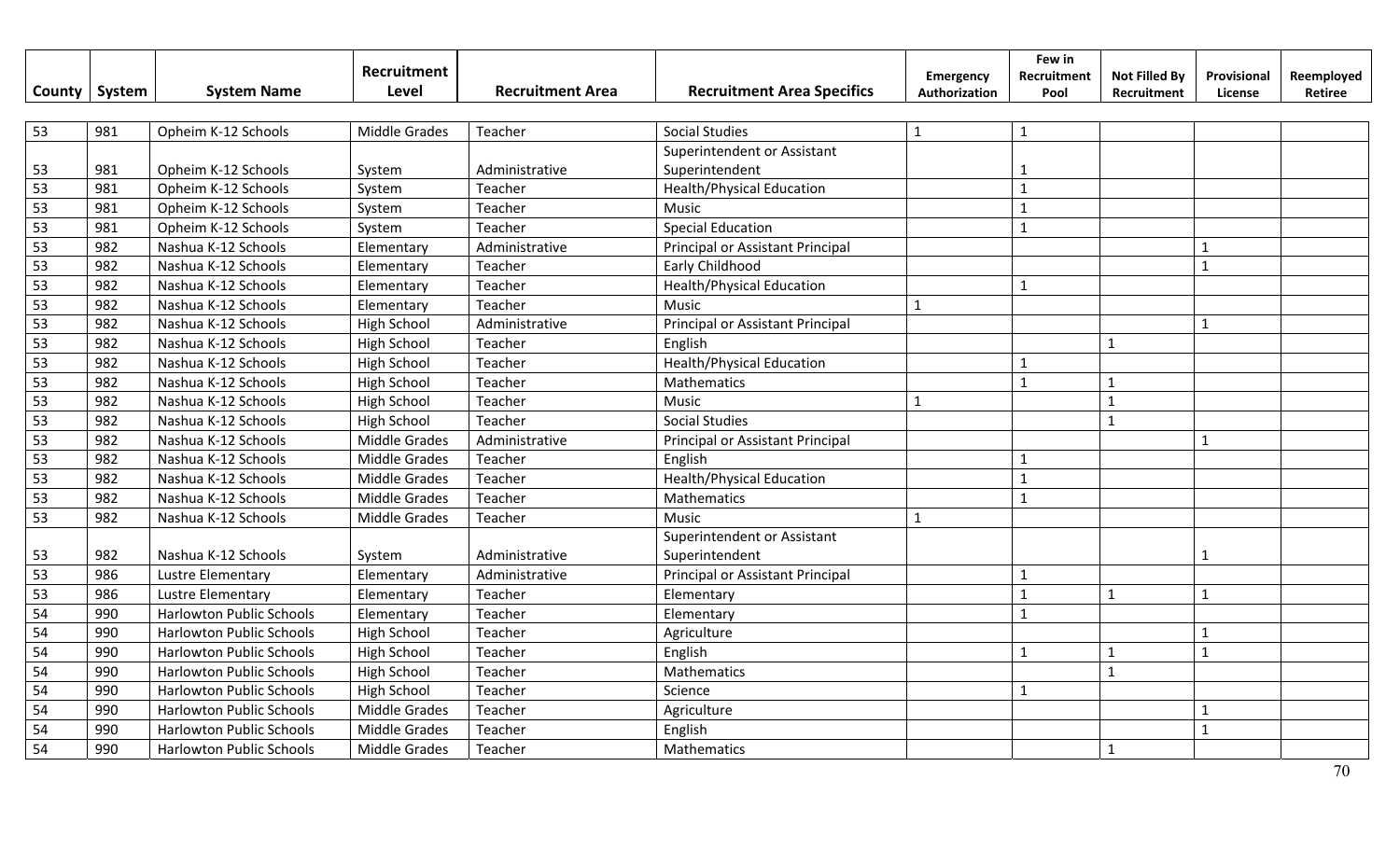| County | System | System Name | Recruitment Level | Recruitment Area | Recruitment Area Specifics | Emergency Authorization | Few in Recruitment Pool | Not Filled By Recruitment | Provisional License | Reemployed Retiree |
|---|---|---|---|---|---|---|---|---|---|---|
| 53 | 981 | Opheim K-12 Schools | Middle Grades | Teacher | Social Studies | 1 | 1 | | | |
| 53 | 981 | Opheim K-12 Schools | System | Administrative | Superintendent or Assistant Superintendent | | 1 | | | |
| 53 | 981 | Opheim K-12 Schools | System | Teacher | Health/Physical Education | | 1 | | | |
| 53 | 981 | Opheim K-12 Schools | System | Teacher | Music | | 1 | | | |
| 53 | 981 | Opheim K-12 Schools | System | Teacher | Special Education | | 1 | | | |
| 53 | 982 | Nashua K-12 Schools | Elementary | Administrative | Principal or Assistant Principal | | | | 1 | |
| 53 | 982 | Nashua K-12 Schools | Elementary | Teacher | Early Childhood | | | | 1 | |
| 53 | 982 | Nashua K-12 Schools | Elementary | Teacher | Health/Physical Education | | 1 | | | |
| 53 | 982 | Nashua K-12 Schools | Elementary | Teacher | Music | 1 | | | | |
| 53 | 982 | Nashua K-12 Schools | High School | Administrative | Principal or Assistant Principal | | | | 1 | |
| 53 | 982 | Nashua K-12 Schools | High School | Teacher | English | | | 1 | | |
| 53 | 982 | Nashua K-12 Schools | High School | Teacher | Health/Physical Education | | 1 | | | |
| 53 | 982 | Nashua K-12 Schools | High School | Teacher | Mathematics | | 1 | 1 | | |
| 53 | 982 | Nashua K-12 Schools | High School | Teacher | Music | 1 | | 1 | | |
| 53 | 982 | Nashua K-12 Schools | High School | Teacher | Social Studies | | | 1 | | |
| 53 | 982 | Nashua K-12 Schools | Middle Grades | Administrative | Principal or Assistant Principal | | | | 1 | |
| 53 | 982 | Nashua K-12 Schools | Middle Grades | Teacher | English | | 1 | | | |
| 53 | 982 | Nashua K-12 Schools | Middle Grades | Teacher | Health/Physical Education | | 1 | | | |
| 53 | 982 | Nashua K-12 Schools | Middle Grades | Teacher | Mathematics | | 1 | | | |
| 53 | 982 | Nashua K-12 Schools | Middle Grades | Teacher | Music | 1 | | | | |
| 53 | 982 | Nashua K-12 Schools | System | Administrative | Superintendent or Assistant Superintendent | | | | 1 | |
| 53 | 986 | Lustre Elementary | Elementary | Administrative | Principal or Assistant Principal | | 1 | | | |
| 53 | 986 | Lustre Elementary | Elementary | Teacher | Elementary | | 1 | 1 | 1 | |
| 54 | 990 | Harlowton Public Schools | Elementary | Teacher | Elementary | | 1 | | | |
| 54 | 990 | Harlowton Public Schools | High School | Teacher | Agriculture | | | | 1 | |
| 54 | 990 | Harlowton Public Schools | High School | Teacher | English | | 1 | 1 | 1 | |
| 54 | 990 | Harlowton Public Schools | High School | Teacher | Mathematics | | | 1 | | |
| 54 | 990 | Harlowton Public Schools | High School | Teacher | Science | | 1 | | | |
| 54 | 990 | Harlowton Public Schools | Middle Grades | Teacher | Agriculture | | | | 1 | |
| 54 | 990 | Harlowton Public Schools | Middle Grades | Teacher | English | | | | 1 | |
| 54 | 990 | Harlowton Public Schools | Middle Grades | Teacher | Mathematics | | | 1 | | |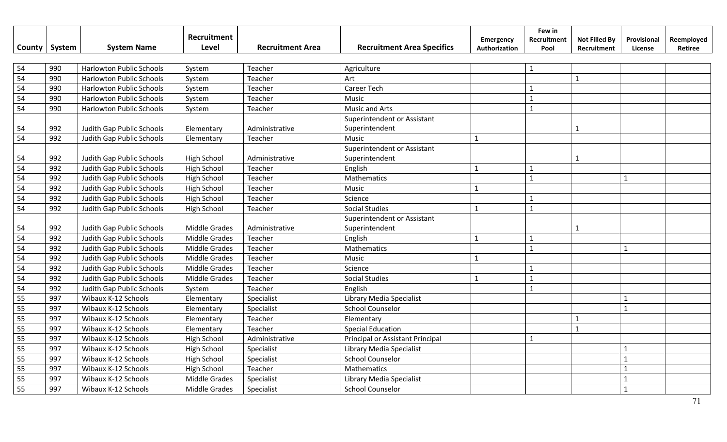| County | System | System Name | Recruitment Level | Recruitment Area | Recruitment Area Specifics | Emergency Authorization | Few in Recruitment Pool | Not Filled By Recruitment | Provisional License | Reemployed Retiree |
|---|---|---|---|---|---|---|---|---|---|---|
| 54 | 990 | Harlowton Public Schools | System | Teacher | Agriculture | | 1 | | | |
| 54 | 990 | Harlowton Public Schools | System | Teacher | Art | | | 1 | | |
| 54 | 990 | Harlowton Public Schools | System | Teacher | Career Tech | | 1 | | | |
| 54 | 990 | Harlowton Public Schools | System | Teacher | Music | | 1 | | | |
| 54 | 990 | Harlowton Public Schools | System | Teacher | Music and Arts | | 1 | | | |
| 54 | 992 | Judith Gap Public Schools | Elementary | Administrative | Superintendent or Assistant Superintendent | | | 1 | | |
| 54 | 992 | Judith Gap Public Schools | Elementary | Teacher | Music | 1 | | | | |
| 54 | 992 | Judith Gap Public Schools | High School | Administrative | Superintendent or Assistant Superintendent | | | 1 | | |
| 54 | 992 | Judith Gap Public Schools | High School | Teacher | English | 1 | 1 | | | |
| 54 | 992 | Judith Gap Public Schools | High School | Teacher | Mathematics | | 1 | | 1 | |
| 54 | 992 | Judith Gap Public Schools | High School | Teacher | Music | 1 | | | | |
| 54 | 992 | Judith Gap Public Schools | High School | Teacher | Science | | 1 | | | |
| 54 | 992 | Judith Gap Public Schools | High School | Teacher | Social Studies | 1 | 1 | | | |
| 54 | 992 | Judith Gap Public Schools | Middle Grades | Administrative | Superintendent or Assistant Superintendent | | | 1 | | |
| 54 | 992 | Judith Gap Public Schools | Middle Grades | Teacher | English | 1 | 1 | | | |
| 54 | 992 | Judith Gap Public Schools | Middle Grades | Teacher | Mathematics | | 1 | | 1 | |
| 54 | 992 | Judith Gap Public Schools | Middle Grades | Teacher | Music | 1 | | | | |
| 54 | 992 | Judith Gap Public Schools | Middle Grades | Teacher | Science | | 1 | | | |
| 54 | 992 | Judith Gap Public Schools | Middle Grades | Teacher | Social Studies | 1 | 1 | | | |
| 54 | 992 | Judith Gap Public Schools | System | Teacher | English | | 1 | | | |
| 55 | 997 | Wibaux K-12 Schools | Elementary | Specialist | Library Media Specialist | | | | 1 | |
| 55 | 997 | Wibaux K-12 Schools | Elementary | Specialist | School Counselor | | | | 1 | |
| 55 | 997 | Wibaux K-12 Schools | Elementary | Teacher | Elementary | | | 1 | | |
| 55 | 997 | Wibaux K-12 Schools | Elementary | Teacher | Special Education | | | 1 | | |
| 55 | 997 | Wibaux K-12 Schools | High School | Administrative | Principal or Assistant Principal | | 1 | | | |
| 55 | 997 | Wibaux K-12 Schools | High School | Specialist | Library Media Specialist | | | | 1 | |
| 55 | 997 | Wibaux K-12 Schools | High School | Specialist | School Counselor | | | | 1 | |
| 55 | 997 | Wibaux K-12 Schools | High School | Teacher | Mathematics | | | | 1 | |
| 55 | 997 | Wibaux K-12 Schools | Middle Grades | Specialist | Library Media Specialist | | | | 1 | |
| 55 | 997 | Wibaux K-12 Schools | Middle Grades | Specialist | School Counselor | | | | 1 | |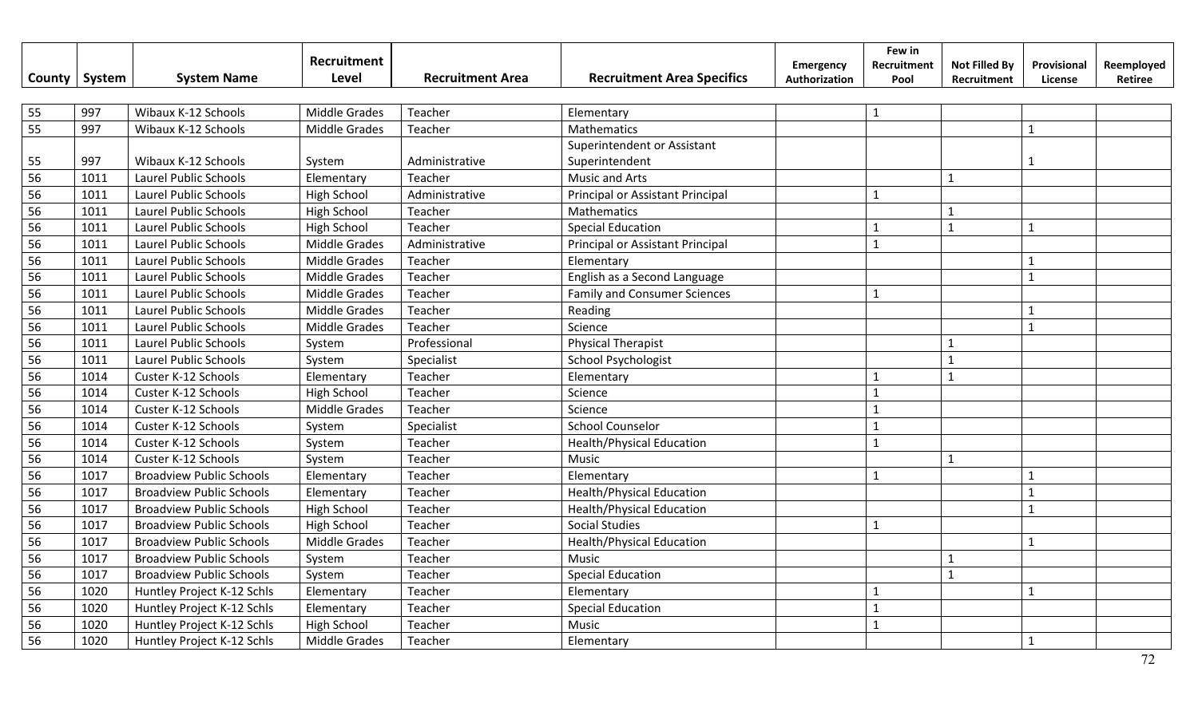| County | System | System Name | Recruitment Level | Recruitment Area | Recruitment Area Specifics | Emergency Authorization | Few in Recruitment Pool | Not Filled By Recruitment | Provisional License | Reemployed Retiree |
|---|---|---|---|---|---|---|---|---|---|---|
| 55 | 997 | Wibaux K-12 Schools | Middle Grades | Teacher | Elementary | | 1 | | | |
| 55 | 997 | Wibaux K-12 Schools | Middle Grades | Teacher | Mathematics | | | | 1 | |
| 55 | 997 | Wibaux K-12 Schools | System | Administrative | Superintendent or Assistant Superintendent | | | | 1 | |
| 56 | 1011 | Laurel Public Schools | Elementary | Teacher | Music and Arts | | | 1 | | |
| 56 | 1011 | Laurel Public Schools | High School | Administrative | Principal or Assistant Principal | | 1 | | | |
| 56 | 1011 | Laurel Public Schools | High School | Teacher | Mathematics | | | 1 | | |
| 56 | 1011 | Laurel Public Schools | High School | Teacher | Special Education | | 1 | 1 | 1 | |
| 56 | 1011 | Laurel Public Schools | Middle Grades | Administrative | Principal or Assistant Principal | | 1 | | | |
| 56 | 1011 | Laurel Public Schools | Middle Grades | Teacher | Elementary | | | | 1 | |
| 56 | 1011 | Laurel Public Schools | Middle Grades | Teacher | English as a Second Language | | | | 1 | |
| 56 | 1011 | Laurel Public Schools | Middle Grades | Teacher | Family and Consumer Sciences | | 1 | | | |
| 56 | 1011 | Laurel Public Schools | Middle Grades | Teacher | Reading | | | | 1 | |
| 56 | 1011 | Laurel Public Schools | Middle Grades | Teacher | Science | | | | 1 | |
| 56 | 1011 | Laurel Public Schools | System | Professional | Physical Therapist | | | 1 | | |
| 56 | 1011 | Laurel Public Schools | System | Specialist | School Psychologist | | | 1 | | |
| 56 | 1014 | Custer K-12 Schools | Elementary | Teacher | Elementary | | 1 | 1 | | |
| 56 | 1014 | Custer K-12 Schools | High School | Teacher | Science | | 1 | | | |
| 56 | 1014 | Custer K-12 Schools | Middle Grades | Teacher | Science | | 1 | | | |
| 56 | 1014 | Custer K-12 Schools | System | Specialist | School Counselor | | 1 | | | |
| 56 | 1014 | Custer K-12 Schools | System | Teacher | Health/Physical Education | | 1 | | | |
| 56 | 1014 | Custer K-12 Schools | System | Teacher | Music | | | 1 | | |
| 56 | 1017 | Broadview Public Schools | Elementary | Teacher | Elementary | | 1 | | 1 | |
| 56 | 1017 | Broadview Public Schools | Elementary | Teacher | Health/Physical Education | | | | 1 | |
| 56 | 1017 | Broadview Public Schools | High School | Teacher | Health/Physical Education | | | | 1 | |
| 56 | 1017 | Broadview Public Schools | High School | Teacher | Social Studies | | 1 | | | |
| 56 | 1017 | Broadview Public Schools | Middle Grades | Teacher | Health/Physical Education | | | | 1 | |
| 56 | 1017 | Broadview Public Schools | System | Teacher | Music | | | 1 | | |
| 56 | 1017 | Broadview Public Schools | System | Teacher | Special Education | | | 1 | | |
| 56 | 1020 | Huntley Project K-12 Schls | Elementary | Teacher | Elementary | | 1 | | 1 | |
| 56 | 1020 | Huntley Project K-12 Schls | Elementary | Teacher | Special Education | | 1 | | | |
| 56 | 1020 | Huntley Project K-12 Schls | High School | Teacher | Music | | 1 | | | |
| 56 | 1020 | Huntley Project K-12 Schls | Middle Grades | Teacher | Elementary | | | | 1 | |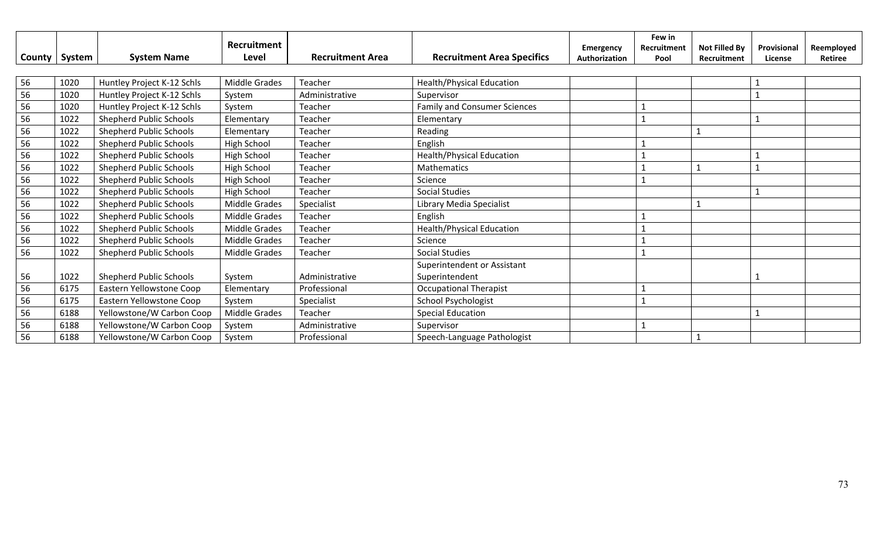| County | System | System Name | Recruitment Level | Recruitment Area | Recruitment Area Specifics | Emergency Authorization | Few in Recruitment Pool | Not Filled By Recruitment | Provisional License | Reemployed Retiree |
|---|---|---|---|---|---|---|---|---|---|---|
| 56 | 1020 | Huntley Project K-12 Schls | Middle Grades | Teacher | Health/Physical Education | | | | 1 | |
| 56 | 1020 | Huntley Project K-12 Schls | System | Administrative | Supervisor | | | | 1 | |
| 56 | 1020 | Huntley Project K-12 Schls | System | Teacher | Family and Consumer Sciences | | 1 | | | |
| 56 | 1022 | Shepherd Public Schools | Elementary | Teacher | Elementary | | 1 | | 1 | |
| 56 | 1022 | Shepherd Public Schools | Elementary | Teacher | Reading | | | 1 | | |
| 56 | 1022 | Shepherd Public Schools | High School | Teacher | English | | 1 | | | |
| 56 | 1022 | Shepherd Public Schools | High School | Teacher | Health/Physical Education | | 1 | | 1 | |
| 56 | 1022 | Shepherd Public Schools | High School | Teacher | Mathematics | | 1 | 1 | 1 | |
| 56 | 1022 | Shepherd Public Schools | High School | Teacher | Science | | 1 | | | |
| 56 | 1022 | Shepherd Public Schools | High School | Teacher | Social Studies | | | | 1 | |
| 56 | 1022 | Shepherd Public Schools | Middle Grades | Specialist | Library Media Specialist | | | 1 | | |
| 56 | 1022 | Shepherd Public Schools | Middle Grades | Teacher | English | | 1 | | | |
| 56 | 1022 | Shepherd Public Schools | Middle Grades | Teacher | Health/Physical Education | | 1 | | | |
| 56 | 1022 | Shepherd Public Schools | Middle Grades | Teacher | Science | | 1 | | | |
| 56 | 1022 | Shepherd Public Schools | Middle Grades | Teacher | Social Studies | | 1 | | | |
| 56 | 1022 | Shepherd Public Schools | System | Administrative | Superintendent or Assistant Superintendent | | | | 1 | |
| 56 | 6175 | Eastern Yellowstone Coop | Elementary | Professional | Occupational Therapist | | 1 | | | |
| 56 | 6175 | Eastern Yellowstone Coop | System | Specialist | School Psychologist | | 1 | | | |
| 56 | 6188 | Yellowstone/W Carbon Coop | Middle Grades | Teacher | Special Education | | | | 1 | |
| 56 | 6188 | Yellowstone/W Carbon Coop | System | Administrative | Supervisor | | 1 | | | |
| 56 | 6188 | Yellowstone/W Carbon Coop | System | Professional | Speech-Language Pathologist | | | 1 | | |